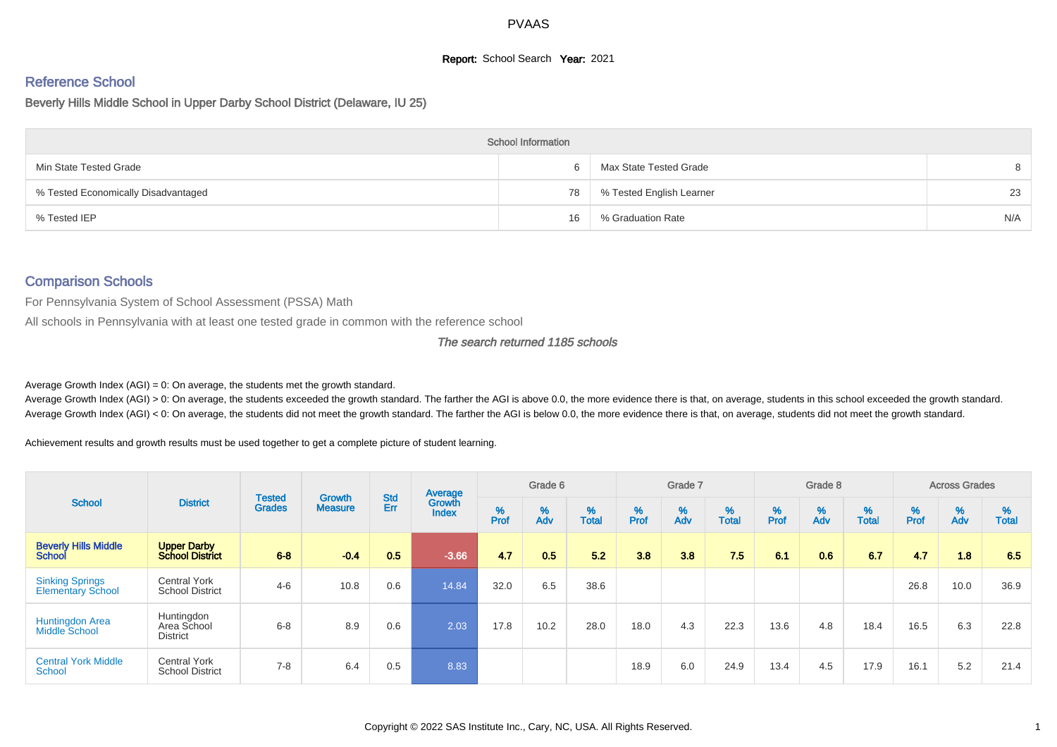PVAAS

**Report:** School Search **Year:** 2021

## Reference School

### Beverly Hills Middle School in Upper Darby School District (Delaware, IU 25)

| School Information | | | |
|---|---|---|---|
| Min State Tested Grade | 6 | Max State Tested Grade | 8 |
| % Tested Economically Disadvantaged | 78 | % Tested English Learner | 23 |
| % Tested IEP | 16 | % Graduation Rate | N/A |

## Comparison Schools

For Pennsylvania System of School Assessment (PSSA) Math

All schools in Pennsylvania with at least one tested grade in common with the reference school

*The search returned 1185 schools*

Average Growth Index (AGI) = 0: On average, the students met the growth standard.
Average Growth Index (AGI) > 0: On average, the students exceeded the growth standard. The farther the AGI is above 0.0, the more evidence there is that, on average, students in this school exceeded the growth standard.
Average Growth Index (AGI) < 0: On average, the students did not meet the growth standard. The farther the AGI is below 0.0, the more evidence there is that, on average, students did not meet the growth standard.

Achievement results and growth results must be used together to get a complete picture of student learning.

| School | District | Tested Grades | Growth Measure | Std Err | Average Growth Index | Grade 6 | | | Grade 7 | | | Grade 8 | | | Across Grades | | |
|---|---|---|---|---|---|---|---|---|---|---|---|---|---|---|---|---|---|
| | | | | | | % Prof | % Adv | % Total | % Prof | % Adv | % Total | % Prof | % Adv | % Total | % Prof | % Adv | % Total |
| **Beverly Hills Middle School** | **Upper Darby School District** | **6-8** | **-0.4** | **0.5** | **-3.66** | **4.7** | **0.5** | **5.2** | **3.8** | **3.8** | **7.5** | **6.1** | **0.6** | **6.7** | **4.7** | **1.8** | **6.5** |
| Sinking Springs Elementary School | Central York School District | 4-6 | 10.8 | 0.6 | 14.84 | 32.0 | 6.5 | 38.6 | | | | | | | 26.8 | 10.0 | 36.9 |
| Huntingdon Area Middle School | Huntingdon Area School District | 6-8 | 8.9 | 0.6 | 2.03 | 17.8 | 10.2 | 28.0 | 18.0 | 4.3 | 22.3 | 13.6 | 4.8 | 18.4 | 16.5 | 6.3 | 22.8 |
| Central York Middle School | Central York School District | 7-8 | 6.4 | 0.5 | 8.83 | | | | 18.9 | 6.0 | 24.9 | 13.4 | 4.5 | 17.9 | 16.1 | 5.2 | 21.4 |

Copyright © 2022 SAS Institute Inc., Cary, NC, USA. All Rights Reserved.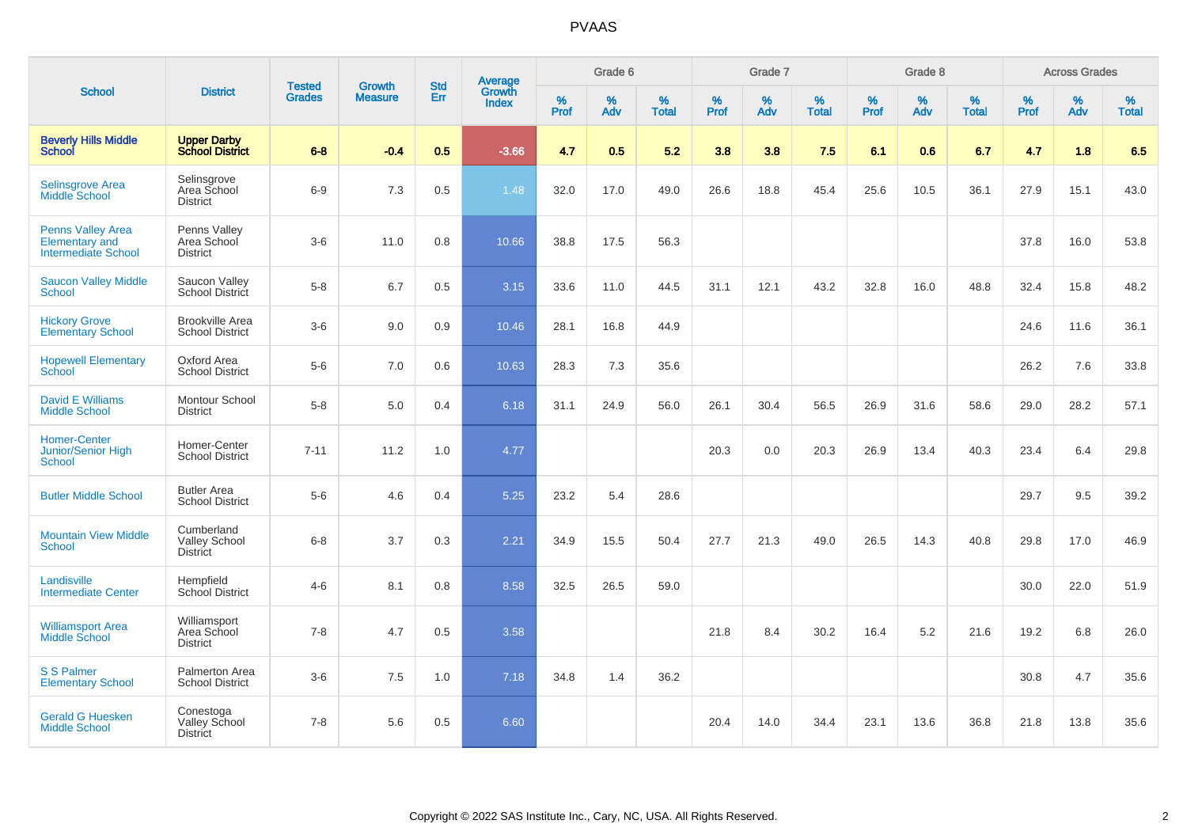# PVAAS

| School | District | Tested Grades | Growth Measure | Std Err | Average Growth Index | Grade 6 | | | Grade 7 | | | Grade 8 | | | Across Grades | | |
|---|---|---|---|---|---|---|---|---|---|---|---|---|---|---|---|---|---|
| | | | | | | % Prof | % Adv | % Total | % Prof | % Adv | % Total | % Prof | % Adv | % Total | % Prof | % Adv | % Total |
| **Beverly Hills Middle School** | **Upper Darby School District** | **6-8** | **-0.4** | **0.5** | **-3.66** | **4.7** | **0.5** | **5.2** | **3.8** | **3.8** | **7.5** | **6.1** | **0.6** | **6.7** | **4.7** | **1.8** | **6.5** |
| Selinsgrove Area Middle School | Selinsgrove Area School District | 6-9 | 7.3 | 0.5 | 1.48 | 32.0 | 17.0 | 49.0 | 26.6 | 18.8 | 45.4 | 25.6 | 10.5 | 36.1 | 27.9 | 15.1 | 43.0 |
| Penns Valley Area Elementary and Intermediate School | Penns Valley Area School District | 3-6 | 11.0 | 0.8 | 10.66 | 38.8 | 17.5 | 56.3 | | | | | | | 37.8 | 16.0 | 53.8 |
| Saucon Valley Middle School | Saucon Valley School District | 5-8 | 6.7 | 0.5 | 3.15 | 33.6 | 11.0 | 44.5 | 31.1 | 12.1 | 43.2 | 32.8 | 16.0 | 48.8 | 32.4 | 15.8 | 48.2 |
| Hickory Grove Elementary School | Brookville Area School District | 3-6 | 9.0 | 0.9 | 10.46 | 28.1 | 16.8 | 44.9 | | | | | | | 24.6 | 11.6 | 36.1 |
| Hopewell Elementary School | Oxford Area School District | 5-6 | 7.0 | 0.6 | 10.63 | 28.3 | 7.3 | 35.6 | | | | | | | 26.2 | 7.6 | 33.8 |
| David E Williams Middle School | Montour School District | 5-8 | 5.0 | 0.4 | 6.18 | 31.1 | 24.9 | 56.0 | 26.1 | 30.4 | 56.5 | 26.9 | 31.6 | 58.6 | 29.0 | 28.2 | 57.1 |
| Homer-Center Junior/Senior High School | Homer-Center School District | 7-11 | 11.2 | 1.0 | 4.77 | | | | 20.3 | 0.0 | 20.3 | 26.9 | 13.4 | 40.3 | 23.4 | 6.4 | 29.8 |
| Butler Middle School | Butler Area School District | 5-6 | 4.6 | 0.4 | 5.25 | 23.2 | 5.4 | 28.6 | | | | | | | 29.7 | 9.5 | 39.2 |
| Mountain View Middle School | Cumberland Valley School District | 6-8 | 3.7 | 0.3 | 2.21 | 34.9 | 15.5 | 50.4 | 27.7 | 21.3 | 49.0 | 26.5 | 14.3 | 40.8 | 29.8 | 17.0 | 46.9 |
| Landisville Intermediate Center | Hempfield School District | 4-6 | 8.1 | 0.8 | 8.58 | 32.5 | 26.5 | 59.0 | | | | | | | 30.0 | 22.0 | 51.9 |
| Williamsport Area Middle School | Williamsport Area School District | 7-8 | 4.7 | 0.5 | 3.58 | | | | 21.8 | 8.4 | 30.2 | 16.4 | 5.2 | 21.6 | 19.2 | 6.8 | 26.0 |
| S S Palmer Elementary School | Palmerton Area School District | 3-6 | 7.5 | 1.0 | 7.18 | 34.8 | 1.4 | 36.2 | | | | | | | 30.8 | 4.7 | 35.6 |
| Gerald G Huesken Middle School | Conestoga Valley School District | 7-8 | 5.6 | 0.5 | 6.60 | | | | 20.4 | 14.0 | 34.4 | 23.1 | 13.6 | 36.8 | 21.8 | 13.8 | 35.6 |

Copyright © 2022 SAS Institute Inc., Cary, NC, USA. All Rights Reserved.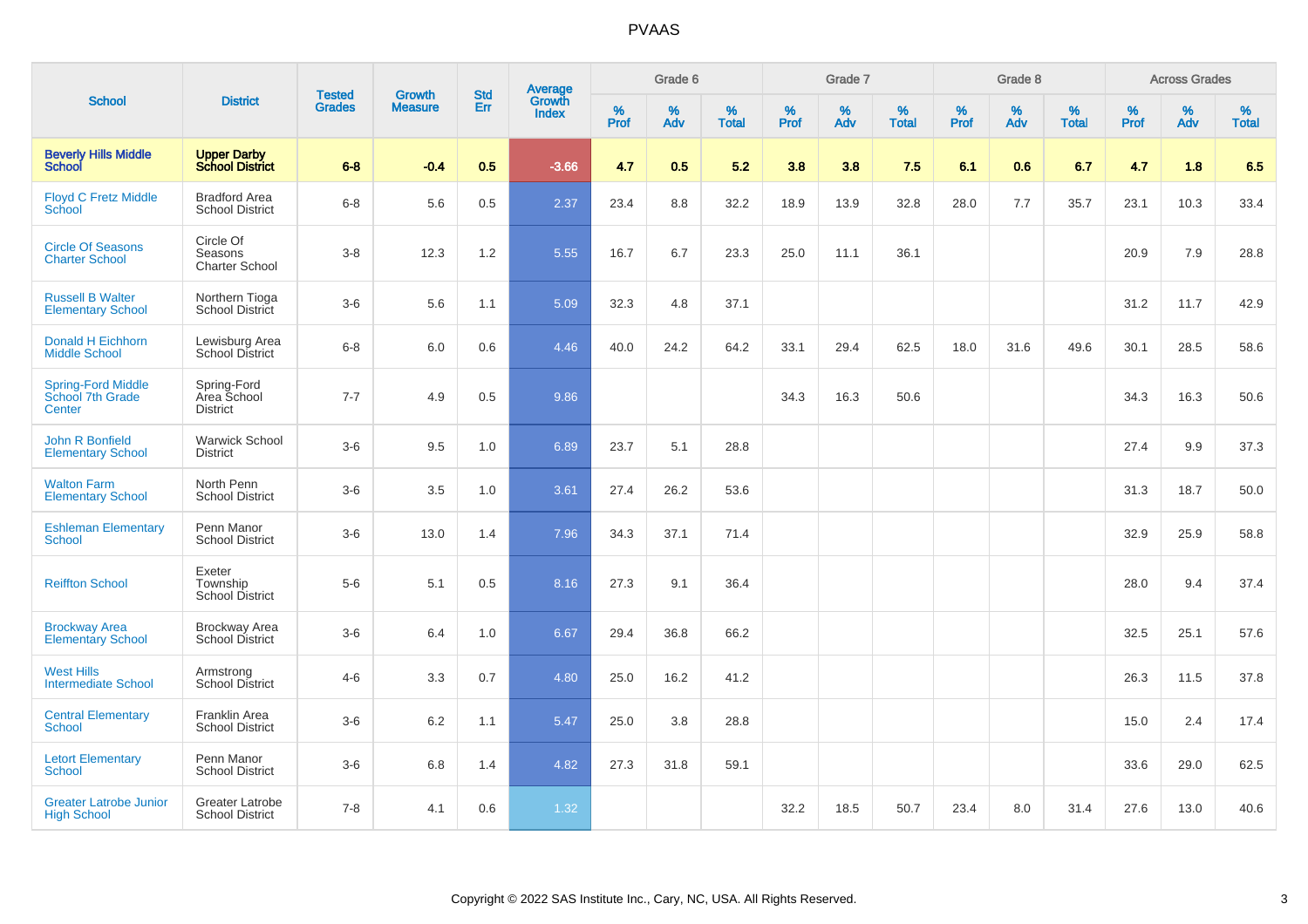# PVAAS

| School | District | Tested Grades | Growth Measure | Std Err | Average Growth Index | Grade 6 | | | Grade 7 | | | Grade 8 | | | Across Grades | | |
|---|---|---|---|---|---|---|---|---|---|---|---|---|---|---|---|---|---|
| | | | | | | % Prof | % Adv | % Total | % Prof | % Adv | % Total | % Prof | % Adv | % Total | % Prof | % Adv | % Total |
| **Beverly Hills Middle School** | **Upper Darby School District** | **6-8** | **-0.4** | **0.5** | **-3.66** | **4.7** | **0.5** | **5.2** | **3.8** | **3.8** | **7.5** | **6.1** | **0.6** | **6.7** | **4.7** | **1.8** | **6.5** |
| Floyd C Fretz Middle School | Bradford Area School District | 6-8 | 5.6 | 0.5 | 2.37 | 23.4 | 8.8 | 32.2 | 18.9 | 13.9 | 32.8 | 28.0 | 7.7 | 35.7 | 23.1 | 10.3 | 33.4 |
| Circle Of Seasons Charter School | Circle Of Seasons Charter School | 3-8 | 12.3 | 1.2 | 5.55 | 16.7 | 6.7 | 23.3 | 25.0 | 11.1 | 36.1 | | | | 20.9 | 7.9 | 28.8 |
| Russell B Walter Elementary School | Northern Tioga School District | 3-6 | 5.6 | 1.1 | 5.09 | 32.3 | 4.8 | 37.1 | | | | | | | 31.2 | 11.7 | 42.9 |
| Donald H Eichhorn Middle School | Lewisburg Area School District | 6-8 | 6.0 | 0.6 | 4.46 | 40.0 | 24.2 | 64.2 | 33.1 | 29.4 | 62.5 | 18.0 | 31.6 | 49.6 | 30.1 | 28.5 | 58.6 |
| Spring-Ford Middle School 7th Grade Center | Spring-Ford Area School District | 7-7 | 4.9 | 0.5 | 9.86 | | | | 34.3 | 16.3 | 50.6 | | | | 34.3 | 16.3 | 50.6 |
| John R Bonfield Elementary School | Warwick School District | 3-6 | 9.5 | 1.0 | 6.89 | 23.7 | 5.1 | 28.8 | | | | | | | 27.4 | 9.9 | 37.3 |
| Walton Farm Elementary School | North Penn School District | 3-6 | 3.5 | 1.0 | 3.61 | 27.4 | 26.2 | 53.6 | | | | | | | 31.3 | 18.7 | 50.0 |
| Eshleman Elementary School | Penn Manor School District | 3-6 | 13.0 | 1.4 | 7.96 | 34.3 | 37.1 | 71.4 | | | | | | | 32.9 | 25.9 | 58.8 |
| Reiffton School | Exeter Township School District | 5-6 | 5.1 | 0.5 | 8.16 | 27.3 | 9.1 | 36.4 | | | | | | | 28.0 | 9.4 | 37.4 |
| Brockway Area Elementary School | Brockway Area School District | 3-6 | 6.4 | 1.0 | 6.67 | 29.4 | 36.8 | 66.2 | | | | | | | 32.5 | 25.1 | 57.6 |
| West Hills Intermediate School | Armstrong School District | 4-6 | 3.3 | 0.7 | 4.80 | 25.0 | 16.2 | 41.2 | | | | | | | 26.3 | 11.5 | 37.8 |
| Central Elementary School | Franklin Area School District | 3-6 | 6.2 | 1.1 | 5.47 | 25.0 | 3.8 | 28.8 | | | | | | | 15.0 | 2.4 | 17.4 |
| Letort Elementary School | Penn Manor School District | 3-6 | 6.8 | 1.4 | 4.82 | 27.3 | 31.8 | 59.1 | | | | | | | 33.6 | 29.0 | 62.5 |
| Greater Latrobe Junior High School | Greater Latrobe School District | 7-8 | 4.1 | 0.6 | 1.32 | | | | 32.2 | 18.5 | 50.7 | 23.4 | 8.0 | 31.4 | 27.6 | 13.0 | 40.6 |

Copyright © 2022 SAS Institute Inc., Cary, NC, USA. All Rights Reserved.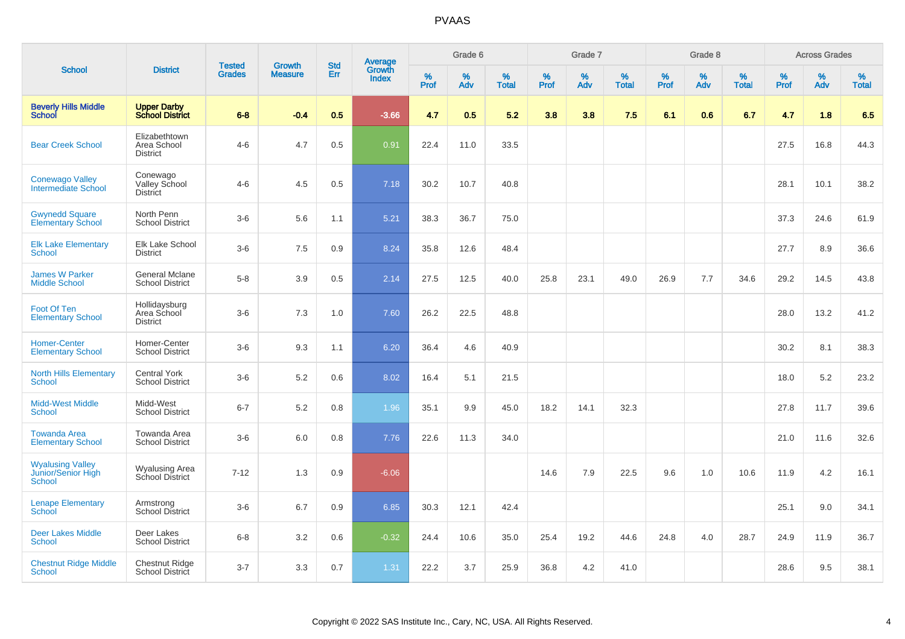# PVAAS

| School | District | Tested Grades | Growth Measure | Std Err | Average Growth Index | Grade 6 | | | Grade 7 | | | Grade 8 | | | Across Grades | | |
|---|---|---|---|---|---|---|---|---|---|---|---|---|---|---|---|---|---|
| | | | | | | % Prof | % Adv | % Total | % Prof | % Adv | % Total | % Prof | % Adv | % Total | % Prof | % Adv | % Total |
| **Beverly Hills Middle School** | **Upper Darby School District** | **6-8** | **-0.4** | **0.5** | **-3.66** | **4.7** | **0.5** | **5.2** | **3.8** | **3.8** | **7.5** | **6.1** | **0.6** | **6.7** | **4.7** | **1.8** | **6.5** |
| Bear Creek School | Elizabethtown Area School District | 4-6 | 4.7 | 0.5 | 0.91 | 22.4 | 11.0 | 33.5 | | | | | | | 27.5 | 16.8 | 44.3 |
| Conewago Valley Intermediate School | Conewago Valley School District | 4-6 | 4.5 | 0.5 | 7.18 | 30.2 | 10.7 | 40.8 | | | | | | | 28.1 | 10.1 | 38.2 |
| Gwynedd Square Elementary School | North Penn School District | 3-6 | 5.6 | 1.1 | 5.21 | 38.3 | 36.7 | 75.0 | | | | | | | 37.3 | 24.6 | 61.9 |
| Elk Lake Elementary School | Elk Lake School District | 3-6 | 7.5 | 0.9 | 8.24 | 35.8 | 12.6 | 48.4 | | | | | | | 27.7 | 8.9 | 36.6 |
| James W Parker Middle School | General Mclane School District | 5-8 | 3.9 | 0.5 | 2.14 | 27.5 | 12.5 | 40.0 | 25.8 | 23.1 | 49.0 | 26.9 | 7.7 | 34.6 | 29.2 | 14.5 | 43.8 |
| Foot Of Ten Elementary School | Hollidaysburg Area School District | 3-6 | 7.3 | 1.0 | 7.60 | 26.2 | 22.5 | 48.8 | | | | | | | 28.0 | 13.2 | 41.2 |
| Homer-Center Elementary School | Homer-Center School District | 3-6 | 9.3 | 1.1 | 6.20 | 36.4 | 4.6 | 40.9 | | | | | | | 30.2 | 8.1 | 38.3 |
| North Hills Elementary School | Central York School District | 3-6 | 5.2 | 0.6 | 8.02 | 16.4 | 5.1 | 21.5 | | | | | | | 18.0 | 5.2 | 23.2 |
| Midd-West Middle School | Midd-West School District | 6-7 | 5.2 | 0.8 | 1.96 | 35.1 | 9.9 | 45.0 | 18.2 | 14.1 | 32.3 | | | | 27.8 | 11.7 | 39.6 |
| Towanda Area Elementary School | Towanda Area School District | 3-6 | 6.0 | 0.8 | 7.76 | 22.6 | 11.3 | 34.0 | | | | | | | 21.0 | 11.6 | 32.6 |
| Wyalusing Valley Junior/Senior High School | Wyalusing Area School District | 7-12 | 1.3 | 0.9 | -6.06 | | | | 14.6 | 7.9 | 22.5 | 9.6 | 1.0 | 10.6 | 11.9 | 4.2 | 16.1 |
| Lenape Elementary School | Armstrong School District | 3-6 | 6.7 | 0.9 | 6.85 | 30.3 | 12.1 | 42.4 | | | | | | | 25.1 | 9.0 | 34.1 |
| Deer Lakes Middle School | Deer Lakes School District | 6-8 | 3.2 | 0.6 | -0.32 | 24.4 | 10.6 | 35.0 | 25.4 | 19.2 | 44.6 | 24.8 | 4.0 | 28.7 | 24.9 | 11.9 | 36.7 |
| Chestnut Ridge Middle School | Chestnut Ridge School District | 3-7 | 3.3 | 0.7 | 1.31 | 22.2 | 3.7 | 25.9 | 36.8 | 4.2 | 41.0 | | | | 28.6 | 9.5 | 38.1 |

Copyright © 2022 SAS Institute Inc., Cary, NC, USA. All Rights Reserved.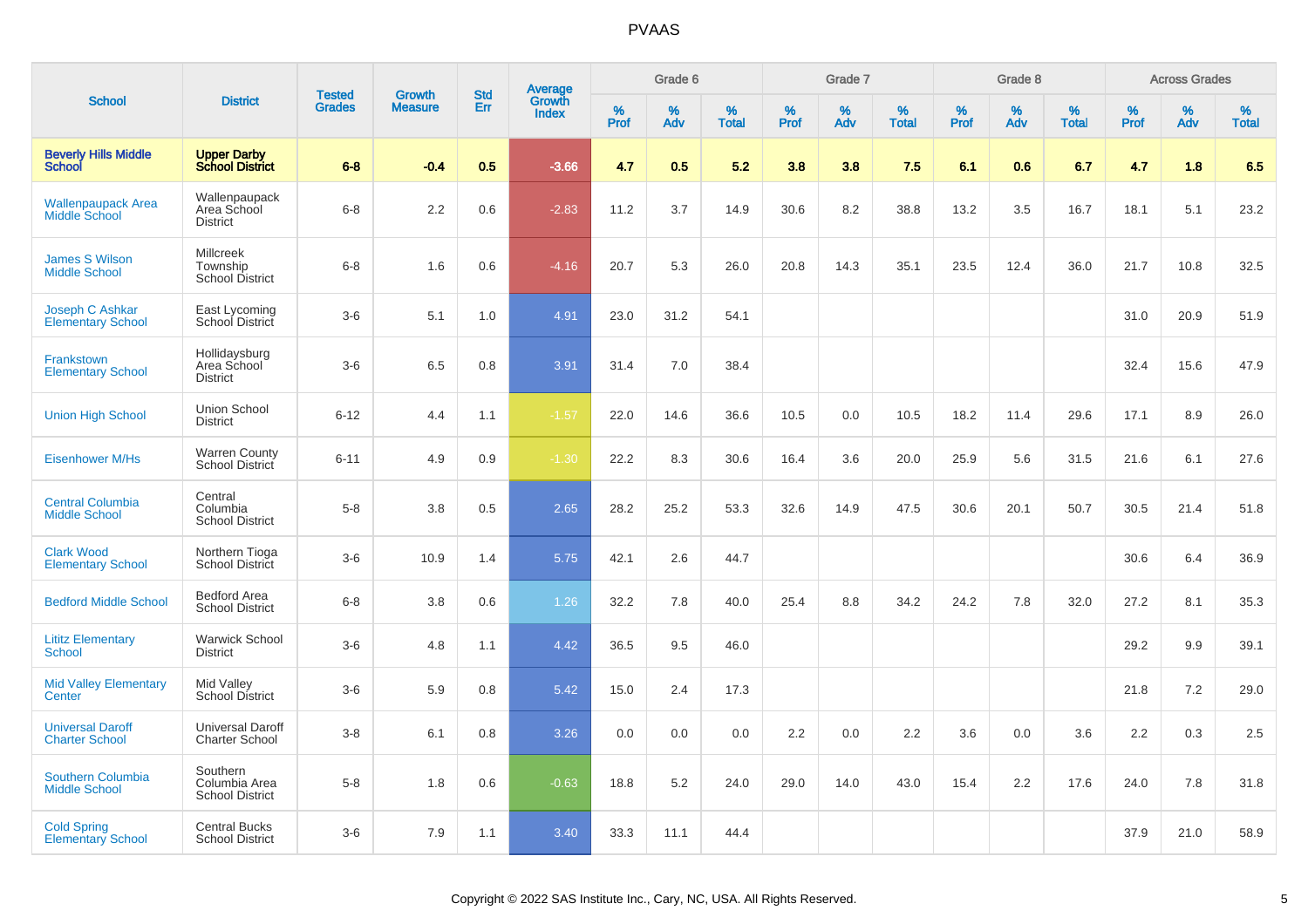| School | District | Tested Grades | Growth Measure | Std Err | Average Growth Index | Grade 6 | | | Grade 7 | | | Grade 8 | | | Across Grades | | |
|---|---|---|---|---|---|---|---|---|---|---|---|---|---|---|---|---|---|
| | | | | | | % Prof | % Adv | % Total | % Prof | % Adv | % Total | % Prof | % Adv | % Total | % Prof | % Adv | % Total |
| **Beverly Hills Middle School** | **Upper Darby School District** | **6-8** | **-0.4** | **0.5** | **-3.66** | **4.7** | **0.5** | **5.2** | **3.8** | **3.8** | **7.5** | **6.1** | **0.6** | **6.7** | **4.7** | **1.8** | **6.5** |
| Wallenpaupack Area Middle School | Wallenpaupack Area School District | 6-8 | 2.2 | 0.6 | -2.83 | 11.2 | 3.7 | 14.9 | 30.6 | 8.2 | 38.8 | 13.2 | 3.5 | 16.7 | 18.1 | 5.1 | 23.2 |
| James S Wilson Middle School | Millcreek Township School District | 6-8 | 1.6 | 0.6 | -4.16 | 20.7 | 5.3 | 26.0 | 20.8 | 14.3 | 35.1 | 23.5 | 12.4 | 36.0 | 21.7 | 10.8 | 32.5 |
| Joseph C Ashkar Elementary School | East Lycoming School District | 3-6 | 5.1 | 1.0 | 4.91 | 23.0 | 31.2 | 54.1 | | | | | | | 31.0 | 20.9 | 51.9 |
| Frankstown Elementary School | Hollidaysburg Area School District | 3-6 | 6.5 | 0.8 | 3.91 | 31.4 | 7.0 | 38.4 | | | | | | | 32.4 | 15.6 | 47.9 |
| Union High School | Union School District | 6-12 | 4.4 | 1.1 | -1.57 | 22.0 | 14.6 | 36.6 | 10.5 | 0.0 | 10.5 | 18.2 | 11.4 | 29.6 | 17.1 | 8.9 | 26.0 |
| Eisenhower M/Hs | Warren County School District | 6-11 | 4.9 | 0.9 | -1.30 | 22.2 | 8.3 | 30.6 | 16.4 | 3.6 | 20.0 | 25.9 | 5.6 | 31.5 | 21.6 | 6.1 | 27.6 |
| Central Columbia Middle School | Central Columbia School District | 5-8 | 3.8 | 0.5 | 2.65 | 28.2 | 25.2 | 53.3 | 32.6 | 14.9 | 47.5 | 30.6 | 20.1 | 50.7 | 30.5 | 21.4 | 51.8 |
| Clark Wood Elementary School | Northern Tioga School District | 3-6 | 10.9 | 1.4 | 5.75 | 42.1 | 2.6 | 44.7 | | | | | | | 30.6 | 6.4 | 36.9 |
| Bedford Middle School | Bedford Area School District | 6-8 | 3.8 | 0.6 | 1.26 | 32.2 | 7.8 | 40.0 | 25.4 | 8.8 | 34.2 | 24.2 | 7.8 | 32.0 | 27.2 | 8.1 | 35.3 |
| Lititz Elementary School | Warwick School District | 3-6 | 4.8 | 1.1 | 4.42 | 36.5 | 9.5 | 46.0 | | | | | | | 29.2 | 9.9 | 39.1 |
| Mid Valley Elementary Center | Mid Valley School District | 3-6 | 5.9 | 0.8 | 5.42 | 15.0 | 2.4 | 17.3 | | | | | | | 21.8 | 7.2 | 29.0 |
| Universal Daroff Charter School | Universal Daroff Charter School | 3-8 | 6.1 | 0.8 | 3.26 | 0.0 | 0.0 | 0.0 | 2.2 | 0.0 | 2.2 | 3.6 | 0.0 | 3.6 | 2.2 | 0.3 | 2.5 |
| Southern Columbia Middle School | Southern Columbia Area School District | 5-8 | 1.8 | 0.6 | -0.63 | 18.8 | 5.2 | 24.0 | 29.0 | 14.0 | 43.0 | 15.4 | 2.2 | 17.6 | 24.0 | 7.8 | 31.8 |
| Cold Spring Elementary School | Central Bucks School District | 3-6 | 7.9 | 1.1 | 3.40 | 33.3 | 11.1 | 44.4 | | | | | | | 37.9 | 21.0 | 58.9 |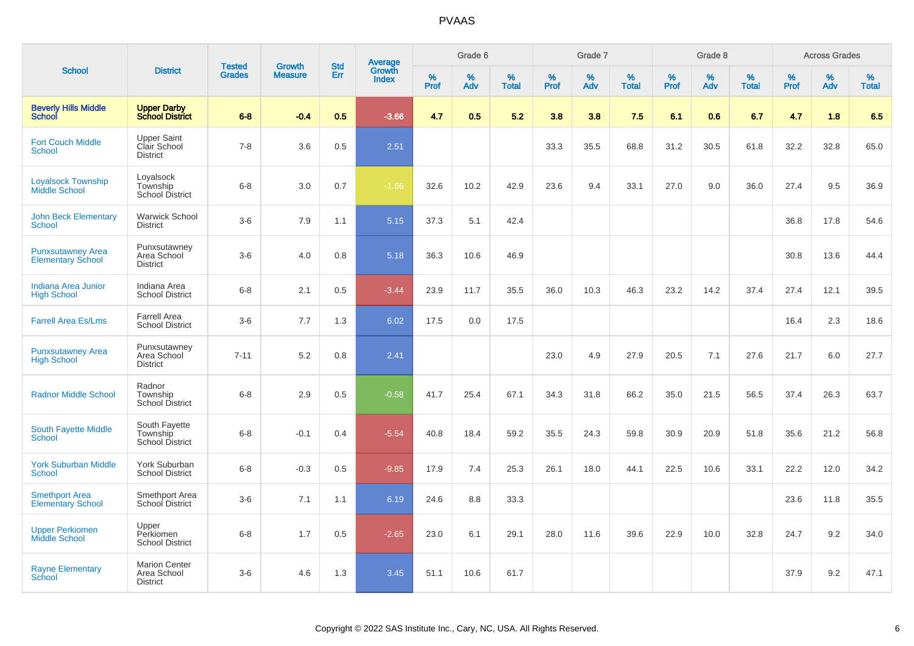# PVAAS

| School | District | Tested Grades | Growth Measure | Std Err | Average Growth Index | Grade 6 | | | Grade 7 | | | Grade 8 | | | Across Grades | | |
|---|---|---|---|---|---|---|---|---|---|---|---|---|---|---|---|---|---|
| | | | | | | % Prof | % Adv | % Total | % Prof | % Adv | % Total | % Prof | % Adv | % Total | % Prof | % Adv | % Total |
| **Beverly Hills Middle School** | **Upper Darby School District** | **6-8** | **-0.4** | **0.5** | **-3.66** | **4.7** | **0.5** | **5.2** | **3.8** | **3.8** | **7.5** | **6.1** | **0.6** | **6.7** | **4.7** | **1.8** | **6.5** |
| Fort Couch Middle School | Upper Saint Clair School District | 7-8 | 3.6 | 0.5 | 2.51 | | | | 33.3 | 35.5 | 68.8 | 31.2 | 30.5 | 61.8 | 32.2 | 32.8 | 65.0 |
| Loyalsock Township Middle School | Loyalsock Township School District | 6-8 | 3.0 | 0.7 | -1.66 | 32.6 | 10.2 | 42.9 | 23.6 | 9.4 | 33.1 | 27.0 | 9.0 | 36.0 | 27.4 | 9.5 | 36.9 |
| John Beck Elementary School | Warwick School District | 3-6 | 7.9 | 1.1 | 5.15 | 37.3 | 5.1 | 42.4 | | | | | | | 36.8 | 17.8 | 54.6 |
| Punxsutawney Area Elementary School | Punxsutawney Area School District | 3-6 | 4.0 | 0.8 | 5.18 | 36.3 | 10.6 | 46.9 | | | | | | | 30.8 | 13.6 | 44.4 |
| Indiana Area Junior High School | Indiana Area School District | 6-8 | 2.1 | 0.5 | -3.44 | 23.9 | 11.7 | 35.5 | 36.0 | 10.3 | 46.3 | 23.2 | 14.2 | 37.4 | 27.4 | 12.1 | 39.5 |
| Farrell Area Es/Lms | Farrell Area School District | 3-6 | 7.7 | 1.3 | 6.02 | 17.5 | 0.0 | 17.5 | | | | | | | 16.4 | 2.3 | 18.6 |
| Punxsutawney Area High School | Punxsutawney Area School District | 7-11 | 5.2 | 0.8 | 2.41 | | | | 23.0 | 4.9 | 27.9 | 20.5 | 7.1 | 27.6 | 21.7 | 6.0 | 27.7 |
| Radnor Middle School | Radnor Township School District | 6-8 | 2.9 | 0.5 | -0.58 | 41.7 | 25.4 | 67.1 | 34.3 | 31.8 | 66.2 | 35.0 | 21.5 | 56.5 | 37.4 | 26.3 | 63.7 |
| South Fayette Middle School | South Fayette Township School District | 6-8 | -0.1 | 0.4 | -5.54 | 40.8 | 18.4 | 59.2 | 35.5 | 24.3 | 59.8 | 30.9 | 20.9 | 51.8 | 35.6 | 21.2 | 56.8 |
| York Suburban Middle School | York Suburban School District | 6-8 | -0.3 | 0.5 | -9.85 | 17.9 | 7.4 | 25.3 | 26.1 | 18.0 | 44.1 | 22.5 | 10.6 | 33.1 | 22.2 | 12.0 | 34.2 |
| Smethport Area Elementary School | Smethport Area School District | 3-6 | 7.1 | 1.1 | 6.19 | 24.6 | 8.8 | 33.3 | | | | | | | 23.6 | 11.8 | 35.5 |
| Upper Perkiomen Middle School | Upper Perkiomen School District | 6-8 | 1.7 | 0.5 | -2.65 | 23.0 | 6.1 | 29.1 | 28.0 | 11.6 | 39.6 | 22.9 | 10.0 | 32.8 | 24.7 | 9.2 | 34.0 |
| Rayne Elementary School | Marion Center Area School District | 3-6 | 4.6 | 1.3 | 3.45 | 51.1 | 10.6 | 61.7 | | | | | | | 37.9 | 9.2 | 47.1 |

Copyright © 2022 SAS Institute Inc., Cary, NC, USA. All Rights Reserved.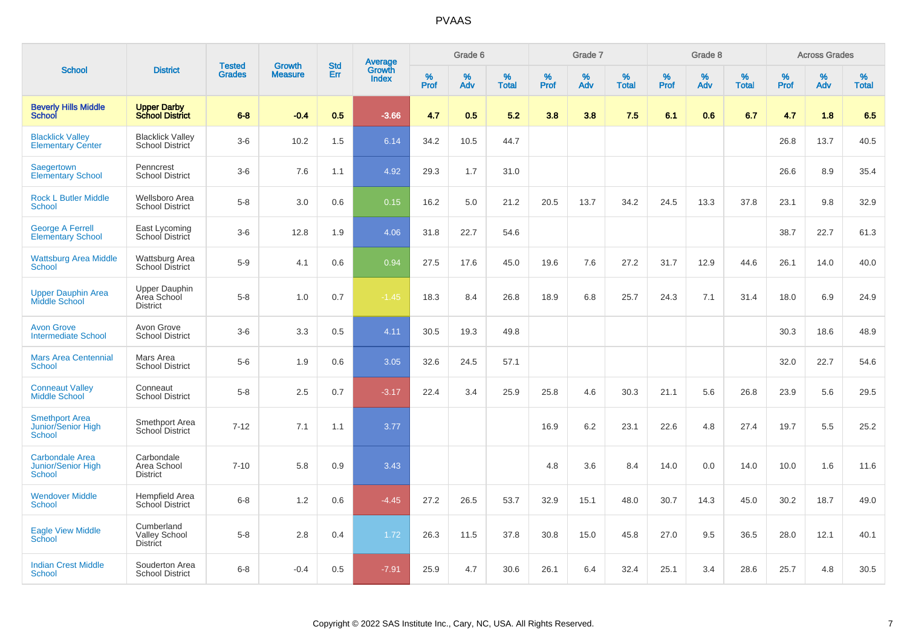# PVAAS

| School | District | Tested Grades | Growth Measure | Std Err | Average Growth Index | Grade 6 | | | Grade 7 | | | Grade 8 | | | Across Grades | | |
|---|---|---|---|---|---|---|---|---|---|---|---|---|---|---|---|---|---|
| | | | | | | % Prof | % Adv | % Total | % Prof | % Adv | % Total | % Prof | % Adv | % Total | % Prof | % Adv | % Total |
| **Beverly Hills Middle School** | **Upper Darby School District** | **6-8** | **-0.4** | **0.5** | **-3.66** | **4.7** | **0.5** | **5.2** | **3.8** | **3.8** | **7.5** | **6.1** | **0.6** | **6.7** | **4.7** | **1.8** | **6.5** |
| Blacklick Valley Elementary Center | Blacklick Valley School District | 3-6 | 10.2 | 1.5 | 6.14 | 34.2 | 10.5 | 44.7 | | | | | | | 26.8 | 13.7 | 40.5 |
| Saegertown Elementary School | Penncrest School District | 3-6 | 7.6 | 1.1 | 4.92 | 29.3 | 1.7 | 31.0 | | | | | | | 26.6 | 8.9 | 35.4 |
| Rock L Butler Middle School | Wellsboro Area School District | 5-8 | 3.0 | 0.6 | 0.15 | 16.2 | 5.0 | 21.2 | 20.5 | 13.7 | 34.2 | 24.5 | 13.3 | 37.8 | 23.1 | 9.8 | 32.9 |
| George A Ferrell Elementary School | East Lycoming School District | 3-6 | 12.8 | 1.9 | 4.06 | 31.8 | 22.7 | 54.6 | | | | | | | 38.7 | 22.7 | 61.3 |
| Wattsburg Area Middle School | Wattsburg Area School District | 5-9 | 4.1 | 0.6 | 0.94 | 27.5 | 17.6 | 45.0 | 19.6 | 7.6 | 27.2 | 31.7 | 12.9 | 44.6 | 26.1 | 14.0 | 40.0 |
| Upper Dauphin Area Middle School | Upper Dauphin Area School District | 5-8 | 1.0 | 0.7 | -1.45 | 18.3 | 8.4 | 26.8 | 18.9 | 6.8 | 25.7 | 24.3 | 7.1 | 31.4 | 18.0 | 6.9 | 24.9 |
| Avon Grove Intermediate School | Avon Grove School District | 3-6 | 3.3 | 0.5 | 4.11 | 30.5 | 19.3 | 49.8 | | | | | | | 30.3 | 18.6 | 48.9 |
| Mars Area Centennial School | Mars Area School District | 5-6 | 1.9 | 0.6 | 3.05 | 32.6 | 24.5 | 57.1 | | | | | | | 32.0 | 22.7 | 54.6 |
| Conneaut Valley Middle School | Conneaut School District | 5-8 | 2.5 | 0.7 | -3.17 | 22.4 | 3.4 | 25.9 | 25.8 | 4.6 | 30.3 | 21.1 | 5.6 | 26.8 | 23.9 | 5.6 | 29.5 |
| Smethport Area Junior/Senior High School | Smethport Area School District | 7-12 | 7.1 | 1.1 | 3.77 | | | | 16.9 | 6.2 | 23.1 | 22.6 | 4.8 | 27.4 | 19.7 | 5.5 | 25.2 |
| Carbondale Area Junior/Senior High School | Carbondale Area School District | 7-10 | 5.8 | 0.9 | 3.43 | | | | 4.8 | 3.6 | 8.4 | 14.0 | 0.0 | 14.0 | 10.0 | 1.6 | 11.6 |
| Wendover Middle School | Hempfield Area School District | 6-8 | 1.2 | 0.6 | -4.45 | 27.2 | 26.5 | 53.7 | 32.9 | 15.1 | 48.0 | 30.7 | 14.3 | 45.0 | 30.2 | 18.7 | 49.0 |
| Eagle View Middle School | Cumberland Valley School District | 5-8 | 2.8 | 0.4 | 1.72 | 26.3 | 11.5 | 37.8 | 30.8 | 15.0 | 45.8 | 27.0 | 9.5 | 36.5 | 28.0 | 12.1 | 40.1 |
| Indian Crest Middle School | Souderton Area School District | 6-8 | -0.4 | 0.5 | -7.91 | 25.9 | 4.7 | 30.6 | 26.1 | 6.4 | 32.4 | 25.1 | 3.4 | 28.6 | 25.7 | 4.8 | 30.5 |

Copyright © 2022 SAS Institute Inc., Cary, NC, USA. All Rights Reserved.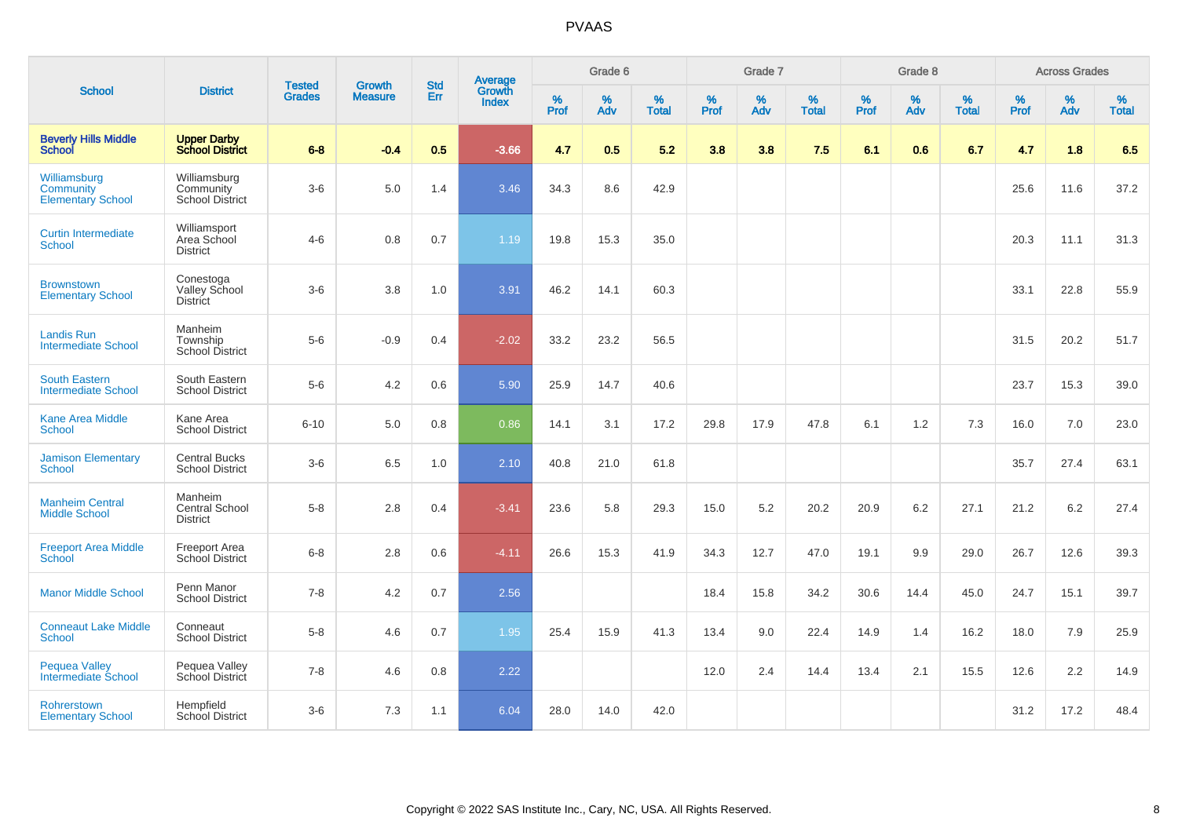# PVAAS

| School | District | Tested Grades | Growth Measure | Std Err | Average Growth Index | Grade 6 | | | Grade 7 | | | Grade 8 | | | Across Grades | | |
|---|---|---|---|---|---|---|---|---|---|---|---|---|---|---|---|---|---|
| | | | | | | % Prof | % Adv | % Total | % Prof | % Adv | % Total | % Prof | % Adv | % Total | % Prof | % Adv | % Total |
| **Beverly Hills Middle School** | **Upper Darby School District** | **6-8** | **-0.4** | **0.5** | **-3.66** | **4.7** | **0.5** | **5.2** | **3.8** | **3.8** | **7.5** | **6.1** | **0.6** | **6.7** | **4.7** | **1.8** | **6.5** |
| Williamsburg Community Elementary School | Williamsburg Community School District | 3-6 | 5.0 | 1.4 | 3.46 | 34.3 | 8.6 | 42.9 | | | | | | | 25.6 | 11.6 | 37.2 |
| Curtin Intermediate School | Williamsport Area School District | 4-6 | 0.8 | 0.7 | 1.19 | 19.8 | 15.3 | 35.0 | | | | | | | 20.3 | 11.1 | 31.3 |
| Brownstown Elementary School | Conestoga Valley School District | 3-6 | 3.8 | 1.0 | 3.91 | 46.2 | 14.1 | 60.3 | | | | | | | 33.1 | 22.8 | 55.9 |
| Landis Run Intermediate School | Manheim Township School District | 5-6 | -0.9 | 0.4 | -2.02 | 33.2 | 23.2 | 56.5 | | | | | | | 31.5 | 20.2 | 51.7 |
| South Eastern Intermediate School | South Eastern School District | 5-6 | 4.2 | 0.6 | 5.90 | 25.9 | 14.7 | 40.6 | | | | | | | 23.7 | 15.3 | 39.0 |
| Kane Area Middle School | Kane Area School District | 6-10 | 5.0 | 0.8 | 0.86 | 14.1 | 3.1 | 17.2 | 29.8 | 17.9 | 47.8 | 6.1 | 1.2 | 7.3 | 16.0 | 7.0 | 23.0 |
| Jamison Elementary School | Central Bucks School District | 3-6 | 6.5 | 1.0 | 2.10 | 40.8 | 21.0 | 61.8 | | | | | | | 35.7 | 27.4 | 63.1 |
| Manheim Central Middle School | Manheim Central School District | 5-8 | 2.8 | 0.4 | -3.41 | 23.6 | 5.8 | 29.3 | 15.0 | 5.2 | 20.2 | 20.9 | 6.2 | 27.1 | 21.2 | 6.2 | 27.4 |
| Freeport Area Middle School | Freeport Area School District | 6-8 | 2.8 | 0.6 | -4.11 | 26.6 | 15.3 | 41.9 | 34.3 | 12.7 | 47.0 | 19.1 | 9.9 | 29.0 | 26.7 | 12.6 | 39.3 |
| Manor Middle School | Penn Manor School District | 7-8 | 4.2 | 0.7 | 2.56 | | | | 18.4 | 15.8 | 34.2 | 30.6 | 14.4 | 45.0 | 24.7 | 15.1 | 39.7 |
| Conneaut Lake Middle School | Conneaut School District | 5-8 | 4.6 | 0.7 | 1.95 | 25.4 | 15.9 | 41.3 | 13.4 | 9.0 | 22.4 | 14.9 | 1.4 | 16.2 | 18.0 | 7.9 | 25.9 |
| Pequea Valley Intermediate School | Pequea Valley School District | 7-8 | 4.6 | 0.8 | 2.22 | | | | 12.0 | 2.4 | 14.4 | 13.4 | 2.1 | 15.5 | 12.6 | 2.2 | 14.9 |
| Rohrerstown Elementary School | Hempfield School District | 3-6 | 7.3 | 1.1 | 6.04 | 28.0 | 14.0 | 42.0 | | | | | | | 31.2 | 17.2 | 48.4 |

Copyright © 2022 SAS Institute Inc., Cary, NC, USA. All Rights Reserved.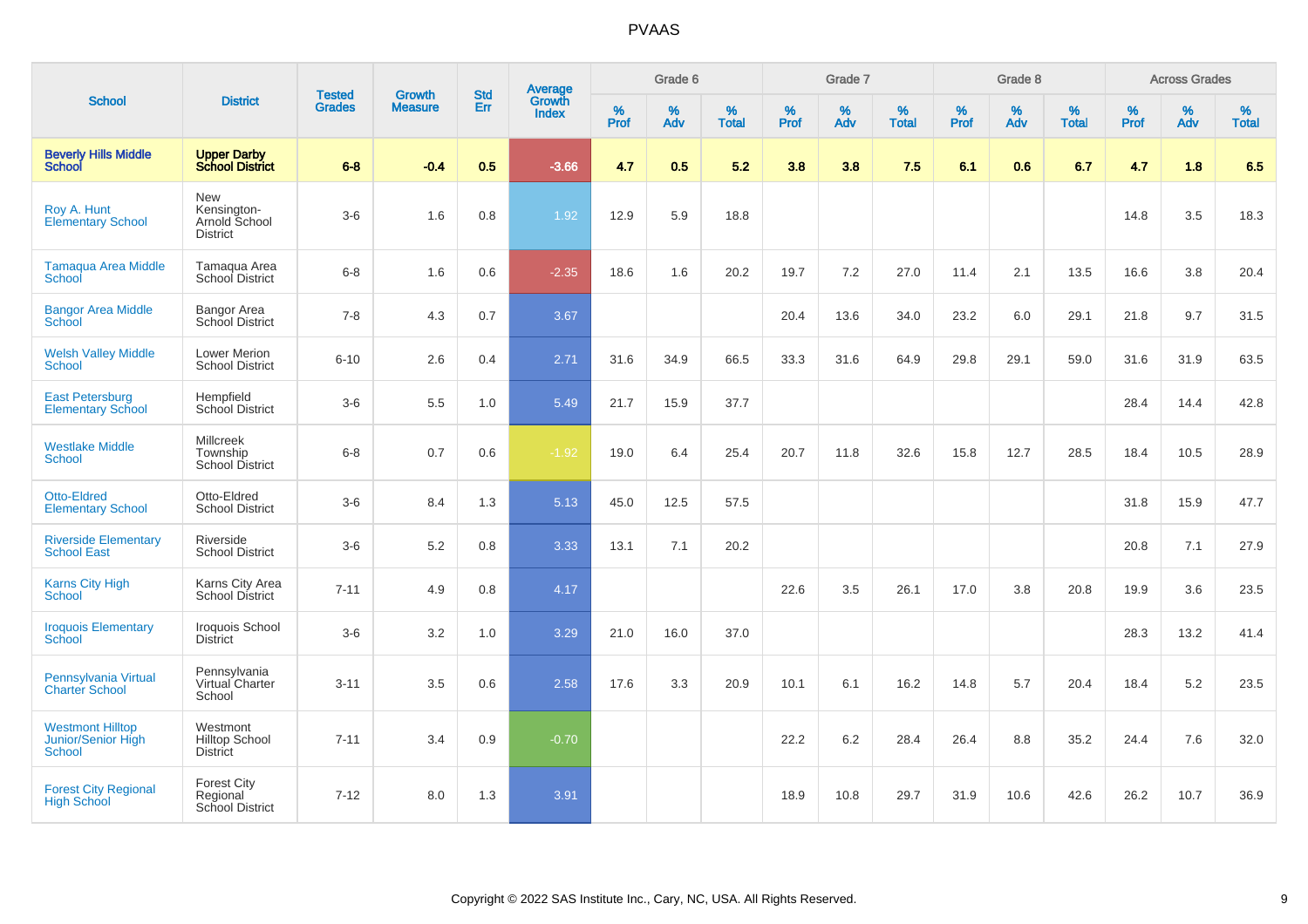# PVAAS

| School | District | Tested Grades | Growth Measure | Std Err | Average Growth Index | Grade 6 | | | Grade 7 | | | Grade 8 | | | Across Grades | | |
|---|---|---|---|---|---|---|---|---|---|---|---|---|---|---|---|---|---|
| | | | | | | % Prof | % Adv | % Total | % Prof | % Adv | % Total | % Prof | % Adv | % Total | % Prof | % Adv | % Total |
| **Beverly Hills Middle School** | **Upper Darby School District** | **6-8** | **-0.4** | **0.5** | **-3.66** | **4.7** | **0.5** | **5.2** | **3.8** | **3.8** | **7.5** | **6.1** | **0.6** | **6.7** | **4.7** | **1.8** | **6.5** |
| Roy A. Hunt Elementary School | New Kensington-Arnold School District | 3-6 | 1.6 | 0.8 | 1.92 | 12.9 | 5.9 | 18.8 | | | | | | | 14.8 | 3.5 | 18.3 |
| Tamaqua Area Middle School | Tamaqua Area School District | 6-8 | 1.6 | 0.6 | -2.35 | 18.6 | 1.6 | 20.2 | 19.7 | 7.2 | 27.0 | 11.4 | 2.1 | 13.5 | 16.6 | 3.8 | 20.4 |
| Bangor Area Middle School | Bangor Area School District | 7-8 | 4.3 | 0.7 | 3.67 | | | | 20.4 | 13.6 | 34.0 | 23.2 | 6.0 | 29.1 | 21.8 | 9.7 | 31.5 |
| Welsh Valley Middle School | Lower Merion School District | 6-10 | 2.6 | 0.4 | 2.71 | 31.6 | 34.9 | 66.5 | 33.3 | 31.6 | 64.9 | 29.8 | 29.1 | 59.0 | 31.6 | 31.9 | 63.5 |
| East Petersburg Elementary School | Hempfield School District | 3-6 | 5.5 | 1.0 | 5.49 | 21.7 | 15.9 | 37.7 | | | | | | | 28.4 | 14.4 | 42.8 |
| Westlake Middle School | Millcreek Township School District | 6-8 | 0.7 | 0.6 | -1.92 | 19.0 | 6.4 | 25.4 | 20.7 | 11.8 | 32.6 | 15.8 | 12.7 | 28.5 | 18.4 | 10.5 | 28.9 |
| Otto-Eldred Elementary School | Otto-Eldred School District | 3-6 | 8.4 | 1.3 | 5.13 | 45.0 | 12.5 | 57.5 | | | | | | | 31.8 | 15.9 | 47.7 |
| Riverside Elementary School East | Riverside School District | 3-6 | 5.2 | 0.8 | 3.33 | 13.1 | 7.1 | 20.2 | | | | | | | 20.8 | 7.1 | 27.9 |
| Karns City High School | Karns City Area School District | 7-11 | 4.9 | 0.8 | 4.17 | | | | 22.6 | 3.5 | 26.1 | 17.0 | 3.8 | 20.8 | 19.9 | 3.6 | 23.5 |
| Iroquois Elementary School | Iroquois School District | 3-6 | 3.2 | 1.0 | 3.29 | 21.0 | 16.0 | 37.0 | | | | | | | 28.3 | 13.2 | 41.4 |
| Pennsylvania Virtual Charter School | Pennsylvania Virtual Charter School | 3-11 | 3.5 | 0.6 | 2.58 | 17.6 | 3.3 | 20.9 | 10.1 | 6.1 | 16.2 | 14.8 | 5.7 | 20.4 | 18.4 | 5.2 | 23.5 |
| Westmont Hilltop Junior/Senior High School | Westmont Hilltop School District | 7-11 | 3.4 | 0.9 | -0.70 | | | | 22.2 | 6.2 | 28.4 | 26.4 | 8.8 | 35.2 | 24.4 | 7.6 | 32.0 |
| Forest City Regional High School | Forest City Regional School District | 7-12 | 8.0 | 1.3 | 3.91 | | | | 18.9 | 10.8 | 29.7 | 31.9 | 10.6 | 42.6 | 26.2 | 10.7 | 36.9 |

Copyright © 2022 SAS Institute Inc., Cary, NC, USA. All Rights Reserved.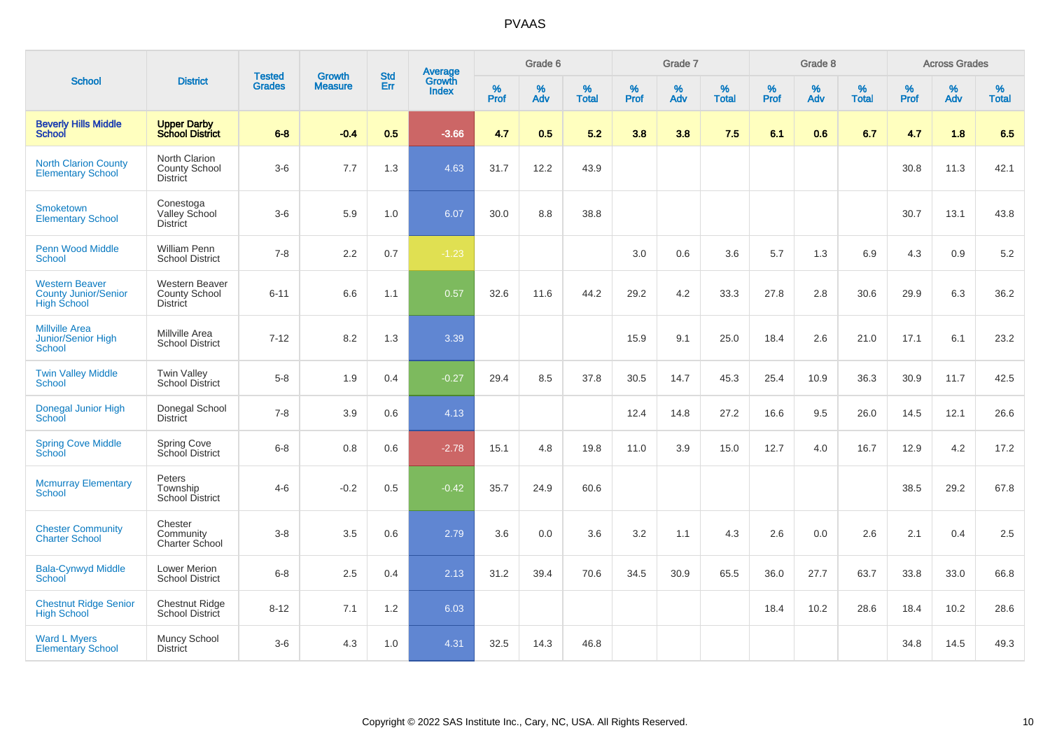# PVAAS

| School | District | Tested Grades | Growth Measure | Std Err | Average Growth Index | Grade 6 | | | Grade 7 | | | Grade 8 | | | Across Grades | | |
|---|---|---|---|---|---|---|---|---|---|---|---|---|---|---|---|---|---|
| | | | | | | % Prof | % Adv | % Total | % Prof | % Adv | % Total | % Prof | % Adv | % Total | % Prof | % Adv | % Total |
| **Beverly Hills Middle School** | **Upper Darby School District** | **6-8** | **-0.4** | **0.5** | **-3.66** | **4.7** | **0.5** | **5.2** | **3.8** | **3.8** | **7.5** | **6.1** | **0.6** | **6.7** | **4.7** | **1.8** | **6.5** |
| North Clarion County Elementary School | North Clarion County School District | 3-6 | 7.7 | 1.3 | 4.63 | 31.7 | 12.2 | 43.9 | | | | | | | 30.8 | 11.3 | 42.1 |
| Smoketown Elementary School | Conestoga Valley School District | 3-6 | 5.9 | 1.0 | 6.07 | 30.0 | 8.8 | 38.8 | | | | | | | 30.7 | 13.1 | 43.8 |
| Penn Wood Middle School | William Penn School District | 7-8 | 2.2 | 0.7 | -1.23 | | | | 3.0 | 0.6 | 3.6 | 5.7 | 1.3 | 6.9 | 4.3 | 0.9 | 5.2 |
| Western Beaver County Junior/Senior High School | Western Beaver County School District | 6-11 | 6.6 | 1.1 | 0.57 | 32.6 | 11.6 | 44.2 | 29.2 | 4.2 | 33.3 | 27.8 | 2.8 | 30.6 | 29.9 | 6.3 | 36.2 |
| Millville Area Junior/Senior High School | Millville Area School District | 7-12 | 8.2 | 1.3 | 3.39 | | | | 15.9 | 9.1 | 25.0 | 18.4 | 2.6 | 21.0 | 17.1 | 6.1 | 23.2 |
| Twin Valley Middle School | Twin Valley School District | 5-8 | 1.9 | 0.4 | -0.27 | 29.4 | 8.5 | 37.8 | 30.5 | 14.7 | 45.3 | 25.4 | 10.9 | 36.3 | 30.9 | 11.7 | 42.5 |
| Donegal Junior High School | Donegal School District | 7-8 | 3.9 | 0.6 | 4.13 | | | | 12.4 | 14.8 | 27.2 | 16.6 | 9.5 | 26.0 | 14.5 | 12.1 | 26.6 |
| Spring Cove Middle School | Spring Cove School District | 6-8 | 0.8 | 0.6 | -2.78 | 15.1 | 4.8 | 19.8 | 11.0 | 3.9 | 15.0 | 12.7 | 4.0 | 16.7 | 12.9 | 4.2 | 17.2 |
| Mcmurray Elementary School | Peters Township School District | 4-6 | -0.2 | 0.5 | -0.42 | 35.7 | 24.9 | 60.6 | | | | | | | 38.5 | 29.2 | 67.8 |
| Chester Community Charter School | Chester Community Charter School | 3-8 | 3.5 | 0.6 | 2.79 | 3.6 | 0.0 | 3.6 | 3.2 | 1.1 | 4.3 | 2.6 | 0.0 | 2.6 | 2.1 | 0.4 | 2.5 |
| Bala-Cynwyd Middle School | Lower Merion School District | 6-8 | 2.5 | 0.4 | 2.13 | 31.2 | 39.4 | 70.6 | 34.5 | 30.9 | 65.5 | 36.0 | 27.7 | 63.7 | 33.8 | 33.0 | 66.8 |
| Chestnut Ridge Senior High School | Chestnut Ridge School District | 8-12 | 7.1 | 1.2 | 6.03 | | | | | | | 18.4 | 10.2 | 28.6 | 18.4 | 10.2 | 28.6 |
| Ward L Myers Elementary School | Muncy School District | 3-6 | 4.3 | 1.0 | 4.31 | 32.5 | 14.3 | 46.8 | | | | | | | 34.8 | 14.5 | 49.3 |

Copyright © 2022 SAS Institute Inc., Cary, NC, USA. All Rights Reserved.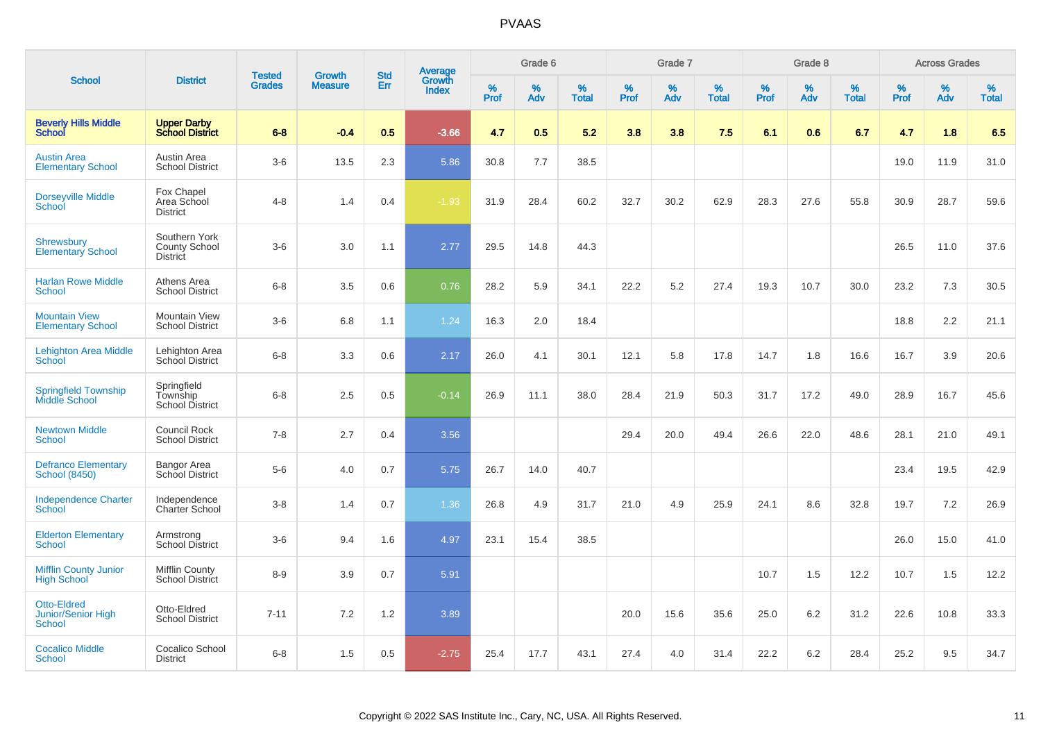# PVAAS

| School | District | Tested Grades | Growth Measure | Std Err | Average Growth Index | Grade 6 | | | Grade 7 | | | Grade 8 | | | Across Grades | | |
|---|---|---|---|---|---|---|---|---|---|---|---|---|---|---|---|---|---|
| | | | | | | % Prof | % Adv | % Total | % Prof | % Adv | % Total | % Prof | % Adv | % Total | % Prof | % Adv | % Total |
| **Beverly Hills Middle School** | **Upper Darby School District** | **6-8** | **-0.4** | **0.5** | **-3.66** | **4.7** | **0.5** | **5.2** | **3.8** | **3.8** | **7.5** | **6.1** | **0.6** | **6.7** | **4.7** | **1.8** | **6.5** |
| Austin Area Elementary School | Austin Area School District | 3-6 | 13.5 | 2.3 | 5.86 | 30.8 | 7.7 | 38.5 | | | | | | | 19.0 | 11.9 | 31.0 |
| Dorseyville Middle School | Fox Chapel Area School District | 4-8 | 1.4 | 0.4 | -1.93 | 31.9 | 28.4 | 60.2 | 32.7 | 30.2 | 62.9 | 28.3 | 27.6 | 55.8 | 30.9 | 28.7 | 59.6 |
| Shrewsbury Elementary School | Southern York County School District | 3-6 | 3.0 | 1.1 | 2.77 | 29.5 | 14.8 | 44.3 | | | | | | | 26.5 | 11.0 | 37.6 |
| Harlan Rowe Middle School | Athens Area School District | 6-8 | 3.5 | 0.6 | 0.76 | 28.2 | 5.9 | 34.1 | 22.2 | 5.2 | 27.4 | 19.3 | 10.7 | 30.0 | 23.2 | 7.3 | 30.5 |
| Mountain View Elementary School | Mountain View School District | 3-6 | 6.8 | 1.1 | 1.24 | 16.3 | 2.0 | 18.4 | | | | | | | 18.8 | 2.2 | 21.1 |
| Lehighton Area Middle School | Lehighton Area School District | 6-8 | 3.3 | 0.6 | 2.17 | 26.0 | 4.1 | 30.1 | 12.1 | 5.8 | 17.8 | 14.7 | 1.8 | 16.6 | 16.7 | 3.9 | 20.6 |
| Springfield Township Middle School | Springfield Township School District | 6-8 | 2.5 | 0.5 | -0.14 | 26.9 | 11.1 | 38.0 | 28.4 | 21.9 | 50.3 | 31.7 | 17.2 | 49.0 | 28.9 | 16.7 | 45.6 |
| Newtown Middle School | Council Rock School District | 7-8 | 2.7 | 0.4 | 3.56 | | | | 29.4 | 20.0 | 49.4 | 26.6 | 22.0 | 48.6 | 28.1 | 21.0 | 49.1 |
| Defranco Elementary School (8450) | Bangor Area School District | 5-6 | 4.0 | 0.7 | 5.75 | 26.7 | 14.0 | 40.7 | | | | | | | 23.4 | 19.5 | 42.9 |
| Independence Charter School | Independence Charter School | 3-8 | 1.4 | 0.7 | 1.36 | 26.8 | 4.9 | 31.7 | 21.0 | 4.9 | 25.9 | 24.1 | 8.6 | 32.8 | 19.7 | 7.2 | 26.9 |
| Elderton Elementary School | Armstrong School District | 3-6 | 9.4 | 1.6 | 4.97 | 23.1 | 15.4 | 38.5 | | | | | | | 26.0 | 15.0 | 41.0 |
| Mifflin County Junior High School | Mifflin County School District | 8-9 | 3.9 | 0.7 | 5.91 | | | | | | | 10.7 | 1.5 | 12.2 | 10.7 | 1.5 | 12.2 |
| Otto-Eldred Junior/Senior High School | Otto-Eldred School District | 7-11 | 7.2 | 1.2 | 3.89 | | | | 20.0 | 15.6 | 35.6 | 25.0 | 6.2 | 31.2 | 22.6 | 10.8 | 33.3 |
| Cocalico Middle School | Cocalico School District | 6-8 | 1.5 | 0.5 | -2.75 | 25.4 | 17.7 | 43.1 | 27.4 | 4.0 | 31.4 | 22.2 | 6.2 | 28.4 | 25.2 | 9.5 | 34.7 |

Copyright © 2022 SAS Institute Inc., Cary, NC, USA. All Rights Reserved.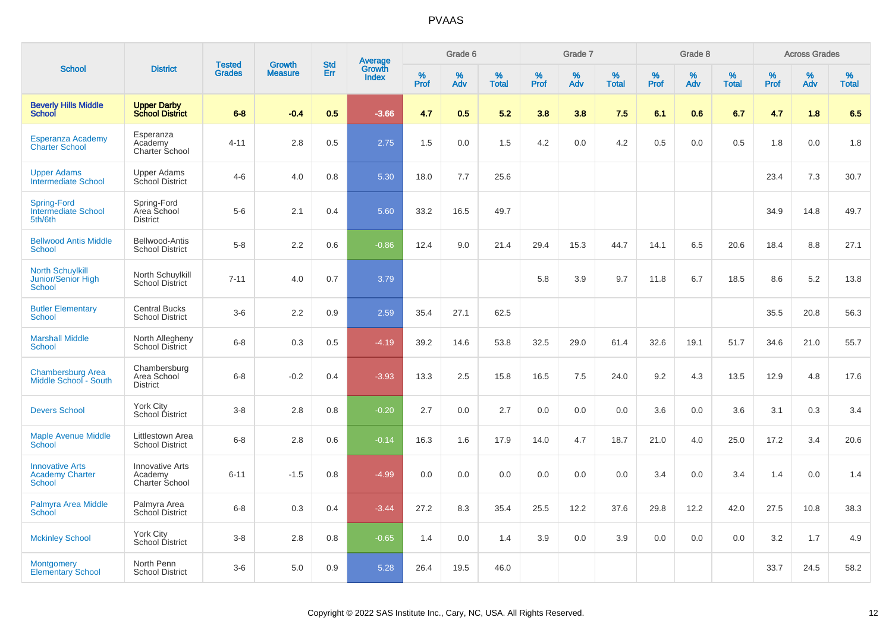# PVAAS

| School | District | Tested Grades | Growth Measure | Std Err | Average Growth Index | Grade 6 | | | Grade 7 | | | Grade 8 | | | Across Grades | | |
|---|---|---|---|---|---|---|---|---|---|---|---|---|---|---|---|---|---|
| | | | | | | % Prof | % Adv | % Total | % Prof | % Adv | % Total | % Prof | % Adv | % Total | % Prof | % Adv | % Total |
| **Beverly Hills Middle School** | **Upper Darby School District** | **6-8** | **-0.4** | **0.5** | **-3.66** | **4.7** | **0.5** | **5.2** | **3.8** | **3.8** | **7.5** | **6.1** | **0.6** | **6.7** | **4.7** | **1.8** | **6.5** |
| Esperanza Academy Charter School | Esperanza Academy Charter School | 4-11 | 2.8 | 0.5 | 2.75 | 1.5 | 0.0 | 1.5 | 4.2 | 0.0 | 4.2 | 0.5 | 0.0 | 0.5 | 1.8 | 0.0 | 1.8 |
| Upper Adams Intermediate School | Upper Adams School District | 4-6 | 4.0 | 0.8 | 5.30 | 18.0 | 7.7 | 25.6 | | | | | | | 23.4 | 7.3 | 30.7 |
| Spring-Ford Intermediate School 5th/6th | Spring-Ford Area School District | 5-6 | 2.1 | 0.4 | 5.60 | 33.2 | 16.5 | 49.7 | | | | | | | 34.9 | 14.8 | 49.7 |
| Bellwood Antis Middle School | Bellwood-Antis School District | 5-8 | 2.2 | 0.6 | -0.86 | 12.4 | 9.0 | 21.4 | 29.4 | 15.3 | 44.7 | 14.1 | 6.5 | 20.6 | 18.4 | 8.8 | 27.1 |
| North Schuylkill Junior/Senior High School | North Schuylkill School District | 7-11 | 4.0 | 0.7 | 3.79 | | | | 5.8 | 3.9 | 9.7 | 11.8 | 6.7 | 18.5 | 8.6 | 5.2 | 13.8 |
| Butler Elementary School | Central Bucks School District | 3-6 | 2.2 | 0.9 | 2.59 | 35.4 | 27.1 | 62.5 | | | | | | | 35.5 | 20.8 | 56.3 |
| Marshall Middle School | North Allegheny School District | 6-8 | 0.3 | 0.5 | -4.19 | 39.2 | 14.6 | 53.8 | 32.5 | 29.0 | 61.4 | 32.6 | 19.1 | 51.7 | 34.6 | 21.0 | 55.7 |
| Chambersburg Area Middle School - South | Chambersburg Area School District | 6-8 | -0.2 | 0.4 | -3.93 | 13.3 | 2.5 | 15.8 | 16.5 | 7.5 | 24.0 | 9.2 | 4.3 | 13.5 | 12.9 | 4.8 | 17.6 |
| Devers School | York City School District | 3-8 | 2.8 | 0.8 | -0.20 | 2.7 | 0.0 | 2.7 | 0.0 | 0.0 | 0.0 | 3.6 | 0.0 | 3.6 | 3.1 | 0.3 | 3.4 |
| Maple Avenue Middle School | Littlestown Area School District | 6-8 | 2.8 | 0.6 | -0.14 | 16.3 | 1.6 | 17.9 | 14.0 | 4.7 | 18.7 | 21.0 | 4.0 | 25.0 | 17.2 | 3.4 | 20.6 |
| Innovative Arts Academy Charter School | Innovative Arts Academy Charter School | 6-11 | -1.5 | 0.8 | -4.99 | 0.0 | 0.0 | 0.0 | 0.0 | 0.0 | 0.0 | 3.4 | 0.0 | 3.4 | 1.4 | 0.0 | 1.4 |
| Palmyra Area Middle School | Palmyra Area School District | 6-8 | 0.3 | 0.4 | -3.44 | 27.2 | 8.3 | 35.4 | 25.5 | 12.2 | 37.6 | 29.8 | 12.2 | 42.0 | 27.5 | 10.8 | 38.3 |
| Mckinley School | York City School District | 3-8 | 2.8 | 0.8 | -0.65 | 1.4 | 0.0 | 1.4 | 3.9 | 0.0 | 3.9 | 0.0 | 0.0 | 0.0 | 3.2 | 1.7 | 4.9 |
| Montgomery Elementary School | North Penn School District | 3-6 | 5.0 | 0.9 | 5.28 | 26.4 | 19.5 | 46.0 | | | | | | | 33.7 | 24.5 | 58.2 |

Copyright © 2022 SAS Institute Inc., Cary, NC, USA. All Rights Reserved.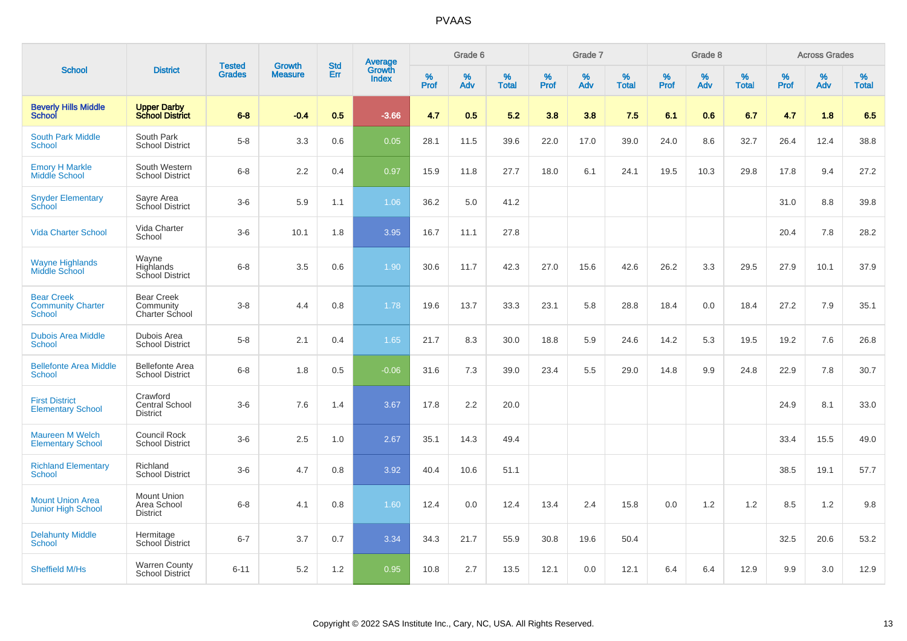# PVAAS

| School | District | Tested Grades | Growth Measure | Std Err | Average Growth Index | Grade 6 | | | Grade 7 | | | Grade 8 | | | Across Grades | | |
|---|---|---|---|---|---|---|---|---|---|---|---|---|---|---|---|---|---|
| | | | | | | % Prof | % Adv | % Total | % Prof | % Adv | % Total | % Prof | % Adv | % Total | % Prof | % Adv | % Total |
| **Beverly Hills Middle School** | **Upper Darby School District** | **6-8** | **-0.4** | **0.5** | **-3.66** | **4.7** | **0.5** | **5.2** | **3.8** | **3.8** | **7.5** | **6.1** | **0.6** | **6.7** | **4.7** | **1.8** | **6.5** |
| South Park Middle School | South Park School District | 5-8 | 3.3 | 0.6 | 0.05 | 28.1 | 11.5 | 39.6 | 22.0 | 17.0 | 39.0 | 24.0 | 8.6 | 32.7 | 26.4 | 12.4 | 38.8 |
| Emory H Markle Middle School | South Western School District | 6-8 | 2.2 | 0.4 | 0.97 | 15.9 | 11.8 | 27.7 | 18.0 | 6.1 | 24.1 | 19.5 | 10.3 | 29.8 | 17.8 | 9.4 | 27.2 |
| Snyder Elementary School | Sayre Area School District | 3-6 | 5.9 | 1.1 | 1.06 | 36.2 | 5.0 | 41.2 | | | | | | | 31.0 | 8.8 | 39.8 |
| Vida Charter School | Vida Charter School | 3-6 | 10.1 | 1.8 | 3.95 | 16.7 | 11.1 | 27.8 | | | | | | | 20.4 | 7.8 | 28.2 |
| Wayne Highlands Middle School | Wayne Highlands School District | 6-8 | 3.5 | 0.6 | 1.90 | 30.6 | 11.7 | 42.3 | 27.0 | 15.6 | 42.6 | 26.2 | 3.3 | 29.5 | 27.9 | 10.1 | 37.9 |
| Bear Creek Community Charter School | Bear Creek Community Charter School | 3-8 | 4.4 | 0.8 | 1.78 | 19.6 | 13.7 | 33.3 | 23.1 | 5.8 | 28.8 | 18.4 | 0.0 | 18.4 | 27.2 | 7.9 | 35.1 |
| Dubois Area Middle School | Dubois Area School District | 5-8 | 2.1 | 0.4 | 1.65 | 21.7 | 8.3 | 30.0 | 18.8 | 5.9 | 24.6 | 14.2 | 5.3 | 19.5 | 19.2 | 7.6 | 26.8 |
| Bellefonte Area Middle School | Bellefonte Area School District | 6-8 | 1.8 | 0.5 | -0.06 | 31.6 | 7.3 | 39.0 | 23.4 | 5.5 | 29.0 | 14.8 | 9.9 | 24.8 | 22.9 | 7.8 | 30.7 |
| First District Elementary School | Crawford Central School District | 3-6 | 7.6 | 1.4 | 3.67 | 17.8 | 2.2 | 20.0 | | | | | | | 24.9 | 8.1 | 33.0 |
| Maureen M Welch Elementary School | Council Rock School District | 3-6 | 2.5 | 1.0 | 2.67 | 35.1 | 14.3 | 49.4 | | | | | | | 33.4 | 15.5 | 49.0 |
| Richland Elementary School | Richland School District | 3-6 | 4.7 | 0.8 | 3.92 | 40.4 | 10.6 | 51.1 | | | | | | | 38.5 | 19.1 | 57.7 |
| Mount Union Area Junior High School | Mount Union Area School District | 6-8 | 4.1 | 0.8 | 1.60 | 12.4 | 0.0 | 12.4 | 13.4 | 2.4 | 15.8 | 0.0 | 1.2 | 1.2 | 8.5 | 1.2 | 9.8 |
| Delahunty Middle School | Hermitage School District | 6-7 | 3.7 | 0.7 | 3.34 | 34.3 | 21.7 | 55.9 | 30.8 | 19.6 | 50.4 | | | | 32.5 | 20.6 | 53.2 |
| Sheffield M/Hs | Warren County School District | 6-11 | 5.2 | 1.2 | 0.95 | 10.8 | 2.7 | 13.5 | 12.1 | 0.0 | 12.1 | 6.4 | 6.4 | 12.9 | 9.9 | 3.0 | 12.9 |

Copyright © 2022 SAS Institute Inc., Cary, NC, USA. All Rights Reserved.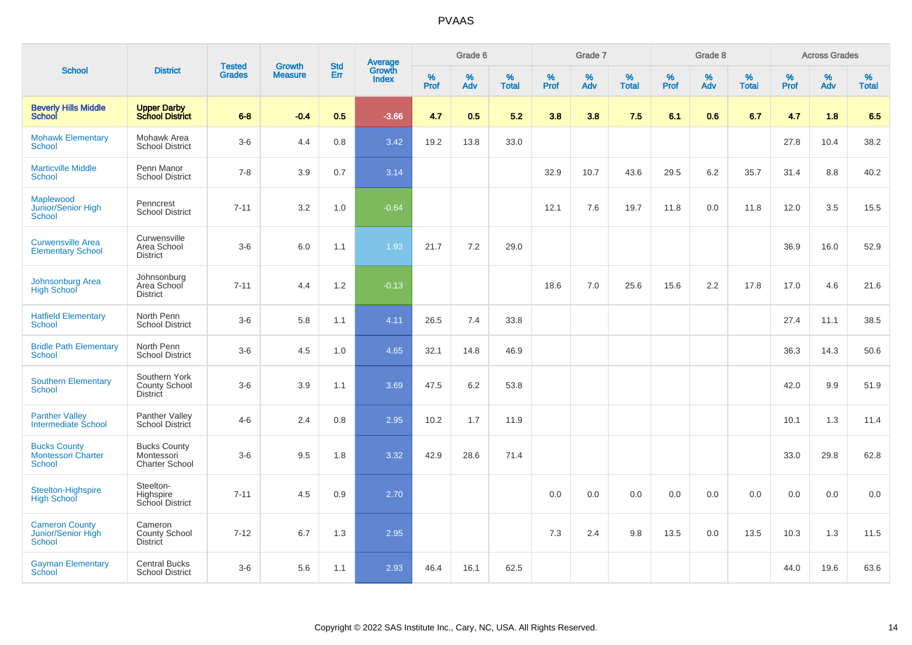# PVAAS

| School | District | Tested Grades | Growth Measure | Std Err | Average Growth Index | Grade 6 | | | Grade 7 | | | Grade 8 | | | Across Grades | | |
|---|---|---|---|---|---|---|---|---|---|---|---|---|---|---|---|---|---|
| | | | | | | % Prof | % Adv | % Total | % Prof | % Adv | % Total | % Prof | % Adv | % Total | % Prof | % Adv | % Total |
| **Beverly Hills Middle School** | **Upper Darby School District** | **6-8** | **-0.4** | **0.5** | **-3.66** | **4.7** | **0.5** | **5.2** | **3.8** | **3.8** | **7.5** | **6.1** | **0.6** | **6.7** | **4.7** | **1.8** | **6.5** |
| Mohawk Elementary School | Mohawk Area School District | 3-6 | 4.4 | 0.8 | 3.42 | 19.2 | 13.8 | 33.0 | | | | | | | 27.8 | 10.4 | 38.2 |
| Marticville Middle School | Penn Manor School District | 7-8 | 3.9 | 0.7 | 3.14 | | | | 32.9 | 10.7 | 43.6 | 29.5 | 6.2 | 35.7 | 31.4 | 8.8 | 40.2 |
| Maplewood Junior/Senior High School | Penncrest School District | 7-11 | 3.2 | 1.0 | -0.64 | | | | 12.1 | 7.6 | 19.7 | 11.8 | 0.0 | 11.8 | 12.0 | 3.5 | 15.5 |
| Curwensville Area Elementary School | Curwensville Area School District | 3-6 | 6.0 | 1.1 | 1.93 | 21.7 | 7.2 | 29.0 | | | | | | | 36.9 | 16.0 | 52.9 |
| Johnsonburg Area High School | Johnsonburg Area School District | 7-11 | 4.4 | 1.2 | -0.13 | | | | 18.6 | 7.0 | 25.6 | 15.6 | 2.2 | 17.8 | 17.0 | 4.6 | 21.6 |
| Hatfield Elementary School | North Penn School District | 3-6 | 5.8 | 1.1 | 4.11 | 26.5 | 7.4 | 33.8 | | | | | | | 27.4 | 11.1 | 38.5 |
| Bridle Path Elementary School | North Penn School District | 3-6 | 4.5 | 1.0 | 4.65 | 32.1 | 14.8 | 46.9 | | | | | | | 36.3 | 14.3 | 50.6 |
| Southern Elementary School | Southern York County School District | 3-6 | 3.9 | 1.1 | 3.69 | 47.5 | 6.2 | 53.8 | | | | | | | 42.0 | 9.9 | 51.9 |
| Panther Valley Intermediate School | Panther Valley School District | 4-6 | 2.4 | 0.8 | 2.95 | 10.2 | 1.7 | 11.9 | | | | | | | 10.1 | 1.3 | 11.4 |
| Bucks County Montessori Charter School | Bucks County Montessori Charter School | 3-6 | 9.5 | 1.8 | 3.32 | 42.9 | 28.6 | 71.4 | | | | | | | 33.0 | 29.8 | 62.8 |
| Steelton-Highspire High School | Steelton-Highspire School District | 7-11 | 4.5 | 0.9 | 2.70 | | | | 0.0 | 0.0 | 0.0 | 0.0 | 0.0 | 0.0 | 0.0 | 0.0 | 0.0 |
| Cameron County Junior/Senior High School | Cameron County School District | 7-12 | 6.7 | 1.3 | 2.95 | | | | 7.3 | 2.4 | 9.8 | 13.5 | 0.0 | 13.5 | 10.3 | 1.3 | 11.5 |
| Gayman Elementary School | Central Bucks School District | 3-6 | 5.6 | 1.1 | 2.93 | 46.4 | 16.1 | 62.5 | | | | | | | 44.0 | 19.6 | 63.6 |

Copyright © 2022 SAS Institute Inc., Cary, NC, USA. All Rights Reserved.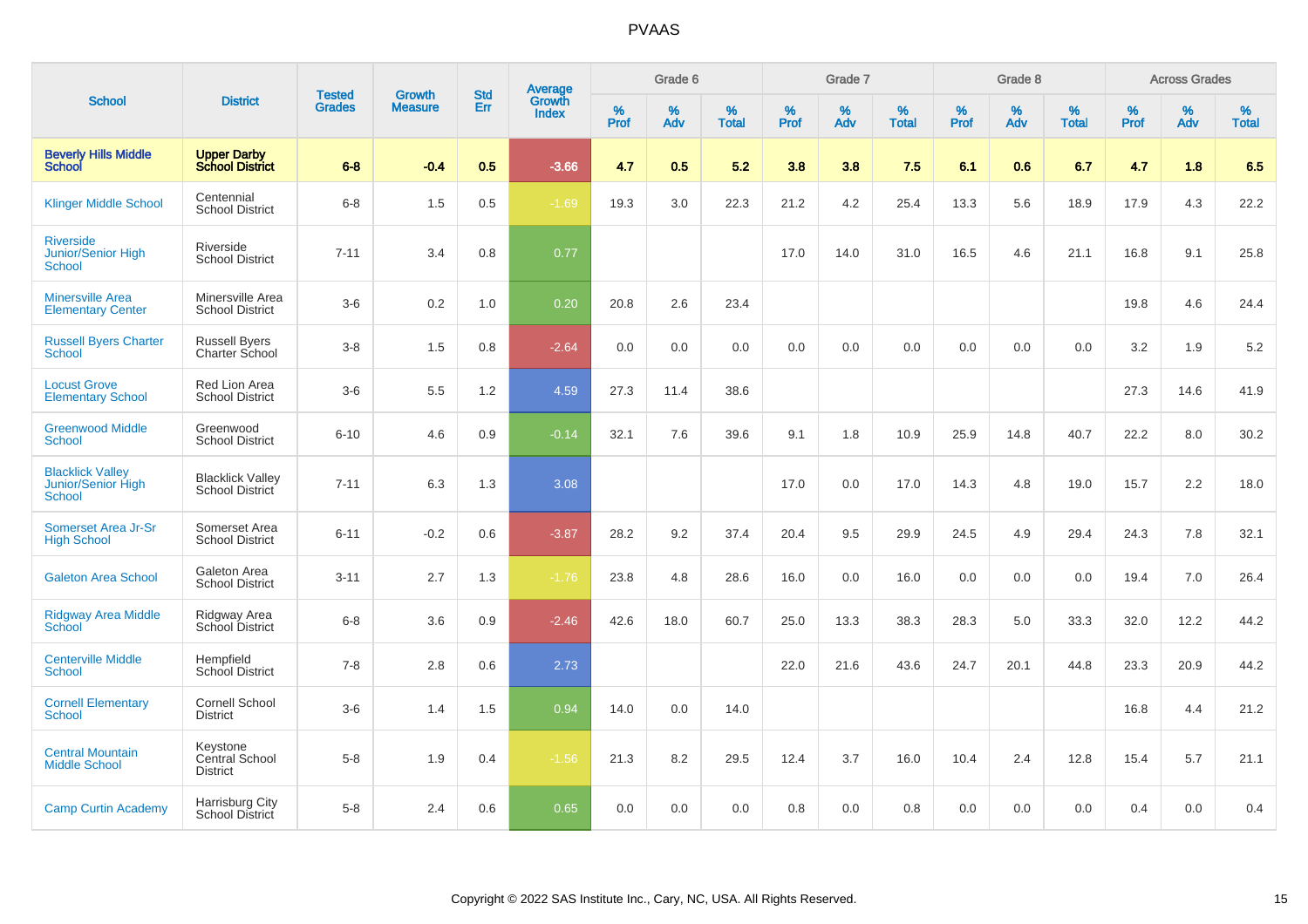# PVAAS

| School | District | Tested Grades | Growth Measure | Std Err | Average Growth Index | Grade 6 | | | Grade 7 | | | Grade 8 | | | Across Grades | | |
|---|---|---|---|---|---|---|---|---|---|---|---|---|---|---|---|---|---|
| | | | | | | % Prof | % Adv | % Total | % Prof | % Adv | % Total | % Prof | % Adv | % Total | % Prof | % Adv | % Total |
| **Beverly Hills Middle School** | **Upper Darby School District** | **6-8** | **-0.4** | **0.5** | **-3.66** | **4.7** | **0.5** | **5.2** | **3.8** | **3.8** | **7.5** | **6.1** | **0.6** | **6.7** | **4.7** | **1.8** | **6.5** |
| Klinger Middle School | Centennial School District | 6-8 | 1.5 | 0.5 | -1.69 | 19.3 | 3.0 | 22.3 | 21.2 | 4.2 | 25.4 | 13.3 | 5.6 | 18.9 | 17.9 | 4.3 | 22.2 |
| Riverside Junior/Senior High School | Riverside School District | 7-11 | 3.4 | 0.8 | 0.77 | | | | 17.0 | 14.0 | 31.0 | 16.5 | 4.6 | 21.1 | 16.8 | 9.1 | 25.8 |
| Minersville Area Elementary Center | Minersville Area School District | 3-6 | 0.2 | 1.0 | 0.20 | 20.8 | 2.6 | 23.4 | | | | | | | 19.8 | 4.6 | 24.4 |
| Russell Byers Charter School | Russell Byers Charter School | 3-8 | 1.5 | 0.8 | -2.64 | 0.0 | 0.0 | 0.0 | 0.0 | 0.0 | 0.0 | 0.0 | 0.0 | 0.0 | 3.2 | 1.9 | 5.2 |
| Locust Grove Elementary School | Red Lion Area School District | 3-6 | 5.5 | 1.2 | 4.59 | 27.3 | 11.4 | 38.6 | | | | | | | 27.3 | 14.6 | 41.9 |
| Greenwood Middle School | Greenwood School District | 6-10 | 4.6 | 0.9 | -0.14 | 32.1 | 7.6 | 39.6 | 9.1 | 1.8 | 10.9 | 25.9 | 14.8 | 40.7 | 22.2 | 8.0 | 30.2 |
| Blacklick Valley Junior/Senior High School | Blacklick Valley School District | 7-11 | 6.3 | 1.3 | 3.08 | | | | 17.0 | 0.0 | 17.0 | 14.3 | 4.8 | 19.0 | 15.7 | 2.2 | 18.0 |
| Somerset Area Jr-Sr High School | Somerset Area School District | 6-11 | -0.2 | 0.6 | -3.87 | 28.2 | 9.2 | 37.4 | 20.4 | 9.5 | 29.9 | 24.5 | 4.9 | 29.4 | 24.3 | 7.8 | 32.1 |
| Galeton Area School | Galeton Area School District | 3-11 | 2.7 | 1.3 | -1.76 | 23.8 | 4.8 | 28.6 | 16.0 | 0.0 | 16.0 | 0.0 | 0.0 | 0.0 | 19.4 | 7.0 | 26.4 |
| Ridgway Area Middle School | Ridgway Area School District | 6-8 | 3.6 | 0.9 | -2.46 | 42.6 | 18.0 | 60.7 | 25.0 | 13.3 | 38.3 | 28.3 | 5.0 | 33.3 | 32.0 | 12.2 | 44.2 |
| Centerville Middle School | Hempfield School District | 7-8 | 2.8 | 0.6 | 2.73 | | | | 22.0 | 21.6 | 43.6 | 24.7 | 20.1 | 44.8 | 23.3 | 20.9 | 44.2 |
| Cornell Elementary School | Cornell School District | 3-6 | 1.4 | 1.5 | 0.94 | 14.0 | 0.0 | 14.0 | | | | | | | 16.8 | 4.4 | 21.2 |
| Central Mountain Middle School | Keystone Central School District | 5-8 | 1.9 | 0.4 | -1.56 | 21.3 | 8.2 | 29.5 | 12.4 | 3.7 | 16.0 | 10.4 | 2.4 | 12.8 | 15.4 | 5.7 | 21.1 |
| Camp Curtin Academy | Harrisburg City School District | 5-8 | 2.4 | 0.6 | 0.65 | 0.0 | 0.0 | 0.0 | 0.8 | 0.0 | 0.8 | 0.0 | 0.0 | 0.0 | 0.4 | 0.0 | 0.4 |

Copyright © 2022 SAS Institute Inc., Cary, NC, USA. All Rights Reserved.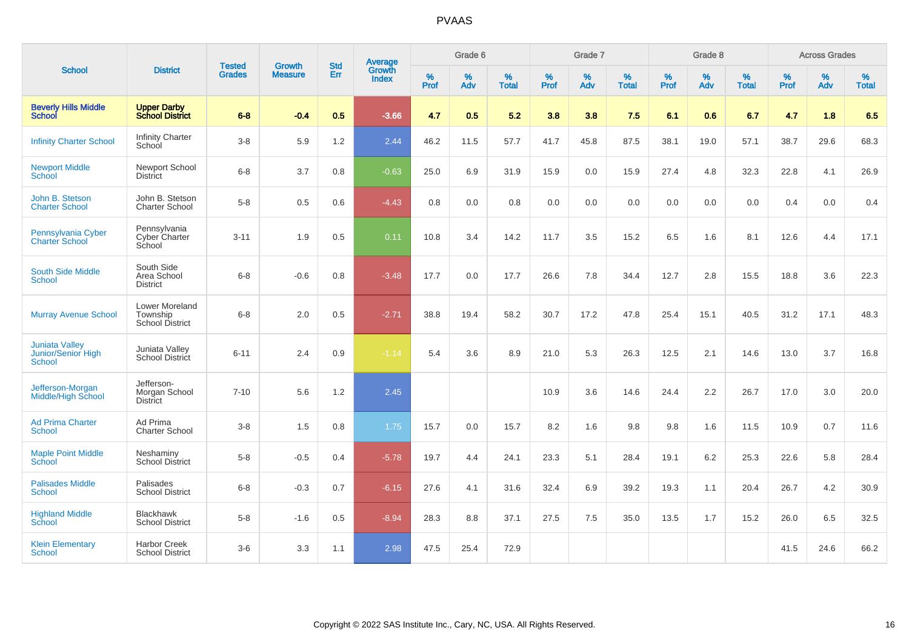# PVAAS

| School | District | Tested Grades | Growth Measure | Std Err | Average Growth Index | Grade 6 | | | Grade 7 | | | Grade 8 | | | Across Grades | | |
|---|---|---|---|---|---|---|---|---|---|---|---|---|---|---|---|---|---|
| | | | | | | % Prof | % Adv | % Total | % Prof | % Adv | % Total | % Prof | % Adv | % Total | % Prof | % Adv | % Total |
| **Beverly Hills Middle School** | **Upper Darby School District** | **6-8** | **-0.4** | **0.5** | **-3.66** | **4.7** | **0.5** | **5.2** | **3.8** | **3.8** | **7.5** | **6.1** | **0.6** | **6.7** | **4.7** | **1.8** | **6.5** |
| Infinity Charter School | Infinity Charter School | 3-8 | 5.9 | 1.2 | 2.44 | 46.2 | 11.5 | 57.7 | 41.7 | 45.8 | 87.5 | 38.1 | 19.0 | 57.1 | 38.7 | 29.6 | 68.3 |
| Newport Middle School | Newport School District | 6-8 | 3.7 | 0.8 | -0.63 | 25.0 | 6.9 | 31.9 | 15.9 | 0.0 | 15.9 | 27.4 | 4.8 | 32.3 | 22.8 | 4.1 | 26.9 |
| John B. Stetson Charter School | John B. Stetson Charter School | 5-8 | 0.5 | 0.6 | -4.43 | 0.8 | 0.0 | 0.8 | 0.0 | 0.0 | 0.0 | 0.0 | 0.0 | 0.0 | 0.4 | 0.0 | 0.4 |
| Pennsylvania Cyber Charter School | Pennsylvania Cyber Charter School | 3-11 | 1.9 | 0.5 | 0.11 | 10.8 | 3.4 | 14.2 | 11.7 | 3.5 | 15.2 | 6.5 | 1.6 | 8.1 | 12.6 | 4.4 | 17.1 |
| South Side Middle School | South Side Area School District | 6-8 | -0.6 | 0.8 | -3.48 | 17.7 | 0.0 | 17.7 | 26.6 | 7.8 | 34.4 | 12.7 | 2.8 | 15.5 | 18.8 | 3.6 | 22.3 |
| Murray Avenue School | Lower Moreland Township School District | 6-8 | 2.0 | 0.5 | -2.71 | 38.8 | 19.4 | 58.2 | 30.7 | 17.2 | 47.8 | 25.4 | 15.1 | 40.5 | 31.2 | 17.1 | 48.3 |
| Juniata Valley Junior/Senior High School | Juniata Valley School District | 6-11 | 2.4 | 0.9 | -1.14 | 5.4 | 3.6 | 8.9 | 21.0 | 5.3 | 26.3 | 12.5 | 2.1 | 14.6 | 13.0 | 3.7 | 16.8 |
| Jefferson-Morgan Middle/High School | Jefferson-Morgan School District | 7-10 | 5.6 | 1.2 | 2.45 | | | | 10.9 | 3.6 | 14.6 | 24.4 | 2.2 | 26.7 | 17.0 | 3.0 | 20.0 |
| Ad Prima Charter School | Ad Prima Charter School | 3-8 | 1.5 | 0.8 | 1.75 | 15.7 | 0.0 | 15.7 | 8.2 | 1.6 | 9.8 | 9.8 | 1.6 | 11.5 | 10.9 | 0.7 | 11.6 |
| Maple Point Middle School | Neshaminy School District | 5-8 | -0.5 | 0.4 | -5.78 | 19.7 | 4.4 | 24.1 | 23.3 | 5.1 | 28.4 | 19.1 | 6.2 | 25.3 | 22.6 | 5.8 | 28.4 |
| Palisades Middle School | Palisades School District | 6-8 | -0.3 | 0.7 | -6.15 | 27.6 | 4.1 | 31.6 | 32.4 | 6.9 | 39.2 | 19.3 | 1.1 | 20.4 | 26.7 | 4.2 | 30.9 |
| Highland Middle School | Blackhawk School District | 5-8 | -1.6 | 0.5 | -8.94 | 28.3 | 8.8 | 37.1 | 27.5 | 7.5 | 35.0 | 13.5 | 1.7 | 15.2 | 26.0 | 6.5 | 32.5 |
| Klein Elementary School | Harbor Creek School District | 3-6 | 3.3 | 1.1 | 2.98 | 47.5 | 25.4 | 72.9 | | | | | | | 41.5 | 24.6 | 66.2 |

Copyright © 2022 SAS Institute Inc., Cary, NC, USA. All Rights Reserved.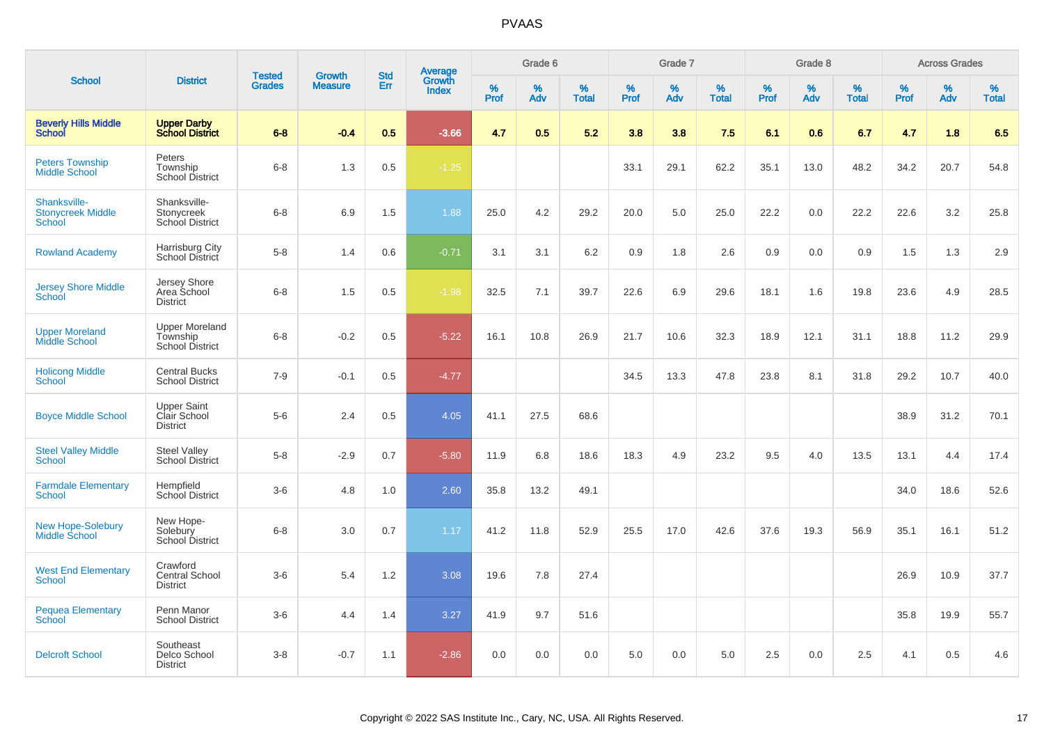# PVAAS

| School | District | Tested Grades | Growth Measure | Std Err | Average Growth Index | Grade 6 | | | Grade 7 | | | Grade 8 | | | Across Grades | | |
|---|---|---|---|---|---|---|---|---|---|---|---|---|---|---|---|---|---|
| | | | | | | % Prof | % Adv | % Total | % Prof | % Adv | % Total | % Prof | % Adv | % Total | % Prof | % Adv | % Total |
| **Beverly Hills Middle School** | **Upper Darby School District** | **6-8** | **-0.4** | **0.5** | **-3.66** | **4.7** | **0.5** | **5.2** | **3.8** | **3.8** | **7.5** | **6.1** | **0.6** | **6.7** | **4.7** | **1.8** | **6.5** |
| Peters Township Middle School | Peters Township School District | 6-8 | 1.3 | 0.5 | -1.25 | | | | 33.1 | 29.1 | 62.2 | 35.1 | 13.0 | 48.2 | 34.2 | 20.7 | 54.8 |
| Shanksville-Stonycreek Middle School | Shanksville-Stonycreek School District | 6-8 | 6.9 | 1.5 | 1.88 | 25.0 | 4.2 | 29.2 | 20.0 | 5.0 | 25.0 | 22.2 | 0.0 | 22.2 | 22.6 | 3.2 | 25.8 |
| Rowland Academy | Harrisburg City School District | 5-8 | 1.4 | 0.6 | -0.71 | 3.1 | 3.1 | 6.2 | 0.9 | 1.8 | 2.6 | 0.9 | 0.0 | 0.9 | 1.5 | 1.3 | 2.9 |
| Jersey Shore Middle School | Jersey Shore Area School District | 6-8 | 1.5 | 0.5 | -1.98 | 32.5 | 7.1 | 39.7 | 22.6 | 6.9 | 29.6 | 18.1 | 1.6 | 19.8 | 23.6 | 4.9 | 28.5 |
| Upper Moreland Middle School | Upper Moreland Township School District | 6-8 | -0.2 | 0.5 | -5.22 | 16.1 | 10.8 | 26.9 | 21.7 | 10.6 | 32.3 | 18.9 | 12.1 | 31.1 | 18.8 | 11.2 | 29.9 |
| Holicong Middle School | Central Bucks School District | 7-9 | -0.1 | 0.5 | -4.77 | | | | 34.5 | 13.3 | 47.8 | 23.8 | 8.1 | 31.8 | 29.2 | 10.7 | 40.0 |
| Boyce Middle School | Upper Saint Clair School District | 5-6 | 2.4 | 0.5 | 4.05 | 41.1 | 27.5 | 68.6 | | | | | | | 38.9 | 31.2 | 70.1 |
| Steel Valley Middle School | Steel Valley School District | 5-8 | -2.9 | 0.7 | -5.80 | 11.9 | 6.8 | 18.6 | 18.3 | 4.9 | 23.2 | 9.5 | 4.0 | 13.5 | 13.1 | 4.4 | 17.4 |
| Farmdale Elementary School | Hempfield School District | 3-6 | 4.8 | 1.0 | 2.60 | 35.8 | 13.2 | 49.1 | | | | | | | 34.0 | 18.6 | 52.6 |
| New Hope-Solebury Middle School | New Hope-Solebury School District | 6-8 | 3.0 | 0.7 | 1.17 | 41.2 | 11.8 | 52.9 | 25.5 | 17.0 | 42.6 | 37.6 | 19.3 | 56.9 | 35.1 | 16.1 | 51.2 |
| West End Elementary School | Crawford Central School District | 3-6 | 5.4 | 1.2 | 3.08 | 19.6 | 7.8 | 27.4 | | | | | | | 26.9 | 10.9 | 37.7 |
| Pequea Elementary School | Penn Manor School District | 3-6 | 4.4 | 1.4 | 3.27 | 41.9 | 9.7 | 51.6 | | | | | | | 35.8 | 19.9 | 55.7 |
| Delcroft School | Southeast Delco School District | 3-8 | -0.7 | 1.1 | -2.86 | 0.0 | 0.0 | 0.0 | 5.0 | 0.0 | 5.0 | 2.5 | 0.0 | 2.5 | 4.1 | 0.5 | 4.6 |

Copyright © 2022 SAS Institute Inc., Cary, NC, USA. All Rights Reserved.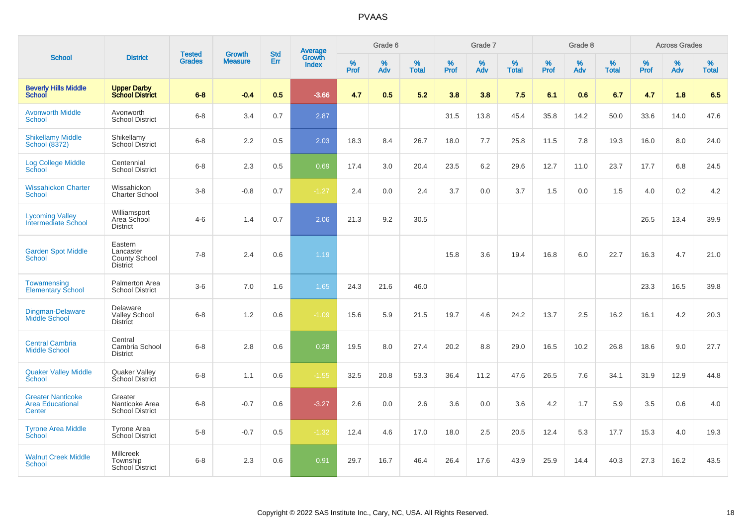# PVAAS

| School | District | Tested Grades | Growth Measure | Std Err | Average Growth Index | Grade 6 | | | Grade 7 | | | Grade 8 | | | Across Grades | | |
|---|---|---|---|---|---|---|---|---|---|---|---|---|---|---|---|---|---|
| | | | | | | % Prof | % Adv | % Total | % Prof | % Adv | % Total | % Prof | % Adv | % Total | % Prof | % Adv | % Total |
| **Beverly Hills Middle School** | **Upper Darby School District** | **6-8** | **-0.4** | **0.5** | **-3.66** | **4.7** | **0.5** | **5.2** | **3.8** | **3.8** | **7.5** | **6.1** | **0.6** | **6.7** | **4.7** | **1.8** | **6.5** |
| Avonworth Middle School | Avonworth School District | 6-8 | 3.4 | 0.7 | 2.87 | | | | 31.5 | 13.8 | 45.4 | 35.8 | 14.2 | 50.0 | 33.6 | 14.0 | 47.6 |
| Shikellamy Middle School (8372) | Shikellamy School District | 6-8 | 2.2 | 0.5 | 2.03 | 18.3 | 8.4 | 26.7 | 18.0 | 7.7 | 25.8 | 11.5 | 7.8 | 19.3 | 16.0 | 8.0 | 24.0 |
| Log College Middle School | Centennial School District | 6-8 | 2.3 | 0.5 | 0.69 | 17.4 | 3.0 | 20.4 | 23.5 | 6.2 | 29.6 | 12.7 | 11.0 | 23.7 | 17.7 | 6.8 | 24.5 |
| Wissahickon Charter School | Wissahickon Charter School | 3-8 | -0.8 | 0.7 | -1.27 | 2.4 | 0.0 | 2.4 | 3.7 | 0.0 | 3.7 | 1.5 | 0.0 | 1.5 | 4.0 | 0.2 | 4.2 |
| Lycoming Valley Intermediate School | Williamsport Area School District | 4-6 | 1.4 | 0.7 | 2.06 | 21.3 | 9.2 | 30.5 | | | | | | | 26.5 | 13.4 | 39.9 |
| Garden Spot Middle School | Eastern Lancaster County School District | 7-8 | 2.4 | 0.6 | 1.19 | | | | 15.8 | 3.6 | 19.4 | 16.8 | 6.0 | 22.7 | 16.3 | 4.7 | 21.0 |
| Towamensing Elementary School | Palmerton Area School District | 3-6 | 7.0 | 1.6 | 1.65 | 24.3 | 21.6 | 46.0 | | | | | | | 23.3 | 16.5 | 39.8 |
| Dingman-Delaware Middle School | Delaware Valley School District | 6-8 | 1.2 | 0.6 | -1.09 | 15.6 | 5.9 | 21.5 | 19.7 | 4.6 | 24.2 | 13.7 | 2.5 | 16.2 | 16.1 | 4.2 | 20.3 |
| Central Cambria Middle School | Central Cambria School District | 6-8 | 2.8 | 0.6 | 0.28 | 19.5 | 8.0 | 27.4 | 20.2 | 8.8 | 29.0 | 16.5 | 10.2 | 26.8 | 18.6 | 9.0 | 27.7 |
| Quaker Valley Middle School | Quaker Valley School District | 6-8 | 1.1 | 0.6 | -1.55 | 32.5 | 20.8 | 53.3 | 36.4 | 11.2 | 47.6 | 26.5 | 7.6 | 34.1 | 31.9 | 12.9 | 44.8 |
| Greater Nanticoke Area Educational Center | Greater Nanticoke Area School District | 6-8 | -0.7 | 0.6 | -3.27 | 2.6 | 0.0 | 2.6 | 3.6 | 0.0 | 3.6 | 4.2 | 1.7 | 5.9 | 3.5 | 0.6 | 4.0 |
| Tyrone Area Middle School | Tyrone Area School District | 5-8 | -0.7 | 0.5 | -1.32 | 12.4 | 4.6 | 17.0 | 18.0 | 2.5 | 20.5 | 12.4 | 5.3 | 17.7 | 15.3 | 4.0 | 19.3 |
| Walnut Creek Middle School | Millcreek Township School District | 6-8 | 2.3 | 0.6 | 0.91 | 29.7 | 16.7 | 46.4 | 26.4 | 17.6 | 43.9 | 25.9 | 14.4 | 40.3 | 27.3 | 16.2 | 43.5 |

Copyright © 2022 SAS Institute Inc., Cary, NC, USA. All Rights Reserved.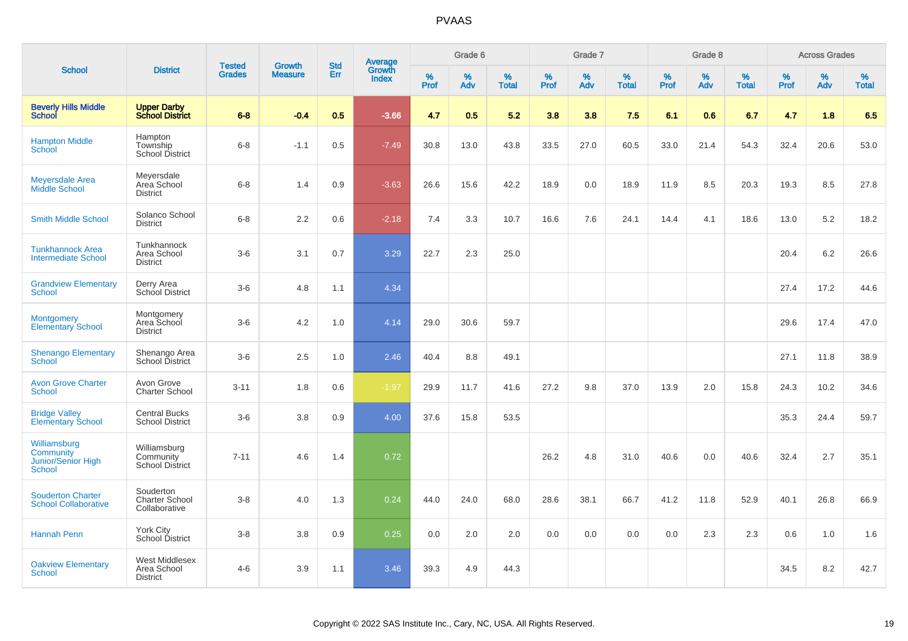# PVAAS

| School | District | Tested Grades | Growth Measure | Std Err | Average Growth Index | Grade 6 | | | Grade 7 | | | Grade 8 | | | Across Grades | | |
|---|---|---|---|---|---|---|---|---|---|---|---|---|---|---|---|---|---|
| | | | | | | % Prof | % Adv | % Total | % Prof | % Adv | % Total | % Prof | % Adv | % Total | % Prof | % Adv | % Total |
| **Beverly Hills Middle School** | **Upper Darby School District** | **6-8** | **-0.4** | **0.5** | **-3.66** | **4.7** | **0.5** | **5.2** | **3.8** | **3.8** | **7.5** | **6.1** | **0.6** | **6.7** | **4.7** | **1.8** | **6.5** |
| Hampton Middle School | Hampton Township School District | 6-8 | -1.1 | 0.5 | -7.49 | 30.8 | 13.0 | 43.8 | 33.5 | 27.0 | 60.5 | 33.0 | 21.4 | 54.3 | 32.4 | 20.6 | 53.0 |
| Meyersdale Area Middle School | Meyersdale Area School District | 6-8 | 1.4 | 0.9 | -3.63 | 26.6 | 15.6 | 42.2 | 18.9 | 0.0 | 18.9 | 11.9 | 8.5 | 20.3 | 19.3 | 8.5 | 27.8 |
| Smith Middle School | Solanco School District | 6-8 | 2.2 | 0.6 | -2.18 | 7.4 | 3.3 | 10.7 | 16.6 | 7.6 | 24.1 | 14.4 | 4.1 | 18.6 | 13.0 | 5.2 | 18.2 |
| Tunkhannock Area Intermediate School | Tunkhannock Area School District | 3-6 | 3.1 | 0.7 | 3.29 | 22.7 | 2.3 | 25.0 | | | | | | | 20.4 | 6.2 | 26.6 |
| Grandview Elementary School | Derry Area School District | 3-6 | 4.8 | 1.1 | 4.34 | | | | | | | | | | 27.4 | 17.2 | 44.6 |
| Montgomery Elementary School | Montgomery Area School District | 3-6 | 4.2 | 1.0 | 4.14 | 29.0 | 30.6 | 59.7 | | | | | | | 29.6 | 17.4 | 47.0 |
| Shenango Elementary School | Shenango Area School District | 3-6 | 2.5 | 1.0 | 2.46 | 40.4 | 8.8 | 49.1 | | | | | | | 27.1 | 11.8 | 38.9 |
| Avon Grove Charter School | Avon Grove Charter School | 3-11 | 1.8 | 0.6 | -1.97 | 29.9 | 11.7 | 41.6 | 27.2 | 9.8 | 37.0 | 13.9 | 2.0 | 15.8 | 24.3 | 10.2 | 34.6 |
| Bridge Valley Elementary School | Central Bucks School District | 3-6 | 3.8 | 0.9 | 4.00 | 37.6 | 15.8 | 53.5 | | | | | | | 35.3 | 24.4 | 59.7 |
| Williamsburg Community Junior/Senior High School | Williamsburg Community School District | 7-11 | 4.6 | 1.4 | 0.72 | | | | 26.2 | 4.8 | 31.0 | 40.6 | 0.0 | 40.6 | 32.4 | 2.7 | 35.1 |
| Souderton Charter School Collaborative | Souderton Charter School Collaborative | 3-8 | 4.0 | 1.3 | 0.24 | 44.0 | 24.0 | 68.0 | 28.6 | 38.1 | 66.7 | 41.2 | 11.8 | 52.9 | 40.1 | 26.8 | 66.9 |
| Hannah Penn | York City School District | 3-8 | 3.8 | 0.9 | 0.25 | 0.0 | 2.0 | 2.0 | 0.0 | 0.0 | 0.0 | 0.0 | 2.3 | 2.3 | 0.6 | 1.0 | 1.6 |
| Oakview Elementary School | West Middlesex Area School District | 4-6 | 3.9 | 1.1 | 3.46 | 39.3 | 4.9 | 44.3 | | | | | | | 34.5 | 8.2 | 42.7 |

Copyright © 2022 SAS Institute Inc., Cary, NC, USA. All Rights Reserved.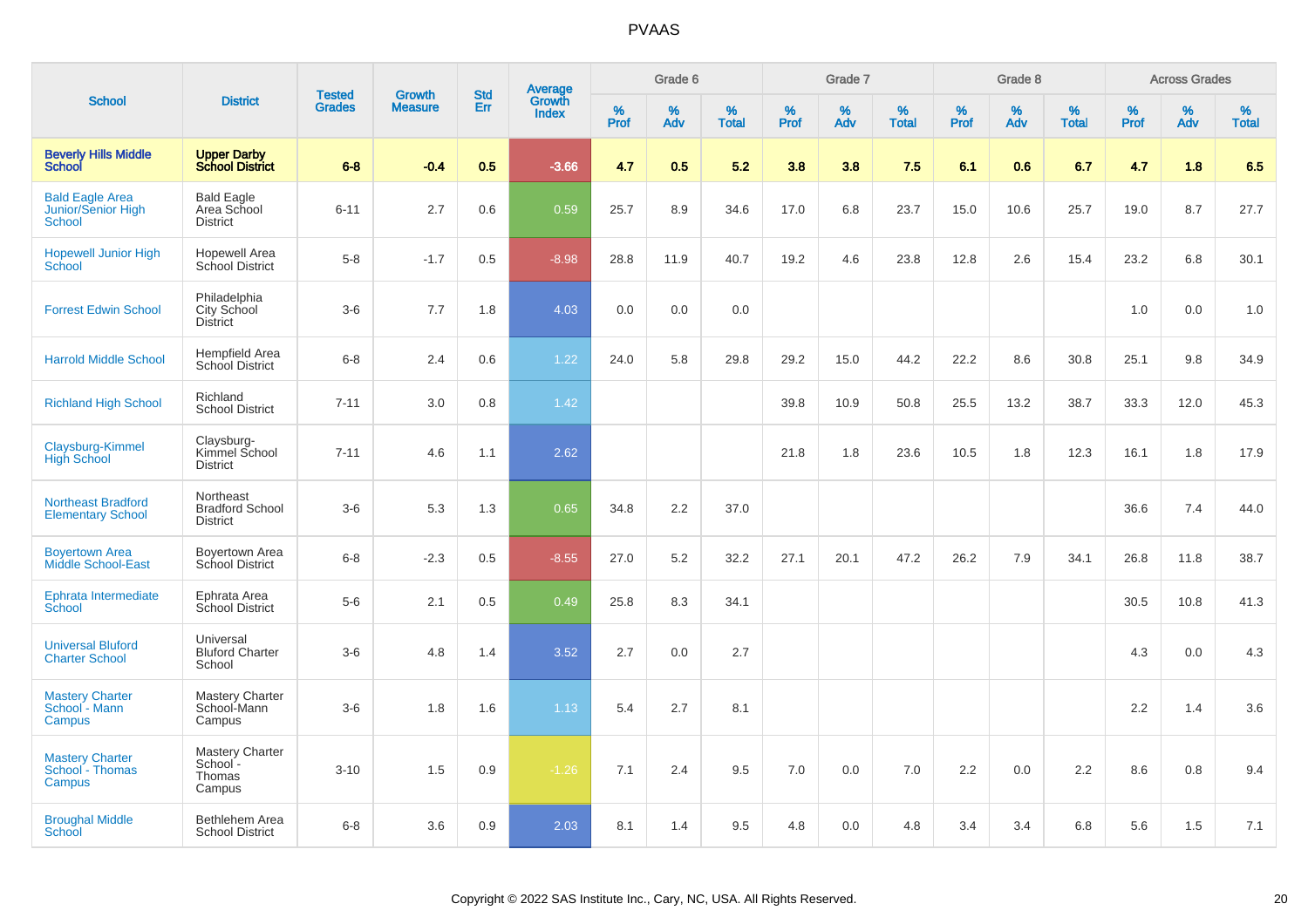# PVAAS

| School | District | Tested Grades | Growth Measure | Std Err | Average Growth Index | Grade 6 | | | Grade 7 | | | Grade 8 | | | Across Grades | | |
|---|---|---|---|---|---|---|---|---|---|---|---|---|---|---|---|---|---|
| | | | | | | % Prof | % Adv | % Total | % Prof | % Adv | % Total | % Prof | % Adv | % Total | % Prof | % Adv | % Total |
| **Beverly Hills Middle School** | **Upper Darby School District** | **6-8** | **-0.4** | **0.5** | **-3.66** | **4.7** | **0.5** | **5.2** | **3.8** | **3.8** | **7.5** | **6.1** | **0.6** | **6.7** | **4.7** | **1.8** | **6.5** |
| Bald Eagle Area Junior/Senior High School | Bald Eagle Area School District | 6-11 | 2.7 | 0.6 | 0.59 | 25.7 | 8.9 | 34.6 | 17.0 | 6.8 | 23.7 | 15.0 | 10.6 | 25.7 | 19.0 | 8.7 | 27.7 |
| Hopewell Junior High School | Hopewell Area School District | 5-8 | -1.7 | 0.5 | -8.98 | 28.8 | 11.9 | 40.7 | 19.2 | 4.6 | 23.8 | 12.8 | 2.6 | 15.4 | 23.2 | 6.8 | 30.1 |
| Forrest Edwin School | Philadelphia City School District | 3-6 | 7.7 | 1.8 | 4.03 | 0.0 | 0.0 | 0.0 | | | | | | | 1.0 | 0.0 | 1.0 |
| Harrold Middle School | Hempfield Area School District | 6-8 | 2.4 | 0.6 | 1.22 | 24.0 | 5.8 | 29.8 | 29.2 | 15.0 | 44.2 | 22.2 | 8.6 | 30.8 | 25.1 | 9.8 | 34.9 |
| Richland High School | Richland School District | 7-11 | 3.0 | 0.8 | 1.42 | | | | 39.8 | 10.9 | 50.8 | 25.5 | 13.2 | 38.7 | 33.3 | 12.0 | 45.3 |
| Claysburg-Kimmel High School | Claysburg-Kimmel School District | 7-11 | 4.6 | 1.1 | 2.62 | | | | 21.8 | 1.8 | 23.6 | 10.5 | 1.8 | 12.3 | 16.1 | 1.8 | 17.9 |
| Northeast Bradford Elementary School | Northeast Bradford School District | 3-6 | 5.3 | 1.3 | 0.65 | 34.8 | 2.2 | 37.0 | | | | | | | 36.6 | 7.4 | 44.0 |
| Boyertown Area Middle School-East | Boyertown Area School District | 6-8 | -2.3 | 0.5 | -8.55 | 27.0 | 5.2 | 32.2 | 27.1 | 20.1 | 47.2 | 26.2 | 7.9 | 34.1 | 26.8 | 11.8 | 38.7 |
| Ephrata Intermediate School | Ephrata Area School District | 5-6 | 2.1 | 0.5 | 0.49 | 25.8 | 8.3 | 34.1 | | | | | | | 30.5 | 10.8 | 41.3 |
| Universal Bluford Charter School | Universal Bluford Charter School | 3-6 | 4.8 | 1.4 | 3.52 | 2.7 | 0.0 | 2.7 | | | | | | | 4.3 | 0.0 | 4.3 |
| Mastery Charter School - Mann Campus | Mastery Charter School-Mann Campus | 3-6 | 1.8 | 1.6 | 1.13 | 5.4 | 2.7 | 8.1 | | | | | | | 2.2 | 1.4 | 3.6 |
| Mastery Charter School - Thomas Campus | Mastery Charter School - Thomas Campus | 3-10 | 1.5 | 0.9 | -1.26 | 7.1 | 2.4 | 9.5 | 7.0 | 0.0 | 7.0 | 2.2 | 0.0 | 2.2 | 8.6 | 0.8 | 9.4 |
| Broughal Middle School | Bethlehem Area School District | 6-8 | 3.6 | 0.9 | 2.03 | 8.1 | 1.4 | 9.5 | 4.8 | 0.0 | 4.8 | 3.4 | 3.4 | 6.8 | 5.6 | 1.5 | 7.1 |

Copyright © 2022 SAS Institute Inc., Cary, NC, USA. All Rights Reserved.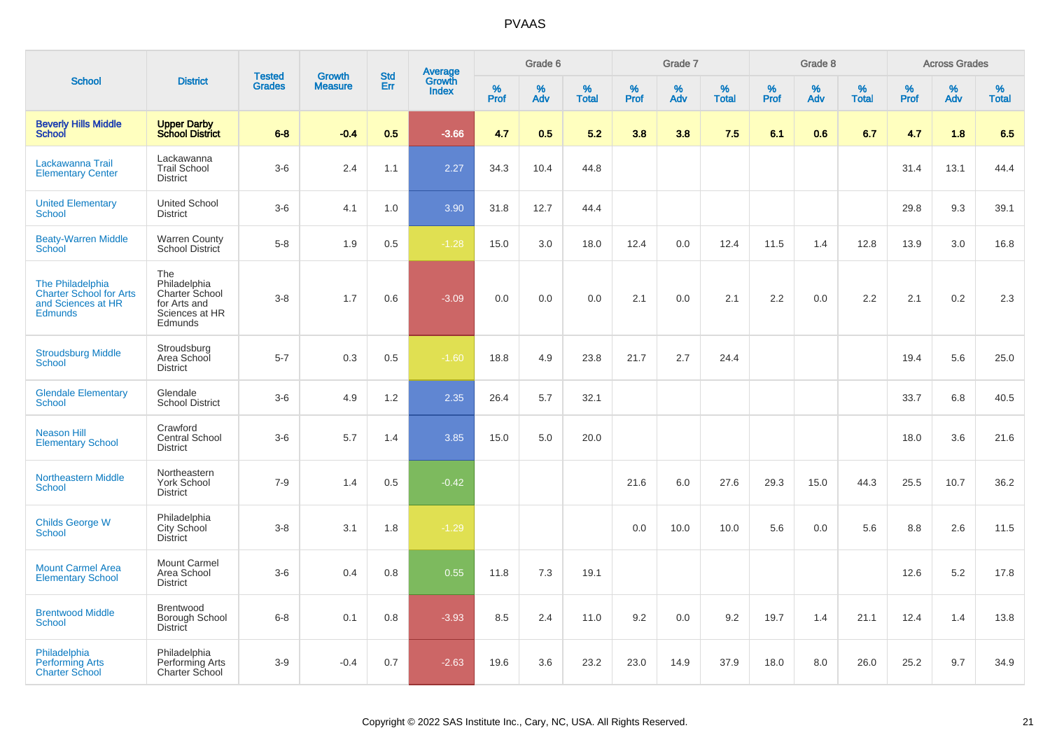PVAAS

| School | District | Tested Grades | Growth Measure | Std Err | Average Growth Index | Grade 6 | | | Grade 7 | | | Grade 8 | | | Across Grades | | |
|---|---|---|---|---|---|---|---|---|---|---|---|---|---|---|---|---|---|
| | | | | | | % Prof | % Adv | % Total | % Prof | % Adv | % Total | % Prof | % Adv | % Total | % Prof | % Adv | % Total |
| **Beverly Hills Middle School** | **Upper Darby School District** | **6-8** | **-0.4** | **0.5** | **-3.66** | **4.7** | **0.5** | **5.2** | **3.8** | **3.8** | **7.5** | **6.1** | **0.6** | **6.7** | **4.7** | **1.8** | **6.5** |
| Lackawanna Trail Elementary Center | Lackawanna Trail School District | 3-6 | 2.4 | 1.1 | 2.27 | 34.3 | 10.4 | 44.8 | | | | | | | 31.4 | 13.1 | 44.4 |
| United Elementary School | United School District | 3-6 | 4.1 | 1.0 | 3.90 | 31.8 | 12.7 | 44.4 | | | | | | | 29.8 | 9.3 | 39.1 |
| Beaty-Warren Middle School | Warren County School District | 5-8 | 1.9 | 0.5 | -1.28 | 15.0 | 3.0 | 18.0 | 12.4 | 0.0 | 12.4 | 11.5 | 1.4 | 12.8 | 13.9 | 3.0 | 16.8 |
| The Philadelphia Charter School for Arts and Sciences at HR Edmunds | The Philadelphia Charter School for Arts and Sciences at HR Edmunds | 3-8 | 1.7 | 0.6 | -3.09 | 0.0 | 0.0 | 0.0 | 2.1 | 0.0 | 2.1 | 2.2 | 0.0 | 2.2 | 2.1 | 0.2 | 2.3 |
| Stroudsburg Middle School | Stroudsburg Area School District | 5-7 | 0.3 | 0.5 | -1.60 | 18.8 | 4.9 | 23.8 | 21.7 | 2.7 | 24.4 | | | | 19.4 | 5.6 | 25.0 |
| Glendale Elementary School | Glendale School District | 3-6 | 4.9 | 1.2 | 2.35 | 26.4 | 5.7 | 32.1 | | | | | | | 33.7 | 6.8 | 40.5 |
| Neason Hill Elementary School | Crawford Central School District | 3-6 | 5.7 | 1.4 | 3.85 | 15.0 | 5.0 | 20.0 | | | | | | | 18.0 | 3.6 | 21.6 |
| Northeastern Middle School | Northeastern York School District | 7-9 | 1.4 | 0.5 | -0.42 | | | | 21.6 | 6.0 | 27.6 | 29.3 | 15.0 | 44.3 | 25.5 | 10.7 | 36.2 |
| Childs George W School | Philadelphia City School District | 3-8 | 3.1 | 1.8 | -1.29 | | | | 0.0 | 10.0 | 10.0 | 5.6 | 0.0 | 5.6 | 8.8 | 2.6 | 11.5 |
| Mount Carmel Area Elementary School | Mount Carmel Area School District | 3-6 | 0.4 | 0.8 | 0.55 | 11.8 | 7.3 | 19.1 | | | | | | | 12.6 | 5.2 | 17.8 |
| Brentwood Middle School | Brentwood Borough School District | 6-8 | 0.1 | 0.8 | -3.93 | 8.5 | 2.4 | 11.0 | 9.2 | 0.0 | 9.2 | 19.7 | 1.4 | 21.1 | 12.4 | 1.4 | 13.8 |
| Philadelphia Performing Arts Charter School | Philadelphia Performing Arts Charter School | 3-9 | -0.4 | 0.7 | -2.63 | 19.6 | 3.6 | 23.2 | 23.0 | 14.9 | 37.9 | 18.0 | 8.0 | 26.0 | 25.2 | 9.7 | 34.9 |

Copyright © 2022 SAS Institute Inc., Cary, NC, USA. All Rights Reserved.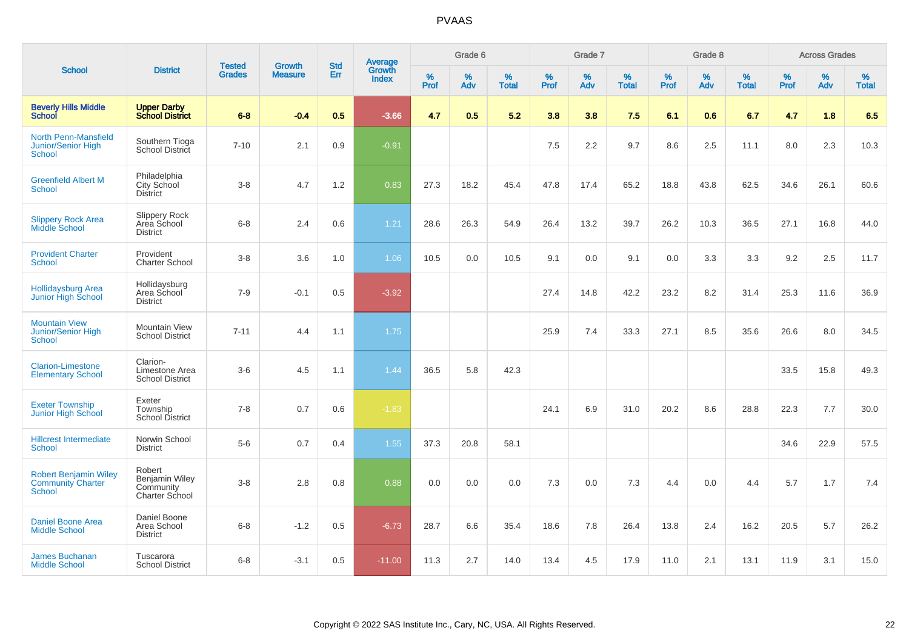# PVAAS

| School | District | Tested Grades | Growth Measure | Std Err | Average Growth Index | Grade 6 | | | Grade 7 | | | Grade 8 | | | Across Grades | | |
|---|---|---|---|---|---|---|---|---|---|---|---|---|---|---|---|---|---|
| | | | | | | % Prof | % Adv | % Total | % Prof | % Adv | % Total | % Prof | % Adv | % Total | % Prof | % Adv | % Total |
| **Beverly Hills Middle School** | **Upper Darby School District** | **6-8** | **-0.4** | **0.5** | **-3.66** | **4.7** | **0.5** | **5.2** | **3.8** | **3.8** | **7.5** | **6.1** | **0.6** | **6.7** | **4.7** | **1.8** | **6.5** |
| North Penn-Mansfield Junior/Senior High School | Southern Tioga School District | 7-10 | 2.1 | 0.9 | -0.91 | | | | 7.5 | 2.2 | 9.7 | 8.6 | 2.5 | 11.1 | 8.0 | 2.3 | 10.3 |
| Greenfield Albert M School | Philadelphia City School District | 3-8 | 4.7 | 1.2 | 0.83 | 27.3 | 18.2 | 45.4 | 47.8 | 17.4 | 65.2 | 18.8 | 43.8 | 62.5 | 34.6 | 26.1 | 60.6 |
| Slippery Rock Area Middle School | Slippery Rock Area School District | 6-8 | 2.4 | 0.6 | 1.21 | 28.6 | 26.3 | 54.9 | 26.4 | 13.2 | 39.7 | 26.2 | 10.3 | 36.5 | 27.1 | 16.8 | 44.0 |
| Provident Charter School | Provident Charter School | 3-8 | 3.6 | 1.0 | 1.06 | 10.5 | 0.0 | 10.5 | 9.1 | 0.0 | 9.1 | 0.0 | 3.3 | 3.3 | 9.2 | 2.5 | 11.7 |
| Hollidaysburg Area Junior High School | Hollidaysburg Area School District | 7-9 | -0.1 | 0.5 | -3.92 | | | | 27.4 | 14.8 | 42.2 | 23.2 | 8.2 | 31.4 | 25.3 | 11.6 | 36.9 |
| Mountain View Junior/Senior High School | Mountain View School District | 7-11 | 4.4 | 1.1 | 1.75 | | | | 25.9 | 7.4 | 33.3 | 27.1 | 8.5 | 35.6 | 26.6 | 8.0 | 34.5 |
| Clarion-Limestone Elementary School | Clarion-Limestone Area School District | 3-6 | 4.5 | 1.1 | 1.44 | 36.5 | 5.8 | 42.3 | | | | | | | 33.5 | 15.8 | 49.3 |
| Exeter Township Junior High School | Exeter Township School District | 7-8 | 0.7 | 0.6 | -1.83 | | | | 24.1 | 6.9 | 31.0 | 20.2 | 8.6 | 28.8 | 22.3 | 7.7 | 30.0 |
| Hillcrest Intermediate School | Norwin School District | 5-6 | 0.7 | 0.4 | 1.55 | 37.3 | 20.8 | 58.1 | | | | | | | 34.6 | 22.9 | 57.5 |
| Robert Benjamin Wiley Community Charter School | Robert Benjamin Wiley Community Charter School | 3-8 | 2.8 | 0.8 | 0.88 | 0.0 | 0.0 | 0.0 | 7.3 | 0.0 | 7.3 | 4.4 | 0.0 | 4.4 | 5.7 | 1.7 | 7.4 |
| Daniel Boone Area Middle School | Daniel Boone Area School District | 6-8 | -1.2 | 0.5 | -6.73 | 28.7 | 6.6 | 35.4 | 18.6 | 7.8 | 26.4 | 13.8 | 2.4 | 16.2 | 20.5 | 5.7 | 26.2 |
| James Buchanan Middle School | Tuscarora School District | 6-8 | -3.1 | 0.5 | -11.00 | 11.3 | 2.7 | 14.0 | 13.4 | 4.5 | 17.9 | 11.0 | 2.1 | 13.1 | 11.9 | 3.1 | 15.0 |

Copyright © 2022 SAS Institute Inc., Cary, NC, USA. All Rights Reserved.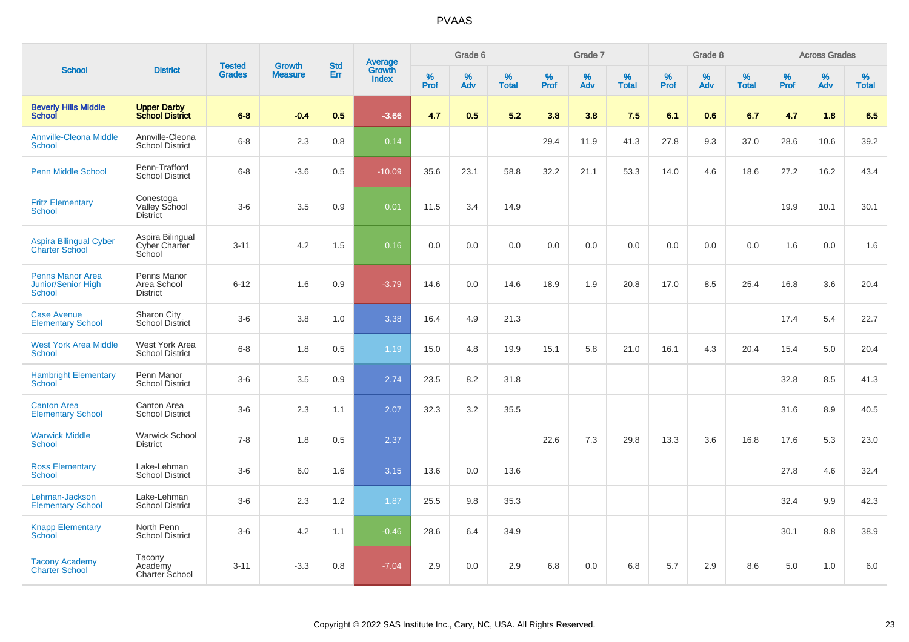# PVAAS

| School | District | Tested Grades | Growth Measure | Std Err | Average Growth Index | Grade 6 | | | Grade 7 | | | Grade 8 | | | Across Grades | | |
|---|---|---|---|---|---|---|---|---|---|---|---|---|---|---|---|---|---|
| | | | | | | % Prof | % Adv | % Total | % Prof | % Adv | % Total | % Prof | % Adv | % Total | % Prof | % Adv | % Total |
| **Beverly Hills Middle School** | **Upper Darby School District** | **6-8** | **-0.4** | **0.5** | **-3.66** | **4.7** | **0.5** | **5.2** | **3.8** | **3.8** | **7.5** | **6.1** | **0.6** | **6.7** | **4.7** | **1.8** | **6.5** |
| Annville-Cleona Middle School | Annville-Cleona School District | 6-8 | 2.3 | 0.8 | 0.14 | | | | 29.4 | 11.9 | 41.3 | 27.8 | 9.3 | 37.0 | 28.6 | 10.6 | 39.2 |
| Penn Middle School | Penn-Trafford School District | 6-8 | -3.6 | 0.5 | -10.09 | 35.6 | 23.1 | 58.8 | 32.2 | 21.1 | 53.3 | 14.0 | 4.6 | 18.6 | 27.2 | 16.2 | 43.4 |
| Fritz Elementary School | Conestoga Valley School District | 3-6 | 3.5 | 0.9 | 0.01 | 11.5 | 3.4 | 14.9 | | | | | | | 19.9 | 10.1 | 30.1 |
| Aspira Bilingual Cyber Charter School | Aspira Bilingual Cyber Charter School | 3-11 | 4.2 | 1.5 | 0.16 | 0.0 | 0.0 | 0.0 | 0.0 | 0.0 | 0.0 | 0.0 | 0.0 | 0.0 | 1.6 | 0.0 | 1.6 |
| Penns Manor Area Junior/Senior High School | Penns Manor Area School District | 6-12 | 1.6 | 0.9 | -3.79 | 14.6 | 0.0 | 14.6 | 18.9 | 1.9 | 20.8 | 17.0 | 8.5 | 25.4 | 16.8 | 3.6 | 20.4 |
| Case Avenue Elementary School | Sharon City School District | 3-6 | 3.8 | 1.0 | 3.38 | 16.4 | 4.9 | 21.3 | | | | | | | 17.4 | 5.4 | 22.7 |
| West York Area Middle School | West York Area School District | 6-8 | 1.8 | 0.5 | 1.19 | 15.0 | 4.8 | 19.9 | 15.1 | 5.8 | 21.0 | 16.1 | 4.3 | 20.4 | 15.4 | 5.0 | 20.4 |
| Hambright Elementary School | Penn Manor School District | 3-6 | 3.5 | 0.9 | 2.74 | 23.5 | 8.2 | 31.8 | | | | | | | 32.8 | 8.5 | 41.3 |
| Canton Area Elementary School | Canton Area School District | 3-6 | 2.3 | 1.1 | 2.07 | 32.3 | 3.2 | 35.5 | | | | | | | 31.6 | 8.9 | 40.5 |
| Warwick Middle School | Warwick School District | 7-8 | 1.8 | 0.5 | 2.37 | | | | 22.6 | 7.3 | 29.8 | 13.3 | 3.6 | 16.8 | 17.6 | 5.3 | 23.0 |
| Ross Elementary School | Lake-Lehman School District | 3-6 | 6.0 | 1.6 | 3.15 | 13.6 | 0.0 | 13.6 | | | | | | | 27.8 | 4.6 | 32.4 |
| Lehman-Jackson Elementary School | Lake-Lehman School District | 3-6 | 2.3 | 1.2 | 1.87 | 25.5 | 9.8 | 35.3 | | | | | | | 32.4 | 9.9 | 42.3 |
| Knapp Elementary School | North Penn School District | 3-6 | 4.2 | 1.1 | -0.46 | 28.6 | 6.4 | 34.9 | | | | | | | 30.1 | 8.8 | 38.9 |
| Tacony Academy Charter School | Tacony Academy Charter School | 3-11 | -3.3 | 0.8 | -7.04 | 2.9 | 0.0 | 2.9 | 6.8 | 0.0 | 6.8 | 5.7 | 2.9 | 8.6 | 5.0 | 1.0 | 6.0 |

Copyright © 2022 SAS Institute Inc., Cary, NC, USA. All Rights Reserved.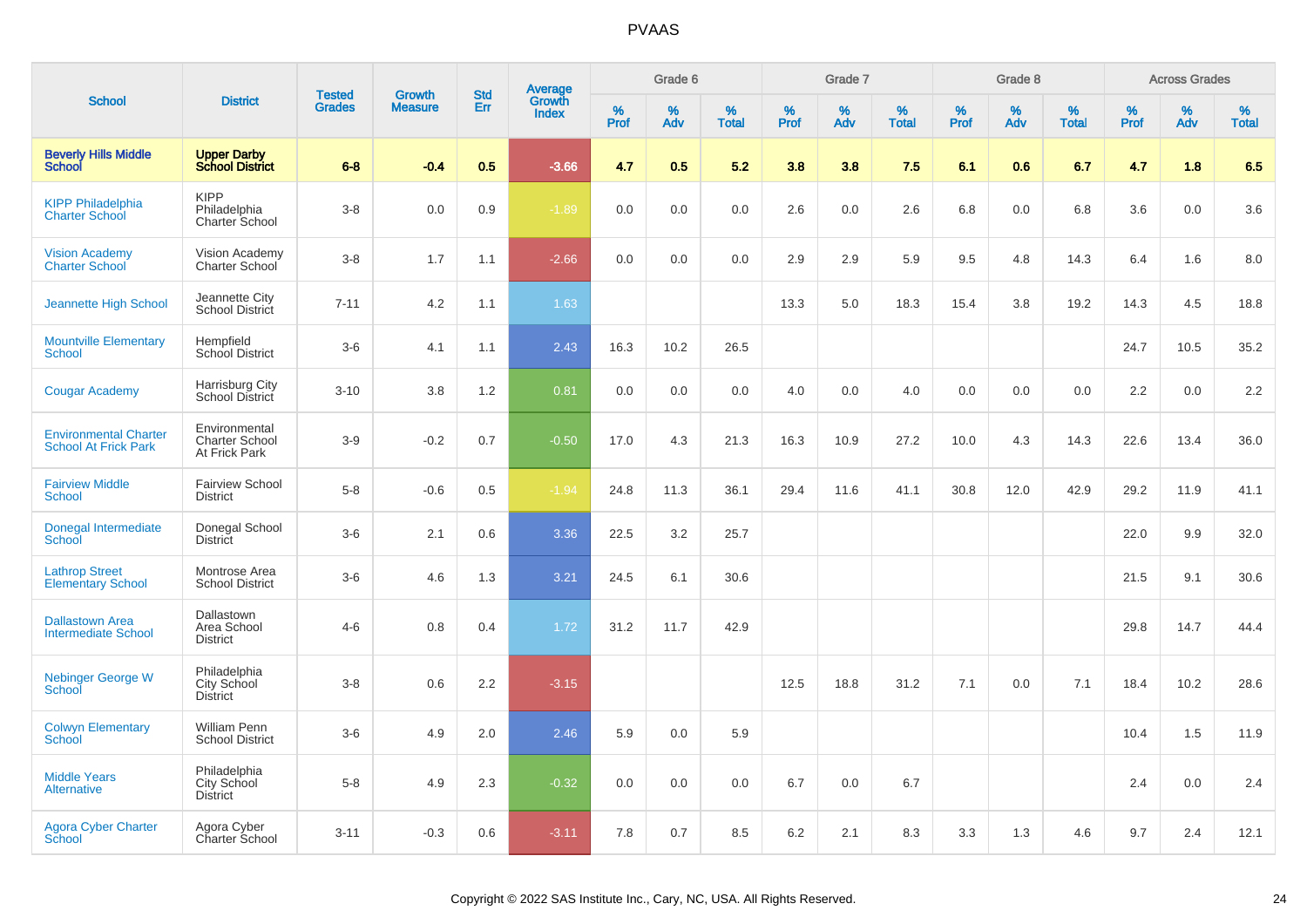# PVAAS

| School | District | Tested Grades | Growth Measure | Std Err | Average Growth Index | Grade 6 | | | Grade 7 | | | Grade 8 | | | Across Grades | | |
|---|---|---|---|---|---|---|---|---|---|---|---|---|---|---|---|---|---|
| | | | | | | % Prof | % Adv | % Total | % Prof | % Adv | % Total | % Prof | % Adv | % Total | % Prof | % Adv | % Total |
| **Beverly Hills Middle School** | **Upper Darby School District** | **6-8** | **-0.4** | **0.5** | **-3.66** | **4.7** | **0.5** | **5.2** | **3.8** | **3.8** | **7.5** | **6.1** | **0.6** | **6.7** | **4.7** | **1.8** | **6.5** |
| KIPP Philadelphia Charter School | KIPP Philadelphia Charter School | 3-8 | 0.0 | 0.9 | -1.89 | 0.0 | 0.0 | 0.0 | 2.6 | 0.0 | 2.6 | 6.8 | 0.0 | 6.8 | 3.6 | 0.0 | 3.6 |
| Vision Academy Charter School | Vision Academy Charter School | 3-8 | 1.7 | 1.1 | -2.66 | 0.0 | 0.0 | 0.0 | 2.9 | 2.9 | 5.9 | 9.5 | 4.8 | 14.3 | 6.4 | 1.6 | 8.0 |
| Jeannette High School | Jeannette City School District | 7-11 | 4.2 | 1.1 | 1.63 | | | | 13.3 | 5.0 | 18.3 | 15.4 | 3.8 | 19.2 | 14.3 | 4.5 | 18.8 |
| Mountville Elementary School | Hempfield School District | 3-6 | 4.1 | 1.1 | 2.43 | 16.3 | 10.2 | 26.5 | | | | | | | 24.7 | 10.5 | 35.2 |
| Cougar Academy | Harrisburg City School District | 3-10 | 3.8 | 1.2 | 0.81 | 0.0 | 0.0 | 0.0 | 4.0 | 0.0 | 4.0 | 0.0 | 0.0 | 0.0 | 2.2 | 0.0 | 2.2 |
| Environmental Charter School At Frick Park | Environmental Charter School At Frick Park | 3-9 | -0.2 | 0.7 | -0.50 | 17.0 | 4.3 | 21.3 | 16.3 | 10.9 | 27.2 | 10.0 | 4.3 | 14.3 | 22.6 | 13.4 | 36.0 |
| Fairview Middle School | Fairview School District | 5-8 | -0.6 | 0.5 | -1.94 | 24.8 | 11.3 | 36.1 | 29.4 | 11.6 | 41.1 | 30.8 | 12.0 | 42.9 | 29.2 | 11.9 | 41.1 |
| Donegal Intermediate School | Donegal School District | 3-6 | 2.1 | 0.6 | 3.36 | 22.5 | 3.2 | 25.7 | | | | | | | 22.0 | 9.9 | 32.0 |
| Lathrop Street Elementary School | Montrose Area School District | 3-6 | 4.6 | 1.3 | 3.21 | 24.5 | 6.1 | 30.6 | | | | | | | 21.5 | 9.1 | 30.6 |
| Dallastown Area Intermediate School | Dallastown Area School District | 4-6 | 0.8 | 0.4 | 1.72 | 31.2 | 11.7 | 42.9 | | | | | | | 29.8 | 14.7 | 44.4 |
| Nebinger George W School | Philadelphia City School District | 3-8 | 0.6 | 2.2 | -3.15 | | | | 12.5 | 18.8 | 31.2 | 7.1 | 0.0 | 7.1 | 18.4 | 10.2 | 28.6 |
| Colwyn Elementary School | William Penn School District | 3-6 | 4.9 | 2.0 | 2.46 | 5.9 | 0.0 | 5.9 | | | | | | | 10.4 | 1.5 | 11.9 |
| Middle Years Alternative | Philadelphia City School District | 5-8 | 4.9 | 2.3 | -0.32 | 0.0 | 0.0 | 0.0 | 6.7 | 0.0 | 6.7 | | | | 2.4 | 0.0 | 2.4 |
| Agora Cyber Charter School | Agora Cyber Charter School | 3-11 | -0.3 | 0.6 | -3.11 | 7.8 | 0.7 | 8.5 | 6.2 | 2.1 | 8.3 | 3.3 | 1.3 | 4.6 | 9.7 | 2.4 | 12.1 |

Copyright © 2022 SAS Institute Inc., Cary, NC, USA. All Rights Reserved.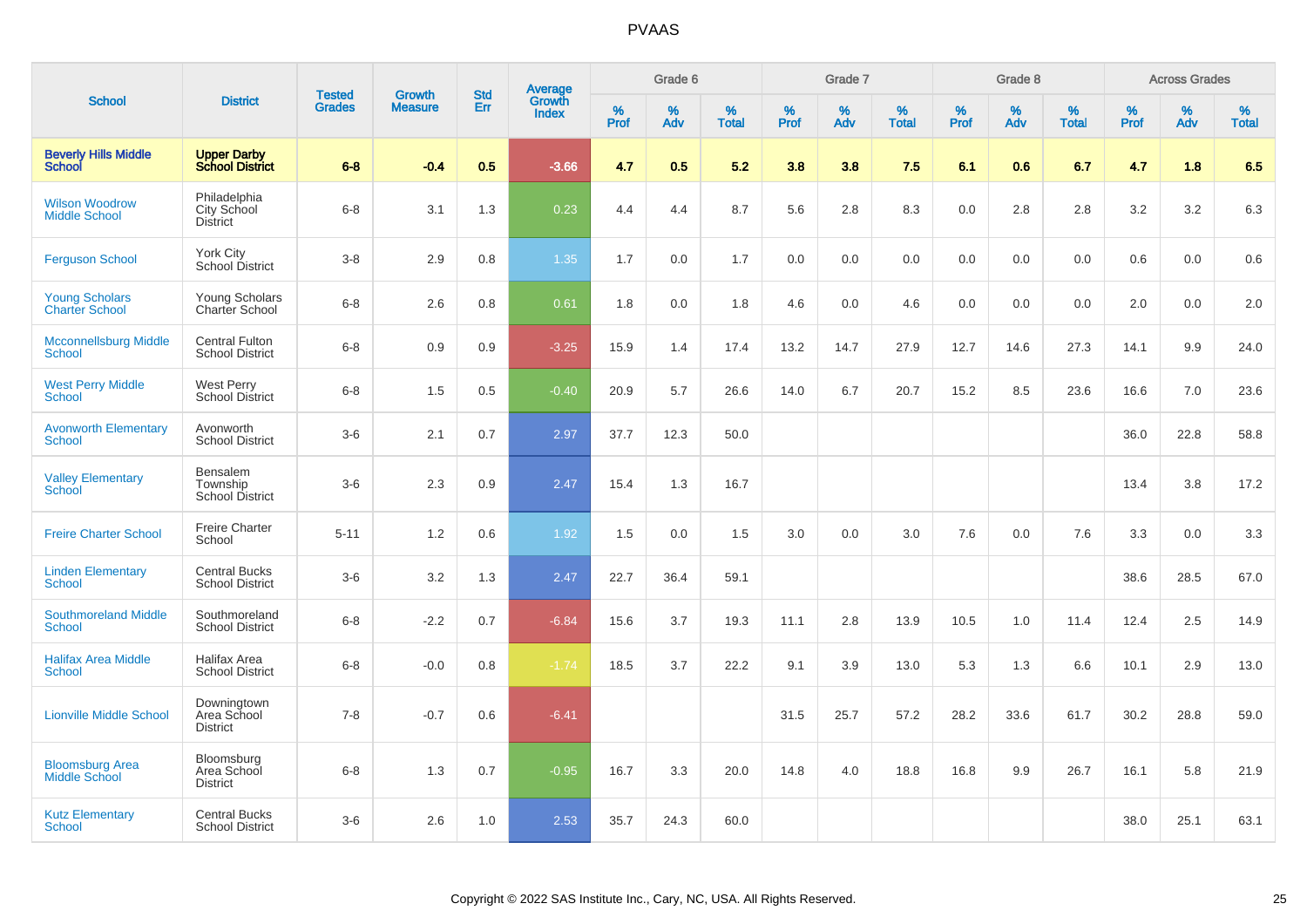# PVAAS

| School | District | Tested Grades | Growth Measure | Std Err | Average Growth Index | Grade 6 | | | Grade 7 | | | Grade 8 | | | Across Grades | | |
|---|---|---|---|---|---|---|---|---|---|---|---|---|---|---|---|---|---|
| | | | | | | % Prof | % Adv | % Total | % Prof | % Adv | % Total | % Prof | % Adv | % Total | % Prof | % Adv | % Total |
| **Beverly Hills Middle School** | **Upper Darby School District** | **6-8** | **-0.4** | **0.5** | **-3.66** | **4.7** | **0.5** | **5.2** | **3.8** | **3.8** | **7.5** | **6.1** | **0.6** | **6.7** | **4.7** | **1.8** | **6.5** |
| Wilson Woodrow Middle School | Philadelphia City School District | 6-8 | 3.1 | 1.3 | 0.23 | 4.4 | 4.4 | 8.7 | 5.6 | 2.8 | 8.3 | 0.0 | 2.8 | 2.8 | 3.2 | 3.2 | 6.3 |
| Ferguson School | York City School District | 3-8 | 2.9 | 0.8 | 1.35 | 1.7 | 0.0 | 1.7 | 0.0 | 0.0 | 0.0 | 0.0 | 0.0 | 0.0 | 0.6 | 0.0 | 0.6 |
| Young Scholars Charter School | Young Scholars Charter School | 6-8 | 2.6 | 0.8 | 0.61 | 1.8 | 0.0 | 1.8 | 4.6 | 0.0 | 4.6 | 0.0 | 0.0 | 0.0 | 2.0 | 0.0 | 2.0 |
| Mcconnellsburg Middle School | Central Fulton School District | 6-8 | 0.9 | 0.9 | -3.25 | 15.9 | 1.4 | 17.4 | 13.2 | 14.7 | 27.9 | 12.7 | 14.6 | 27.3 | 14.1 | 9.9 | 24.0 |
| West Perry Middle School | West Perry School District | 6-8 | 1.5 | 0.5 | -0.40 | 20.9 | 5.7 | 26.6 | 14.0 | 6.7 | 20.7 | 15.2 | 8.5 | 23.6 | 16.6 | 7.0 | 23.6 |
| Avonworth Elementary School | Avonworth School District | 3-6 | 2.1 | 0.7 | 2.97 | 37.7 | 12.3 | 50.0 | | | | | | | 36.0 | 22.8 | 58.8 |
| Valley Elementary School | Bensalem Township School District | 3-6 | 2.3 | 0.9 | 2.47 | 15.4 | 1.3 | 16.7 | | | | | | | 13.4 | 3.8 | 17.2 |
| Freire Charter School | Freire Charter School | 5-11 | 1.2 | 0.6 | 1.92 | 1.5 | 0.0 | 1.5 | 3.0 | 0.0 | 3.0 | 7.6 | 0.0 | 7.6 | 3.3 | 0.0 | 3.3 |
| Linden Elementary School | Central Bucks School District | 3-6 | 3.2 | 1.3 | 2.47 | 22.7 | 36.4 | 59.1 | | | | | | | 38.6 | 28.5 | 67.0 |
| Southmoreland Middle School | Southmoreland School District | 6-8 | -2.2 | 0.7 | -6.84 | 15.6 | 3.7 | 19.3 | 11.1 | 2.8 | 13.9 | 10.5 | 1.0 | 11.4 | 12.4 | 2.5 | 14.9 |
| Halifax Area Middle School | Halifax Area School District | 6-8 | -0.0 | 0.8 | -1.74 | 18.5 | 3.7 | 22.2 | 9.1 | 3.9 | 13.0 | 5.3 | 1.3 | 6.6 | 10.1 | 2.9 | 13.0 |
| Lionville Middle School | Downingtown Area School District | 7-8 | -0.7 | 0.6 | -6.41 | | | | 31.5 | 25.7 | 57.2 | 28.2 | 33.6 | 61.7 | 30.2 | 28.8 | 59.0 |
| Bloomsburg Area Middle School | Bloomsburg Area School District | 6-8 | 1.3 | 0.7 | -0.95 | 16.7 | 3.3 | 20.0 | 14.8 | 4.0 | 18.8 | 16.8 | 9.9 | 26.7 | 16.1 | 5.8 | 21.9 |
| Kutz Elementary School | Central Bucks School District | 3-6 | 2.6 | 1.0 | 2.53 | 35.7 | 24.3 | 60.0 | | | | | | | 38.0 | 25.1 | 63.1 |

Copyright © 2022 SAS Institute Inc., Cary, NC, USA. All Rights Reserved.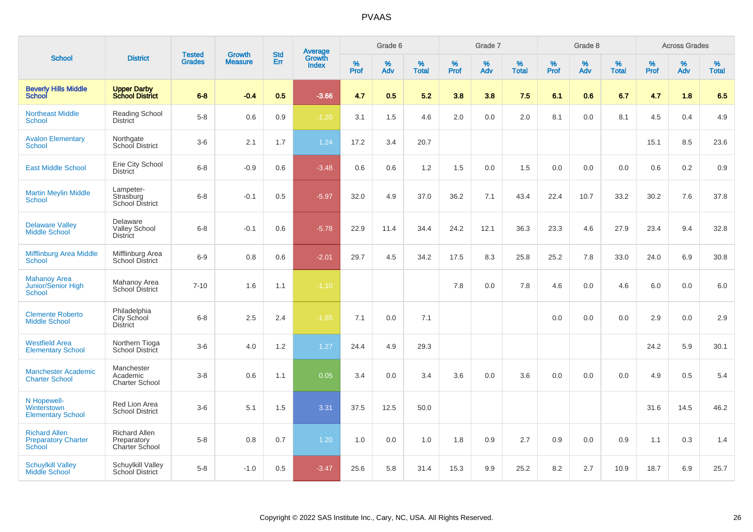# PVAAS

| School | District | Tested Grades | Growth Measure | Std Err | Average Growth Index | Grade 6 | | | Grade 7 | | | Grade 8 | | | Across Grades | | |
|---|---|---|---|---|---|---|---|---|---|---|---|---|---|---|---|---|---|
| | | | | | | % Prof | % Adv | % Total | % Prof | % Adv | % Total | % Prof | % Adv | % Total | % Prof | % Adv | % Total |
| **Beverly Hills Middle School** | **Upper Darby School District** | **6-8** | **-0.4** | **0.5** | **-3.66** | **4.7** | **0.5** | **5.2** | **3.8** | **3.8** | **7.5** | **6.1** | **0.6** | **6.7** | **4.7** | **1.8** | **6.5** |
| Northeast Middle School | Reading School District | 5-8 | 0.6 | 0.9 | -1.20 | 3.1 | 1.5 | 4.6 | 2.0 | 0.0 | 2.0 | 8.1 | 0.0 | 8.1 | 4.5 | 0.4 | 4.9 |
| Avalon Elementary School | Northgate School District | 3-6 | 2.1 | 1.7 | 1.24 | 17.2 | 3.4 | 20.7 | | | | | | | 15.1 | 8.5 | 23.6 |
| East Middle School | Erie City School District | 6-8 | -0.9 | 0.6 | -3.48 | 0.6 | 0.6 | 1.2 | 1.5 | 0.0 | 1.5 | 0.0 | 0.0 | 0.0 | 0.6 | 0.2 | 0.9 |
| Martin Meylin Middle School | Lampeter-Strasburg School District | 6-8 | -0.1 | 0.5 | -5.97 | 32.0 | 4.9 | 37.0 | 36.2 | 7.1 | 43.4 | 22.4 | 10.7 | 33.2 | 30.2 | 7.6 | 37.8 |
| Delaware Valley Middle School | Delaware Valley School District | 6-8 | -0.1 | 0.6 | -5.78 | 22.9 | 11.4 | 34.4 | 24.2 | 12.1 | 36.3 | 23.3 | 4.6 | 27.9 | 23.4 | 9.4 | 32.8 |
| Mifflinburg Area Middle School | Mifflinburg Area School District | 6-9 | 0.8 | 0.6 | -2.01 | 29.7 | 4.5 | 34.2 | 17.5 | 8.3 | 25.8 | 25.2 | 7.8 | 33.0 | 24.0 | 6.9 | 30.8 |
| Mahanoy Area Junior/Senior High School | Mahanoy Area School District | 7-10 | 1.6 | 1.1 | -1.10 | | | | 7.8 | 0.0 | 7.8 | 4.6 | 0.0 | 4.6 | 6.0 | 0.0 | 6.0 |
| Clemente Roberto Middle School | Philadelphia City School District | 6-8 | 2.5 | 2.4 | -1.65 | 7.1 | 0.0 | 7.1 | | | | 0.0 | 0.0 | 0.0 | 2.9 | 0.0 | 2.9 |
| Westfield Area Elementary School | Northern Tioga School District | 3-6 | 4.0 | 1.2 | 1.27 | 24.4 | 4.9 | 29.3 | | | | | | | 24.2 | 5.9 | 30.1 |
| Manchester Academic Charter School | Manchester Academic Charter School | 3-8 | 0.6 | 1.1 | 0.05 | 3.4 | 0.0 | 3.4 | 3.6 | 0.0 | 3.6 | 0.0 | 0.0 | 0.0 | 4.9 | 0.5 | 5.4 |
| N Hopewell-Winterstown Elementary School | Red Lion Area School District | 3-6 | 5.1 | 1.5 | 3.31 | 37.5 | 12.5 | 50.0 | | | | | | | 31.6 | 14.5 | 46.2 |
| Richard Allen Preparatory Charter School | Richard Allen Preparatory Charter School | 5-8 | 0.8 | 0.7 | 1.20 | 1.0 | 0.0 | 1.0 | 1.8 | 0.9 | 2.7 | 0.9 | 0.0 | 0.9 | 1.1 | 0.3 | 1.4 |
| Schuylkill Valley Middle School | Schuylkill Valley School District | 5-8 | -1.0 | 0.5 | -3.47 | 25.6 | 5.8 | 31.4 | 15.3 | 9.9 | 25.2 | 8.2 | 2.7 | 10.9 | 18.7 | 6.9 | 25.7 |

Copyright © 2022 SAS Institute Inc., Cary, NC, USA. All Rights Reserved.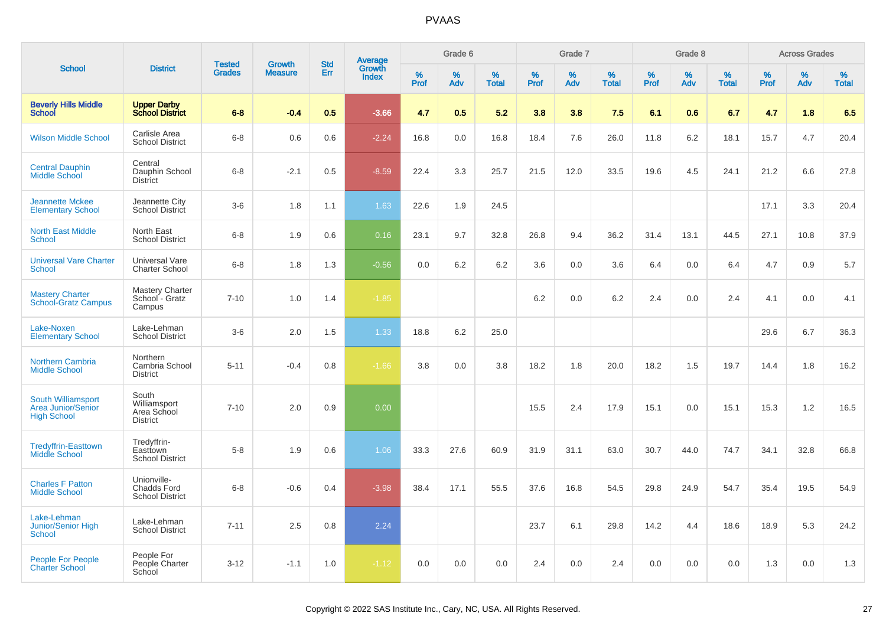# PVAAS

| School | District | Tested Grades | Growth Measure | Std Err | Average Growth Index | Grade 6 | | | Grade 7 | | | Grade 8 | | | Across Grades | | |
|---|---|---|---|---|---|---|---|---|---|---|---|---|---|---|---|---|---|
| | | | | | | % Prof | % Adv | % Total | % Prof | % Adv | % Total | % Prof | % Adv | % Total | % Prof | % Adv | % Total |
| **Beverly Hills Middle School** | **Upper Darby School District** | **6-8** | **-0.4** | **0.5** | **-3.66** | **4.7** | **0.5** | **5.2** | **3.8** | **3.8** | **7.5** | **6.1** | **0.6** | **6.7** | **4.7** | **1.8** | **6.5** |
| Wilson Middle School | Carlisle Area School District | 6-8 | 0.6 | 0.6 | -2.24 | 16.8 | 0.0 | 16.8 | 18.4 | 7.6 | 26.0 | 11.8 | 6.2 | 18.1 | 15.7 | 4.7 | 20.4 |
| Central Dauphin Middle School | Central Dauphin School District | 6-8 | -2.1 | 0.5 | -8.59 | 22.4 | 3.3 | 25.7 | 21.5 | 12.0 | 33.5 | 19.6 | 4.5 | 24.1 | 21.2 | 6.6 | 27.8 |
| Jeannette Mckee Elementary School | Jeannette City School District | 3-6 | 1.8 | 1.1 | 1.63 | 22.6 | 1.9 | 24.5 | | | | | | | 17.1 | 3.3 | 20.4 |
| North East Middle School | North East School District | 6-8 | 1.9 | 0.6 | 0.16 | 23.1 | 9.7 | 32.8 | 26.8 | 9.4 | 36.2 | 31.4 | 13.1 | 44.5 | 27.1 | 10.8 | 37.9 |
| Universal Vare Charter School | Universal Vare Charter School | 6-8 | 1.8 | 1.3 | -0.56 | 0.0 | 6.2 | 6.2 | 3.6 | 0.0 | 3.6 | 6.4 | 0.0 | 6.4 | 4.7 | 0.9 | 5.7 |
| Mastery Charter School-Gratz Campus | Mastery Charter School - Gratz Campus | 7-10 | 1.0 | 1.4 | -1.85 | | | | 6.2 | 0.0 | 6.2 | 2.4 | 0.0 | 2.4 | 4.1 | 0.0 | 4.1 |
| Lake-Noxen Elementary School | Lake-Lehman School District | 3-6 | 2.0 | 1.5 | 1.33 | 18.8 | 6.2 | 25.0 | | | | | | | 29.6 | 6.7 | 36.3 |
| Northern Cambria Middle School | Northern Cambria School District | 5-11 | -0.4 | 0.8 | -1.66 | 3.8 | 0.0 | 3.8 | 18.2 | 1.8 | 20.0 | 18.2 | 1.5 | 19.7 | 14.4 | 1.8 | 16.2 |
| South Williamsport Area Junior/Senior High School | South Williamsport Area School District | 7-10 | 2.0 | 0.9 | 0.00 | | | | 15.5 | 2.4 | 17.9 | 15.1 | 0.0 | 15.1 | 15.3 | 1.2 | 16.5 |
| Tredyffrin-Easttown Middle School | Tredyffrin-Easttown School District | 5-8 | 1.9 | 0.6 | 1.06 | 33.3 | 27.6 | 60.9 | 31.9 | 31.1 | 63.0 | 30.7 | 44.0 | 74.7 | 34.1 | 32.8 | 66.8 |
| Charles F Patton Middle School | Unionville-Chadds Ford School District | 6-8 | -0.6 | 0.4 | -3.98 | 38.4 | 17.1 | 55.5 | 37.6 | 16.8 | 54.5 | 29.8 | 24.9 | 54.7 | 35.4 | 19.5 | 54.9 |
| Lake-Lehman Junior/Senior High School | Lake-Lehman School District | 7-11 | 2.5 | 0.8 | 2.24 | | | | 23.7 | 6.1 | 29.8 | 14.2 | 4.4 | 18.6 | 18.9 | 5.3 | 24.2 |
| People For People Charter School | People For People Charter School | 3-12 | -1.1 | 1.0 | -1.12 | 0.0 | 0.0 | 0.0 | 2.4 | 0.0 | 2.4 | 0.0 | 0.0 | 0.0 | 1.3 | 0.0 | 1.3 |

Copyright © 2022 SAS Institute Inc., Cary, NC, USA. All Rights Reserved.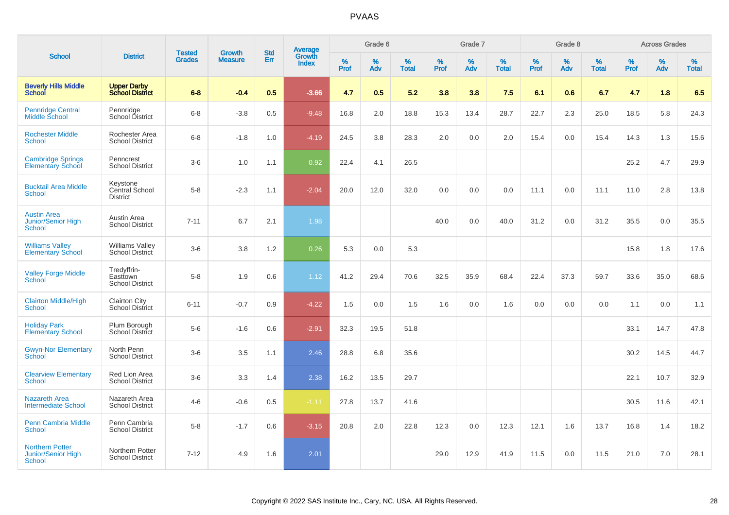# PVAAS

| School | District | Tested Grades | Growth Measure | Std Err | Average Growth Index | Grade 6 | | | Grade 7 | | | Grade 8 | | | Across Grades | | |
|---|---|---|---|---|---|---|---|---|---|---|---|---|---|---|---|---|---|
| | | | | | | % Prof | % Adv | % Total | % Prof | % Adv | % Total | % Prof | % Adv | % Total | % Prof | % Adv | % Total |
| **Beverly Hills Middle School** | **Upper Darby School District** | **6-8** | **-0.4** | **0.5** | **-3.66** | **4.7** | **0.5** | **5.2** | **3.8** | **3.8** | **7.5** | **6.1** | **0.6** | **6.7** | **4.7** | **1.8** | **6.5** |
| Pennridge Central Middle School | Pennridge School District | 6-8 | -3.8 | 0.5 | -9.48 | 16.8 | 2.0 | 18.8 | 15.3 | 13.4 | 28.7 | 22.7 | 2.3 | 25.0 | 18.5 | 5.8 | 24.3 |
| Rochester Middle School | Rochester Area School District | 6-8 | -1.8 | 1.0 | -4.19 | 24.5 | 3.8 | 28.3 | 2.0 | 0.0 | 2.0 | 15.4 | 0.0 | 15.4 | 14.3 | 1.3 | 15.6 |
| Cambridge Springs Elementary School | Penncrest School District | 3-6 | 1.0 | 1.1 | 0.92 | 22.4 | 4.1 | 26.5 | | | | | | | 25.2 | 4.7 | 29.9 |
| Bucktail Area Middle School | Keystone Central School District | 5-8 | -2.3 | 1.1 | -2.04 | 20.0 | 12.0 | 32.0 | 0.0 | 0.0 | 0.0 | 11.1 | 0.0 | 11.1 | 11.0 | 2.8 | 13.8 |
| Austin Area Junior/Senior High School | Austin Area School District | 7-11 | 6.7 | 2.1 | 1.98 | | | | 40.0 | 0.0 | 40.0 | 31.2 | 0.0 | 31.2 | 35.5 | 0.0 | 35.5 |
| Williams Valley Elementary School | Williams Valley School District | 3-6 | 3.8 | 1.2 | 0.26 | 5.3 | 0.0 | 5.3 | | | | | | | 15.8 | 1.8 | 17.6 |
| Valley Forge Middle School | Tredyffrin-Easttown School District | 5-8 | 1.9 | 0.6 | 1.12 | 41.2 | 29.4 | 70.6 | 32.5 | 35.9 | 68.4 | 22.4 | 37.3 | 59.7 | 33.6 | 35.0 | 68.6 |
| Clairton Middle/High School | Clairton City School District | 6-11 | -0.7 | 0.9 | -4.22 | 1.5 | 0.0 | 1.5 | 1.6 | 0.0 | 1.6 | 0.0 | 0.0 | 0.0 | 1.1 | 0.0 | 1.1 |
| Holiday Park Elementary School | Plum Borough School District | 5-6 | -1.6 | 0.6 | -2.91 | 32.3 | 19.5 | 51.8 | | | | | | | 33.1 | 14.7 | 47.8 |
| Gwyn-Nor Elementary School | North Penn School District | 3-6 | 3.5 | 1.1 | 2.46 | 28.8 | 6.8 | 35.6 | | | | | | | 30.2 | 14.5 | 44.7 |
| Clearview Elementary School | Red Lion Area School District | 3-6 | 3.3 | 1.4 | 2.38 | 16.2 | 13.5 | 29.7 | | | | | | | 22.1 | 10.7 | 32.9 |
| Nazareth Area Intermediate School | Nazareth Area School District | 4-6 | -0.6 | 0.5 | -1.11 | 27.8 | 13.7 | 41.6 | | | | | | | 30.5 | 11.6 | 42.1 |
| Penn Cambria Middle School | Penn Cambria School District | 5-8 | -1.7 | 0.6 | -3.15 | 20.8 | 2.0 | 22.8 | 12.3 | 0.0 | 12.3 | 12.1 | 1.6 | 13.7 | 16.8 | 1.4 | 18.2 |
| Northern Potter Junior/Senior High School | Northern Potter School District | 7-12 | 4.9 | 1.6 | 2.01 | | | | 29.0 | 12.9 | 41.9 | 11.5 | 0.0 | 11.5 | 21.0 | 7.0 | 28.1 |

Copyright © 2022 SAS Institute Inc., Cary, NC, USA. All Rights Reserved.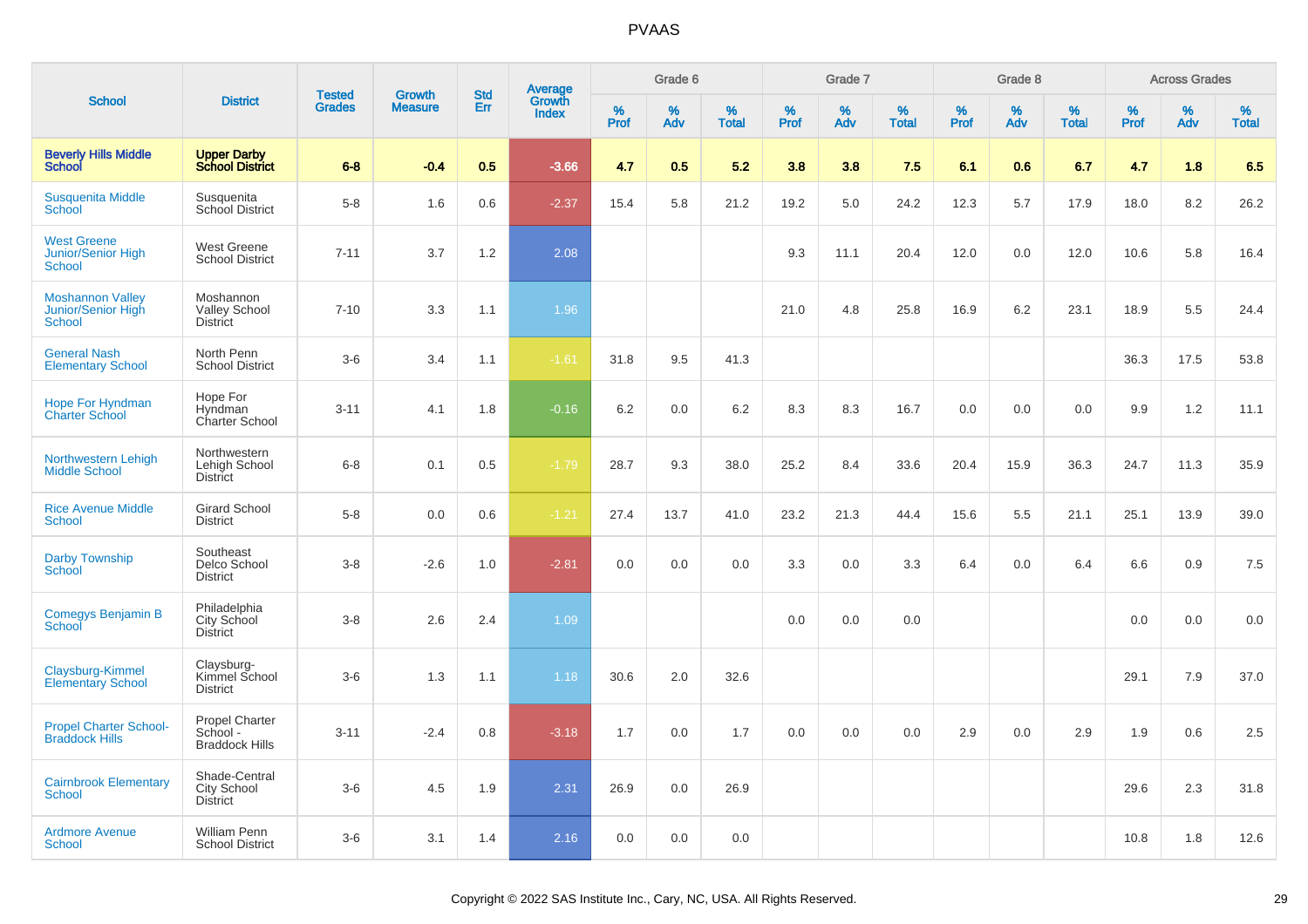# PVAAS

| School | District | Tested Grades | Growth Measure | Std Err | Average Growth Index | Grade 6 | | | Grade 7 | | | Grade 8 | | | Across Grades | | |
|---|---|---|---|---|---|---|---|---|---|---|---|---|---|---|---|---|---|
| | | | | | | % Prof | % Adv | % Total | % Prof | % Adv | % Total | % Prof | % Adv | % Total | % Prof | % Adv | % Total |
| **Beverly Hills Middle School** | **Upper Darby School District** | **6-8** | **-0.4** | **0.5** | **-3.66** | **4.7** | **0.5** | **5.2** | **3.8** | **3.8** | **7.5** | **6.1** | **0.6** | **6.7** | **4.7** | **1.8** | **6.5** |
| Susquenita Middle School | Susquenita School District | 5-8 | 1.6 | 0.6 | -2.37 | 15.4 | 5.8 | 21.2 | 19.2 | 5.0 | 24.2 | 12.3 | 5.7 | 17.9 | 18.0 | 8.2 | 26.2 |
| West Greene Junior/Senior High School | West Greene School District | 7-11 | 3.7 | 1.2 | 2.08 | | | | 9.3 | 11.1 | 20.4 | 12.0 | 0.0 | 12.0 | 10.6 | 5.8 | 16.4 |
| Moshannon Valley Junior/Senior High School | Moshannon Valley School District | 7-10 | 3.3 | 1.1 | 1.96 | | | | 21.0 | 4.8 | 25.8 | 16.9 | 6.2 | 23.1 | 18.9 | 5.5 | 24.4 |
| General Nash Elementary School | North Penn School District | 3-6 | 3.4 | 1.1 | -1.61 | 31.8 | 9.5 | 41.3 | | | | | | | 36.3 | 17.5 | 53.8 |
| Hope For Hyndman Charter School | Hope For Hyndman Charter School | 3-11 | 4.1 | 1.8 | -0.16 | 6.2 | 0.0 | 6.2 | 8.3 | 8.3 | 16.7 | 0.0 | 0.0 | 0.0 | 9.9 | 1.2 | 11.1 |
| Northwestern Lehigh Middle School | Northwestern Lehigh School District | 6-8 | 0.1 | 0.5 | -1.79 | 28.7 | 9.3 | 38.0 | 25.2 | 8.4 | 33.6 | 20.4 | 15.9 | 36.3 | 24.7 | 11.3 | 35.9 |
| Rice Avenue Middle School | Girard School District | 5-8 | 0.0 | 0.6 | -1.21 | 27.4 | 13.7 | 41.0 | 23.2 | 21.3 | 44.4 | 15.6 | 5.5 | 21.1 | 25.1 | 13.9 | 39.0 |
| Darby Township School | Southeast Delco School District | 3-8 | -2.6 | 1.0 | -2.81 | 0.0 | 0.0 | 0.0 | 3.3 | 0.0 | 3.3 | 6.4 | 0.0 | 6.4 | 6.6 | 0.9 | 7.5 |
| Comegys Benjamin B School | Philadelphia City School District | 3-8 | 2.6 | 2.4 | 1.09 | | | | 0.0 | 0.0 | 0.0 | | | | 0.0 | 0.0 | 0.0 |
| Claysburg-Kimmel Elementary School | Claysburg-Kimmel School District | 3-6 | 1.3 | 1.1 | 1.18 | 30.6 | 2.0 | 32.6 | | | | | | | 29.1 | 7.9 | 37.0 |
| Propel Charter School-Braddock Hills | Propel Charter School - Braddock Hills | 3-11 | -2.4 | 0.8 | -3.18 | 1.7 | 0.0 | 1.7 | 0.0 | 0.0 | 0.0 | 2.9 | 0.0 | 2.9 | 1.9 | 0.6 | 2.5 |
| Cairnbrook Elementary School | Shade-Central City School District | 3-6 | 4.5 | 1.9 | 2.31 | 26.9 | 0.0 | 26.9 | | | | | | | 29.6 | 2.3 | 31.8 |
| Ardmore Avenue School | William Penn School District | 3-6 | 3.1 | 1.4 | 2.16 | 0.0 | 0.0 | 0.0 | | | | | | | 10.8 | 1.8 | 12.6 |

Copyright © 2022 SAS Institute Inc., Cary, NC, USA. All Rights Reserved.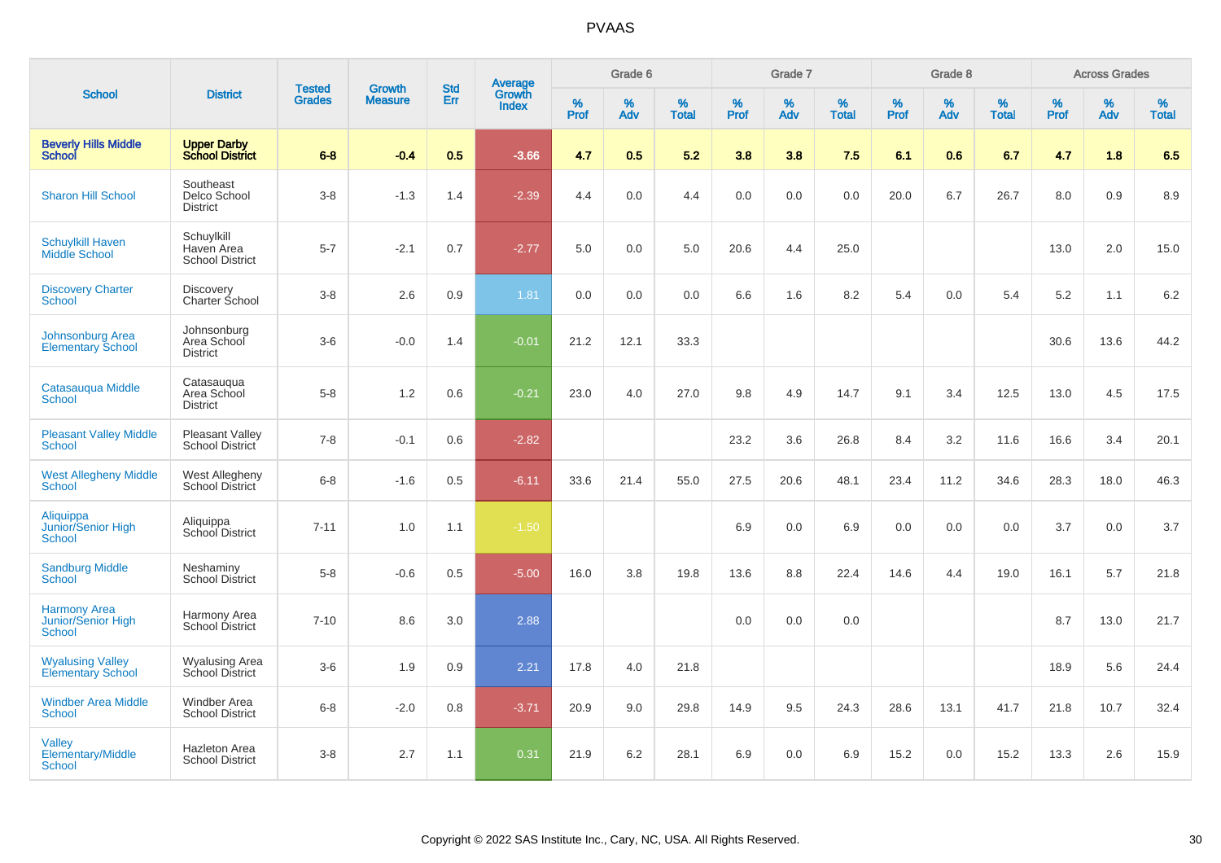# PVAAS

| School | District | Tested Grades | Growth Measure | Std Err | Average Growth Index | Grade 6 | | | Grade 7 | | | Grade 8 | | | Across Grades | | |
|---|---|---|---|---|---|---|---|---|---|---|---|---|---|---|---|---|---|
| | | | | | | % Prof | % Adv | % Total | % Prof | % Adv | % Total | % Prof | % Adv | % Total | % Prof | % Adv | % Total |
| **Beverly Hills Middle School** | **Upper Darby School District** | **6-8** | **-0.4** | **0.5** | **-3.66** | **4.7** | **0.5** | **5.2** | **3.8** | **3.8** | **7.5** | **6.1** | **0.6** | **6.7** | **4.7** | **1.8** | **6.5** |
| Sharon Hill School | Southeast Delco School District | 3-8 | -1.3 | 1.4 | -2.39 | 4.4 | 0.0 | 4.4 | 0.0 | 0.0 | 0.0 | 20.0 | 6.7 | 26.7 | 8.0 | 0.9 | 8.9 |
| Schuylkill Haven Middle School | Schuylkill Haven Area School District | 5-7 | -2.1 | 0.7 | -2.77 | 5.0 | 0.0 | 5.0 | 20.6 | 4.4 | 25.0 | | | | 13.0 | 2.0 | 15.0 |
| Discovery Charter School | Discovery Charter School | 3-8 | 2.6 | 0.9 | 1.81 | 0.0 | 0.0 | 0.0 | 6.6 | 1.6 | 8.2 | 5.4 | 0.0 | 5.4 | 5.2 | 1.1 | 6.2 |
| Johnsonburg Area Elementary School | Johnsonburg Area School District | 3-6 | -0.0 | 1.4 | -0.01 | 21.2 | 12.1 | 33.3 | | | | | | | 30.6 | 13.6 | 44.2 |
| Catasauqua Middle School | Catasauqua Area School District | 5-8 | 1.2 | 0.6 | -0.21 | 23.0 | 4.0 | 27.0 | 9.8 | 4.9 | 14.7 | 9.1 | 3.4 | 12.5 | 13.0 | 4.5 | 17.5 |
| Pleasant Valley Middle School | Pleasant Valley School District | 7-8 | -0.1 | 0.6 | -2.82 | | | | 23.2 | 3.6 | 26.8 | 8.4 | 3.2 | 11.6 | 16.6 | 3.4 | 20.1 |
| West Allegheny Middle School | West Allegheny School District | 6-8 | -1.6 | 0.5 | -6.11 | 33.6 | 21.4 | 55.0 | 27.5 | 20.6 | 48.1 | 23.4 | 11.2 | 34.6 | 28.3 | 18.0 | 46.3 |
| Aliquippa Junior/Senior High School | Aliquippa School District | 7-11 | 1.0 | 1.1 | -1.50 | | | | 6.9 | 0.0 | 6.9 | 0.0 | 0.0 | 0.0 | 3.7 | 0.0 | 3.7 |
| Sandburg Middle School | Neshaminy School District | 5-8 | -0.6 | 0.5 | -5.00 | 16.0 | 3.8 | 19.8 | 13.6 | 8.8 | 22.4 | 14.6 | 4.4 | 19.0 | 16.1 | 5.7 | 21.8 |
| Harmony Area Junior/Senior High School | Harmony Area School District | 7-10 | 8.6 | 3.0 | 2.88 | | | | 0.0 | 0.0 | 0.0 | | | | 8.7 | 13.0 | 21.7 |
| Wyalusing Valley Elementary School | Wyalusing Area School District | 3-6 | 1.9 | 0.9 | 2.21 | 17.8 | 4.0 | 21.8 | | | | | | | 18.9 | 5.6 | 24.4 |
| Windber Area Middle School | Windber Area School District | 6-8 | -2.0 | 0.8 | -3.71 | 20.9 | 9.0 | 29.8 | 14.9 | 9.5 | 24.3 | 28.6 | 13.1 | 41.7 | 21.8 | 10.7 | 32.4 |
| Valley Elementary/Middle School | Hazleton Area School District | 3-8 | 2.7 | 1.1 | 0.31 | 21.9 | 6.2 | 28.1 | 6.9 | 0.0 | 6.9 | 15.2 | 0.0 | 15.2 | 13.3 | 2.6 | 15.9 |

Copyright © 2022 SAS Institute Inc., Cary, NC, USA. All Rights Reserved.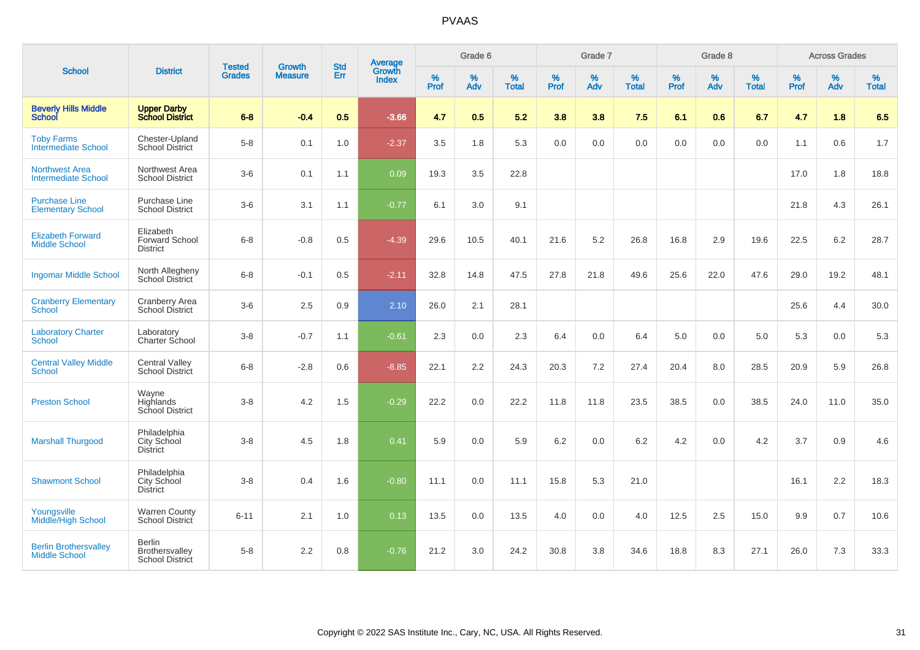# PVAAS

| School | District | Tested Grades | Growth Measure | Std Err | Average Growth Index | Grade 6 | | | Grade 7 | | | Grade 8 | | | Across Grades | | |
|---|---|---|---|---|---|---|---|---|---|---|---|---|---|---|---|---|---|
| | | | | | | % Prof | % Adv | % Total | % Prof | % Adv | % Total | % Prof | % Adv | % Total | % Prof | % Adv | % Total |
| **Beverly Hills Middle School** | **Upper Darby School District** | **6-8** | **-0.4** | **0.5** | **-3.66** | **4.7** | **0.5** | **5.2** | **3.8** | **3.8** | **7.5** | **6.1** | **0.6** | **6.7** | **4.7** | **1.8** | **6.5** |
| Toby Farms Intermediate School | Chester-Upland School District | 5-8 | 0.1 | 1.0 | -2.37 | 3.5 | 1.8 | 5.3 | 0.0 | 0.0 | 0.0 | 0.0 | 0.0 | 0.0 | 1.1 | 0.6 | 1.7 |
| Northwest Area Intermediate School | Northwest Area School District | 3-6 | 0.1 | 1.1 | 0.09 | 19.3 | 3.5 | 22.8 | | | | | | | 17.0 | 1.8 | 18.8 |
| Purchase Line Elementary School | Purchase Line School District | 3-6 | 3.1 | 1.1 | -0.77 | 6.1 | 3.0 | 9.1 | | | | | | | 21.8 | 4.3 | 26.1 |
| Elizabeth Forward Middle School | Elizabeth Forward School District | 6-8 | -0.8 | 0.5 | -4.39 | 29.6 | 10.5 | 40.1 | 21.6 | 5.2 | 26.8 | 16.8 | 2.9 | 19.6 | 22.5 | 6.2 | 28.7 |
| Ingomar Middle School | North Allegheny School District | 6-8 | -0.1 | 0.5 | -2.11 | 32.8 | 14.8 | 47.5 | 27.8 | 21.8 | 49.6 | 25.6 | 22.0 | 47.6 | 29.0 | 19.2 | 48.1 |
| Cranberry Elementary School | Cranberry Area School District | 3-6 | 2.5 | 0.9 | 2.10 | 26.0 | 2.1 | 28.1 | | | | | | | 25.6 | 4.4 | 30.0 |
| Laboratory Charter School | Laboratory Charter School | 3-8 | -0.7 | 1.1 | -0.61 | 2.3 | 0.0 | 2.3 | 6.4 | 0.0 | 6.4 | 5.0 | 0.0 | 5.0 | 5.3 | 0.0 | 5.3 |
| Central Valley Middle School | Central Valley School District | 6-8 | -2.8 | 0.6 | -8.85 | 22.1 | 2.2 | 24.3 | 20.3 | 7.2 | 27.4 | 20.4 | 8.0 | 28.5 | 20.9 | 5.9 | 26.8 |
| Preston School | Wayne Highlands School District | 3-8 | 4.2 | 1.5 | -0.29 | 22.2 | 0.0 | 22.2 | 11.8 | 11.8 | 23.5 | 38.5 | 0.0 | 38.5 | 24.0 | 11.0 | 35.0 |
| Marshall Thurgood | Philadelphia City School District | 3-8 | 4.5 | 1.8 | 0.41 | 5.9 | 0.0 | 5.9 | 6.2 | 0.0 | 6.2 | 4.2 | 0.0 | 4.2 | 3.7 | 0.9 | 4.6 |
| Shawmont School | Philadelphia City School District | 3-8 | 0.4 | 1.6 | -0.80 | 11.1 | 0.0 | 11.1 | 15.8 | 5.3 | 21.0 | | | | 16.1 | 2.2 | 18.3 |
| Youngsville Middle/High School | Warren County School District | 6-11 | 2.1 | 1.0 | 0.13 | 13.5 | 0.0 | 13.5 | 4.0 | 0.0 | 4.0 | 12.5 | 2.5 | 15.0 | 9.9 | 0.7 | 10.6 |
| Berlin Brothersvalley Middle School | Berlin Brothersvalley School District | 5-8 | 2.2 | 0.8 | -0.76 | 21.2 | 3.0 | 24.2 | 30.8 | 3.8 | 34.6 | 18.8 | 8.3 | 27.1 | 26.0 | 7.3 | 33.3 |

Copyright © 2022 SAS Institute Inc., Cary, NC, USA. All Rights Reserved.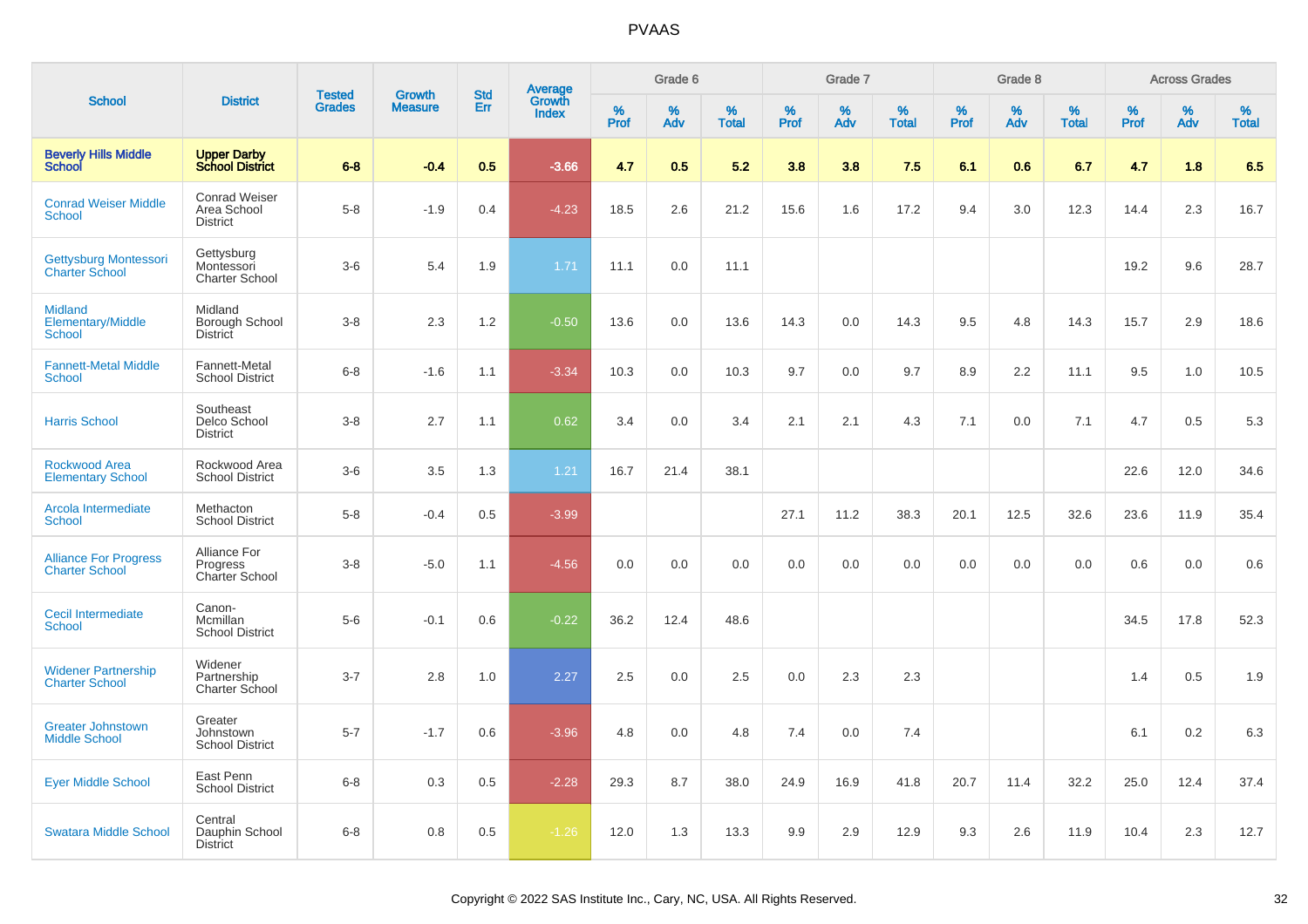# PVAAS

| School | District | Tested Grades | Growth Measure | Std Err | Average Growth Index | Grade 6 | | | Grade 7 | | | Grade 8 | | | Across Grades | | |
|---|---|---|---|---|---|---|---|---|---|---|---|---|---|---|---|---|---|
| | | | | | | % Prof | % Adv | % Total | % Prof | % Adv | % Total | % Prof | % Adv | % Total | % Prof | % Adv | % Total |
| **Beverly Hills Middle School** | **Upper Darby School District** | **6-8** | **-0.4** | **0.5** | **-3.66** | **4.7** | **0.5** | **5.2** | **3.8** | **3.8** | **7.5** | **6.1** | **0.6** | **6.7** | **4.7** | **1.8** | **6.5** |
| Conrad Weiser Middle School | Conrad Weiser Area School District | 5-8 | -1.9 | 0.4 | -4.23 | 18.5 | 2.6 | 21.2 | 15.6 | 1.6 | 17.2 | 9.4 | 3.0 | 12.3 | 14.4 | 2.3 | 16.7 |
| Gettysburg Montessori Charter School | Gettysburg Montessori Charter School | 3-6 | 5.4 | 1.9 | 1.71 | 11.1 | 0.0 | 11.1 | | | | | | | 19.2 | 9.6 | 28.7 |
| Midland Elementary/Middle School | Midland Borough School District | 3-8 | 2.3 | 1.2 | -0.50 | 13.6 | 0.0 | 13.6 | 14.3 | 0.0 | 14.3 | 9.5 | 4.8 | 14.3 | 15.7 | 2.9 | 18.6 |
| Fannett-Metal Middle School | Fannett-Metal School District | 6-8 | -1.6 | 1.1 | -3.34 | 10.3 | 0.0 | 10.3 | 9.7 | 0.0 | 9.7 | 8.9 | 2.2 | 11.1 | 9.5 | 1.0 | 10.5 |
| Harris School | Southeast Delco School District | 3-8 | 2.7 | 1.1 | 0.62 | 3.4 | 0.0 | 3.4 | 2.1 | 2.1 | 4.3 | 7.1 | 0.0 | 7.1 | 4.7 | 0.5 | 5.3 |
| Rockwood Area Elementary School | Rockwood Area School District | 3-6 | 3.5 | 1.3 | 1.21 | 16.7 | 21.4 | 38.1 | | | | | | | 22.6 | 12.0 | 34.6 |
| Arcola Intermediate School | Methacton School District | 5-8 | -0.4 | 0.5 | -3.99 | | | | 27.1 | 11.2 | 38.3 | 20.1 | 12.5 | 32.6 | 23.6 | 11.9 | 35.4 |
| Alliance For Progress Charter School | Alliance For Progress Charter School | 3-8 | -5.0 | 1.1 | -4.56 | 0.0 | 0.0 | 0.0 | 0.0 | 0.0 | 0.0 | 0.0 | 0.0 | 0.0 | 0.6 | 0.0 | 0.6 |
| Cecil Intermediate School | Canon-Mcmillan School District | 5-6 | -0.1 | 0.6 | -0.22 | 36.2 | 12.4 | 48.6 | | | | | | | 34.5 | 17.8 | 52.3 |
| Widener Partnership Charter School | Widener Partnership Charter School | 3-7 | 2.8 | 1.0 | 2.27 | 2.5 | 0.0 | 2.5 | 0.0 | 2.3 | 2.3 | | | | 1.4 | 0.5 | 1.9 |
| Greater Johnstown Middle School | Greater Johnstown School District | 5-7 | -1.7 | 0.6 | -3.96 | 4.8 | 0.0 | 4.8 | 7.4 | 0.0 | 7.4 | | | | 6.1 | 0.2 | 6.3 |
| Eyer Middle School | East Penn School District | 6-8 | 0.3 | 0.5 | -2.28 | 29.3 | 8.7 | 38.0 | 24.9 | 16.9 | 41.8 | 20.7 | 11.4 | 32.2 | 25.0 | 12.4 | 37.4 |
| Swatara Middle School | Central Dauphin School District | 6-8 | 0.8 | 0.5 | -1.26 | 12.0 | 1.3 | 13.3 | 9.9 | 2.9 | 12.9 | 9.3 | 2.6 | 11.9 | 10.4 | 2.3 | 12.7 |

Copyright © 2022 SAS Institute Inc., Cary, NC, USA. All Rights Reserved.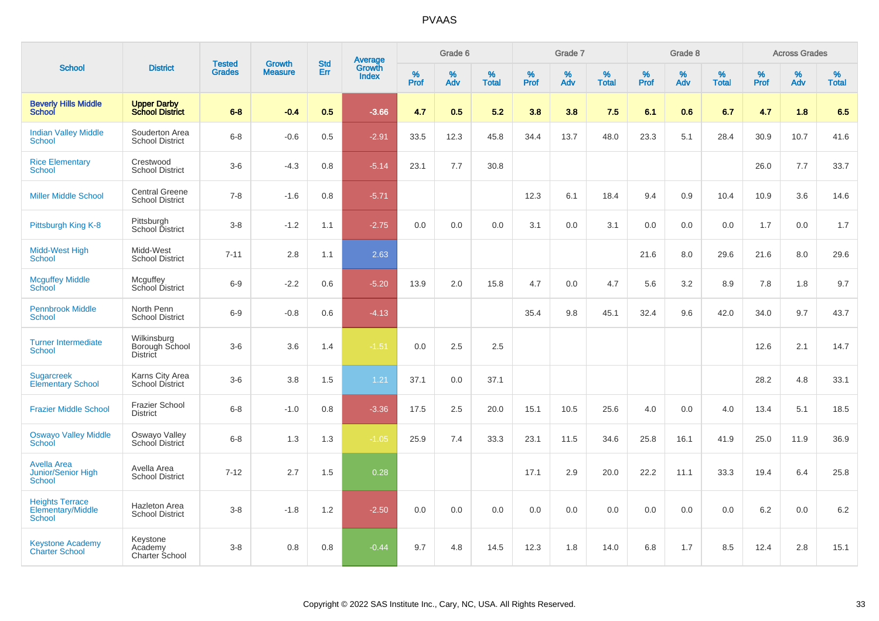# PVAAS

| School | District | Tested Grades | Growth Measure | Std Err | Average Growth Index | Grade 6 | | | Grade 7 | | | Grade 8 | | | Across Grades | | |
|---|---|---|---|---|---|---|---|---|---|---|---|---|---|---|---|---|---|
| | | | | | | % Prof | % Adv | % Total | % Prof | % Adv | % Total | % Prof | % Adv | % Total | % Prof | % Adv | % Total |
| **Beverly Hills Middle School** | **Upper Darby School District** | **6-8** | **-0.4** | **0.5** | **-3.66** | **4.7** | **0.5** | **5.2** | **3.8** | **3.8** | **7.5** | **6.1** | **0.6** | **6.7** | **4.7** | **1.8** | **6.5** |
| Indian Valley Middle School | Souderton Area School District | 6-8 | -0.6 | 0.5 | -2.91 | 33.5 | 12.3 | 45.8 | 34.4 | 13.7 | 48.0 | 23.3 | 5.1 | 28.4 | 30.9 | 10.7 | 41.6 |
| Rice Elementary School | Crestwood School District | 3-6 | -4.3 | 0.8 | -5.14 | 23.1 | 7.7 | 30.8 | | | | | | | 26.0 | 7.7 | 33.7 |
| Miller Middle School | Central Greene School District | 7-8 | -1.6 | 0.8 | -5.71 | | | | 12.3 | 6.1 | 18.4 | 9.4 | 0.9 | 10.4 | 10.9 | 3.6 | 14.6 |
| Pittsburgh King K-8 | Pittsburgh School District | 3-8 | -1.2 | 1.1 | -2.75 | 0.0 | 0.0 | 0.0 | 3.1 | 0.0 | 3.1 | 0.0 | 0.0 | 0.0 | 1.7 | 0.0 | 1.7 |
| Midd-West High School | Midd-West School District | 7-11 | 2.8 | 1.1 | 2.63 | | | | | | | 21.6 | 8.0 | 29.6 | 21.6 | 8.0 | 29.6 |
| Mcguffey Middle School | Mcguffey School District | 6-9 | -2.2 | 0.6 | -5.20 | 13.9 | 2.0 | 15.8 | 4.7 | 0.0 | 4.7 | 5.6 | 3.2 | 8.9 | 7.8 | 1.8 | 9.7 |
| Pennbrook Middle School | North Penn School District | 6-9 | -0.8 | 0.6 | -4.13 | | | | 35.4 | 9.8 | 45.1 | 32.4 | 9.6 | 42.0 | 34.0 | 9.7 | 43.7 |
| Turner Intermediate School | Wilkinsburg Borough School District | 3-6 | 3.6 | 1.4 | -1.51 | 0.0 | 2.5 | 2.5 | | | | | | | 12.6 | 2.1 | 14.7 |
| Sugarcreek Elementary School | Karns City Area School District | 3-6 | 3.8 | 1.5 | 1.21 | 37.1 | 0.0 | 37.1 | | | | | | | 28.2 | 4.8 | 33.1 |
| Frazier Middle School | Frazier School District | 6-8 | -1.0 | 0.8 | -3.36 | 17.5 | 2.5 | 20.0 | 15.1 | 10.5 | 25.6 | 4.0 | 0.0 | 4.0 | 13.4 | 5.1 | 18.5 |
| Oswayo Valley Middle School | Oswayo Valley School District | 6-8 | 1.3 | 1.3 | -1.05 | 25.9 | 7.4 | 33.3 | 23.1 | 11.5 | 34.6 | 25.8 | 16.1 | 41.9 | 25.0 | 11.9 | 36.9 |
| Avella Area Junior/Senior High School | Avella Area School District | 7-12 | 2.7 | 1.5 | 0.28 | | | | 17.1 | 2.9 | 20.0 | 22.2 | 11.1 | 33.3 | 19.4 | 6.4 | 25.8 |
| Heights Terrace Elementary/Middle School | Hazleton Area School District | 3-8 | -1.8 | 1.2 | -2.50 | 0.0 | 0.0 | 0.0 | 0.0 | 0.0 | 0.0 | 0.0 | 0.0 | 0.0 | 6.2 | 0.0 | 6.2 |
| Keystone Academy Charter School | Keystone Academy Charter School | 3-8 | 0.8 | 0.8 | -0.44 | 9.7 | 4.8 | 14.5 | 12.3 | 1.8 | 14.0 | 6.8 | 1.7 | 8.5 | 12.4 | 2.8 | 15.1 |

Copyright © 2022 SAS Institute Inc., Cary, NC, USA. All Rights Reserved.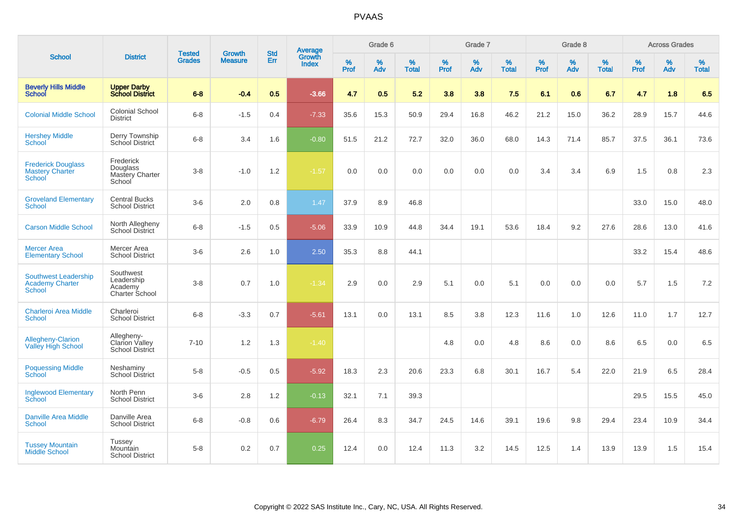# PVAAS

| School | District | Tested Grades | Growth Measure | Std Err | Average Growth Index | Grade 6 | | | Grade 7 | | | Grade 8 | | | Across Grades | | |
|---|---|---|---|---|---|---|---|---|---|---|---|---|---|---|---|---|---|
| | | | | | | % Prof | % Adv | % Total | % Prof | % Adv | % Total | % Prof | % Adv | % Total | % Prof | % Adv | % Total |
| **Beverly Hills Middle School** | **Upper Darby School District** | **6-8** | **-0.4** | **0.5** | **-3.66** | **4.7** | **0.5** | **5.2** | **3.8** | **3.8** | **7.5** | **6.1** | **0.6** | **6.7** | **4.7** | **1.8** | **6.5** |
| Colonial Middle School | Colonial School District | 6-8 | -1.5 | 0.4 | -7.33 | 35.6 | 15.3 | 50.9 | 29.4 | 16.8 | 46.2 | 21.2 | 15.0 | 36.2 | 28.9 | 15.7 | 44.6 |
| Hershey Middle School | Derry Township School District | 6-8 | 3.4 | 1.6 | -0.80 | 51.5 | 21.2 | 72.7 | 32.0 | 36.0 | 68.0 | 14.3 | 71.4 | 85.7 | 37.5 | 36.1 | 73.6 |
| Frederick Douglass Mastery Charter School | Frederick Douglass Mastery Charter School | 3-8 | -1.0 | 1.2 | -1.57 | 0.0 | 0.0 | 0.0 | 0.0 | 0.0 | 0.0 | 3.4 | 3.4 | 6.9 | 1.5 | 0.8 | 2.3 |
| Groveland Elementary School | Central Bucks School District | 3-6 | 2.0 | 0.8 | 1.47 | 37.9 | 8.9 | 46.8 | | | | | | | 33.0 | 15.0 | 48.0 |
| Carson Middle School | North Allegheny School District | 6-8 | -1.5 | 0.5 | -5.06 | 33.9 | 10.9 | 44.8 | 34.4 | 19.1 | 53.6 | 18.4 | 9.2 | 27.6 | 28.6 | 13.0 | 41.6 |
| Mercer Area Elementary School | Mercer Area School District | 3-6 | 2.6 | 1.0 | 2.50 | 35.3 | 8.8 | 44.1 | | | | | | | 33.2 | 15.4 | 48.6 |
| Southwest Leadership Academy Charter School | Southwest Leadership Academy Charter School | 3-8 | 0.7 | 1.0 | -1.34 | 2.9 | 0.0 | 2.9 | 5.1 | 0.0 | 5.1 | 0.0 | 0.0 | 0.0 | 5.7 | 1.5 | 7.2 |
| Charleroi Area Middle School | Charleroi School District | 6-8 | -3.3 | 0.7 | -5.61 | 13.1 | 0.0 | 13.1 | 8.5 | 3.8 | 12.3 | 11.6 | 1.0 | 12.6 | 11.0 | 1.7 | 12.7 |
| Allegheny-Clarion Valley High School | Allegheny-Clarion Valley School District | 7-10 | 1.2 | 1.3 | -1.40 | | | | 4.8 | 0.0 | 4.8 | 8.6 | 0.0 | 8.6 | 6.5 | 0.0 | 6.5 |
| Poquessing Middle School | Neshaminy School District | 5-8 | -0.5 | 0.5 | -5.92 | 18.3 | 2.3 | 20.6 | 23.3 | 6.8 | 30.1 | 16.7 | 5.4 | 22.0 | 21.9 | 6.5 | 28.4 |
| Inglewood Elementary School | North Penn School District | 3-6 | 2.8 | 1.2 | -0.13 | 32.1 | 7.1 | 39.3 | | | | | | | 29.5 | 15.5 | 45.0 |
| Danville Area Middle School | Danville Area School District | 6-8 | -0.8 | 0.6 | -6.79 | 26.4 | 8.3 | 34.7 | 24.5 | 14.6 | 39.1 | 19.6 | 9.8 | 29.4 | 23.4 | 10.9 | 34.4 |
| Tussey Mountain Middle School | Tussey Mountain School District | 5-8 | 0.2 | 0.7 | 0.25 | 12.4 | 0.0 | 12.4 | 11.3 | 3.2 | 14.5 | 12.5 | 1.4 | 13.9 | 13.9 | 1.5 | 15.4 |

Copyright © 2022 SAS Institute Inc., Cary, NC, USA. All Rights Reserved.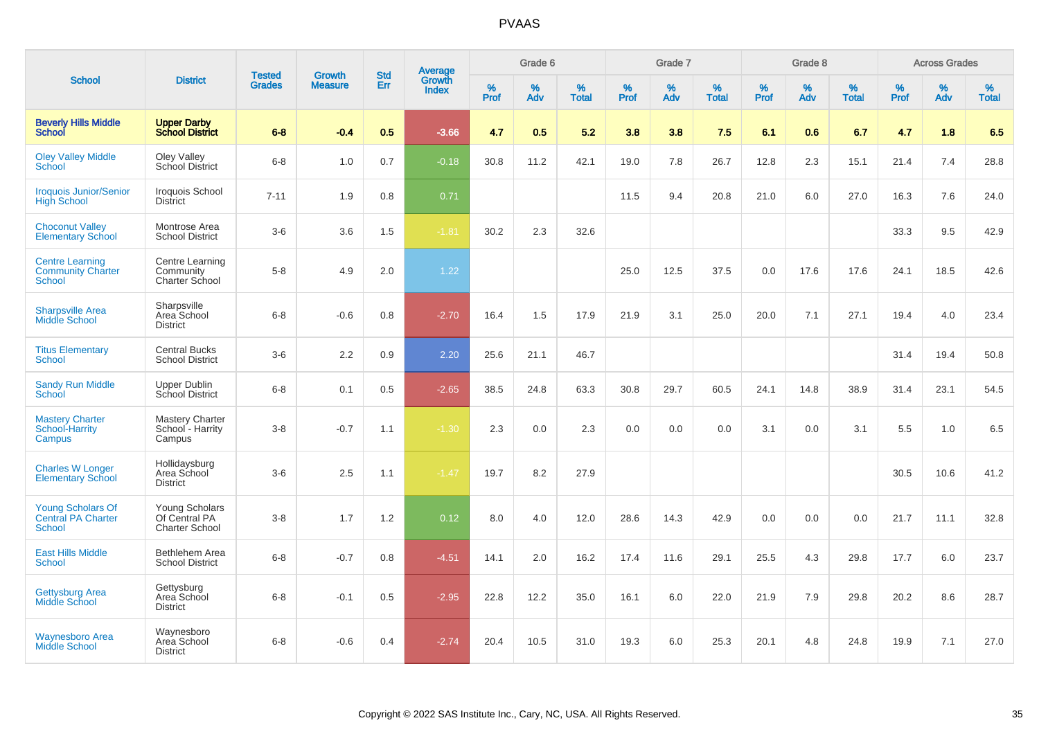# PVAAS

| School | District | Tested Grades | Growth Measure | Std Err | Average Growth Index | Grade 6 | | | Grade 7 | | | Grade 8 | | | Across Grades | | |
|---|---|---|---|---|---|---|---|---|---|---|---|---|---|---|---|---|---|
| | | | | | | % Prof | % Adv | % Total | % Prof | % Adv | % Total | % Prof | % Adv | % Total | % Prof | % Adv | % Total |
| **Beverly Hills Middle School** | **Upper Darby School District** | **6-8** | **-0.4** | **0.5** | **-3.66** | **4.7** | **0.5** | **5.2** | **3.8** | **3.8** | **7.5** | **6.1** | **0.6** | **6.7** | **4.7** | **1.8** | **6.5** |
| Oley Valley Middle School | Oley Valley School District | 6-8 | 1.0 | 0.7 | -0.18 | 30.8 | 11.2 | 42.1 | 19.0 | 7.8 | 26.7 | 12.8 | 2.3 | 15.1 | 21.4 | 7.4 | 28.8 |
| Iroquois Junior/Senior High School | Iroquois School District | 7-11 | 1.9 | 0.8 | 0.71 | | | | 11.5 | 9.4 | 20.8 | 21.0 | 6.0 | 27.0 | 16.3 | 7.6 | 24.0 |
| Choconut Valley Elementary School | Montrose Area School District | 3-6 | 3.6 | 1.5 | -1.81 | 30.2 | 2.3 | 32.6 | | | | | | | 33.3 | 9.5 | 42.9 |
| Centre Learning Community Charter School | Centre Learning Community Charter School | 5-8 | 4.9 | 2.0 | 1.22 | | | | 25.0 | 12.5 | 37.5 | 0.0 | 17.6 | 17.6 | 24.1 | 18.5 | 42.6 |
| Sharpsville Area Middle School | Sharpsville Area School District | 6-8 | -0.6 | 0.8 | -2.70 | 16.4 | 1.5 | 17.9 | 21.9 | 3.1 | 25.0 | 20.0 | 7.1 | 27.1 | 19.4 | 4.0 | 23.4 |
| Titus Elementary School | Central Bucks School District | 3-6 | 2.2 | 0.9 | 2.20 | 25.6 | 21.1 | 46.7 | | | | | | | 31.4 | 19.4 | 50.8 |
| Sandy Run Middle School | Upper Dublin School District | 6-8 | 0.1 | 0.5 | -2.65 | 38.5 | 24.8 | 63.3 | 30.8 | 29.7 | 60.5 | 24.1 | 14.8 | 38.9 | 31.4 | 23.1 | 54.5 |
| Mastery Charter School-Harrity Campus | Mastery Charter School - Harrity Campus | 3-8 | -0.7 | 1.1 | -1.30 | 2.3 | 0.0 | 2.3 | 0.0 | 0.0 | 0.0 | 3.1 | 0.0 | 3.1 | 5.5 | 1.0 | 6.5 |
| Charles W Longer Elementary School | Hollidaysburg Area School District | 3-6 | 2.5 | 1.1 | -1.47 | 19.7 | 8.2 | 27.9 | | | | | | | 30.5 | 10.6 | 41.2 |
| Young Scholars Of Central PA Charter School | Young Scholars Of Central PA Charter School | 3-8 | 1.7 | 1.2 | 0.12 | 8.0 | 4.0 | 12.0 | 28.6 | 14.3 | 42.9 | 0.0 | 0.0 | 0.0 | 21.7 | 11.1 | 32.8 |
| East Hills Middle School | Bethlehem Area School District | 6-8 | -0.7 | 0.8 | -4.51 | 14.1 | 2.0 | 16.2 | 17.4 | 11.6 | 29.1 | 25.5 | 4.3 | 29.8 | 17.7 | 6.0 | 23.7 |
| Gettysburg Area Middle School | Gettysburg Area School District | 6-8 | -0.1 | 0.5 | -2.95 | 22.8 | 12.2 | 35.0 | 16.1 | 6.0 | 22.0 | 21.9 | 7.9 | 29.8 | 20.2 | 8.6 | 28.7 |
| Waynesboro Area Middle School | Waynesboro Area School District | 6-8 | -0.6 | 0.4 | -2.74 | 20.4 | 10.5 | 31.0 | 19.3 | 6.0 | 25.3 | 20.1 | 4.8 | 24.8 | 19.9 | 7.1 | 27.0 |

Copyright © 2022 SAS Institute Inc., Cary, NC, USA. All Rights Reserved.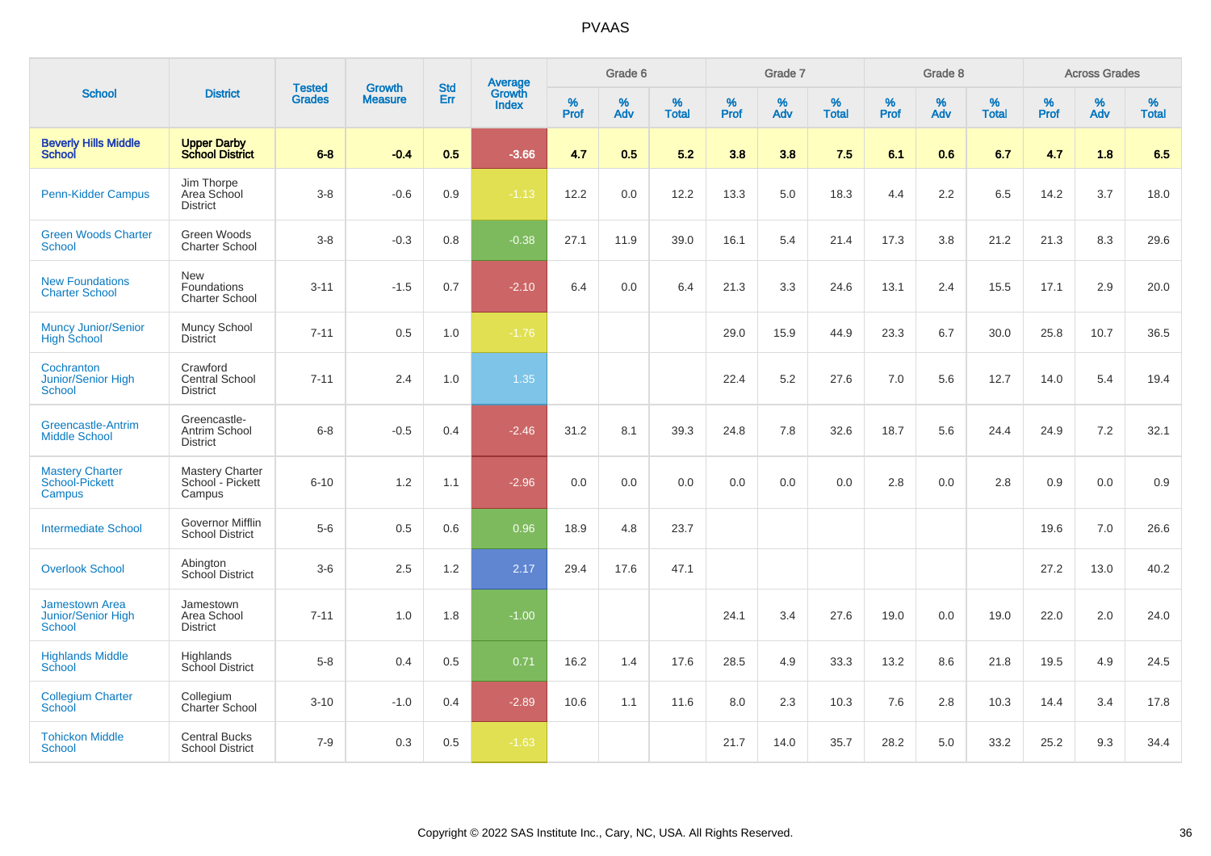PVAAS

| School | District | Tested Grades | Growth Measure | Std Err | Average Growth Index | Grade 6 | | | Grade 7 | | | Grade 8 | | | Across Grades | | |
|---|---|---|---|---|---|---|---|---|---|---|---|---|---|---|---|---|---|
| | | | | | | % Prof | % Adv | % Total | % Prof | % Adv | % Total | % Prof | % Adv | % Total | % Prof | % Adv | % Total |
| **Beverly Hills Middle School** | **Upper Darby School District** | **6-8** | **-0.4** | **0.5** | **-3.66** | **4.7** | **0.5** | **5.2** | **3.8** | **3.8** | **7.5** | **6.1** | **0.6** | **6.7** | **4.7** | **1.8** | **6.5** |
| Penn-Kidder Campus | Jim Thorpe Area School District | 3-8 | -0.6 | 0.9 | -1.13 | 12.2 | 0.0 | 12.2 | 13.3 | 5.0 | 18.3 | 4.4 | 2.2 | 6.5 | 14.2 | 3.7 | 18.0 |
| Green Woods Charter School | Green Woods Charter School | 3-8 | -0.3 | 0.8 | -0.38 | 27.1 | 11.9 | 39.0 | 16.1 | 5.4 | 21.4 | 17.3 | 3.8 | 21.2 | 21.3 | 8.3 | 29.6 |
| New Foundations Charter School | New Foundations Charter School | 3-11 | -1.5 | 0.7 | -2.10 | 6.4 | 0.0 | 6.4 | 21.3 | 3.3 | 24.6 | 13.1 | 2.4 | 15.5 | 17.1 | 2.9 | 20.0 |
| Muncy Junior/Senior High School | Muncy School District | 7-11 | 0.5 | 1.0 | -1.76 | | | | 29.0 | 15.9 | 44.9 | 23.3 | 6.7 | 30.0 | 25.8 | 10.7 | 36.5 |
| Cochranton Junior/Senior High School | Crawford Central School District | 7-11 | 2.4 | 1.0 | 1.35 | | | | 22.4 | 5.2 | 27.6 | 7.0 | 5.6 | 12.7 | 14.0 | 5.4 | 19.4 |
| Greencastle-Antrim Middle School | Greencastle-Antrim School District | 6-8 | -0.5 | 0.4 | -2.46 | 31.2 | 8.1 | 39.3 | 24.8 | 7.8 | 32.6 | 18.7 | 5.6 | 24.4 | 24.9 | 7.2 | 32.1 |
| Mastery Charter School-Pickett Campus | Mastery Charter School - Pickett Campus | 6-10 | 1.2 | 1.1 | -2.96 | 0.0 | 0.0 | 0.0 | 0.0 | 0.0 | 0.0 | 2.8 | 0.0 | 2.8 | 0.9 | 0.0 | 0.9 |
| Intermediate School | Governor Mifflin School District | 5-6 | 0.5 | 0.6 | 0.96 | 18.9 | 4.8 | 23.7 | | | | | | | 19.6 | 7.0 | 26.6 |
| Overlook School | Abington School District | 3-6 | 2.5 | 1.2 | 2.17 | 29.4 | 17.6 | 47.1 | | | | | | | 27.2 | 13.0 | 40.2 |
| Jamestown Area Junior/Senior High School | Jamestown Area School District | 7-11 | 1.0 | 1.8 | -1.00 | | | | 24.1 | 3.4 | 27.6 | 19.0 | 0.0 | 19.0 | 22.0 | 2.0 | 24.0 |
| Highlands Middle School | Highlands School District | 5-8 | 0.4 | 0.5 | 0.71 | 16.2 | 1.4 | 17.6 | 28.5 | 4.9 | 33.3 | 13.2 | 8.6 | 21.8 | 19.5 | 4.9 | 24.5 |
| Collegium Charter School | Collegium Charter School | 3-10 | -1.0 | 0.4 | -2.89 | 10.6 | 1.1 | 11.6 | 8.0 | 2.3 | 10.3 | 7.6 | 2.8 | 10.3 | 14.4 | 3.4 | 17.8 |
| Tohickon Middle School | Central Bucks School District | 7-9 | 0.3 | 0.5 | -1.63 | | | | 21.7 | 14.0 | 35.7 | 28.2 | 5.0 | 33.2 | 25.2 | 9.3 | 34.4 |

Copyright © 2022 SAS Institute Inc., Cary, NC, USA. All Rights Reserved.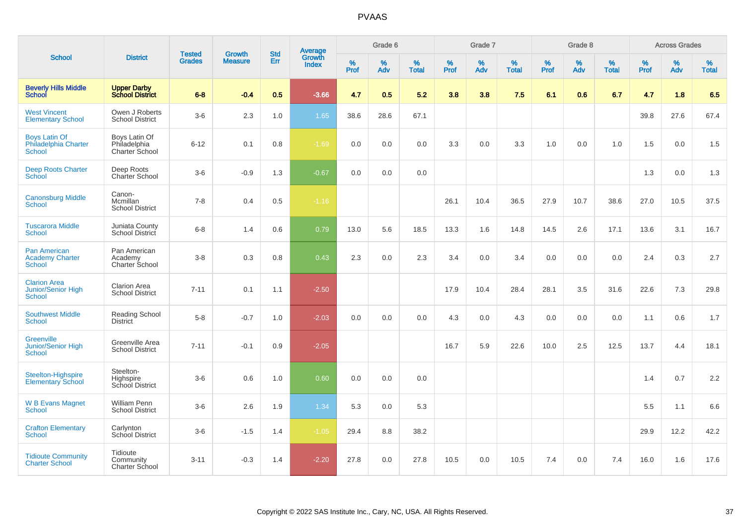# PVAAS

| School | District | Tested Grades | Growth Measure | Std Err | Average Growth Index | Grade 6 | | | Grade 7 | | | Grade 8 | | | Across Grades | | |
|---|---|---|---|---|---|---|---|---|---|---|---|---|---|---|---|---|---|
| | | | | | | % Prof | % Adv | % Total | % Prof | % Adv | % Total | % Prof | % Adv | % Total | % Prof | % Adv | % Total |
| **Beverly Hills Middle School** | **Upper Darby School District** | **6-8** | **-0.4** | **0.5** | **-3.66** | **4.7** | **0.5** | **5.2** | **3.8** | **3.8** | **7.5** | **6.1** | **0.6** | **6.7** | **4.7** | **1.8** | **6.5** |
| West Vincent Elementary School | Owen J Roberts School District | 3-6 | 2.3 | 1.0 | 1.65 | 38.6 | 28.6 | 67.1 | | | | | | | 39.8 | 27.6 | 67.4 |
| Boys Latin Of Philadelphia Charter School | Boys Latin Of Philadelphia Charter School | 6-12 | 0.1 | 0.8 | -1.69 | 0.0 | 0.0 | 0.0 | 3.3 | 0.0 | 3.3 | 1.0 | 0.0 | 1.0 | 1.5 | 0.0 | 1.5 |
| Deep Roots Charter School | Deep Roots Charter School | 3-6 | -0.9 | 1.3 | -0.67 | 0.0 | 0.0 | 0.0 | | | | | | | 1.3 | 0.0 | 1.3 |
| Canonsburg Middle School | Canon-Mcmillan School District | 7-8 | 0.4 | 0.5 | -1.16 | | | | 26.1 | 10.4 | 36.5 | 27.9 | 10.7 | 38.6 | 27.0 | 10.5 | 37.5 |
| Tuscarora Middle School | Juniata County School District | 6-8 | 1.4 | 0.6 | 0.79 | 13.0 | 5.6 | 18.5 | 13.3 | 1.6 | 14.8 | 14.5 | 2.6 | 17.1 | 13.6 | 3.1 | 16.7 |
| Pan American Academy Charter School | Pan American Academy Charter School | 3-8 | 0.3 | 0.8 | 0.43 | 2.3 | 0.0 | 2.3 | 3.4 | 0.0 | 3.4 | 0.0 | 0.0 | 0.0 | 2.4 | 0.3 | 2.7 |
| Clarion Area Junior/Senior High School | Clarion Area School District | 7-11 | 0.1 | 1.1 | -2.50 | | | | 17.9 | 10.4 | 28.4 | 28.1 | 3.5 | 31.6 | 22.6 | 7.3 | 29.8 |
| Southwest Middle School | Reading School District | 5-8 | -0.7 | 1.0 | -2.03 | 0.0 | 0.0 | 0.0 | 4.3 | 0.0 | 4.3 | 0.0 | 0.0 | 0.0 | 1.1 | 0.6 | 1.7 |
| Greenville Junior/Senior High School | Greenville Area School District | 7-11 | -0.1 | 0.9 | -2.05 | | | | 16.7 | 5.9 | 22.6 | 10.0 | 2.5 | 12.5 | 13.7 | 4.4 | 18.1 |
| Steelton-Highspire Elementary School | Steelton-Highspire School District | 3-6 | 0.6 | 1.0 | 0.60 | 0.0 | 0.0 | 0.0 | | | | | | | 1.4 | 0.7 | 2.2 |
| W B Evans Magnet School | William Penn School District | 3-6 | 2.6 | 1.9 | 1.34 | 5.3 | 0.0 | 5.3 | | | | | | | 5.5 | 1.1 | 6.6 |
| Crafton Elementary School | Carlynton School District | 3-6 | -1.5 | 1.4 | -1.05 | 29.4 | 8.8 | 38.2 | | | | | | | 29.9 | 12.2 | 42.2 |
| Tidioute Community Charter School | Tidioute Community Charter School | 3-11 | -0.3 | 1.4 | -2.20 | 27.8 | 0.0 | 27.8 | 10.5 | 0.0 | 10.5 | 7.4 | 0.0 | 7.4 | 16.0 | 1.6 | 17.6 |

Copyright © 2022 SAS Institute Inc., Cary, NC, USA. All Rights Reserved.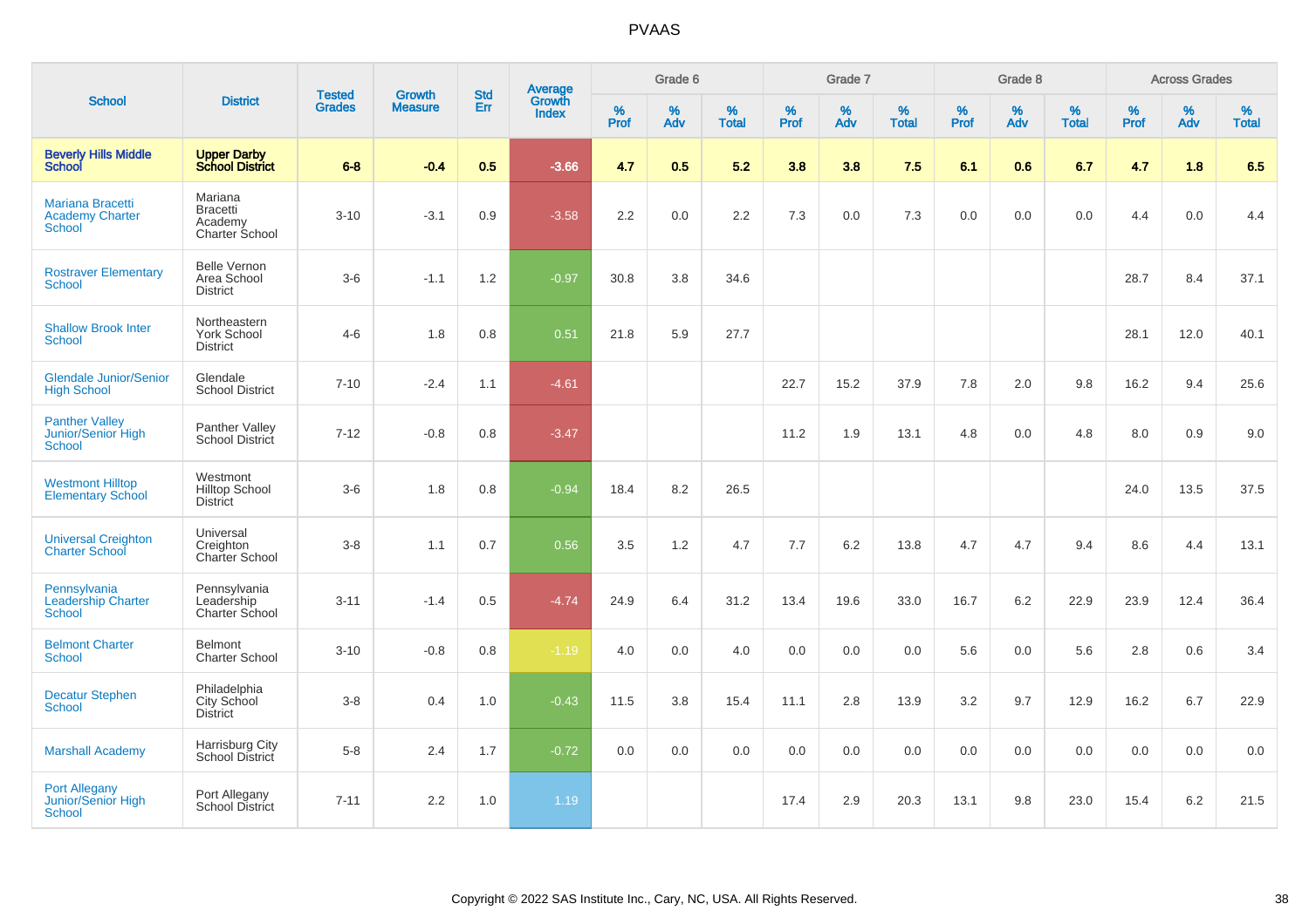# PVAAS

| School | District | Tested Grades | Growth Measure | Std Err | Average Growth Index | Grade 6 | | | Grade 7 | | | Grade 8 | | | Across Grades | | |
|---|---|---|---|---|---|---|---|---|---|---|---|---|---|---|---|---|---|
| | | | | | | % Prof | % Adv | % Total | % Prof | % Adv | % Total | % Prof | % Adv | % Total | % Prof | % Adv | % Total |
| **Beverly Hills Middle School** | **Upper Darby School District** | **6-8** | **-0.4** | **0.5** | **-3.66** | **4.7** | **0.5** | **5.2** | **3.8** | **3.8** | **7.5** | **6.1** | **0.6** | **6.7** | **4.7** | **1.8** | **6.5** |
| Mariana Bracetti Academy Charter School | Mariana Bracetti Academy Charter School | 3-10 | -3.1 | 0.9 | -3.58 | 2.2 | 0.0 | 2.2 | 7.3 | 0.0 | 7.3 | 0.0 | 0.0 | 0.0 | 4.4 | 0.0 | 4.4 |
| Rostraver Elementary School | Belle Vernon Area School District | 3-6 | -1.1 | 1.2 | -0.97 | 30.8 | 3.8 | 34.6 | | | | | | | 28.7 | 8.4 | 37.1 |
| Shallow Brook Inter School | Northeastern York School District | 4-6 | 1.8 | 0.8 | 0.51 | 21.8 | 5.9 | 27.7 | | | | | | | 28.1 | 12.0 | 40.1 |
| Glendale Junior/Senior High School | Glendale School District | 7-10 | -2.4 | 1.1 | -4.61 | | | | 22.7 | 15.2 | 37.9 | 7.8 | 2.0 | 9.8 | 16.2 | 9.4 | 25.6 |
| Panther Valley Junior/Senior High School | Panther Valley School District | 7-12 | -0.8 | 0.8 | -3.47 | | | | 11.2 | 1.9 | 13.1 | 4.8 | 0.0 | 4.8 | 8.0 | 0.9 | 9.0 |
| Westmont Hilltop Elementary School | Westmont Hilltop School District | 3-6 | 1.8 | 0.8 | -0.94 | 18.4 | 8.2 | 26.5 | | | | | | | 24.0 | 13.5 | 37.5 |
| Universal Creighton Charter School | Universal Creighton Charter School | 3-8 | 1.1 | 0.7 | 0.56 | 3.5 | 1.2 | 4.7 | 7.7 | 6.2 | 13.8 | 4.7 | 4.7 | 9.4 | 8.6 | 4.4 | 13.1 |
| Pennsylvania Leadership Charter School | Pennsylvania Leadership Charter School | 3-11 | -1.4 | 0.5 | -4.74 | 24.9 | 6.4 | 31.2 | 13.4 | 19.6 | 33.0 | 16.7 | 6.2 | 22.9 | 23.9 | 12.4 | 36.4 |
| Belmont Charter School | Belmont Charter School | 3-10 | -0.8 | 0.8 | -1.19 | 4.0 | 0.0 | 4.0 | 0.0 | 0.0 | 0.0 | 5.6 | 0.0 | 5.6 | 2.8 | 0.6 | 3.4 |
| Decatur Stephen School | Philadelphia City School District | 3-8 | 0.4 | 1.0 | -0.43 | 11.5 | 3.8 | 15.4 | 11.1 | 2.8 | 13.9 | 3.2 | 9.7 | 12.9 | 16.2 | 6.7 | 22.9 |
| Marshall Academy | Harrisburg City School District | 5-8 | 2.4 | 1.7 | -0.72 | 0.0 | 0.0 | 0.0 | 0.0 | 0.0 | 0.0 | 0.0 | 0.0 | 0.0 | 0.0 | 0.0 | 0.0 |
| Port Allegany Junior/Senior High School | Port Allegany School District | 7-11 | 2.2 | 1.0 | 1.19 | | | | 17.4 | 2.9 | 20.3 | 13.1 | 9.8 | 23.0 | 15.4 | 6.2 | 21.5 |

Copyright © 2022 SAS Institute Inc., Cary, NC, USA. All Rights Reserved.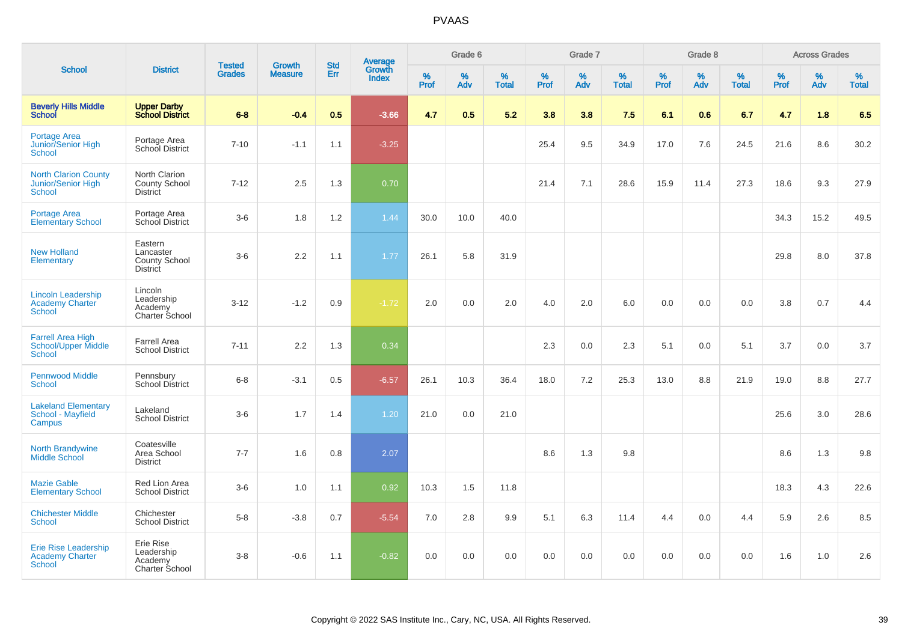# PVAAS

| School | District | Tested Grades | Growth Measure | Std Err | Average Growth Index | Grade 6 | | | Grade 7 | | | Grade 8 | | | Across Grades | | |
|---|---|---|---|---|---|---|---|---|---|---|---|---|---|---|---|---|---|
| | | | | | | % Prof | % Adv | % Total | % Prof | % Adv | % Total | % Prof | % Adv | % Total | % Prof | % Adv | % Total |
| **Beverly Hills Middle School** | **Upper Darby School District** | **6-8** | **-0.4** | **0.5** | **-3.66** | **4.7** | **0.5** | **5.2** | **3.8** | **3.8** | **7.5** | **6.1** | **0.6** | **6.7** | **4.7** | **1.8** | **6.5** |
| Portage Area Junior/Senior High School | Portage Area School District | 7-10 | -1.1 | 1.1 | -3.25 | | | | 25.4 | 9.5 | 34.9 | 17.0 | 7.6 | 24.5 | 21.6 | 8.6 | 30.2 |
| North Clarion County Junior/Senior High School | North Clarion County School District | 7-12 | 2.5 | 1.3 | 0.70 | | | | 21.4 | 7.1 | 28.6 | 15.9 | 11.4 | 27.3 | 18.6 | 9.3 | 27.9 |
| Portage Area Elementary School | Portage Area School District | 3-6 | 1.8 | 1.2 | 1.44 | 30.0 | 10.0 | 40.0 | | | | | | | 34.3 | 15.2 | 49.5 |
| New Holland Elementary | Eastern Lancaster County School District | 3-6 | 2.2 | 1.1 | 1.77 | 26.1 | 5.8 | 31.9 | | | | | | | 29.8 | 8.0 | 37.8 |
| Lincoln Leadership Academy Charter School | Lincoln Leadership Academy Charter School | 3-12 | -1.2 | 0.9 | -1.72 | 2.0 | 0.0 | 2.0 | 4.0 | 2.0 | 6.0 | 0.0 | 0.0 | 0.0 | 3.8 | 0.7 | 4.4 |
| Farrell Area High School/Upper Middle School | Farrell Area School District | 7-11 | 2.2 | 1.3 | 0.34 | | | | 2.3 | 0.0 | 2.3 | 5.1 | 0.0 | 5.1 | 3.7 | 0.0 | 3.7 |
| Pennwood Middle School | Pennsbury School District | 6-8 | -3.1 | 0.5 | -6.57 | 26.1 | 10.3 | 36.4 | 18.0 | 7.2 | 25.3 | 13.0 | 8.8 | 21.9 | 19.0 | 8.8 | 27.7 |
| Lakeland Elementary School - Mayfield Campus | Lakeland School District | 3-6 | 1.7 | 1.4 | 1.20 | 21.0 | 0.0 | 21.0 | | | | | | | 25.6 | 3.0 | 28.6 |
| North Brandywine Middle School | Coatesville Area School District | 7-7 | 1.6 | 0.8 | 2.07 | | | | 8.6 | 1.3 | 9.8 | | | | 8.6 | 1.3 | 9.8 |
| Mazie Gable Elementary School | Red Lion Area School District | 3-6 | 1.0 | 1.1 | 0.92 | 10.3 | 1.5 | 11.8 | | | | | | | 18.3 | 4.3 | 22.6 |
| Chichester Middle School | Chichester School District | 5-8 | -3.8 | 0.7 | -5.54 | 7.0 | 2.8 | 9.9 | 5.1 | 6.3 | 11.4 | 4.4 | 0.0 | 4.4 | 5.9 | 2.6 | 8.5 |
| Erie Rise Leadership Academy Charter School | Erie Rise Leadership Academy Charter School | 3-8 | -0.6 | 1.1 | -0.82 | 0.0 | 0.0 | 0.0 | 0.0 | 0.0 | 0.0 | 0.0 | 0.0 | 0.0 | 1.6 | 1.0 | 2.6 |

Copyright © 2022 SAS Institute Inc., Cary, NC, USA. All Rights Reserved.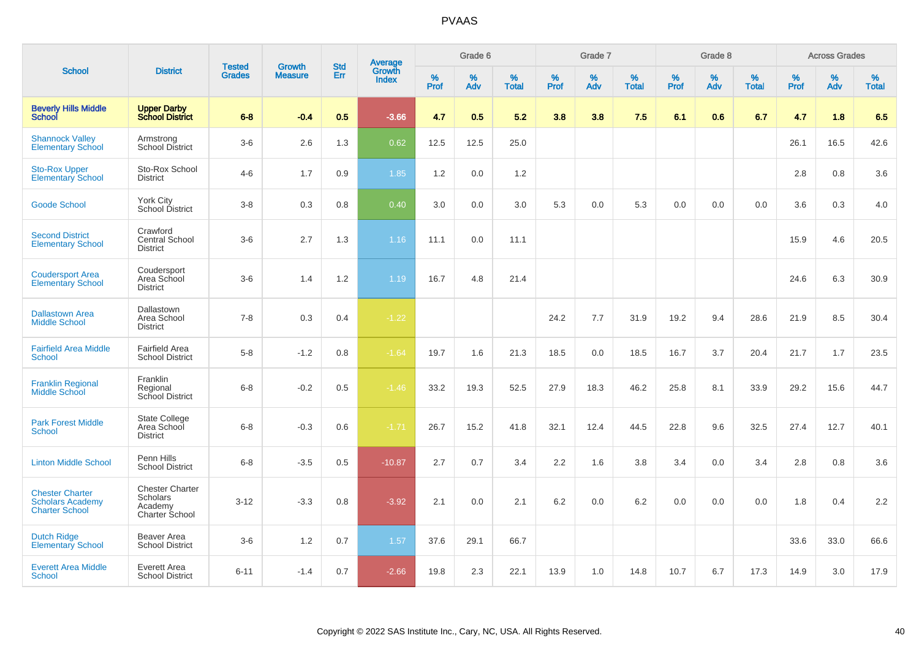# PVAAS

| School | District | Tested Grades | Growth Measure | Std Err | Average Growth Index | Grade 6 | | | Grade 7 | | | Grade 8 | | | Across Grades | | |
|---|---|---|---|---|---|---|---|---|---|---|---|---|---|---|---|---|---|
| | | | | | | % Prof | % Adv | % Total | % Prof | % Adv | % Total | % Prof | % Adv | % Total | % Prof | % Adv | % Total |
| **Beverly Hills Middle School** | **Upper Darby School District** | **6-8** | **-0.4** | **0.5** | **-3.66** | **4.7** | **0.5** | **5.2** | **3.8** | **3.8** | **7.5** | **6.1** | **0.6** | **6.7** | **4.7** | **1.8** | **6.5** |
| Shannock Valley Elementary School | Armstrong School District | 3-6 | 2.6 | 1.3 | 0.62 | 12.5 | 12.5 | 25.0 | | | | | | | 26.1 | 16.5 | 42.6 |
| Sto-Rox Upper Elementary School | Sto-Rox School District | 4-6 | 1.7 | 0.9 | 1.85 | 1.2 | 0.0 | 1.2 | | | | | | | 2.8 | 0.8 | 3.6 |
| Goode School | York City School District | 3-8 | 0.3 | 0.8 | 0.40 | 3.0 | 0.0 | 3.0 | 5.3 | 0.0 | 5.3 | 0.0 | 0.0 | 0.0 | 3.6 | 0.3 | 4.0 |
| Second District Elementary School | Crawford Central School District | 3-6 | 2.7 | 1.3 | 1.16 | 11.1 | 0.0 | 11.1 | | | | | | | 15.9 | 4.6 | 20.5 |
| Coudersport Area Elementary School | Coudersport Area School District | 3-6 | 1.4 | 1.2 | 1.19 | 16.7 | 4.8 | 21.4 | | | | | | | 24.6 | 6.3 | 30.9 |
| Dallastown Area Middle School | Dallastown Area School District | 7-8 | 0.3 | 0.4 | -1.22 | | | | 24.2 | 7.7 | 31.9 | 19.2 | 9.4 | 28.6 | 21.9 | 8.5 | 30.4 |
| Fairfield Area Middle School | Fairfield Area School District | 5-8 | -1.2 | 0.8 | -1.64 | 19.7 | 1.6 | 21.3 | 18.5 | 0.0 | 18.5 | 16.7 | 3.7 | 20.4 | 21.7 | 1.7 | 23.5 |
| Franklin Regional Middle School | Franklin Regional School District | 6-8 | -0.2 | 0.5 | -1.46 | 33.2 | 19.3 | 52.5 | 27.9 | 18.3 | 46.2 | 25.8 | 8.1 | 33.9 | 29.2 | 15.6 | 44.7 |
| Park Forest Middle School | State College Area School District | 6-8 | -0.3 | 0.6 | -1.71 | 26.7 | 15.2 | 41.8 | 32.1 | 12.4 | 44.5 | 22.8 | 9.6 | 32.5 | 27.4 | 12.7 | 40.1 |
| Linton Middle School | Penn Hills School District | 6-8 | -3.5 | 0.5 | -10.87 | 2.7 | 0.7 | 3.4 | 2.2 | 1.6 | 3.8 | 3.4 | 0.0 | 3.4 | 2.8 | 0.8 | 3.6 |
| Chester Charter Scholars Academy Charter School | Chester Charter Scholars Academy Charter School | 3-12 | -3.3 | 0.8 | -3.92 | 2.1 | 0.0 | 2.1 | 6.2 | 0.0 | 6.2 | 0.0 | 0.0 | 0.0 | 1.8 | 0.4 | 2.2 |
| Dutch Ridge Elementary School | Beaver Area School District | 3-6 | 1.2 | 0.7 | 1.57 | 37.6 | 29.1 | 66.7 | | | | | | | 33.6 | 33.0 | 66.6 |
| Everett Area Middle School | Everett Area School District | 6-11 | -1.4 | 0.7 | -2.66 | 19.8 | 2.3 | 22.1 | 13.9 | 1.0 | 14.8 | 10.7 | 6.7 | 17.3 | 14.9 | 3.0 | 17.9 |

Copyright © 2022 SAS Institute Inc., Cary, NC, USA. All Rights Reserved.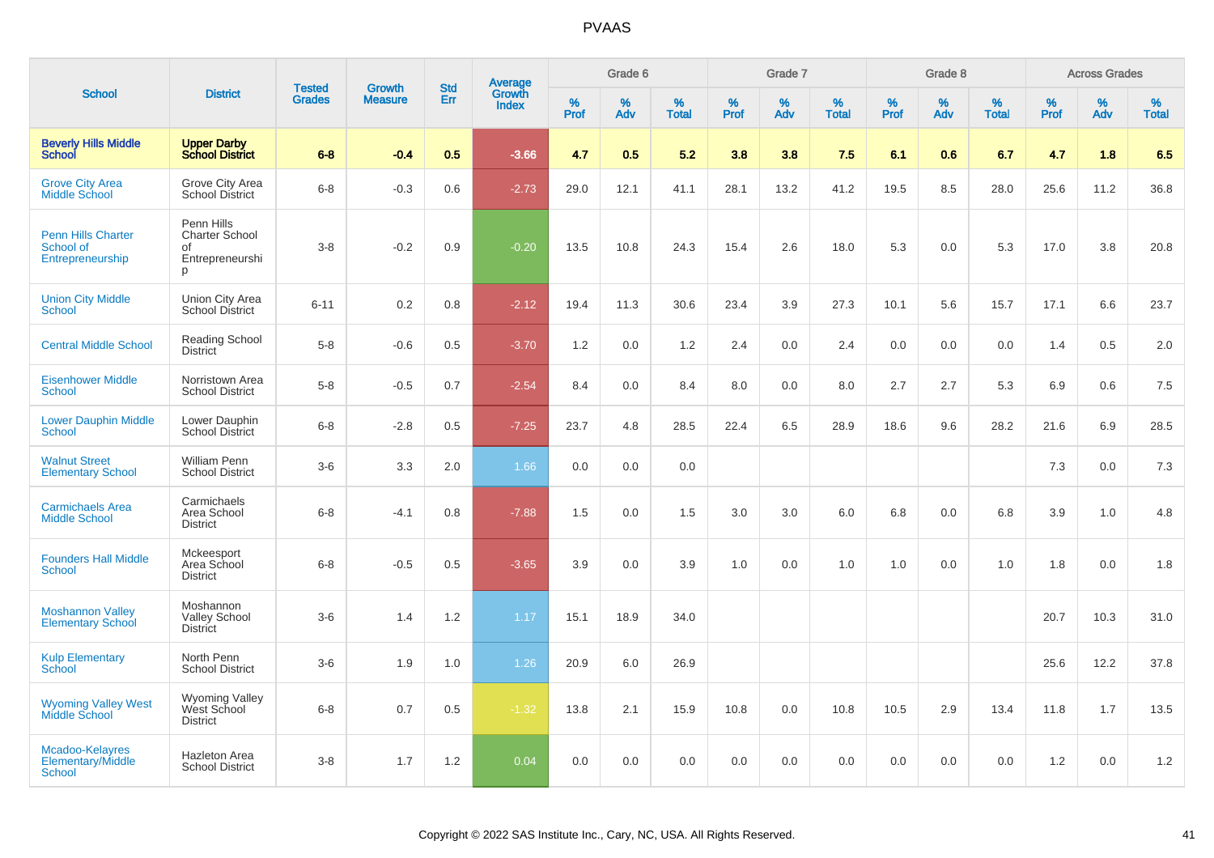# PVAAS

| School | District | Tested Grades | Growth Measure | Std Err | Average Growth Index | Grade 6 | | | Grade 7 | | | Grade 8 | | | Across Grades | | |
|---|---|---|---|---|---|---|---|---|---|---|---|---|---|---|---|---|---|
| | | | | | | % Prof | % Adv | % Total | % Prof | % Adv | % Total | % Prof | % Adv | % Total | % Prof | % Adv | % Total |
| **Beverly Hills Middle School** | **Upper Darby School District** | **6-8** | **-0.4** | **0.5** | **-3.66** | **4.7** | **0.5** | **5.2** | **3.8** | **3.8** | **7.5** | **6.1** | **0.6** | **6.7** | **4.7** | **1.8** | **6.5** |
| Grove City Area Middle School | Grove City Area School District | 6-8 | -0.3 | 0.6 | -2.73 | 29.0 | 12.1 | 41.1 | 28.1 | 13.2 | 41.2 | 19.5 | 8.5 | 28.0 | 25.6 | 11.2 | 36.8 |
| Penn Hills Charter School of Entrepreneurship | Penn Hills Charter School of Entrepreneurship | 3-8 | -0.2 | 0.9 | -0.20 | 13.5 | 10.8 | 24.3 | 15.4 | 2.6 | 18.0 | 5.3 | 0.0 | 5.3 | 17.0 | 3.8 | 20.8 |
| Union City Middle School | Union City Area School District | 6-11 | 0.2 | 0.8 | -2.12 | 19.4 | 11.3 | 30.6 | 23.4 | 3.9 | 27.3 | 10.1 | 5.6 | 15.7 | 17.1 | 6.6 | 23.7 |
| Central Middle School | Reading School District | 5-8 | -0.6 | 0.5 | -3.70 | 1.2 | 0.0 | 1.2 | 2.4 | 0.0 | 2.4 | 0.0 | 0.0 | 0.0 | 1.4 | 0.5 | 2.0 |
| Eisenhower Middle School | Norristown Area School District | 5-8 | -0.5 | 0.7 | -2.54 | 8.4 | 0.0 | 8.4 | 8.0 | 0.0 | 8.0 | 2.7 | 2.7 | 5.3 | 6.9 | 0.6 | 7.5 |
| Lower Dauphin Middle School | Lower Dauphin School District | 6-8 | -2.8 | 0.5 | -7.25 | 23.7 | 4.8 | 28.5 | 22.4 | 6.5 | 28.9 | 18.6 | 9.6 | 28.2 | 21.6 | 6.9 | 28.5 |
| Walnut Street Elementary School | William Penn School District | 3-6 | 3.3 | 2.0 | 1.66 | 0.0 | 0.0 | 0.0 | | | | | | | 7.3 | 0.0 | 7.3 |
| Carmichaels Area Middle School | Carmichaels Area School District | 6-8 | -4.1 | 0.8 | -7.88 | 1.5 | 0.0 | 1.5 | 3.0 | 3.0 | 6.0 | 6.8 | 0.0 | 6.8 | 3.9 | 1.0 | 4.8 |
| Founders Hall Middle School | Mckeesport Area School District | 6-8 | -0.5 | 0.5 | -3.65 | 3.9 | 0.0 | 3.9 | 1.0 | 0.0 | 1.0 | 1.0 | 0.0 | 1.0 | 1.8 | 0.0 | 1.8 |
| Moshannon Valley Elementary School | Moshannon Valley School District | 3-6 | 1.4 | 1.2 | 1.17 | 15.1 | 18.9 | 34.0 | | | | | | | 20.7 | 10.3 | 31.0 |
| Kulp Elementary School | North Penn School District | 3-6 | 1.9 | 1.0 | 1.26 | 20.9 | 6.0 | 26.9 | | | | | | | 25.6 | 12.2 | 37.8 |
| Wyoming Valley West Middle School | Wyoming Valley West School District | 6-8 | 0.7 | 0.5 | -1.32 | 13.8 | 2.1 | 15.9 | 10.8 | 0.0 | 10.8 | 10.5 | 2.9 | 13.4 | 11.8 | 1.7 | 13.5 |
| Mcadoo-Kelayres Elementary/Middle School | Hazleton Area School District | 3-8 | 1.7 | 1.2 | 0.04 | 0.0 | 0.0 | 0.0 | 0.0 | 0.0 | 0.0 | 0.0 | 0.0 | 0.0 | 1.2 | 0.0 | 1.2 |

Copyright © 2022 SAS Institute Inc., Cary, NC, USA. All Rights Reserved.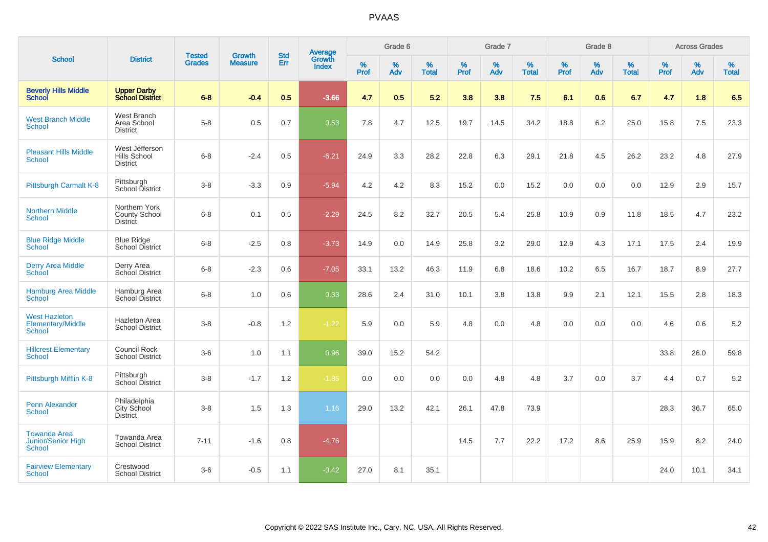# PVAAS

| School | District | Tested Grades | Growth Measure | Std Err | Average Growth Index | Grade 6 | | | Grade 7 | | | Grade 8 | | | Across Grades | | |
|---|---|---|---|---|---|---|---|---|---|---|---|---|---|---|---|---|---|
| | | | | | | % Prof | % Adv | % Total | % Prof | % Adv | % Total | % Prof | % Adv | % Total | % Prof | % Adv | % Total |
| **Beverly Hills Middle School** | **Upper Darby School District** | **6-8** | **-0.4** | **0.5** | **-3.66** | **4.7** | **0.5** | **5.2** | **3.8** | **3.8** | **7.5** | **6.1** | **0.6** | **6.7** | **4.7** | **1.8** | **6.5** |
| West Branch Middle School | West Branch Area School District | 5-8 | 0.5 | 0.7 | 0.53 | 7.8 | 4.7 | 12.5 | 19.7 | 14.5 | 34.2 | 18.8 | 6.2 | 25.0 | 15.8 | 7.5 | 23.3 |
| Pleasant Hills Middle School | West Jefferson Hills School District | 6-8 | -2.4 | 0.5 | -6.21 | 24.9 | 3.3 | 28.2 | 22.8 | 6.3 | 29.1 | 21.8 | 4.5 | 26.2 | 23.2 | 4.8 | 27.9 |
| Pittsburgh Carmalt K-8 | Pittsburgh School District | 3-8 | -3.3 | 0.9 | -5.94 | 4.2 | 4.2 | 8.3 | 15.2 | 0.0 | 15.2 | 0.0 | 0.0 | 0.0 | 12.9 | 2.9 | 15.7 |
| Northern Middle School | Northern York County School District | 6-8 | 0.1 | 0.5 | -2.29 | 24.5 | 8.2 | 32.7 | 20.5 | 5.4 | 25.8 | 10.9 | 0.9 | 11.8 | 18.5 | 4.7 | 23.2 |
| Blue Ridge Middle School | Blue Ridge School District | 6-8 | -2.5 | 0.8 | -3.73 | 14.9 | 0.0 | 14.9 | 25.8 | 3.2 | 29.0 | 12.9 | 4.3 | 17.1 | 17.5 | 2.4 | 19.9 |
| Derry Area Middle School | Derry Area School District | 6-8 | -2.3 | 0.6 | -7.05 | 33.1 | 13.2 | 46.3 | 11.9 | 6.8 | 18.6 | 10.2 | 6.5 | 16.7 | 18.7 | 8.9 | 27.7 |
| Hamburg Area Middle School | Hamburg Area School District | 6-8 | 1.0 | 0.6 | 0.33 | 28.6 | 2.4 | 31.0 | 10.1 | 3.8 | 13.8 | 9.9 | 2.1 | 12.1 | 15.5 | 2.8 | 18.3 |
| West Hazleton Elementary/Middle School | Hazleton Area School District | 3-8 | -0.8 | 1.2 | -1.22 | 5.9 | 0.0 | 5.9 | 4.8 | 0.0 | 4.8 | 0.0 | 0.0 | 0.0 | 4.6 | 0.6 | 5.2 |
| Hillcrest Elementary School | Council Rock School District | 3-6 | 1.0 | 1.1 | 0.96 | 39.0 | 15.2 | 54.2 | | | | | | | 33.8 | 26.0 | 59.8 |
| Pittsburgh Mifflin K-8 | Pittsburgh School District | 3-8 | -1.7 | 1.2 | -1.85 | 0.0 | 0.0 | 0.0 | 0.0 | 4.8 | 4.8 | 3.7 | 0.0 | 3.7 | 4.4 | 0.7 | 5.2 |
| Penn Alexander School | Philadelphia City School District | 3-8 | 1.5 | 1.3 | 1.16 | 29.0 | 13.2 | 42.1 | 26.1 | 47.8 | 73.9 | | | | 28.3 | 36.7 | 65.0 |
| Towanda Area Junior/Senior High School | Towanda Area School District | 7-11 | -1.6 | 0.8 | -4.76 | | | | 14.5 | 7.7 | 22.2 | 17.2 | 8.6 | 25.9 | 15.9 | 8.2 | 24.0 |
| Fairview Elementary School | Crestwood School District | 3-6 | -0.5 | 1.1 | -0.42 | 27.0 | 8.1 | 35.1 | | | | | | | 24.0 | 10.1 | 34.1 |

Copyright © 2022 SAS Institute Inc., Cary, NC, USA. All Rights Reserved.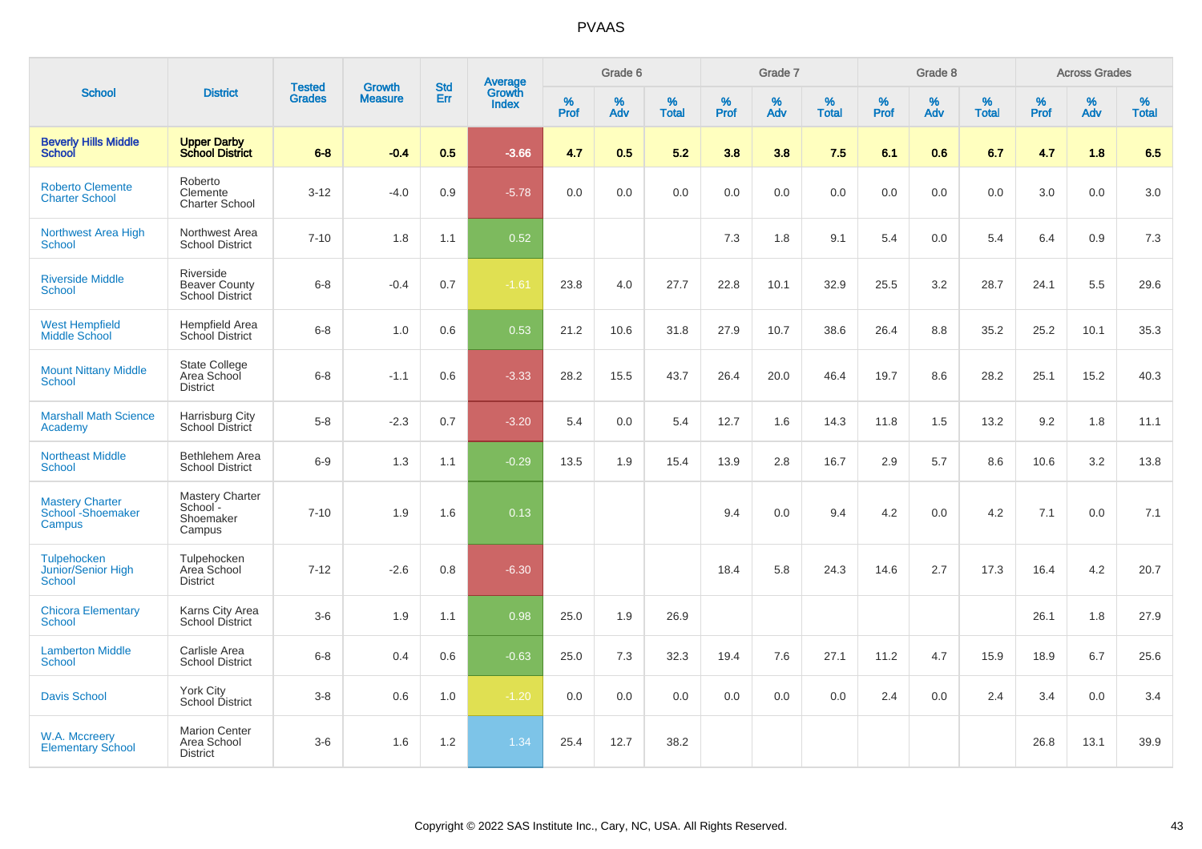# PVAAS

| School | District | Tested Grades | Growth Measure | Std Err | Average Growth Index | Grade 6 | | | Grade 7 | | | Grade 8 | | | Across Grades | | |
|---|---|---|---|---|---|---|---|---|---|---|---|---|---|---|---|---|---|
| | | | | | | % Prof | % Adv | % Total | % Prof | % Adv | % Total | % Prof | % Adv | % Total | % Prof | % Adv | % Total |
| **Beverly Hills Middle School** | **Upper Darby School District** | **6-8** | **-0.4** | **0.5** | **-3.66** | **4.7** | **0.5** | **5.2** | **3.8** | **3.8** | **7.5** | **6.1** | **0.6** | **6.7** | **4.7** | **1.8** | **6.5** |
| Roberto Clemente Charter School | Roberto Clemente Charter School | 3-12 | -4.0 | 0.9 | -5.78 | 0.0 | 0.0 | 0.0 | 0.0 | 0.0 | 0.0 | 0.0 | 0.0 | 0.0 | 3.0 | 0.0 | 3.0 |
| Northwest Area High School | Northwest Area School District | 7-10 | 1.8 | 1.1 | 0.52 | | | | 7.3 | 1.8 | 9.1 | 5.4 | 0.0 | 5.4 | 6.4 | 0.9 | 7.3 |
| Riverside Middle School | Riverside Beaver County School District | 6-8 | -0.4 | 0.7 | -1.61 | 23.8 | 4.0 | 27.7 | 22.8 | 10.1 | 32.9 | 25.5 | 3.2 | 28.7 | 24.1 | 5.5 | 29.6 |
| West Hempfield Middle School | Hempfield Area School District | 6-8 | 1.0 | 0.6 | 0.53 | 21.2 | 10.6 | 31.8 | 27.9 | 10.7 | 38.6 | 26.4 | 8.8 | 35.2 | 25.2 | 10.1 | 35.3 |
| Mount Nittany Middle School | State College Area School District | 6-8 | -1.1 | 0.6 | -3.33 | 28.2 | 15.5 | 43.7 | 26.4 | 20.0 | 46.4 | 19.7 | 8.6 | 28.2 | 25.1 | 15.2 | 40.3 |
| Marshall Math Science Academy | Harrisburg City School District | 5-8 | -2.3 | 0.7 | -3.20 | 5.4 | 0.0 | 5.4 | 12.7 | 1.6 | 14.3 | 11.8 | 1.5 | 13.2 | 9.2 | 1.8 | 11.1 |
| Northeast Middle School | Bethlehem Area School District | 6-9 | 1.3 | 1.1 | -0.29 | 13.5 | 1.9 | 15.4 | 13.9 | 2.8 | 16.7 | 2.9 | 5.7 | 8.6 | 10.6 | 3.2 | 13.8 |
| Mastery Charter School -Shoemaker Campus | Mastery Charter School - Shoemaker Campus | 7-10 | 1.9 | 1.6 | 0.13 | | | | 9.4 | 0.0 | 9.4 | 4.2 | 0.0 | 4.2 | 7.1 | 0.0 | 7.1 |
| Tulpehocken Junior/Senior High School | Tulpehocken Area School District | 7-12 | -2.6 | 0.8 | -6.30 | | | | 18.4 | 5.8 | 24.3 | 14.6 | 2.7 | 17.3 | 16.4 | 4.2 | 20.7 |
| Chicora Elementary School | Karns City Area School District | 3-6 | 1.9 | 1.1 | 0.98 | 25.0 | 1.9 | 26.9 | | | | | | | 26.1 | 1.8 | 27.9 |
| Lamberton Middle School | Carlisle Area School District | 6-8 | 0.4 | 0.6 | -0.63 | 25.0 | 7.3 | 32.3 | 19.4 | 7.6 | 27.1 | 11.2 | 4.7 | 15.9 | 18.9 | 6.7 | 25.6 |
| Davis School | York City School District | 3-8 | 0.6 | 1.0 | -1.20 | 0.0 | 0.0 | 0.0 | 0.0 | 0.0 | 0.0 | 2.4 | 0.0 | 2.4 | 3.4 | 0.0 | 3.4 |
| W.A. Mccreery Elementary School | Marion Center Area School District | 3-6 | 1.6 | 1.2 | 1.34 | 25.4 | 12.7 | 38.2 | | | | | | | 26.8 | 13.1 | 39.9 |

Copyright © 2022 SAS Institute Inc., Cary, NC, USA. All Rights Reserved.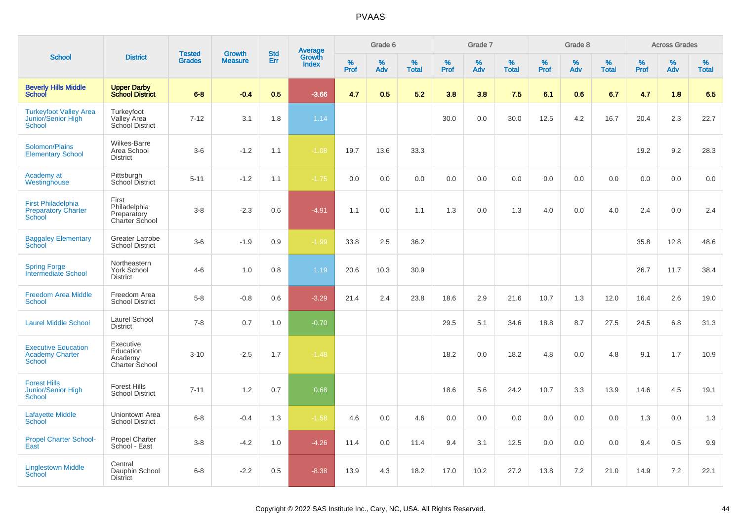# PVAAS

| School | District | Tested Grades | Growth Measure | Std Err | Average Growth Index | Grade 6 | | | Grade 7 | | | Grade 8 | | | Across Grades | | |
|---|---|---|---|---|---|---|---|---|---|---|---|---|---|---|---|---|---|
| | | | | | | % Prof | % Adv | % Total | % Prof | % Adv | % Total | % Prof | % Adv | % Total | % Prof | % Adv | % Total |
| **Beverly Hills Middle School** | **Upper Darby School District** | **6-8** | **-0.4** | **0.5** | **-3.66** | **4.7** | **0.5** | **5.2** | **3.8** | **3.8** | **7.5** | **6.1** | **0.6** | **6.7** | **4.7** | **1.8** | **6.5** |
| Turkeyfoot Valley Area Junior/Senior High School | Turkeyfoot Valley Area School District | 7-12 | 3.1 | 1.8 | 1.14 | | | | 30.0 | 0.0 | 30.0 | 12.5 | 4.2 | 16.7 | 20.4 | 2.3 | 22.7 |
| Solomon/Plains Elementary School | Wilkes-Barre Area School District | 3-6 | -1.2 | 1.1 | -1.08 | 19.7 | 13.6 | 33.3 | | | | | | | 19.2 | 9.2 | 28.3 |
| Academy at Westinghouse | Pittsburgh School District | 5-11 | -1.2 | 1.1 | -1.75 | 0.0 | 0.0 | 0.0 | 0.0 | 0.0 | 0.0 | 0.0 | 0.0 | 0.0 | 0.0 | 0.0 | 0.0 |
| First Philadelphia Preparatory Charter School | First Philadelphia Preparatory Charter School | 3-8 | -2.3 | 0.6 | -4.91 | 1.1 | 0.0 | 1.1 | 1.3 | 0.0 | 1.3 | 4.0 | 0.0 | 4.0 | 2.4 | 0.0 | 2.4 |
| Baggaley Elementary School | Greater Latrobe School District | 3-6 | -1.9 | 0.9 | -1.99 | 33.8 | 2.5 | 36.2 | | | | | | | 35.8 | 12.8 | 48.6 |
| Spring Forge Intermediate School | Northeastern York School District | 4-6 | 1.0 | 0.8 | 1.19 | 20.6 | 10.3 | 30.9 | | | | | | | 26.7 | 11.7 | 38.4 |
| Freedom Area Middle School | Freedom Area School District | 5-8 | -0.8 | 0.6 | -3.29 | 21.4 | 2.4 | 23.8 | 18.6 | 2.9 | 21.6 | 10.7 | 1.3 | 12.0 | 16.4 | 2.6 | 19.0 |
| Laurel Middle School | Laurel School District | 7-8 | 0.7 | 1.0 | -0.70 | | | | 29.5 | 5.1 | 34.6 | 18.8 | 8.7 | 27.5 | 24.5 | 6.8 | 31.3 |
| Executive Education Academy Charter School | Executive Education Academy Charter School | 3-10 | -2.5 | 1.7 | -1.48 | | | | 18.2 | 0.0 | 18.2 | 4.8 | 0.0 | 4.8 | 9.1 | 1.7 | 10.9 |
| Forest Hills Junior/Senior High School | Forest Hills School District | 7-11 | 1.2 | 0.7 | 0.68 | | | | 18.6 | 5.6 | 24.2 | 10.7 | 3.3 | 13.9 | 14.6 | 4.5 | 19.1 |
| Lafayette Middle School | Uniontown Area School District | 6-8 | -0.4 | 1.3 | -1.58 | 4.6 | 0.0 | 4.6 | 0.0 | 0.0 | 0.0 | 0.0 | 0.0 | 0.0 | 1.3 | 0.0 | 1.3 |
| Propel Charter School-East | Propel Charter School - East | 3-8 | -4.2 | 1.0 | -4.26 | 11.4 | 0.0 | 11.4 | 9.4 | 3.1 | 12.5 | 0.0 | 0.0 | 0.0 | 9.4 | 0.5 | 9.9 |
| Linglestown Middle School | Central Dauphin School District | 6-8 | -2.2 | 0.5 | -8.38 | 13.9 | 4.3 | 18.2 | 17.0 | 10.2 | 27.2 | 13.8 | 7.2 | 21.0 | 14.9 | 7.2 | 22.1 |

Copyright © 2022 SAS Institute Inc., Cary, NC, USA. All Rights Reserved.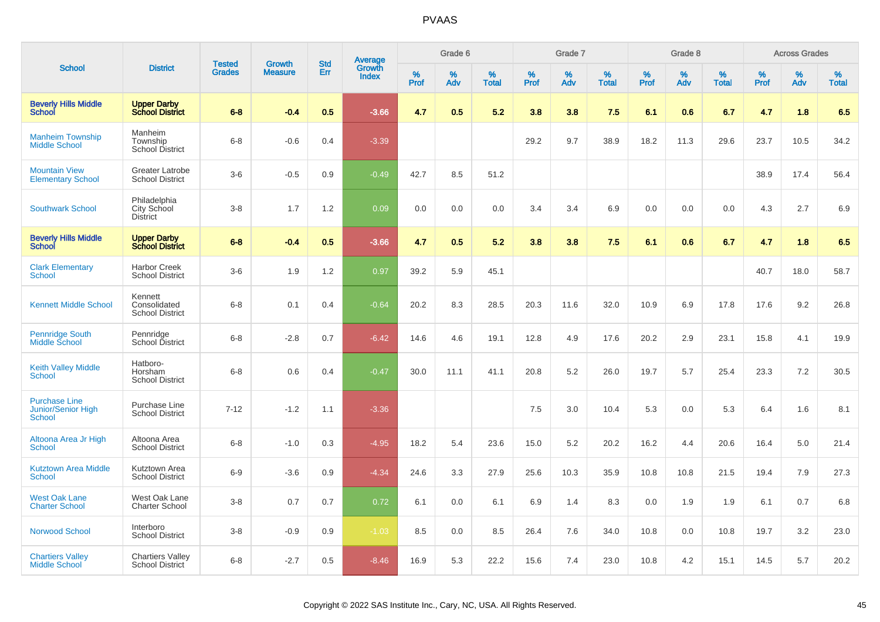# PVAAS

| School | District | Tested Grades | Growth Measure | Std Err | Average Growth Index | Grade 6 | | | Grade 7 | | | Grade 8 | | | Across Grades | | |
|---|---|---|---|---|---|---|---|---|---|---|---|---|---|---|---|---|---|
| | | | | | | % Prof | % Adv | % Total | % Prof | % Adv | % Total | % Prof | % Adv | % Total | % Prof | % Adv | % Total |
| **Beverly Hills Middle School** | **Upper Darby School District** | **6-8** | **-0.4** | **0.5** | **-3.66** | **4.7** | **0.5** | **5.2** | **3.8** | **3.8** | **7.5** | **6.1** | **0.6** | **6.7** | **4.7** | **1.8** | **6.5** |
| Manheim Township Middle School | Manheim Township School District | 6-8 | -0.6 | 0.4 | -3.39 | | | | 29.2 | 9.7 | 38.9 | 18.2 | 11.3 | 29.6 | 23.7 | 10.5 | 34.2 |
| Mountain View Elementary School | Greater Latrobe School District | 3-6 | -0.5 | 0.9 | -0.49 | 42.7 | 8.5 | 51.2 | | | | | | | 38.9 | 17.4 | 56.4 |
| Southwark School | Philadelphia City School District | 3-8 | 1.7 | 1.2 | 0.09 | 0.0 | 0.0 | 0.0 | 3.4 | 3.4 | 6.9 | 0.0 | 0.0 | 0.0 | 4.3 | 2.7 | 6.9 |
| **Beverly Hills Middle School** | **Upper Darby School District** | **6-8** | **-0.4** | **0.5** | **-3.66** | **4.7** | **0.5** | **5.2** | **3.8** | **3.8** | **7.5** | **6.1** | **0.6** | **6.7** | **4.7** | **1.8** | **6.5** |
| Clark Elementary School | Harbor Creek School District | 3-6 | 1.9 | 1.2 | 0.97 | 39.2 | 5.9 | 45.1 | | | | | | | 40.7 | 18.0 | 58.7 |
| Kennett Middle School | Kennett Consolidated School District | 6-8 | 0.1 | 0.4 | -0.64 | 20.2 | 8.3 | 28.5 | 20.3 | 11.6 | 32.0 | 10.9 | 6.9 | 17.8 | 17.6 | 9.2 | 26.8 |
| Pennridge South Middle School | Pennridge School District | 6-8 | -2.8 | 0.7 | -6.42 | 14.6 | 4.6 | 19.1 | 12.8 | 4.9 | 17.6 | 20.2 | 2.9 | 23.1 | 15.8 | 4.1 | 19.9 |
| Keith Valley Middle School | Hatboro-Horsham School District | 6-8 | 0.6 | 0.4 | -0.47 | 30.0 | 11.1 | 41.1 | 20.8 | 5.2 | 26.0 | 19.7 | 5.7 | 25.4 | 23.3 | 7.2 | 30.5 |
| Purchase Line Junior/Senior High School | Purchase Line School District | 7-12 | -1.2 | 1.1 | -3.36 | | | | 7.5 | 3.0 | 10.4 | 5.3 | 0.0 | 5.3 | 6.4 | 1.6 | 8.1 |
| Altoona Area Jr High School | Altoona Area School District | 6-8 | -1.0 | 0.3 | -4.95 | 18.2 | 5.4 | 23.6 | 15.0 | 5.2 | 20.2 | 16.2 | 4.4 | 20.6 | 16.4 | 5.0 | 21.4 |
| Kutztown Area Middle School | Kutztown Area School District | 6-9 | -3.6 | 0.9 | -4.34 | 24.6 | 3.3 | 27.9 | 25.6 | 10.3 | 35.9 | 10.8 | 10.8 | 21.5 | 19.4 | 7.9 | 27.3 |
| West Oak Lane Charter School | West Oak Lane Charter School | 3-8 | 0.7 | 0.7 | 0.72 | 6.1 | 0.0 | 6.1 | 6.9 | 1.4 | 8.3 | 0.0 | 1.9 | 1.9 | 6.1 | 0.7 | 6.8 |
| Norwood School | Interboro School District | 3-8 | -0.9 | 0.9 | -1.03 | 8.5 | 0.0 | 8.5 | 26.4 | 7.6 | 34.0 | 10.8 | 0.0 | 10.8 | 19.7 | 3.2 | 23.0 |
| Chartiers Valley Middle School | Chartiers Valley School District | 6-8 | -2.7 | 0.5 | -8.46 | 16.9 | 5.3 | 22.2 | 15.6 | 7.4 | 23.0 | 10.8 | 4.2 | 15.1 | 14.5 | 5.7 | 20.2 |

Copyright © 2022 SAS Institute Inc., Cary, NC, USA. All Rights Reserved.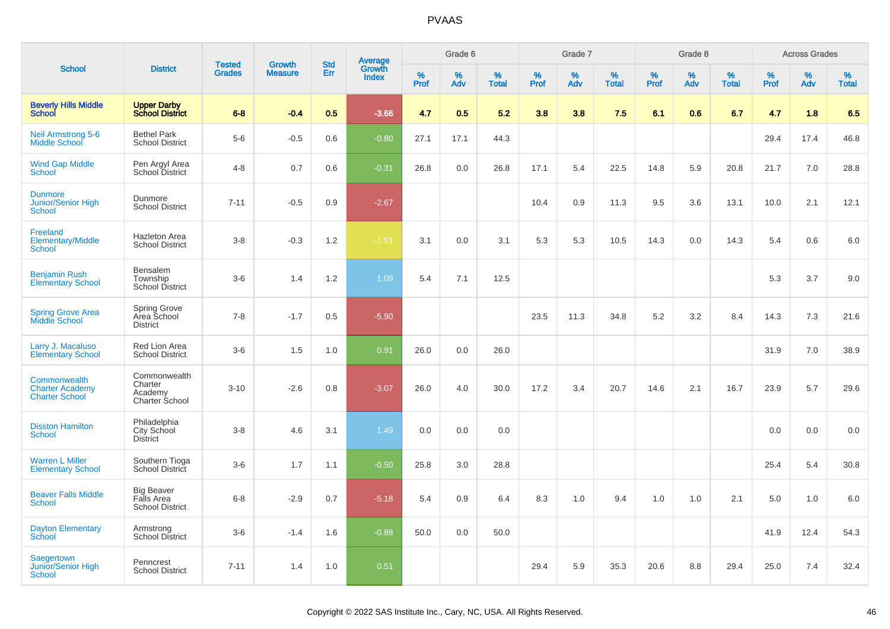# PVAAS

| School | District | Tested Grades | Growth Measure | Std Err | Average Growth Index | Grade 6 | | | Grade 7 | | | Grade 8 | | | Across Grades | | |
|---|---|---|---|---|---|---|---|---|---|---|---|---|---|---|---|---|---|
| | | | | | | % Prof | % Adv | % Total | % Prof | % Adv | % Total | % Prof | % Adv | % Total | % Prof | % Adv | % Total |
| **Beverly Hills Middle School** | **Upper Darby School District** | **6-8** | **-0.4** | **0.5** | **-3.66** | **4.7** | **0.5** | **5.2** | **3.8** | **3.8** | **7.5** | **6.1** | **0.6** | **6.7** | **4.7** | **1.8** | **6.5** |
| Neil Armstrong 5-6 Middle School | Bethel Park School District | 5-6 | -0.5 | 0.6 | -0.80 | 27.1 | 17.1 | 44.3 | | | | | | | 29.4 | 17.4 | 46.8 |
| Wind Gap Middle School | Pen Argyl Area School District | 4-8 | 0.7 | 0.6 | -0.31 | 26.8 | 0.0 | 26.8 | 17.1 | 5.4 | 22.5 | 14.8 | 5.9 | 20.8 | 21.7 | 7.0 | 28.8 |
| Dunmore Junior/Senior High School | Dunmore School District | 7-11 | -0.5 | 0.9 | -2.67 | | | | 10.4 | 0.9 | 11.3 | 9.5 | 3.6 | 13.1 | 10.0 | 2.1 | 12.1 |
| Freeland Elementary/Middle School | Hazleton Area School District | 3-8 | -0.3 | 1.2 | -1.51 | 3.1 | 0.0 | 3.1 | 5.3 | 5.3 | 10.5 | 14.3 | 0.0 | 14.3 | 5.4 | 0.6 | 6.0 |
| Benjamin Rush Elementary School | Bensalem Township School District | 3-6 | 1.4 | 1.2 | 1.09 | 5.4 | 7.1 | 12.5 | | | | | | | 5.3 | 3.7 | 9.0 |
| Spring Grove Area Middle School | Spring Grove Area School District | 7-8 | -1.7 | 0.5 | -5.90 | | | | 23.5 | 11.3 | 34.8 | 5.2 | 3.2 | 8.4 | 14.3 | 7.3 | 21.6 |
| Larry J. Macaluso Elementary School | Red Lion Area School District | 3-6 | 1.5 | 1.0 | 0.91 | 26.0 | 0.0 | 26.0 | | | | | | | 31.9 | 7.0 | 38.9 |
| Commonwealth Charter Academy Charter School | Commonwealth Charter Academy Charter School | 3-10 | -2.6 | 0.8 | -3.07 | 26.0 | 4.0 | 30.0 | 17.2 | 3.4 | 20.7 | 14.6 | 2.1 | 16.7 | 23.9 | 5.7 | 29.6 |
| Disston Hamilton School | Philadelphia City School District | 3-8 | 4.6 | 3.1 | 1.49 | 0.0 | 0.0 | 0.0 | | | | | | | 0.0 | 0.0 | 0.0 |
| Warren L Miller Elementary School | Southern Tioga School District | 3-6 | 1.7 | 1.1 | -0.50 | 25.8 | 3.0 | 28.8 | | | | | | | 25.4 | 5.4 | 30.8 |
| Beaver Falls Middle School | Big Beaver Falls Area School District | 6-8 | -2.9 | 0.7 | -5.18 | 5.4 | 0.9 | 6.4 | 8.3 | 1.0 | 9.4 | 1.0 | 1.0 | 2.1 | 5.0 | 1.0 | 6.0 |
| Dayton Elementary School | Armstrong School District | 3-6 | -1.4 | 1.6 | -0.88 | 50.0 | 0.0 | 50.0 | | | | | | | 41.9 | 12.4 | 54.3 |
| Saegertown Junior/Senior High School | Penncrest School District | 7-11 | 1.4 | 1.0 | 0.51 | | | | 29.4 | 5.9 | 35.3 | 20.6 | 8.8 | 29.4 | 25.0 | 7.4 | 32.4 |

Copyright © 2022 SAS Institute Inc., Cary, NC, USA. All Rights Reserved.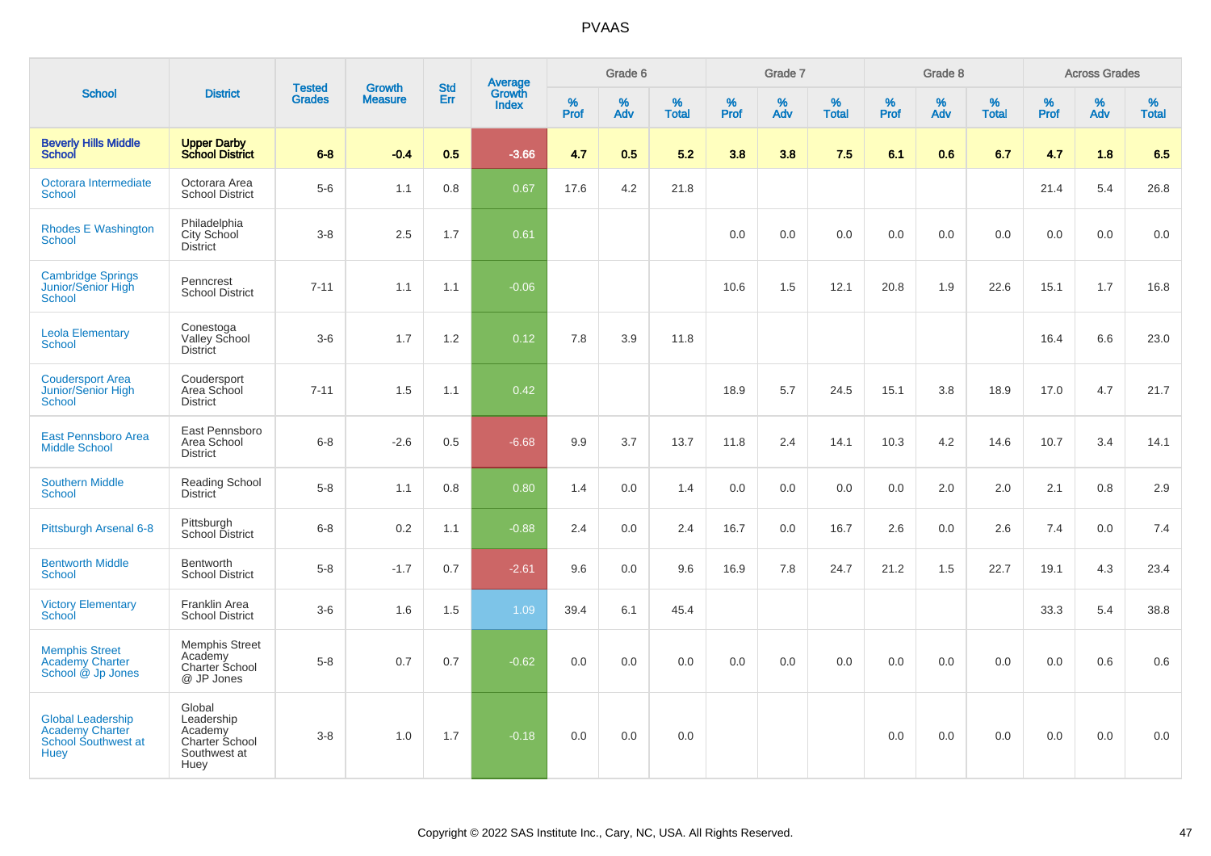# PVAAS

| School | District | Tested Grades | Growth Measure | Std Err | Average Growth Index | Grade 6 | | | Grade 7 | | | Grade 8 | | | Across Grades | | |
|---|---|---|---|---|---|---|---|---|---|---|---|---|---|---|---|---|---|
| | | | | | | % Prof | % Adv | % Total | % Prof | % Adv | % Total | % Prof | % Adv | % Total | % Prof | % Adv | % Total |
| **Beverly Hills Middle School** | **Upper Darby School District** | **6-8** | **-0.4** | **0.5** | **-3.66** | **4.7** | **0.5** | **5.2** | **3.8** | **3.8** | **7.5** | **6.1** | **0.6** | **6.7** | **4.7** | **1.8** | **6.5** |
| Octorara Intermediate School | Octorara Area School District | 5-6 | 1.1 | 0.8 | 0.67 | 17.6 | 4.2 | 21.8 | | | | | | | 21.4 | 5.4 | 26.8 |
| Rhodes E Washington School | Philadelphia City School District | 3-8 | 2.5 | 1.7 | 0.61 | | | | 0.0 | 0.0 | 0.0 | 0.0 | 0.0 | 0.0 | 0.0 | 0.0 | 0.0 |
| Cambridge Springs Junior/Senior High School | Penncrest School District | 7-11 | 1.1 | 1.1 | -0.06 | | | | 10.6 | 1.5 | 12.1 | 20.8 | 1.9 | 22.6 | 15.1 | 1.7 | 16.8 |
| Leola Elementary School | Conestoga Valley School District | 3-6 | 1.7 | 1.2 | 0.12 | 7.8 | 3.9 | 11.8 | | | | | | | 16.4 | 6.6 | 23.0 |
| Coudersport Area Junior/Senior High School | Coudersport Area School District | 7-11 | 1.5 | 1.1 | 0.42 | | | | 18.9 | 5.7 | 24.5 | 15.1 | 3.8 | 18.9 | 17.0 | 4.7 | 21.7 |
| East Pennsboro Area Middle School | East Pennsboro Area School District | 6-8 | -2.6 | 0.5 | -6.68 | 9.9 | 3.7 | 13.7 | 11.8 | 2.4 | 14.1 | 10.3 | 4.2 | 14.6 | 10.7 | 3.4 | 14.1 |
| Southern Middle School | Reading School District | 5-8 | 1.1 | 0.8 | 0.80 | 1.4 | 0.0 | 1.4 | 0.0 | 0.0 | 0.0 | 0.0 | 2.0 | 2.0 | 2.1 | 0.8 | 2.9 |
| Pittsburgh Arsenal 6-8 | Pittsburgh School District | 6-8 | 0.2 | 1.1 | -0.88 | 2.4 | 0.0 | 2.4 | 16.7 | 0.0 | 16.7 | 2.6 | 0.0 | 2.6 | 7.4 | 0.0 | 7.4 |
| Bentworth Middle School | Bentworth School District | 5-8 | -1.7 | 0.7 | -2.61 | 9.6 | 0.0 | 9.6 | 16.9 | 7.8 | 24.7 | 21.2 | 1.5 | 22.7 | 19.1 | 4.3 | 23.4 |
| Victory Elementary School | Franklin Area School District | 3-6 | 1.6 | 1.5 | 1.09 | 39.4 | 6.1 | 45.4 | | | | | | | 33.3 | 5.4 | 38.8 |
| Memphis Street Academy Charter School @ Jp Jones | Memphis Street Academy Charter School @ JP Jones | 5-8 | 0.7 | 0.7 | -0.62 | 0.0 | 0.0 | 0.0 | 0.0 | 0.0 | 0.0 | 0.0 | 0.0 | 0.0 | 0.0 | 0.6 | 0.6 |
| Global Leadership Academy Charter School Southwest at Huey | Global Leadership Academy Charter School Southwest at Huey | 3-8 | 1.0 | 1.7 | -0.18 | 0.0 | 0.0 | 0.0 | | | | 0.0 | 0.0 | 0.0 | 0.0 | 0.0 | 0.0 |

Copyright © 2022 SAS Institute Inc., Cary, NC, USA. All Rights Reserved.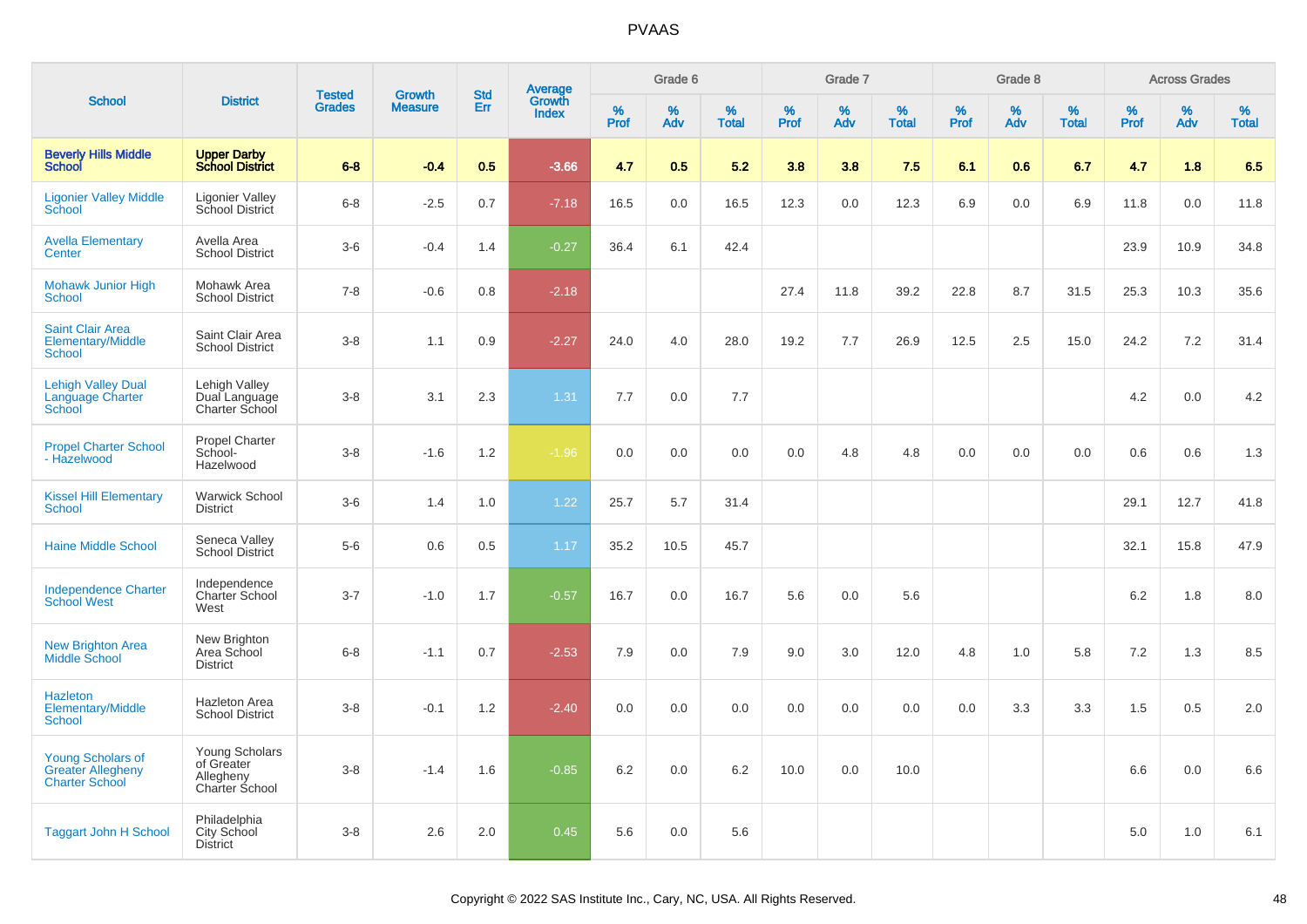# PVAAS

| School | District | Tested Grades | Growth Measure | Std Err | Average Growth Index | Grade 6 | | | Grade 7 | | | Grade 8 | | | Across Grades | | |
|---|---|---|---|---|---|---|---|---|---|---|---|---|---|---|---|---|---|
| | | | | | | % Prof | % Adv | % Total | % Prof | % Adv | % Total | % Prof | % Adv | % Total | % Prof | % Adv | % Total |
| **Beverly Hills Middle School** | **Upper Darby School District** | **6-8** | **-0.4** | **0.5** | **-3.66** | **4.7** | **0.5** | **5.2** | **3.8** | **3.8** | **7.5** | **6.1** | **0.6** | **6.7** | **4.7** | **1.8** | **6.5** |
| Ligonier Valley Middle School | Ligonier Valley School District | 6-8 | -2.5 | 0.7 | -7.18 | 16.5 | 0.0 | 16.5 | 12.3 | 0.0 | 12.3 | 6.9 | 0.0 | 6.9 | 11.8 | 0.0 | 11.8 |
| Avella Elementary Center | Avella Area School District | 3-6 | -0.4 | 1.4 | -0.27 | 36.4 | 6.1 | 42.4 | | | | | | | 23.9 | 10.9 | 34.8 |
| Mohawk Junior High School | Mohawk Area School District | 7-8 | -0.6 | 0.8 | -2.18 | | | | 27.4 | 11.8 | 39.2 | 22.8 | 8.7 | 31.5 | 25.3 | 10.3 | 35.6 |
| Saint Clair Area Elementary/Middle School | Saint Clair Area School District | 3-8 | 1.1 | 0.9 | -2.27 | 24.0 | 4.0 | 28.0 | 19.2 | 7.7 | 26.9 | 12.5 | 2.5 | 15.0 | 24.2 | 7.2 | 31.4 |
| Lehigh Valley Dual Language Charter School | Lehigh Valley Dual Language Charter School | 3-8 | 3.1 | 2.3 | 1.31 | 7.7 | 0.0 | 7.7 | | | | | | | 4.2 | 0.0 | 4.2 |
| Propel Charter School - Hazelwood | Propel Charter School-Hazelwood | 3-8 | -1.6 | 1.2 | -1.96 | 0.0 | 0.0 | 0.0 | 0.0 | 4.8 | 4.8 | 0.0 | 0.0 | 0.0 | 0.6 | 0.6 | 1.3 |
| Kissel Hill Elementary School | Warwick School District | 3-6 | 1.4 | 1.0 | 1.22 | 25.7 | 5.7 | 31.4 | | | | | | | 29.1 | 12.7 | 41.8 |
| Haine Middle School | Seneca Valley School District | 5-6 | 0.6 | 0.5 | 1.17 | 35.2 | 10.5 | 45.7 | | | | | | | 32.1 | 15.8 | 47.9 |
| Independence Charter School West | Independence Charter School West | 3-7 | -1.0 | 1.7 | -0.57 | 16.7 | 0.0 | 16.7 | 5.6 | 0.0 | 5.6 | | | | 6.2 | 1.8 | 8.0 |
| New Brighton Area Middle School | New Brighton Area School District | 6-8 | -1.1 | 0.7 | -2.53 | 7.9 | 0.0 | 7.9 | 9.0 | 3.0 | 12.0 | 4.8 | 1.0 | 5.8 | 7.2 | 1.3 | 8.5 |
| Hazleton Elementary/Middle School | Hazleton Area School District | 3-8 | -0.1 | 1.2 | -2.40 | 0.0 | 0.0 | 0.0 | 0.0 | 0.0 | 0.0 | 0.0 | 3.3 | 3.3 | 1.5 | 0.5 | 2.0 |
| Young Scholars of Greater Allegheny Charter School | Young Scholars of Greater Allegheny Charter School | 3-8 | -1.4 | 1.6 | -0.85 | 6.2 | 0.0 | 6.2 | 10.0 | 0.0 | 10.0 | | | | 6.6 | 0.0 | 6.6 |
| Taggart John H School | Philadelphia City School District | 3-8 | 2.6 | 2.0 | 0.45 | 5.6 | 0.0 | 5.6 | | | | | | | 5.0 | 1.0 | 6.1 |

Copyright © 2022 SAS Institute Inc., Cary, NC, USA. All Rights Reserved.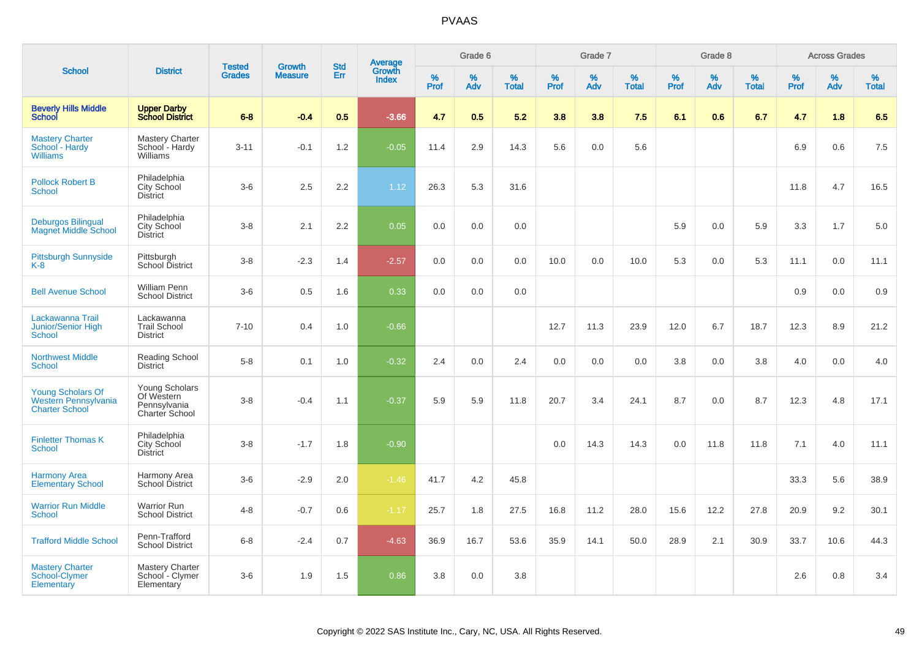# PVAAS

| School | District | Tested Grades | Growth Measure | Std Err | Average Growth Index | Grade 6 | | | Grade 7 | | | Grade 8 | | | Across Grades | | |
|---|---|---|---|---|---|---|---|---|---|---|---|---|---|---|---|---|---|
| | | | | | | % Prof | % Adv | % Total | % Prof | % Adv | % Total | % Prof | % Adv | % Total | % Prof | % Adv | % Total |
| **Beverly Hills Middle School** | **Upper Darby School District** | **6-8** | **-0.4** | **0.5** | **-3.66** | **4.7** | **0.5** | **5.2** | **3.8** | **3.8** | **7.5** | **6.1** | **0.6** | **6.7** | **4.7** | **1.8** | **6.5** |
| Mastery Charter School - Hardy Williams | Mastery Charter School - Hardy Williams | 3-11 | -0.1 | 1.2 | -0.05 | 11.4 | 2.9 | 14.3 | 5.6 | 0.0 | 5.6 | | | | 6.9 | 0.6 | 7.5 |
| Pollock Robert B School | Philadelphia City School District | 3-6 | 2.5 | 2.2 | 1.12 | 26.3 | 5.3 | 31.6 | | | | | | | 11.8 | 4.7 | 16.5 |
| Deburgos Bilingual Magnet Middle School | Philadelphia City School District | 3-8 | 2.1 | 2.2 | 0.05 | 0.0 | 0.0 | 0.0 | | | | 5.9 | 0.0 | 5.9 | 3.3 | 1.7 | 5.0 |
| Pittsburgh Sunnyside K-8 | Pittsburgh School District | 3-8 | -2.3 | 1.4 | -2.57 | 0.0 | 0.0 | 0.0 | 10.0 | 0.0 | 10.0 | 5.3 | 0.0 | 5.3 | 11.1 | 0.0 | 11.1 |
| Bell Avenue School | William Penn School District | 3-6 | 0.5 | 1.6 | 0.33 | 0.0 | 0.0 | 0.0 | | | | | | | 0.9 | 0.0 | 0.9 |
| Lackawanna Trail Junior/Senior High School | Lackawanna Trail School District | 7-10 | 0.4 | 1.0 | -0.66 | | | | 12.7 | 11.3 | 23.9 | 12.0 | 6.7 | 18.7 | 12.3 | 8.9 | 21.2 |
| Northwest Middle School | Reading School District | 5-8 | 0.1 | 1.0 | -0.32 | 2.4 | 0.0 | 2.4 | 0.0 | 0.0 | 0.0 | 3.8 | 0.0 | 3.8 | 4.0 | 0.0 | 4.0 |
| Young Scholars Of Western Pennsylvania Charter School | Young Scholars Of Western Pennsylvania Charter School | 3-8 | -0.4 | 1.1 | -0.37 | 5.9 | 5.9 | 11.8 | 20.7 | 3.4 | 24.1 | 8.7 | 0.0 | 8.7 | 12.3 | 4.8 | 17.1 |
| Finletter Thomas K School | Philadelphia City School District | 3-8 | -1.7 | 1.8 | -0.90 | | | | 0.0 | 14.3 | 14.3 | 0.0 | 11.8 | 11.8 | 7.1 | 4.0 | 11.1 |
| Harmony Area Elementary School | Harmony Area School District | 3-6 | -2.9 | 2.0 | -1.46 | 41.7 | 4.2 | 45.8 | | | | | | | 33.3 | 5.6 | 38.9 |
| Warrior Run Middle School | Warrior Run School District | 4-8 | -0.7 | 0.6 | -1.17 | 25.7 | 1.8 | 27.5 | 16.8 | 11.2 | 28.0 | 15.6 | 12.2 | 27.8 | 20.9 | 9.2 | 30.1 |
| Trafford Middle School | Penn-Trafford School District | 6-8 | -2.4 | 0.7 | -4.63 | 36.9 | 16.7 | 53.6 | 35.9 | 14.1 | 50.0 | 28.9 | 2.1 | 30.9 | 33.7 | 10.6 | 44.3 |
| Mastery Charter School-Clymer Elementary | Mastery Charter School - Clymer Elementary | 3-6 | 1.9 | 1.5 | 0.86 | 3.8 | 0.0 | 3.8 | | | | | | | 2.6 | 0.8 | 3.4 |

Copyright © 2022 SAS Institute Inc., Cary, NC, USA. All Rights Reserved.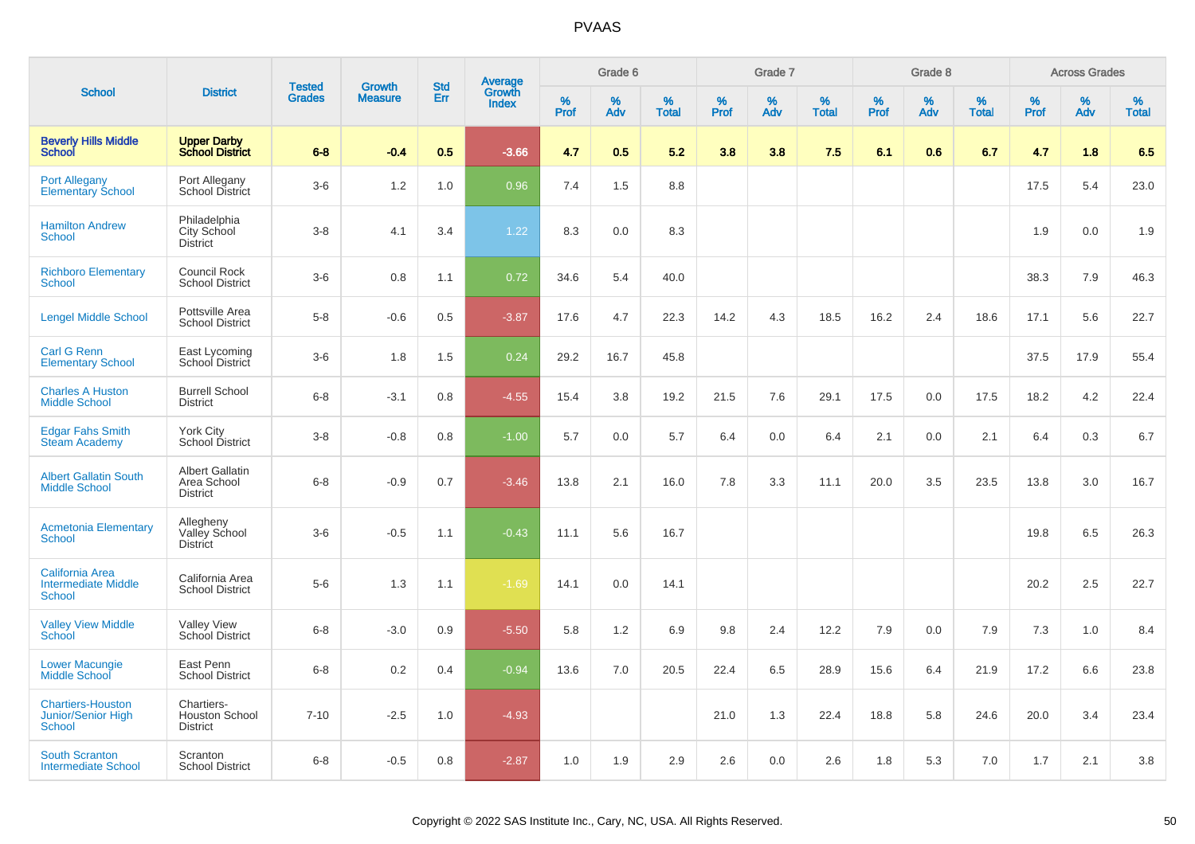# PVAAS

| School | District | Tested Grades | Growth Measure | Std Err | Average Growth Index | Grade 6 | | | Grade 7 | | | Grade 8 | | | Across Grades | | |
|---|---|---|---|---|---|---|---|---|---|---|---|---|---|---|---|---|---|
| | | | | | | % Prof | % Adv | % Total | % Prof | % Adv | % Total | % Prof | % Adv | % Total | % Prof | % Adv | % Total |
| **Beverly Hills Middle School** | **Upper Darby School District** | **6-8** | **-0.4** | **0.5** | **-3.66** | **4.7** | **0.5** | **5.2** | **3.8** | **3.8** | **7.5** | **6.1** | **0.6** | **6.7** | **4.7** | **1.8** | **6.5** |
| Port Allegany Elementary School | Port Allegany School District | 3-6 | 1.2 | 1.0 | 0.96 | 7.4 | 1.5 | 8.8 | | | | | | | 17.5 | 5.4 | 23.0 |
| Hamilton Andrew School | Philadelphia City School District | 3-8 | 4.1 | 3.4 | 1.22 | 8.3 | 0.0 | 8.3 | | | | | | | 1.9 | 0.0 | 1.9 |
| Richboro Elementary School | Council Rock School District | 3-6 | 0.8 | 1.1 | 0.72 | 34.6 | 5.4 | 40.0 | | | | | | | 38.3 | 7.9 | 46.3 |
| Lengel Middle School | Pottsville Area School District | 5-8 | -0.6 | 0.5 | -3.87 | 17.6 | 4.7 | 22.3 | 14.2 | 4.3 | 18.5 | 16.2 | 2.4 | 18.6 | 17.1 | 5.6 | 22.7 |
| Carl G Renn Elementary School | East Lycoming School District | 3-6 | 1.8 | 1.5 | 0.24 | 29.2 | 16.7 | 45.8 | | | | | | | 37.5 | 17.9 | 55.4 |
| Charles A Huston Middle School | Burrell School District | 6-8 | -3.1 | 0.8 | -4.55 | 15.4 | 3.8 | 19.2 | 21.5 | 7.6 | 29.1 | 17.5 | 0.0 | 17.5 | 18.2 | 4.2 | 22.4 |
| Edgar Fahs Smith Steam Academy | York City School District | 3-8 | -0.8 | 0.8 | -1.00 | 5.7 | 0.0 | 5.7 | 6.4 | 0.0 | 6.4 | 2.1 | 0.0 | 2.1 | 6.4 | 0.3 | 6.7 |
| Albert Gallatin South Middle School | Albert Gallatin Area School District | 6-8 | -0.9 | 0.7 | -3.46 | 13.8 | 2.1 | 16.0 | 7.8 | 3.3 | 11.1 | 20.0 | 3.5 | 23.5 | 13.8 | 3.0 | 16.7 |
| Acmetonia Elementary School | Allegheny Valley School District | 3-6 | -0.5 | 1.1 | -0.43 | 11.1 | 5.6 | 16.7 | | | | | | | 19.8 | 6.5 | 26.3 |
| California Area Intermediate Middle School | California Area School District | 5-6 | 1.3 | 1.1 | -1.69 | 14.1 | 0.0 | 14.1 | | | | | | | 20.2 | 2.5 | 22.7 |
| Valley View Middle School | Valley View School District | 6-8 | -3.0 | 0.9 | -5.50 | 5.8 | 1.2 | 6.9 | 9.8 | 2.4 | 12.2 | 7.9 | 0.0 | 7.9 | 7.3 | 1.0 | 8.4 |
| Lower Macungie Middle School | East Penn School District | 6-8 | 0.2 | 0.4 | -0.94 | 13.6 | 7.0 | 20.5 | 22.4 | 6.5 | 28.9 | 15.6 | 6.4 | 21.9 | 17.2 | 6.6 | 23.8 |
| Chartiers-Houston Junior/Senior High School | Chartiers-Houston School District | 7-10 | -2.5 | 1.0 | -4.93 | | | | 21.0 | 1.3 | 22.4 | 18.8 | 5.8 | 24.6 | 20.0 | 3.4 | 23.4 |
| South Scranton Intermediate School | Scranton School District | 6-8 | -0.5 | 0.8 | -2.87 | 1.0 | 1.9 | 2.9 | 2.6 | 0.0 | 2.6 | 1.8 | 5.3 | 7.0 | 1.7 | 2.1 | 3.8 |

Copyright © 2022 SAS Institute Inc., Cary, NC, USA. All Rights Reserved.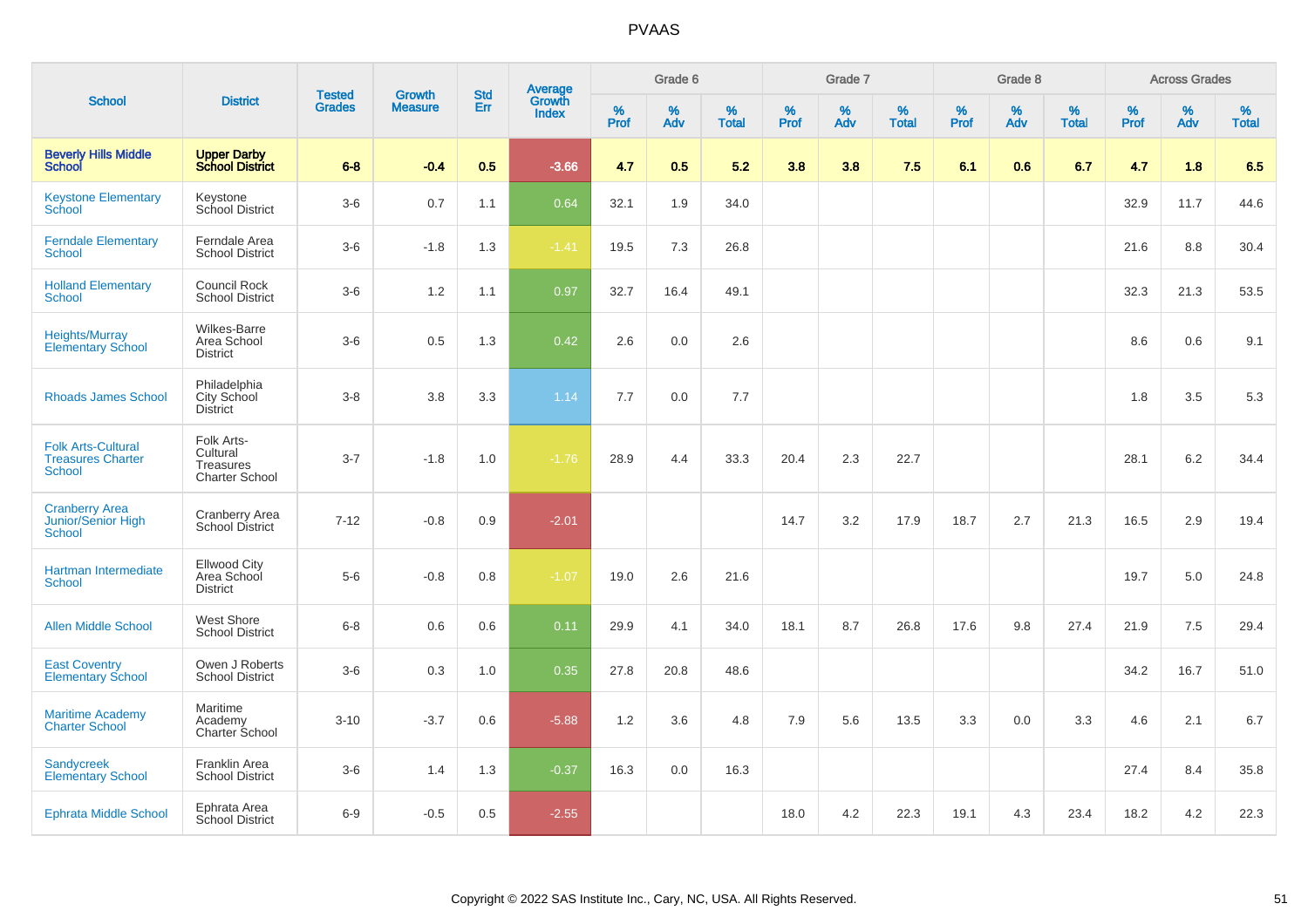# PVAAS

| School | District | Tested Grades | Growth Measure | Std Err | Average Growth Index | Grade 6 | | | Grade 7 | | | Grade 8 | | | Across Grades | | |
|---|---|---|---|---|---|---|---|---|---|---|---|---|---|---|---|---|---|
| | | | | | | % Prof | % Adv | % Total | % Prof | % Adv | % Total | % Prof | % Adv | % Total | % Prof | % Adv | % Total |
| **Beverly Hills Middle School** | **Upper Darby School District** | **6-8** | **-0.4** | **0.5** | **-3.66** | **4.7** | **0.5** | **5.2** | **3.8** | **3.8** | **7.5** | **6.1** | **0.6** | **6.7** | **4.7** | **1.8** | **6.5** |
| Keystone Elementary School | Keystone School District | 3-6 | 0.7 | 1.1 | 0.64 | 32.1 | 1.9 | 34.0 | | | | | | | 32.9 | 11.7 | 44.6 |
| Ferndale Elementary School | Ferndale Area School District | 3-6 | -1.8 | 1.3 | -1.41 | 19.5 | 7.3 | 26.8 | | | | | | | 21.6 | 8.8 | 30.4 |
| Holland Elementary School | Council Rock School District | 3-6 | 1.2 | 1.1 | 0.97 | 32.7 | 16.4 | 49.1 | | | | | | | 32.3 | 21.3 | 53.5 |
| Heights/Murray Elementary School | Wilkes-Barre Area School District | 3-6 | 0.5 | 1.3 | 0.42 | 2.6 | 0.0 | 2.6 | | | | | | | 8.6 | 0.6 | 9.1 |
| Rhoads James School | Philadelphia City School District | 3-8 | 3.8 | 3.3 | 1.14 | 7.7 | 0.0 | 7.7 | | | | | | | 1.8 | 3.5 | 5.3 |
| Folk Arts-Cultural Treasures Charter School | Folk Arts-Cultural Treasures Charter School | 3-7 | -1.8 | 1.0 | -1.76 | 28.9 | 4.4 | 33.3 | 20.4 | 2.3 | 22.7 | | | | 28.1 | 6.2 | 34.4 |
| Cranberry Area Junior/Senior High School | Cranberry Area School District | 7-12 | -0.8 | 0.9 | -2.01 | | | | 14.7 | 3.2 | 17.9 | 18.7 | 2.7 | 21.3 | 16.5 | 2.9 | 19.4 |
| Hartman Intermediate School | Ellwood City Area School District | 5-6 | -0.8 | 0.8 | -1.07 | 19.0 | 2.6 | 21.6 | | | | | | | 19.7 | 5.0 | 24.8 |
| Allen Middle School | West Shore School District | 6-8 | 0.6 | 0.6 | 0.11 | 29.9 | 4.1 | 34.0 | 18.1 | 8.7 | 26.8 | 17.6 | 9.8 | 27.4 | 21.9 | 7.5 | 29.4 |
| East Coventry Elementary School | Owen J Roberts School District | 3-6 | 0.3 | 1.0 | 0.35 | 27.8 | 20.8 | 48.6 | | | | | | | 34.2 | 16.7 | 51.0 |
| Maritime Academy Charter School | Maritime Academy Charter School | 3-10 | -3.7 | 0.6 | -5.88 | 1.2 | 3.6 | 4.8 | 7.9 | 5.6 | 13.5 | 3.3 | 0.0 | 3.3 | 4.6 | 2.1 | 6.7 |
| Sandycreek Elementary School | Franklin Area School District | 3-6 | 1.4 | 1.3 | -0.37 | 16.3 | 0.0 | 16.3 | | | | | | | 27.4 | 8.4 | 35.8 |
| Ephrata Middle School | Ephrata Area School District | 6-9 | -0.5 | 0.5 | -2.55 | | | | 18.0 | 4.2 | 22.3 | 19.1 | 4.3 | 23.4 | 18.2 | 4.2 | 22.3 |

Copyright © 2022 SAS Institute Inc., Cary, NC, USA. All Rights Reserved.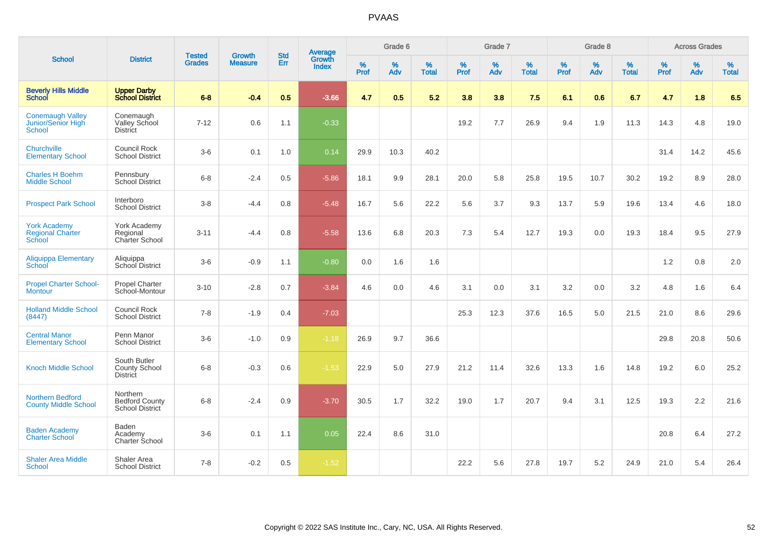# PVAAS

| School | District | Tested Grades | Growth Measure | Std Err | Average Growth Index | Grade 6 | | | Grade 7 | | | Grade 8 | | | Across Grades | | |
|---|---|---|---|---|---|---|---|---|---|---|---|---|---|---|---|---|---|
| | | | | | | % Prof | % Adv | % Total | % Prof | % Adv | % Total | % Prof | % Adv | % Total | % Prof | % Adv | % Total |
| **Beverly Hills Middle School** | **Upper Darby School District** | **6-8** | **-0.4** | **0.5** | **-3.66** | **4.7** | **0.5** | **5.2** | **3.8** | **3.8** | **7.5** | **6.1** | **0.6** | **6.7** | **4.7** | **1.8** | **6.5** |
| Conemaugh Valley Junior/Senior High School | Conemaugh Valley School District | 7-12 | 0.6 | 1.1 | -0.33 | | | | 19.2 | 7.7 | 26.9 | 9.4 | 1.9 | 11.3 | 14.3 | 4.8 | 19.0 |
| Churchville Elementary School | Council Rock School District | 3-6 | 0.1 | 1.0 | 0.14 | 29.9 | 10.3 | 40.2 | | | | | | | 31.4 | 14.2 | 45.6 |
| Charles H Boehm Middle School | Pennsbury School District | 6-8 | -2.4 | 0.5 | -5.86 | 18.1 | 9.9 | 28.1 | 20.0 | 5.8 | 25.8 | 19.5 | 10.7 | 30.2 | 19.2 | 8.9 | 28.0 |
| Prospect Park School | Interboro School District | 3-8 | -4.4 | 0.8 | -5.48 | 16.7 | 5.6 | 22.2 | 5.6 | 3.7 | 9.3 | 13.7 | 5.9 | 19.6 | 13.4 | 4.6 | 18.0 |
| York Academy Regional Charter School | York Academy Regional Charter School | 3-11 | -4.4 | 0.8 | -5.58 | 13.6 | 6.8 | 20.3 | 7.3 | 5.4 | 12.7 | 19.3 | 0.0 | 19.3 | 18.4 | 9.5 | 27.9 |
| Aliquippa Elementary School | Aliquippa School District | 3-6 | -0.9 | 1.1 | -0.80 | 0.0 | 1.6 | 1.6 | | | | | | | 1.2 | 0.8 | 2.0 |
| Propel Charter School-Montour | Propel Charter School-Montour | 3-10 | -2.8 | 0.7 | -3.84 | 4.6 | 0.0 | 4.6 | 3.1 | 0.0 | 3.1 | 3.2 | 0.0 | 3.2 | 4.8 | 1.6 | 6.4 |
| Holland Middle School (8447) | Council Rock School District | 7-8 | -1.9 | 0.4 | -7.03 | | | | 25.3 | 12.3 | 37.6 | 16.5 | 5.0 | 21.5 | 21.0 | 8.6 | 29.6 |
| Central Manor Elementary School | Penn Manor School District | 3-6 | -1.0 | 0.9 | -1.18 | 26.9 | 9.7 | 36.6 | | | | | | | 29.8 | 20.8 | 50.6 |
| Knoch Middle School | South Butler County School District | 6-8 | -0.3 | 0.6 | -1.53 | 22.9 | 5.0 | 27.9 | 21.2 | 11.4 | 32.6 | 13.3 | 1.6 | 14.8 | 19.2 | 6.0 | 25.2 |
| Northern Bedford County Middle School | Northern Bedford County School District | 6-8 | -2.4 | 0.9 | -3.70 | 30.5 | 1.7 | 32.2 | 19.0 | 1.7 | 20.7 | 9.4 | 3.1 | 12.5 | 19.3 | 2.2 | 21.6 |
| Baden Academy Charter School | Baden Academy Charter School | 3-6 | 0.1 | 1.1 | 0.05 | 22.4 | 8.6 | 31.0 | | | | | | | 20.8 | 6.4 | 27.2 |
| Shaler Area Middle School | Shaler Area School District | 7-8 | -0.2 | 0.5 | -1.52 | | | | 22.2 | 5.6 | 27.8 | 19.7 | 5.2 | 24.9 | 21.0 | 5.4 | 26.4 |

Copyright © 2022 SAS Institute Inc., Cary, NC, USA. All Rights Reserved.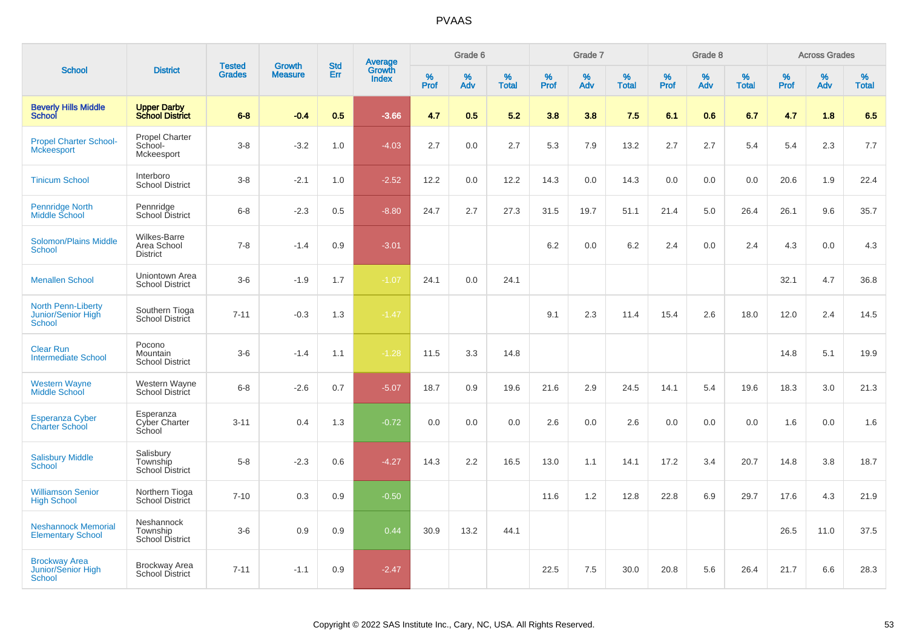# PVAAS

| School | District | Tested Grades | Growth Measure | Std Err | Average Growth Index | Grade 6 | | | Grade 7 | | | Grade 8 | | | Across Grades | | |
|---|---|---|---|---|---|---|---|---|---|---|---|---|---|---|---|---|---|
| | | | | | | % Prof | % Adv | % Total | % Prof | % Adv | % Total | % Prof | % Adv | % Total | % Prof | % Adv | % Total |
| **Beverly Hills Middle School** | **Upper Darby School District** | **6-8** | **-0.4** | **0.5** | **-3.66** | **4.7** | **0.5** | **5.2** | **3.8** | **3.8** | **7.5** | **6.1** | **0.6** | **6.7** | **4.7** | **1.8** | **6.5** |
| Propel Charter School-Mckeesport | Propel Charter School-Mckeesport | 3-8 | -3.2 | 1.0 | -4.03 | 2.7 | 0.0 | 2.7 | 5.3 | 7.9 | 13.2 | 2.7 | 2.7 | 5.4 | 5.4 | 2.3 | 7.7 |
| Tinicum School | Interboro School District | 3-8 | -2.1 | 1.0 | -2.52 | 12.2 | 0.0 | 12.2 | 14.3 | 0.0 | 14.3 | 0.0 | 0.0 | 0.0 | 20.6 | 1.9 | 22.4 |
| Pennridge North Middle School | Pennridge School District | 6-8 | -2.3 | 0.5 | -8.80 | 24.7 | 2.7 | 27.3 | 31.5 | 19.7 | 51.1 | 21.4 | 5.0 | 26.4 | 26.1 | 9.6 | 35.7 |
| Solomon/Plains Middle School | Wilkes-Barre Area School District | 7-8 | -1.4 | 0.9 | -3.01 | | | | 6.2 | 0.0 | 6.2 | 2.4 | 0.0 | 2.4 | 4.3 | 0.0 | 4.3 |
| Menallen School | Uniontown Area School District | 3-6 | -1.9 | 1.7 | -1.07 | 24.1 | 0.0 | 24.1 | | | | | | | 32.1 | 4.7 | 36.8 |
| North Penn-Liberty Junior/Senior High School | Southern Tioga School District | 7-11 | -0.3 | 1.3 | -1.47 | | | | 9.1 | 2.3 | 11.4 | 15.4 | 2.6 | 18.0 | 12.0 | 2.4 | 14.5 |
| Clear Run Intermediate School | Pocono Mountain School District | 3-6 | -1.4 | 1.1 | -1.28 | 11.5 | 3.3 | 14.8 | | | | | | | 14.8 | 5.1 | 19.9 |
| Western Wayne Middle School | Western Wayne School District | 6-8 | -2.6 | 0.7 | -5.07 | 18.7 | 0.9 | 19.6 | 21.6 | 2.9 | 24.5 | 14.1 | 5.4 | 19.6 | 18.3 | 3.0 | 21.3 |
| Esperanza Cyber Charter School | Esperanza Cyber Charter School | 3-11 | 0.4 | 1.3 | -0.72 | 0.0 | 0.0 | 0.0 | 2.6 | 0.0 | 2.6 | 0.0 | 0.0 | 0.0 | 1.6 | 0.0 | 1.6 |
| Salisbury Middle School | Salisbury Township School District | 5-8 | -2.3 | 0.6 | -4.27 | 14.3 | 2.2 | 16.5 | 13.0 | 1.1 | 14.1 | 17.2 | 3.4 | 20.7 | 14.8 | 3.8 | 18.7 |
| Williamson Senior High School | Northern Tioga School District | 7-10 | 0.3 | 0.9 | -0.50 | | | | 11.6 | 1.2 | 12.8 | 22.8 | 6.9 | 29.7 | 17.6 | 4.3 | 21.9 |
| Neshannock Memorial Elementary School | Neshannock Township School District | 3-6 | 0.9 | 0.9 | 0.44 | 30.9 | 13.2 | 44.1 | | | | | | | 26.5 | 11.0 | 37.5 |
| Brockway Area Junior/Senior High School | Brockway Area School District | 7-11 | -1.1 | 0.9 | -2.47 | | | | 22.5 | 7.5 | 30.0 | 20.8 | 5.6 | 26.4 | 21.7 | 6.6 | 28.3 |

Copyright © 2022 SAS Institute Inc., Cary, NC, USA. All Rights Reserved.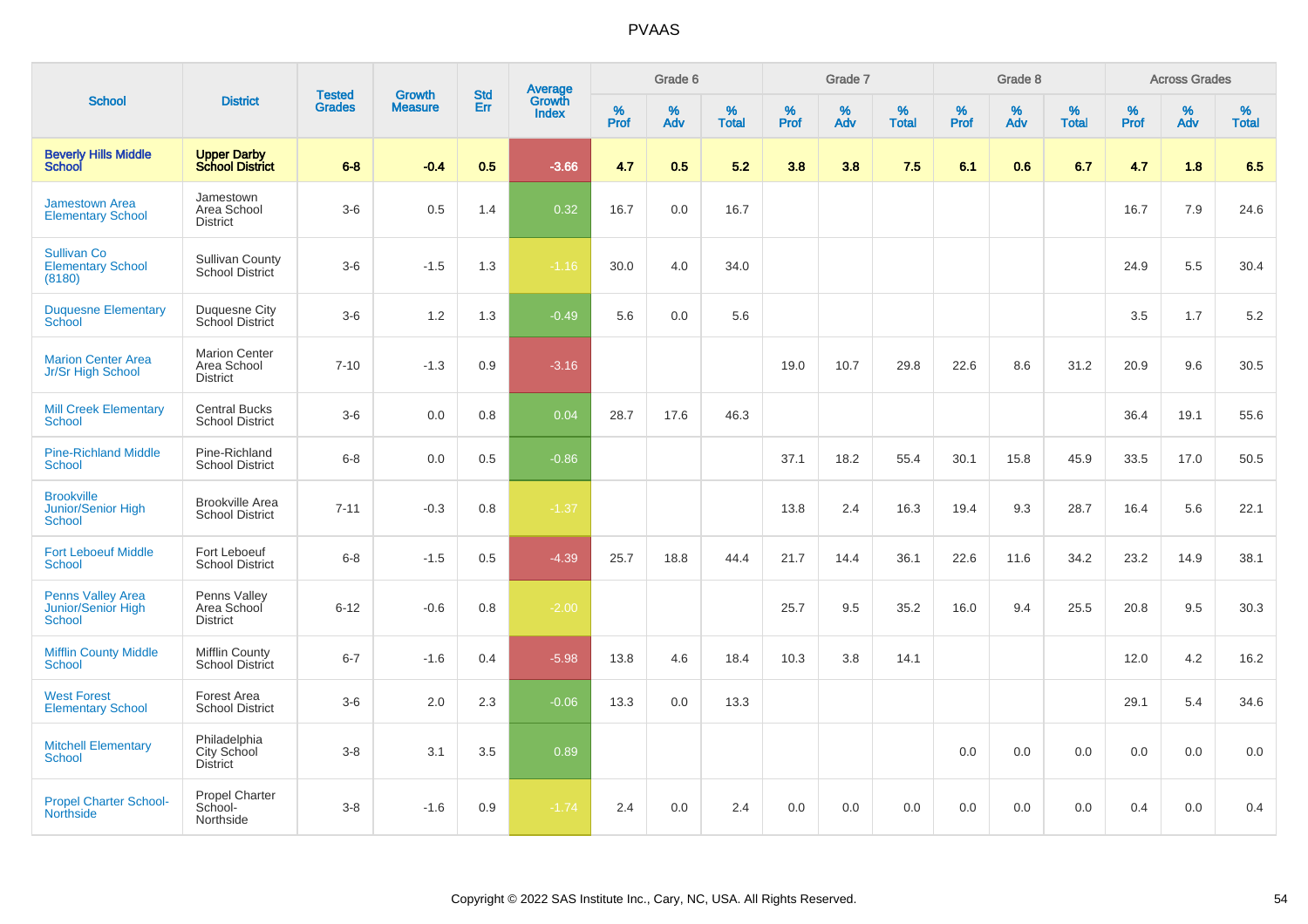# PVAAS

| School | District | Tested Grades | Growth Measure | Std Err | Average Growth Index | Grade 6 | | | Grade 7 | | | Grade 8 | | | Across Grades | | |
|---|---|---|---|---|---|---|---|---|---|---|---|---|---|---|---|---|---|
| | | | | | | % Prof | % Adv | % Total | % Prof | % Adv | % Total | % Prof | % Adv | % Total | % Prof | % Adv | % Total |
| **Beverly Hills Middle School** | **Upper Darby School District** | **6-8** | **-0.4** | **0.5** | **-3.66** | **4.7** | **0.5** | **5.2** | **3.8** | **3.8** | **7.5** | **6.1** | **0.6** | **6.7** | **4.7** | **1.8** | **6.5** |
| Jamestown Area Elementary School | Jamestown Area School District | 3-6 | 0.5 | 1.4 | 0.32 | 16.7 | 0.0 | 16.7 | | | | | | | 16.7 | 7.9 | 24.6 |
| Sullivan Co Elementary School (8180) | Sullivan County School District | 3-6 | -1.5 | 1.3 | -1.16 | 30.0 | 4.0 | 34.0 | | | | | | | 24.9 | 5.5 | 30.4 |
| Duquesne Elementary School | Duquesne City School District | 3-6 | 1.2 | 1.3 | -0.49 | 5.6 | 0.0 | 5.6 | | | | | | | 3.5 | 1.7 | 5.2 |
| Marion Center Area Jr/Sr High School | Marion Center Area School District | 7-10 | -1.3 | 0.9 | -3.16 | | | | 19.0 | 10.7 | 29.8 | 22.6 | 8.6 | 31.2 | 20.9 | 9.6 | 30.5 |
| Mill Creek Elementary School | Central Bucks School District | 3-6 | 0.0 | 0.8 | 0.04 | 28.7 | 17.6 | 46.3 | | | | | | | 36.4 | 19.1 | 55.6 |
| Pine-Richland Middle School | Pine-Richland School District | 6-8 | 0.0 | 0.5 | -0.86 | | | | 37.1 | 18.2 | 55.4 | 30.1 | 15.8 | 45.9 | 33.5 | 17.0 | 50.5 |
| Brookville Junior/Senior High School | Brookville Area School District | 7-11 | -0.3 | 0.8 | -1.37 | | | | 13.8 | 2.4 | 16.3 | 19.4 | 9.3 | 28.7 | 16.4 | 5.6 | 22.1 |
| Fort Leboeuf Middle School | Fort Leboeuf School District | 6-8 | -1.5 | 0.5 | -4.39 | 25.7 | 18.8 | 44.4 | 21.7 | 14.4 | 36.1 | 22.6 | 11.6 | 34.2 | 23.2 | 14.9 | 38.1 |
| Penns Valley Area Junior/Senior High School | Penns Valley Area School District | 6-12 | -0.6 | 0.8 | -2.00 | | | | 25.7 | 9.5 | 35.2 | 16.0 | 9.4 | 25.5 | 20.8 | 9.5 | 30.3 |
| Mifflin County Middle School | Mifflin County School District | 6-7 | -1.6 | 0.4 | -5.98 | 13.8 | 4.6 | 18.4 | 10.3 | 3.8 | 14.1 | | | | 12.0 | 4.2 | 16.2 |
| West Forest Elementary School | Forest Area School District | 3-6 | 2.0 | 2.3 | -0.06 | 13.3 | 0.0 | 13.3 | | | | | | | 29.1 | 5.4 | 34.6 |
| Mitchell Elementary School | Philadelphia City School District | 3-8 | 3.1 | 3.5 | 0.89 | | | | | | | 0.0 | 0.0 | 0.0 | 0.0 | 0.0 | 0.0 |
| Propel Charter School-Northside | Propel Charter School-Northside | 3-8 | -1.6 | 0.9 | -1.74 | 2.4 | 0.0 | 2.4 | 0.0 | 0.0 | 0.0 | 0.0 | 0.0 | 0.0 | 0.4 | 0.0 | 0.4 |

Copyright © 2022 SAS Institute Inc., Cary, NC, USA. All Rights Reserved.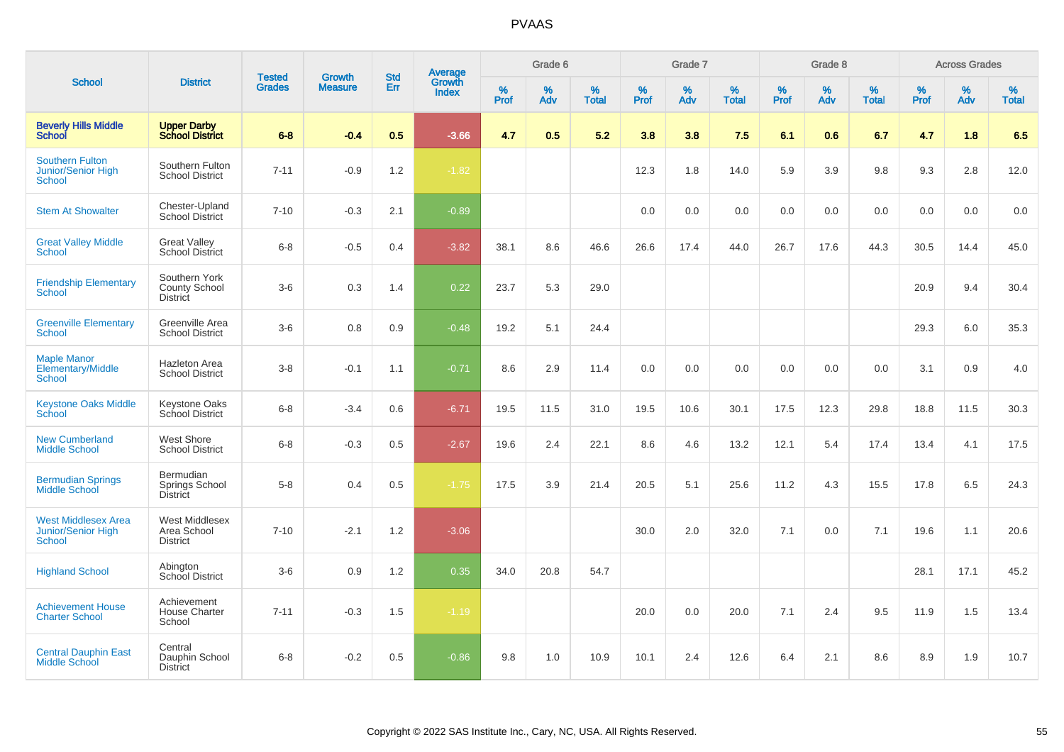# PVAAS

| School | District | Tested Grades | Growth Measure | Std Err | Average Growth Index | Grade 6 | | | Grade 7 | | | Grade 8 | | | Across Grades | | |
|---|---|---|---|---|---|---|---|---|---|---|---|---|---|---|---|---|---|
| | | | | | | % Prof | % Adv | % Total | % Prof | % Adv | % Total | % Prof | % Adv | % Total | % Prof | % Adv | % Total |
| **Beverly Hills Middle School** | **Upper Darby School District** | **6-8** | **-0.4** | **0.5** | **-3.66** | **4.7** | **0.5** | **5.2** | **3.8** | **3.8** | **7.5** | **6.1** | **0.6** | **6.7** | **4.7** | **1.8** | **6.5** |
| Southern Fulton Junior/Senior High School | Southern Fulton School District | 7-11 | -0.9 | 1.2 | -1.82 | | | | 12.3 | 1.8 | 14.0 | 5.9 | 3.9 | 9.8 | 9.3 | 2.8 | 12.0 |
| Stem At Showalter | Chester-Upland School District | 7-10 | -0.3 | 2.1 | -0.89 | | | | 0.0 | 0.0 | 0.0 | 0.0 | 0.0 | 0.0 | 0.0 | 0.0 | 0.0 |
| Great Valley Middle School | Great Valley School District | 6-8 | -0.5 | 0.4 | -3.82 | 38.1 | 8.6 | 46.6 | 26.6 | 17.4 | 44.0 | 26.7 | 17.6 | 44.3 | 30.5 | 14.4 | 45.0 |
| Friendship Elementary School | Southern York County School District | 3-6 | 0.3 | 1.4 | 0.22 | 23.7 | 5.3 | 29.0 | | | | | | | 20.9 | 9.4 | 30.4 |
| Greenville Elementary School | Greenville Area School District | 3-6 | 0.8 | 0.9 | -0.48 | 19.2 | 5.1 | 24.4 | | | | | | | 29.3 | 6.0 | 35.3 |
| Maple Manor Elementary/Middle School | Hazleton Area School District | 3-8 | -0.1 | 1.1 | -0.71 | 8.6 | 2.9 | 11.4 | 0.0 | 0.0 | 0.0 | 0.0 | 0.0 | 0.0 | 3.1 | 0.9 | 4.0 |
| Keystone Oaks Middle School | Keystone Oaks School District | 6-8 | -3.4 | 0.6 | -6.71 | 19.5 | 11.5 | 31.0 | 19.5 | 10.6 | 30.1 | 17.5 | 12.3 | 29.8 | 18.8 | 11.5 | 30.3 |
| New Cumberland Middle School | West Shore School District | 6-8 | -0.3 | 0.5 | -2.67 | 19.6 | 2.4 | 22.1 | 8.6 | 4.6 | 13.2 | 12.1 | 5.4 | 17.4 | 13.4 | 4.1 | 17.5 |
| Bermudian Springs Middle School | Bermudian Springs School District | 5-8 | 0.4 | 0.5 | -1.75 | 17.5 | 3.9 | 21.4 | 20.5 | 5.1 | 25.6 | 11.2 | 4.3 | 15.5 | 17.8 | 6.5 | 24.3 |
| West Middlesex Area Junior/Senior High School | West Middlesex Area School District | 7-10 | -2.1 | 1.2 | -3.06 | | | | 30.0 | 2.0 | 32.0 | 7.1 | 0.0 | 7.1 | 19.6 | 1.1 | 20.6 |
| Highland School | Abington School District | 3-6 | 0.9 | 1.2 | 0.35 | 34.0 | 20.8 | 54.7 | | | | | | | 28.1 | 17.1 | 45.2 |
| Achievement House Charter School | Achievement House Charter School | 7-11 | -0.3 | 1.5 | -1.19 | | | | 20.0 | 0.0 | 20.0 | 7.1 | 2.4 | 9.5 | 11.9 | 1.5 | 13.4 |
| Central Dauphin East Middle School | Central Dauphin School District | 6-8 | -0.2 | 0.5 | -0.86 | 9.8 | 1.0 | 10.9 | 10.1 | 2.4 | 12.6 | 6.4 | 2.1 | 8.6 | 8.9 | 1.9 | 10.7 |

Copyright © 2022 SAS Institute Inc., Cary, NC, USA. All Rights Reserved.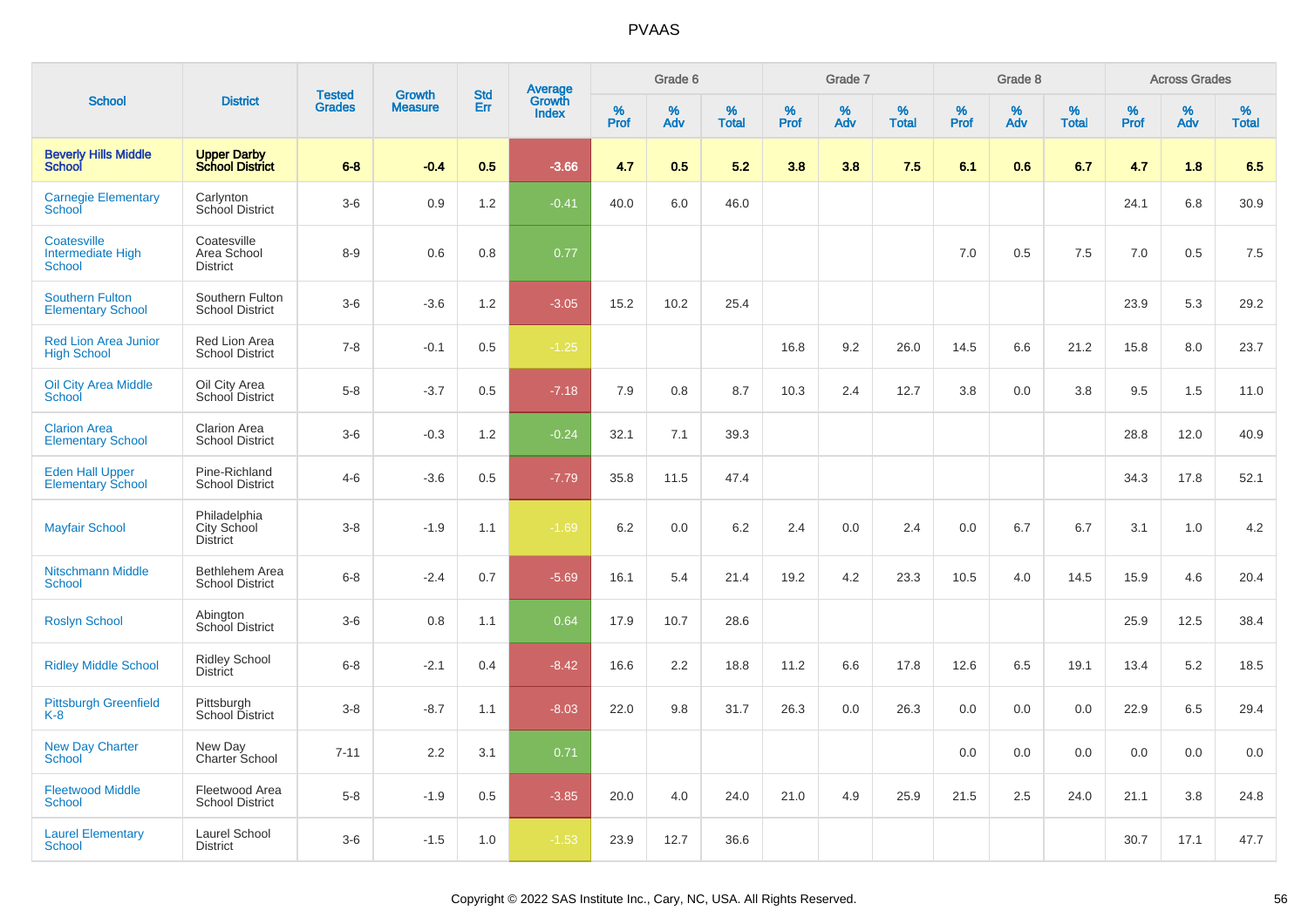# PVAAS

| School | District | Tested Grades | Growth Measure | Std Err | Average Growth Index | Grade 6 | | | Grade 7 | | | Grade 8 | | | Across Grades | | |
|---|---|---|---|---|---|---|---|---|---|---|---|---|---|---|---|---|---|
| | | | | | | % Prof | % Adv | % Total | % Prof | % Adv | % Total | % Prof | % Adv | % Total | % Prof | % Adv | % Total |
| **Beverly Hills Middle School** | **Upper Darby School District** | **6-8** | **-0.4** | **0.5** | **-3.66** | **4.7** | **0.5** | **5.2** | **3.8** | **3.8** | **7.5** | **6.1** | **0.6** | **6.7** | **4.7** | **1.8** | **6.5** |
| Carnegie Elementary School | Carlynton School District | 3-6 | 0.9 | 1.2 | -0.41 | 40.0 | 6.0 | 46.0 | | | | | | | 24.1 | 6.8 | 30.9 |
| Coatesville Intermediate High School | Coatesville Area School District | 8-9 | 0.6 | 0.8 | 0.77 | | | | | | | 7.0 | 0.5 | 7.5 | 7.0 | 0.5 | 7.5 |
| Southern Fulton Elementary School | Southern Fulton School District | 3-6 | -3.6 | 1.2 | -3.05 | 15.2 | 10.2 | 25.4 | | | | | | | 23.9 | 5.3 | 29.2 |
| Red Lion Area Junior High School | Red Lion Area School District | 7-8 | -0.1 | 0.5 | -1.25 | | | | 16.8 | 9.2 | 26.0 | 14.5 | 6.6 | 21.2 | 15.8 | 8.0 | 23.7 |
| Oil City Area Middle School | Oil City Area School District | 5-8 | -3.7 | 0.5 | -7.18 | 7.9 | 0.8 | 8.7 | 10.3 | 2.4 | 12.7 | 3.8 | 0.0 | 3.8 | 9.5 | 1.5 | 11.0 |
| Clarion Area Elementary School | Clarion Area School District | 3-6 | -0.3 | 1.2 | -0.24 | 32.1 | 7.1 | 39.3 | | | | | | | 28.8 | 12.0 | 40.9 |
| Eden Hall Upper Elementary School | Pine-Richland School District | 4-6 | -3.6 | 0.5 | -7.79 | 35.8 | 11.5 | 47.4 | | | | | | | 34.3 | 17.8 | 52.1 |
| Mayfair School | Philadelphia City School District | 3-8 | -1.9 | 1.1 | -1.69 | 6.2 | 0.0 | 6.2 | 2.4 | 0.0 | 2.4 | 0.0 | 6.7 | 6.7 | 3.1 | 1.0 | 4.2 |
| Nitschmann Middle School | Bethlehem Area School District | 6-8 | -2.4 | 0.7 | -5.69 | 16.1 | 5.4 | 21.4 | 19.2 | 4.2 | 23.3 | 10.5 | 4.0 | 14.5 | 15.9 | 4.6 | 20.4 |
| Roslyn School | Abington School District | 3-6 | 0.8 | 1.1 | 0.64 | 17.9 | 10.7 | 28.6 | | | | | | | 25.9 | 12.5 | 38.4 |
| Ridley Middle School | Ridley School District | 6-8 | -2.1 | 0.4 | -8.42 | 16.6 | 2.2 | 18.8 | 11.2 | 6.6 | 17.8 | 12.6 | 6.5 | 19.1 | 13.4 | 5.2 | 18.5 |
| Pittsburgh Greenfield K-8 | Pittsburgh School District | 3-8 | -8.7 | 1.1 | -8.03 | 22.0 | 9.8 | 31.7 | 26.3 | 0.0 | 26.3 | 0.0 | 0.0 | 0.0 | 22.9 | 6.5 | 29.4 |
| New Day Charter School | New Day Charter School | 7-11 | 2.2 | 3.1 | 0.71 | | | | | | | 0.0 | 0.0 | 0.0 | 0.0 | 0.0 | 0.0 |
| Fleetwood Middle School | Fleetwood Area School District | 5-8 | -1.9 | 0.5 | -3.85 | 20.0 | 4.0 | 24.0 | 21.0 | 4.9 | 25.9 | 21.5 | 2.5 | 24.0 | 21.1 | 3.8 | 24.8 |
| Laurel Elementary School | Laurel School District | 3-6 | -1.5 | 1.0 | -1.53 | 23.9 | 12.7 | 36.6 | | | | | | | 30.7 | 17.1 | 47.7 |

Copyright © 2022 SAS Institute Inc., Cary, NC, USA. All Rights Reserved.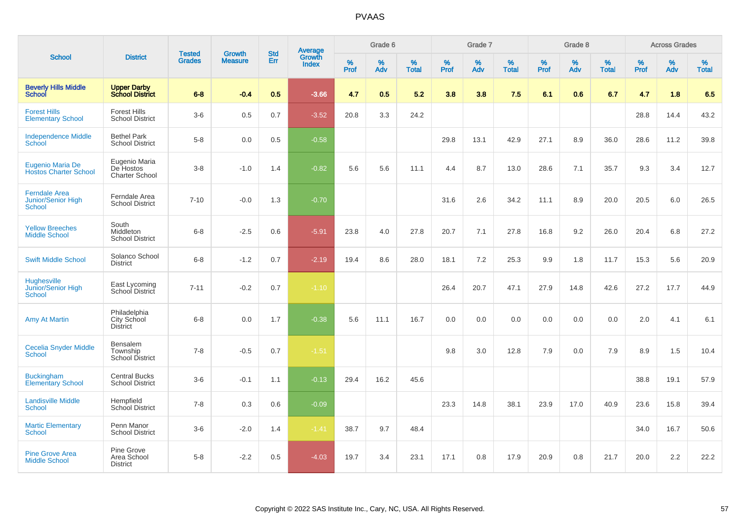# PVAAS

| School | District | Tested Grades | Growth Measure | Std Err | Average Growth Index | Grade 6 | | | Grade 7 | | | Grade 8 | | | Across Grades | | |
|---|---|---|---|---|---|---|---|---|---|---|---|---|---|---|---|---|---|
| | | | | | | % Prof | % Adv | % Total | % Prof | % Adv | % Total | % Prof | % Adv | % Total | % Prof | % Adv | % Total |
| **Beverly Hills Middle School** | **Upper Darby School District** | **6-8** | **-0.4** | **0.5** | **-3.66** | **4.7** | **0.5** | **5.2** | **3.8** | **3.8** | **7.5** | **6.1** | **0.6** | **6.7** | **4.7** | **1.8** | **6.5** |
| Forest Hills Elementary School | Forest Hills School District | 3-6 | 0.5 | 0.7 | -3.52 | 20.8 | 3.3 | 24.2 | | | | | | | 28.8 | 14.4 | 43.2 |
| Independence Middle School | Bethel Park School District | 5-8 | 0.0 | 0.5 | -0.58 | | | | 29.8 | 13.1 | 42.9 | 27.1 | 8.9 | 36.0 | 28.6 | 11.2 | 39.8 |
| Eugenio Maria De Hostos Charter School | Eugenio Maria De Hostos Charter School | 3-8 | -1.0 | 1.4 | -0.82 | 5.6 | 5.6 | 11.1 | 4.4 | 8.7 | 13.0 | 28.6 | 7.1 | 35.7 | 9.3 | 3.4 | 12.7 |
| Ferndale Area Junior/Senior High School | Ferndale Area School District | 7-10 | -0.0 | 1.3 | -0.70 | | | | 31.6 | 2.6 | 34.2 | 11.1 | 8.9 | 20.0 | 20.5 | 6.0 | 26.5 |
| Yellow Breeches Middle School | South Middleton School District | 6-8 | -2.5 | 0.6 | -5.91 | 23.8 | 4.0 | 27.8 | 20.7 | 7.1 | 27.8 | 16.8 | 9.2 | 26.0 | 20.4 | 6.8 | 27.2 |
| Swift Middle School | Solanco School District | 6-8 | -1.2 | 0.7 | -2.19 | 19.4 | 8.6 | 28.0 | 18.1 | 7.2 | 25.3 | 9.9 | 1.8 | 11.7 | 15.3 | 5.6 | 20.9 |
| Hughesville Junior/Senior High School | East Lycoming School District | 7-11 | -0.2 | 0.7 | -1.10 | | | | 26.4 | 20.7 | 47.1 | 27.9 | 14.8 | 42.6 | 27.2 | 17.7 | 44.9 |
| Amy At Martin | Philadelphia City School District | 6-8 | 0.0 | 1.7 | -0.38 | 5.6 | 11.1 | 16.7 | 0.0 | 0.0 | 0.0 | 0.0 | 0.0 | 0.0 | 2.0 | 4.1 | 6.1 |
| Cecelia Snyder Middle School | Bensalem Township School District | 7-8 | -0.5 | 0.7 | -1.51 | | | | 9.8 | 3.0 | 12.8 | 7.9 | 0.0 | 7.9 | 8.9 | 1.5 | 10.4 |
| Buckingham Elementary School | Central Bucks School District | 3-6 | -0.1 | 1.1 | -0.13 | 29.4 | 16.2 | 45.6 | | | | | | | 38.8 | 19.1 | 57.9 |
| Landisville Middle School | Hempfield School District | 7-8 | 0.3 | 0.6 | -0.09 | | | | 23.3 | 14.8 | 38.1 | 23.9 | 17.0 | 40.9 | 23.6 | 15.8 | 39.4 |
| Martic Elementary School | Penn Manor School District | 3-6 | -2.0 | 1.4 | -1.41 | 38.7 | 9.7 | 48.4 | | | | | | | 34.0 | 16.7 | 50.6 |
| Pine Grove Area Middle School | Pine Grove Area School District | 5-8 | -2.2 | 0.5 | -4.03 | 19.7 | 3.4 | 23.1 | 17.1 | 0.8 | 17.9 | 20.9 | 0.8 | 21.7 | 20.0 | 2.2 | 22.2 |

Copyright © 2022 SAS Institute Inc., Cary, NC, USA. All Rights Reserved.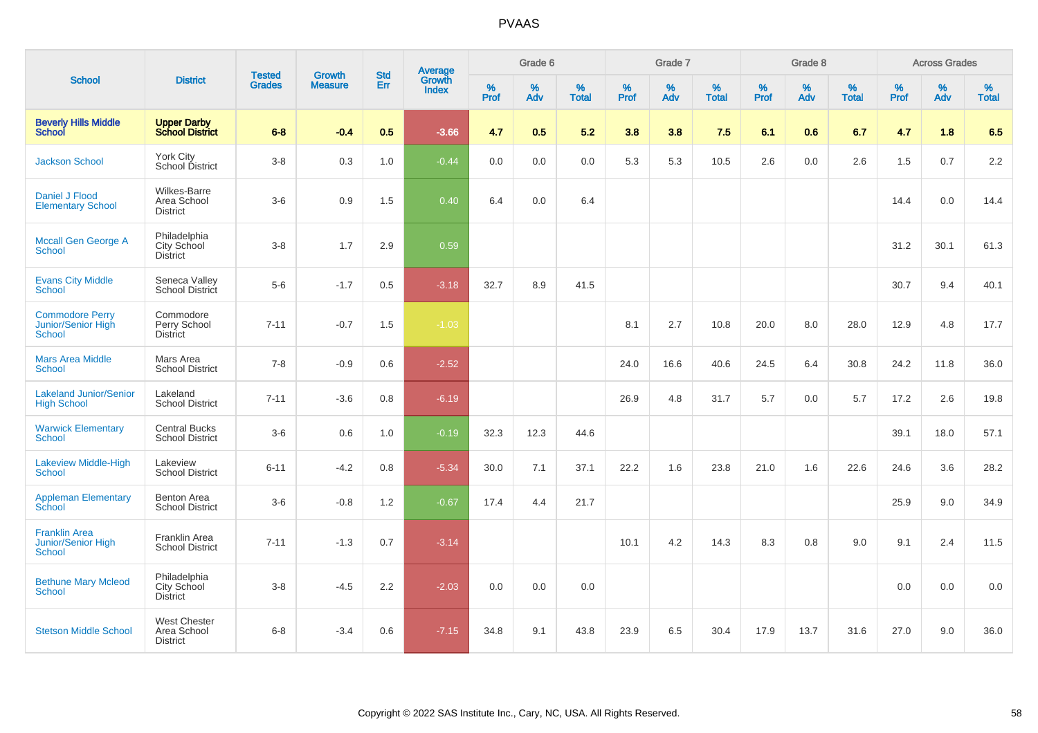# PVAAS

| School | District | Tested Grades | Growth Measure | Std Err | Average Growth Index | Grade 6 | | | Grade 7 | | | Grade 8 | | | Across Grades | | |
|---|---|---|---|---|---|---|---|---|---|---|---|---|---|---|---|---|---|
| | | | | | | % Prof | % Adv | % Total | % Prof | % Adv | % Total | % Prof | % Adv | % Total | % Prof | % Adv | % Total |
| **Beverly Hills Middle School** | **Upper Darby School District** | **6-8** | **-0.4** | **0.5** | **-3.66** | **4.7** | **0.5** | **5.2** | **3.8** | **3.8** | **7.5** | **6.1** | **0.6** | **6.7** | **4.7** | **1.8** | **6.5** |
| Jackson School | York City School District | 3-8 | 0.3 | 1.0 | -0.44 | 0.0 | 0.0 | 0.0 | 5.3 | 5.3 | 10.5 | 2.6 | 0.0 | 2.6 | 1.5 | 0.7 | 2.2 |
| Daniel J Flood Elementary School | Wilkes-Barre Area School District | 3-6 | 0.9 | 1.5 | 0.40 | 6.4 | 0.0 | 6.4 | | | | | | | 14.4 | 0.0 | 14.4 |
| Mccall Gen George A School | Philadelphia City School District | 3-8 | 1.7 | 2.9 | 0.59 | | | | | | | | | | 31.2 | 30.1 | 61.3 |
| Evans City Middle School | Seneca Valley School District | 5-6 | -1.7 | 0.5 | -3.18 | 32.7 | 8.9 | 41.5 | | | | | | | 30.7 | 9.4 | 40.1 |
| Commodore Perry Junior/Senior High School | Commodore Perry School District | 7-11 | -0.7 | 1.5 | -1.03 | | | | 8.1 | 2.7 | 10.8 | 20.0 | 8.0 | 28.0 | 12.9 | 4.8 | 17.7 |
| Mars Area Middle School | Mars Area School District | 7-8 | -0.9 | 0.6 | -2.52 | | | | 24.0 | 16.6 | 40.6 | 24.5 | 6.4 | 30.8 | 24.2 | 11.8 | 36.0 |
| Lakeland Junior/Senior High School | Lakeland School District | 7-11 | -3.6 | 0.8 | -6.19 | | | | 26.9 | 4.8 | 31.7 | 5.7 | 0.0 | 5.7 | 17.2 | 2.6 | 19.8 |
| Warwick Elementary School | Central Bucks School District | 3-6 | 0.6 | 1.0 | -0.19 | 32.3 | 12.3 | 44.6 | | | | | | | 39.1 | 18.0 | 57.1 |
| Lakeview Middle-High School | Lakeview School District | 6-11 | -4.2 | 0.8 | -5.34 | 30.0 | 7.1 | 37.1 | 22.2 | 1.6 | 23.8 | 21.0 | 1.6 | 22.6 | 24.6 | 3.6 | 28.2 |
| Appleman Elementary School | Benton Area School District | 3-6 | -0.8 | 1.2 | -0.67 | 17.4 | 4.4 | 21.7 | | | | | | | 25.9 | 9.0 | 34.9 |
| Franklin Area Junior/Senior High School | Franklin Area School District | 7-11 | -1.3 | 0.7 | -3.14 | | | | 10.1 | 4.2 | 14.3 | 8.3 | 0.8 | 9.0 | 9.1 | 2.4 | 11.5 |
| Bethune Mary Mcleod School | Philadelphia City School District | 3-8 | -4.5 | 2.2 | -2.03 | 0.0 | 0.0 | 0.0 | | | | | | | 0.0 | 0.0 | 0.0 |
| Stetson Middle School | West Chester Area School District | 6-8 | -3.4 | 0.6 | -7.15 | 34.8 | 9.1 | 43.8 | 23.9 | 6.5 | 30.4 | 17.9 | 13.7 | 31.6 | 27.0 | 9.0 | 36.0 |

Copyright © 2022 SAS Institute Inc., Cary, NC, USA. All Rights Reserved.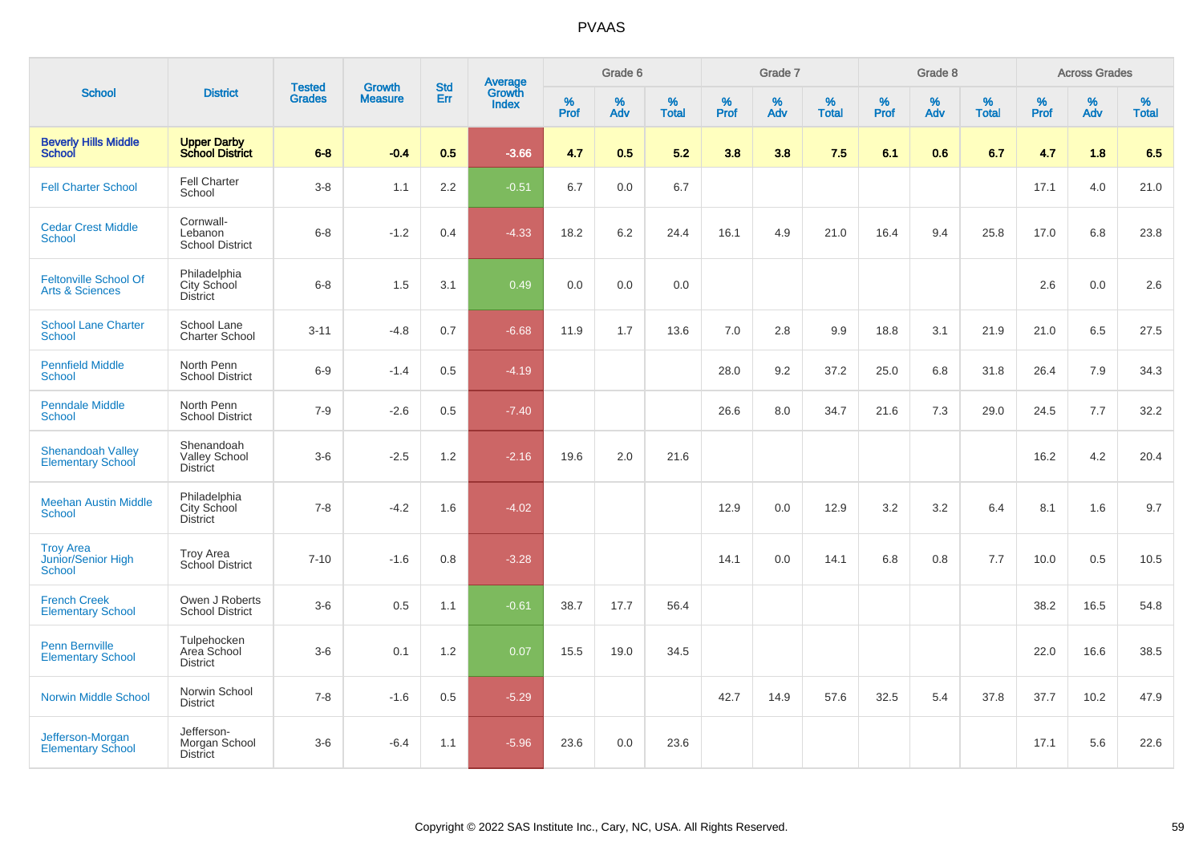# PVAAS

| School | District | Tested Grades | Growth Measure | Std Err | Average Growth Index | Grade 6 | | | Grade 7 | | | Grade 8 | | | Across Grades | | |
|---|---|---|---|---|---|---|---|---|---|---|---|---|---|---|---|---|---|
| | | | | | | % Prof | % Adv | % Total | % Prof | % Adv | % Total | % Prof | % Adv | % Total | % Prof | % Adv | % Total |
| **Beverly Hills Middle School** | **Upper Darby School District** | **6-8** | **-0.4** | **0.5** | **-3.66** | **4.7** | **0.5** | **5.2** | **3.8** | **3.8** | **7.5** | **6.1** | **0.6** | **6.7** | **4.7** | **1.8** | **6.5** |
| Fell Charter School | Fell Charter School | 3-8 | 1.1 | 2.2 | -0.51 | 6.7 | 0.0 | 6.7 | | | | | | | 17.1 | 4.0 | 21.0 |
| Cedar Crest Middle School | Cornwall-Lebanon School District | 6-8 | -1.2 | 0.4 | -4.33 | 18.2 | 6.2 | 24.4 | 16.1 | 4.9 | 21.0 | 16.4 | 9.4 | 25.8 | 17.0 | 6.8 | 23.8 |
| Feltonville School Of Arts & Sciences | Philadelphia City School District | 6-8 | 1.5 | 3.1 | 0.49 | 0.0 | 0.0 | 0.0 | | | | | | | 2.6 | 0.0 | 2.6 |
| School Lane Charter School | School Lane Charter School | 3-11 | -4.8 | 0.7 | -6.68 | 11.9 | 1.7 | 13.6 | 7.0 | 2.8 | 9.9 | 18.8 | 3.1 | 21.9 | 21.0 | 6.5 | 27.5 |
| Pennfield Middle School | North Penn School District | 6-9 | -1.4 | 0.5 | -4.19 | | | | 28.0 | 9.2 | 37.2 | 25.0 | 6.8 | 31.8 | 26.4 | 7.9 | 34.3 |
| Penndale Middle School | North Penn School District | 7-9 | -2.6 | 0.5 | -7.40 | | | | 26.6 | 8.0 | 34.7 | 21.6 | 7.3 | 29.0 | 24.5 | 7.7 | 32.2 |
| Shenandoah Valley Elementary School | Shenandoah Valley School District | 3-6 | -2.5 | 1.2 | -2.16 | 19.6 | 2.0 | 21.6 | | | | | | | 16.2 | 4.2 | 20.4 |
| Meehan Austin Middle School | Philadelphia City School District | 7-8 | -4.2 | 1.6 | -4.02 | | | | 12.9 | 0.0 | 12.9 | 3.2 | 3.2 | 6.4 | 8.1 | 1.6 | 9.7 |
| Troy Area Junior/Senior High School | Troy Area School District | 7-10 | -1.6 | 0.8 | -3.28 | | | | 14.1 | 0.0 | 14.1 | 6.8 | 0.8 | 7.7 | 10.0 | 0.5 | 10.5 |
| French Creek Elementary School | Owen J Roberts School District | 3-6 | 0.5 | 1.1 | -0.61 | 38.7 | 17.7 | 56.4 | | | | | | | 38.2 | 16.5 | 54.8 |
| Penn Bernville Elementary School | Tulpehocken Area School District | 3-6 | 0.1 | 1.2 | 0.07 | 15.5 | 19.0 | 34.5 | | | | | | | 22.0 | 16.6 | 38.5 |
| Norwin Middle School | Norwin School District | 7-8 | -1.6 | 0.5 | -5.29 | | | | 42.7 | 14.9 | 57.6 | 32.5 | 5.4 | 37.8 | 37.7 | 10.2 | 47.9 |
| Jefferson-Morgan Elementary School | Jefferson-Morgan School District | 3-6 | -6.4 | 1.1 | -5.96 | 23.6 | 0.0 | 23.6 | | | | | | | 17.1 | 5.6 | 22.6 |

Copyright © 2022 SAS Institute Inc., Cary, NC, USA. All Rights Reserved.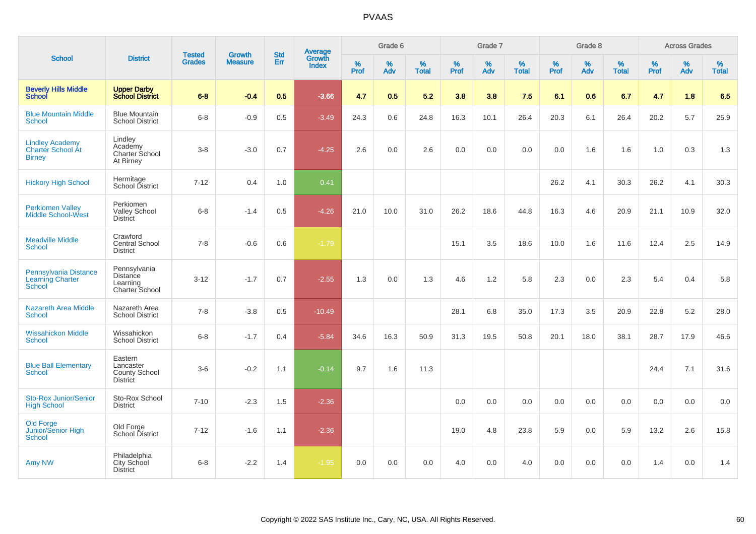# PVAAS

| School | District | Tested Grades | Growth Measure | Std Err | Average Growth Index | Grade 6 | | | Grade 7 | | | Grade 8 | | | Across Grades | | |
|---|---|---|---|---|---|---|---|---|---|---|---|---|---|---|---|---|---|
| | | | | | | % Prof | % Adv | % Total | % Prof | % Adv | % Total | % Prof | % Adv | % Total | % Prof | % Adv | % Total |
| **Beverly Hills Middle School** | **Upper Darby School District** | **6-8** | **-0.4** | **0.5** | **-3.66** | **4.7** | **0.5** | **5.2** | **3.8** | **3.8** | **7.5** | **6.1** | **0.6** | **6.7** | **4.7** | **1.8** | **6.5** |
| Blue Mountain Middle School | Blue Mountain School District | 6-8 | -0.9 | 0.5 | -3.49 | 24.3 | 0.6 | 24.8 | 16.3 | 10.1 | 26.4 | 20.3 | 6.1 | 26.4 | 20.2 | 5.7 | 25.9 |
| Lindley Academy Charter School At Birney | Lindley Academy Charter School At Birney | 3-8 | -3.0 | 0.7 | -4.25 | 2.6 | 0.0 | 2.6 | 0.0 | 0.0 | 0.0 | 0.0 | 1.6 | 1.6 | 1.0 | 0.3 | 1.3 |
| Hickory High School | Hermitage School District | 7-12 | 0.4 | 1.0 | 0.41 | | | | | | | 26.2 | 4.1 | 30.3 | 26.2 | 4.1 | 30.3 |
| Perkiomen Valley Middle School-West | Perkiomen Valley School District | 6-8 | -1.4 | 0.5 | -4.26 | 21.0 | 10.0 | 31.0 | 26.2 | 18.6 | 44.8 | 16.3 | 4.6 | 20.9 | 21.1 | 10.9 | 32.0 |
| Meadville Middle School | Crawford Central School District | 7-8 | -0.6 | 0.6 | -1.79 | | | | 15.1 | 3.5 | 18.6 | 10.0 | 1.6 | 11.6 | 12.4 | 2.5 | 14.9 |
| Pennsylvania Distance Learning Charter School | Pennsylvania Distance Learning Charter School | 3-12 | -1.7 | 0.7 | -2.55 | 1.3 | 0.0 | 1.3 | 4.6 | 1.2 | 5.8 | 2.3 | 0.0 | 2.3 | 5.4 | 0.4 | 5.8 |
| Nazareth Area Middle School | Nazareth Area School District | 7-8 | -3.8 | 0.5 | -10.49 | | | | 28.1 | 6.8 | 35.0 | 17.3 | 3.5 | 20.9 | 22.8 | 5.2 | 28.0 |
| Wissahickon Middle School | Wissahickon School District | 6-8 | -1.7 | 0.4 | -5.84 | 34.6 | 16.3 | 50.9 | 31.3 | 19.5 | 50.8 | 20.1 | 18.0 | 38.1 | 28.7 | 17.9 | 46.6 |
| Blue Ball Elementary School | Eastern Lancaster County School District | 3-6 | -0.2 | 1.1 | -0.14 | 9.7 | 1.6 | 11.3 | | | | | | | 24.4 | 7.1 | 31.6 |
| Sto-Rox Junior/Senior High School | Sto-Rox School District | 7-10 | -2.3 | 1.5 | -2.36 | | | | 0.0 | 0.0 | 0.0 | 0.0 | 0.0 | 0.0 | 0.0 | 0.0 | 0.0 |
| Old Forge Junior/Senior High School | Old Forge School District | 7-12 | -1.6 | 1.1 | -2.36 | | | | 19.0 | 4.8 | 23.8 | 5.9 | 0.0 | 5.9 | 13.2 | 2.6 | 15.8 |
| Amy NW | Philadelphia City School District | 6-8 | -2.2 | 1.4 | -1.95 | 0.0 | 0.0 | 0.0 | 4.0 | 0.0 | 4.0 | 0.0 | 0.0 | 0.0 | 1.4 | 0.0 | 1.4 |

Copyright © 2022 SAS Institute Inc., Cary, NC, USA. All Rights Reserved.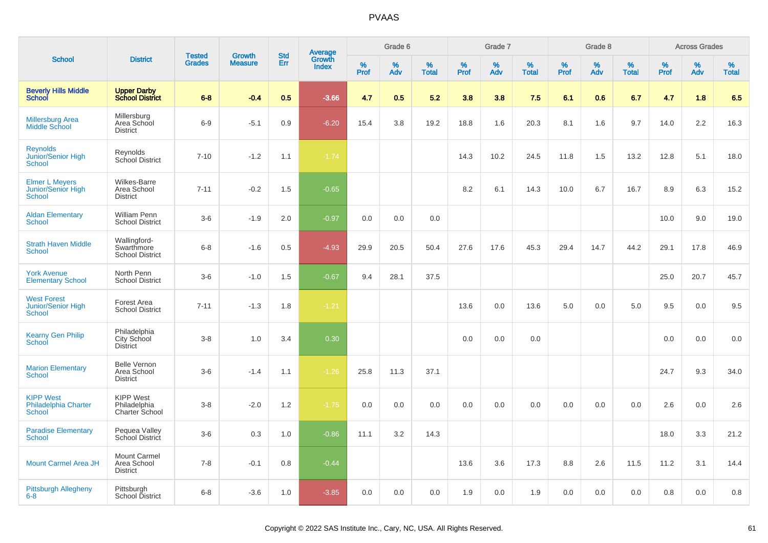# PVAAS

| School | District | Tested Grades | Growth Measure | Std Err | Average Growth Index | Grade 6 | | | Grade 7 | | | Grade 8 | | | Across Grades | | |
|---|---|---|---|---|---|---|---|---|---|---|---|---|---|---|---|---|---|
| | | | | | | % Prof | % Adv | % Total | % Prof | % Adv | % Total | % Prof | % Adv | % Total | % Prof | % Adv | % Total |
| **Beverly Hills Middle School** | **Upper Darby School District** | **6-8** | **-0.4** | **0.5** | **-3.66** | **4.7** | **0.5** | **5.2** | **3.8** | **3.8** | **7.5** | **6.1** | **0.6** | **6.7** | **4.7** | **1.8** | **6.5** |
| Millersburg Area Middle School | Millersburg Area School District | 6-9 | -5.1 | 0.9 | -6.20 | 15.4 | 3.8 | 19.2 | 18.8 | 1.6 | 20.3 | 8.1 | 1.6 | 9.7 | 14.0 | 2.2 | 16.3 |
| Reynolds Junior/Senior High School | Reynolds School District | 7-10 | -1.2 | 1.1 | -1.74 | | | | 14.3 | 10.2 | 24.5 | 11.8 | 1.5 | 13.2 | 12.8 | 5.1 | 18.0 |
| Elmer L Meyers Junior/Senior High School | Wilkes-Barre Area School District | 7-11 | -0.2 | 1.5 | -0.65 | | | | 8.2 | 6.1 | 14.3 | 10.0 | 6.7 | 16.7 | 8.9 | 6.3 | 15.2 |
| Aldan Elementary School | William Penn School District | 3-6 | -1.9 | 2.0 | -0.97 | 0.0 | 0.0 | 0.0 | | | | | | | 10.0 | 9.0 | 19.0 |
| Strath Haven Middle School | Wallingford-Swarthmore School District | 6-8 | -1.6 | 0.5 | -4.93 | 29.9 | 20.5 | 50.4 | 27.6 | 17.6 | 45.3 | 29.4 | 14.7 | 44.2 | 29.1 | 17.8 | 46.9 |
| York Avenue Elementary School | North Penn School District | 3-6 | -1.0 | 1.5 | -0.67 | 9.4 | 28.1 | 37.5 | | | | | | | 25.0 | 20.7 | 45.7 |
| West Forest Junior/Senior High School | Forest Area School District | 7-11 | -1.3 | 1.8 | -1.21 | | | | 13.6 | 0.0 | 13.6 | 5.0 | 0.0 | 5.0 | 9.5 | 0.0 | 9.5 |
| Kearny Gen Philip School | Philadelphia City School District | 3-8 | 1.0 | 3.4 | 0.30 | | | | 0.0 | 0.0 | 0.0 | | | | 0.0 | 0.0 | 0.0 |
| Marion Elementary School | Belle Vernon Area School District | 3-6 | -1.4 | 1.1 | -1.26 | 25.8 | 11.3 | 37.1 | | | | | | | 24.7 | 9.3 | 34.0 |
| KIPP West Philadelphia Charter School | KIPP West Philadelphia Charter School | 3-8 | -2.0 | 1.2 | -1.75 | 0.0 | 0.0 | 0.0 | 0.0 | 0.0 | 0.0 | 0.0 | 0.0 | 0.0 | 2.6 | 0.0 | 2.6 |
| Paradise Elementary School | Pequea Valley School District | 3-6 | 0.3 | 1.0 | -0.86 | 11.1 | 3.2 | 14.3 | | | | | | | 18.0 | 3.3 | 21.2 |
| Mount Carmel Area JH | Mount Carmel Area School District | 7-8 | -0.1 | 0.8 | -0.44 | | | | 13.6 | 3.6 | 17.3 | 8.8 | 2.6 | 11.5 | 11.2 | 3.1 | 14.4 |
| Pittsburgh Allegheny 6-8 | Pittsburgh School District | 6-8 | -3.6 | 1.0 | -3.85 | 0.0 | 0.0 | 0.0 | 1.9 | 0.0 | 1.9 | 0.0 | 0.0 | 0.0 | 0.8 | 0.0 | 0.8 |

Copyright © 2022 SAS Institute Inc., Cary, NC, USA. All Rights Reserved.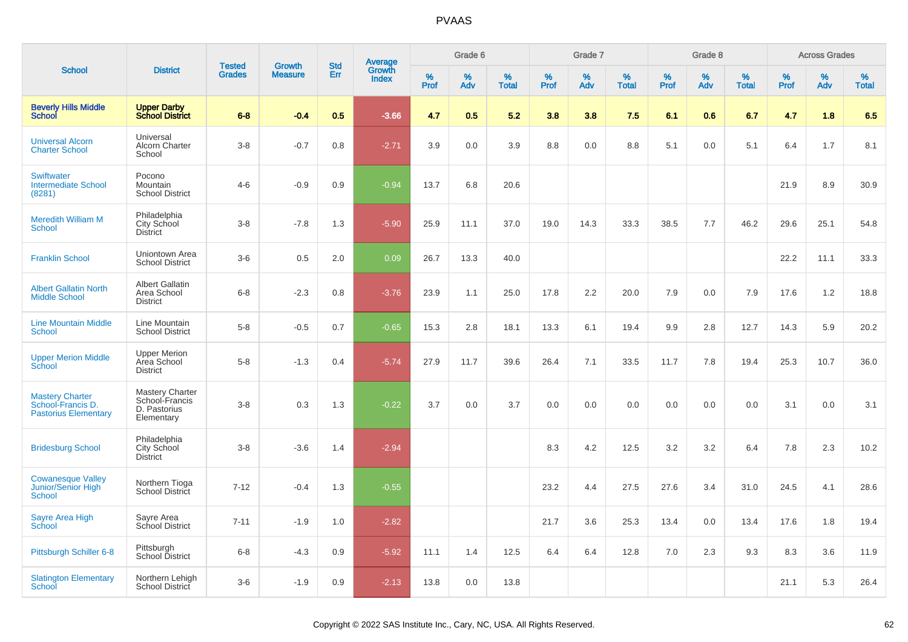# PVAAS

| School | District | Tested Grades | Growth Measure | Std Err | Average Growth Index | Grade 6 | | | Grade 7 | | | Grade 8 | | | Across Grades | | |
|---|---|---|---|---|---|---|---|---|---|---|---|---|---|---|---|---|---|
| | | | | | | % Prof | % Adv | % Total | % Prof | % Adv | % Total | % Prof | % Adv | % Total | % Prof | % Adv | % Total |
| **Beverly Hills Middle School** | **Upper Darby School District** | **6-8** | **-0.4** | **0.5** | **-3.66** | **4.7** | **0.5** | **5.2** | **3.8** | **3.8** | **7.5** | **6.1** | **0.6** | **6.7** | **4.7** | **1.8** | **6.5** |
| Universal Alcorn Charter School | Universal Alcorn Charter School | 3-8 | -0.7 | 0.8 | -2.71 | 3.9 | 0.0 | 3.9 | 8.8 | 0.0 | 8.8 | 5.1 | 0.0 | 5.1 | 6.4 | 1.7 | 8.1 |
| Swiftwater Intermediate School (8281) | Pocono Mountain School District | 4-6 | -0.9 | 0.9 | -0.94 | 13.7 | 6.8 | 20.6 | | | | | | | 21.9 | 8.9 | 30.9 |
| Meredith William M School | Philadelphia City School District | 3-8 | -7.8 | 1.3 | -5.90 | 25.9 | 11.1 | 37.0 | 19.0 | 14.3 | 33.3 | 38.5 | 7.7 | 46.2 | 29.6 | 25.1 | 54.8 |
| Franklin School | Uniontown Area School District | 3-6 | 0.5 | 2.0 | 0.09 | 26.7 | 13.3 | 40.0 | | | | | | | 22.2 | 11.1 | 33.3 |
| Albert Gallatin North Middle School | Albert Gallatin Area School District | 6-8 | -2.3 | 0.8 | -3.76 | 23.9 | 1.1 | 25.0 | 17.8 | 2.2 | 20.0 | 7.9 | 0.0 | 7.9 | 17.6 | 1.2 | 18.8 |
| Line Mountain Middle School | Line Mountain School District | 5-8 | -0.5 | 0.7 | -0.65 | 15.3 | 2.8 | 18.1 | 13.3 | 6.1 | 19.4 | 9.9 | 2.8 | 12.7 | 14.3 | 5.9 | 20.2 |
| Upper Merion Middle School | Upper Merion Area School District | 5-8 | -1.3 | 0.4 | -5.74 | 27.9 | 11.7 | 39.6 | 26.4 | 7.1 | 33.5 | 11.7 | 7.8 | 19.4 | 25.3 | 10.7 | 36.0 |
| Mastery Charter School-Francis D. Pastorius Elementary | Mastery Charter School-Francis D. Pastorius Elementary | 3-8 | 0.3 | 1.3 | -0.22 | 3.7 | 0.0 | 3.7 | 0.0 | 0.0 | 0.0 | 0.0 | 0.0 | 0.0 | 3.1 | 0.0 | 3.1 |
| Bridesburg School | Philadelphia City School District | 3-8 | -3.6 | 1.4 | -2.94 | | | | 8.3 | 4.2 | 12.5 | 3.2 | 3.2 | 6.4 | 7.8 | 2.3 | 10.2 |
| Cowanesque Valley Junior/Senior High School | Northern Tioga School District | 7-12 | -0.4 | 1.3 | -0.55 | | | | 23.2 | 4.4 | 27.5 | 27.6 | 3.4 | 31.0 | 24.5 | 4.1 | 28.6 |
| Sayre Area High School | Sayre Area School District | 7-11 | -1.9 | 1.0 | -2.82 | | | | 21.7 | 3.6 | 25.3 | 13.4 | 0.0 | 13.4 | 17.6 | 1.8 | 19.4 |
| Pittsburgh Schiller 6-8 | Pittsburgh School District | 6-8 | -4.3 | 0.9 | -5.92 | 11.1 | 1.4 | 12.5 | 6.4 | 6.4 | 12.8 | 7.0 | 2.3 | 9.3 | 8.3 | 3.6 | 11.9 |
| Slatington Elementary School | Northern Lehigh School District | 3-6 | -1.9 | 0.9 | -2.13 | 13.8 | 0.0 | 13.8 | | | | | | | 21.1 | 5.3 | 26.4 |

Copyright © 2022 SAS Institute Inc., Cary, NC, USA. All Rights Reserved.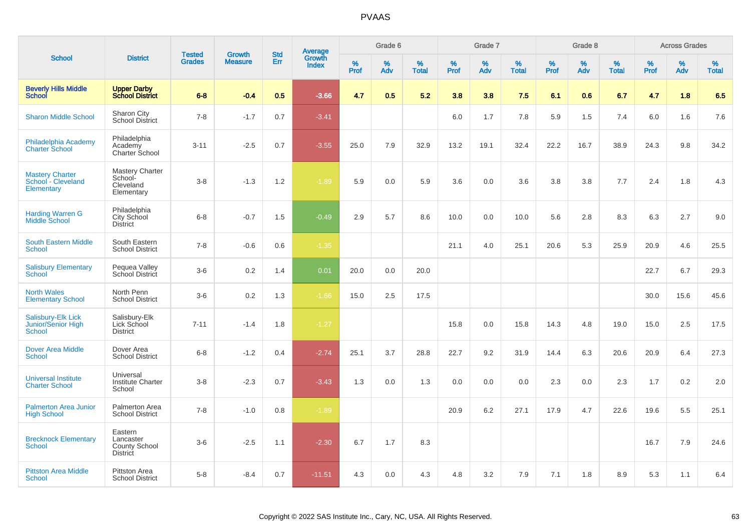# PVAAS

| School | District | Tested Grades | Growth Measure | Std Err | Average Growth Index | Grade 6 | | | Grade 7 | | | Grade 8 | | | Across Grades | | |
|---|---|---|---|---|---|---|---|---|---|---|---|---|---|---|---|---|---|
| | | | | | | % Prof | % Adv | % Total | % Prof | % Adv | % Total | % Prof | % Adv | % Total | % Prof | % Adv | % Total |
| **Beverly Hills Middle School** | **Upper Darby School District** | **6-8** | **-0.4** | **0.5** | **-3.66** | **4.7** | **0.5** | **5.2** | **3.8** | **3.8** | **7.5** | **6.1** | **0.6** | **6.7** | **4.7** | **1.8** | **6.5** |
| Sharon Middle School | Sharon City School District | 7-8 | -1.7 | 0.7 | -3.41 | | | | 6.0 | 1.7 | 7.8 | 5.9 | 1.5 | 7.4 | 6.0 | 1.6 | 7.6 |
| Philadelphia Academy Charter School | Philadelphia Academy Charter School | 3-11 | -2.5 | 0.7 | -3.55 | 25.0 | 7.9 | 32.9 | 13.2 | 19.1 | 32.4 | 22.2 | 16.7 | 38.9 | 24.3 | 9.8 | 34.2 |
| Mastery Charter School - Cleveland Elementary | Mastery Charter School-Cleveland Elementary | 3-8 | -1.3 | 1.2 | -1.89 | 5.9 | 0.0 | 5.9 | 3.6 | 0.0 | 3.6 | 3.8 | 3.8 | 7.7 | 2.4 | 1.8 | 4.3 |
| Harding Warren G Middle School | Philadelphia City School District | 6-8 | -0.7 | 1.5 | -0.49 | 2.9 | 5.7 | 8.6 | 10.0 | 0.0 | 10.0 | 5.6 | 2.8 | 8.3 | 6.3 | 2.7 | 9.0 |
| South Eastern Middle School | South Eastern School District | 7-8 | -0.6 | 0.6 | -1.35 | | | | 21.1 | 4.0 | 25.1 | 20.6 | 5.3 | 25.9 | 20.9 | 4.6 | 25.5 |
| Salisbury Elementary School | Pequea Valley School District | 3-6 | 0.2 | 1.4 | 0.01 | 20.0 | 0.0 | 20.0 | | | | | | | 22.7 | 6.7 | 29.3 |
| North Wales Elementary School | North Penn School District | 3-6 | 0.2 | 1.3 | -1.66 | 15.0 | 2.5 | 17.5 | | | | | | | 30.0 | 15.6 | 45.6 |
| Salisbury-Elk Lick Junior/Senior High School | Salisbury-Elk Lick School District | 7-11 | -1.4 | 1.8 | -1.27 | | | | 15.8 | 0.0 | 15.8 | 14.3 | 4.8 | 19.0 | 15.0 | 2.5 | 17.5 |
| Dover Area Middle School | Dover Area School District | 6-8 | -1.2 | 0.4 | -2.74 | 25.1 | 3.7 | 28.8 | 22.7 | 9.2 | 31.9 | 14.4 | 6.3 | 20.6 | 20.9 | 6.4 | 27.3 |
| Universal Institute Charter School | Universal Institute Charter School | 3-8 | -2.3 | 0.7 | -3.43 | 1.3 | 0.0 | 1.3 | 0.0 | 0.0 | 0.0 | 2.3 | 0.0 | 2.3 | 1.7 | 0.2 | 2.0 |
| Palmerton Area Junior High School | Palmerton Area School District | 7-8 | -1.0 | 0.8 | -1.89 | | | | 20.9 | 6.2 | 27.1 | 17.9 | 4.7 | 22.6 | 19.6 | 5.5 | 25.1 |
| Brecknock Elementary School | Eastern Lancaster County School District | 3-6 | -2.5 | 1.1 | -2.30 | 6.7 | 1.7 | 8.3 | | | | | | | 16.7 | 7.9 | 24.6 |
| Pittston Area Middle School | Pittston Area School District | 5-8 | -8.4 | 0.7 | -11.51 | 4.3 | 0.0 | 4.3 | 4.8 | 3.2 | 7.9 | 7.1 | 1.8 | 8.9 | 5.3 | 1.1 | 6.4 |

Copyright © 2022 SAS Institute Inc., Cary, NC, USA. All Rights Reserved.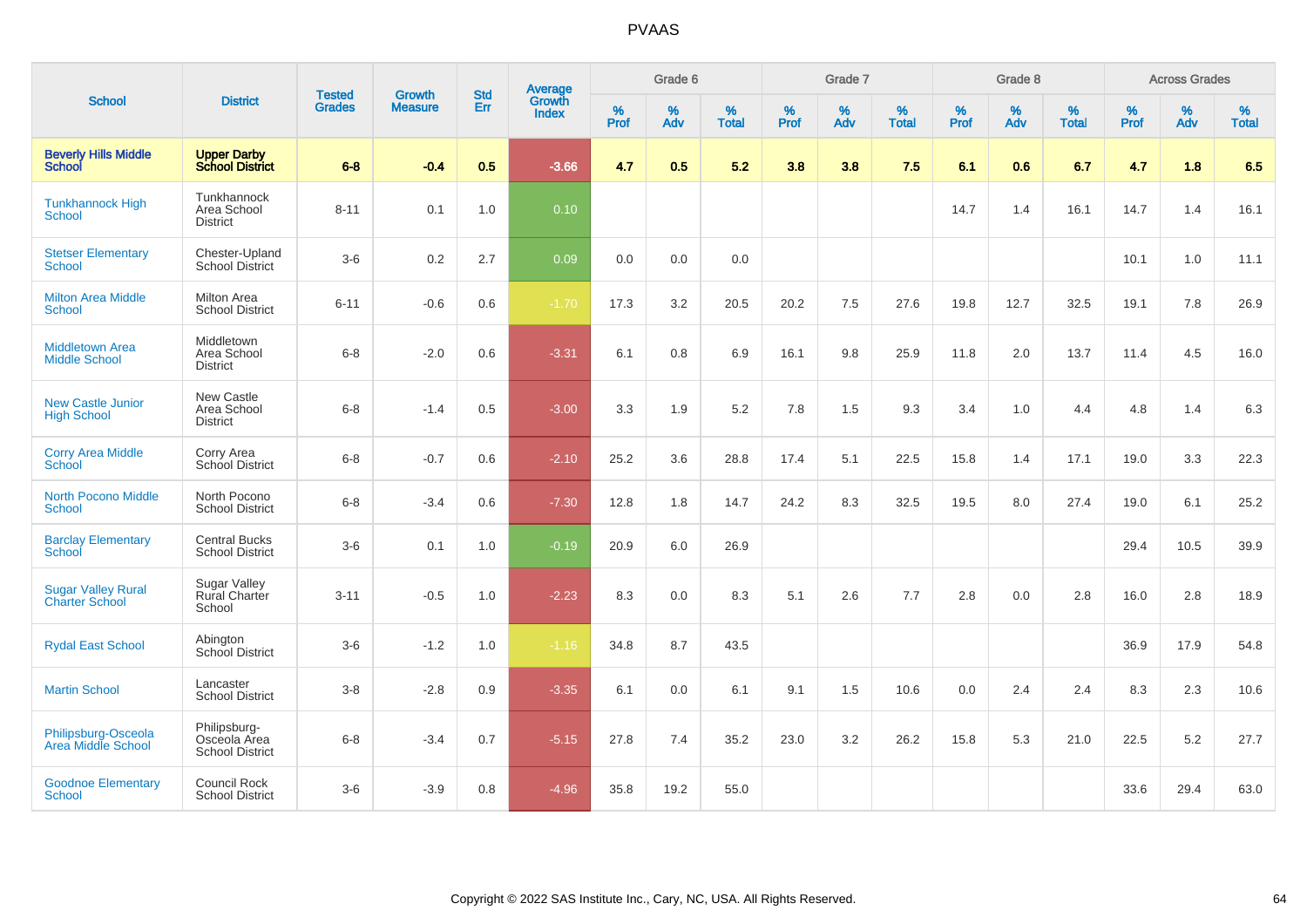# PVAAS

| School | District | Tested Grades | Growth Measure | Std Err | Average Growth Index | Grade 6 | | | Grade 7 | | | Grade 8 | | | Across Grades | | |
|---|---|---|---|---|---|---|---|---|---|---|---|---|---|---|---|---|---|
| | | | | | | % Prof | % Adv | % Total | % Prof | % Adv | % Total | % Prof | % Adv | % Total | % Prof | % Adv | % Total |
| **Beverly Hills Middle School** | **Upper Darby School District** | **6-8** | **-0.4** | **0.5** | **-3.66** | **4.7** | **0.5** | **5.2** | **3.8** | **3.8** | **7.5** | **6.1** | **0.6** | **6.7** | **4.7** | **1.8** | **6.5** |
| Tunkhannock High School | Tunkhannock Area School District | 8-11 | 0.1 | 1.0 | 0.10 | | | | | | | 14.7 | 1.4 | 16.1 | 14.7 | 1.4 | 16.1 |
| Stetser Elementary School | Chester-Upland School District | 3-6 | 0.2 | 2.7 | 0.09 | 0.0 | 0.0 | 0.0 | | | | | | | 10.1 | 1.0 | 11.1 |
| Milton Area Middle School | Milton Area School District | 6-11 | -0.6 | 0.6 | -1.70 | 17.3 | 3.2 | 20.5 | 20.2 | 7.5 | 27.6 | 19.8 | 12.7 | 32.5 | 19.1 | 7.8 | 26.9 |
| Middletown Area Middle School | Middletown Area School District | 6-8 | -2.0 | 0.6 | -3.31 | 6.1 | 0.8 | 6.9 | 16.1 | 9.8 | 25.9 | 11.8 | 2.0 | 13.7 | 11.4 | 4.5 | 16.0 |
| New Castle Junior High School | New Castle Area School District | 6-8 | -1.4 | 0.5 | -3.00 | 3.3 | 1.9 | 5.2 | 7.8 | 1.5 | 9.3 | 3.4 | 1.0 | 4.4 | 4.8 | 1.4 | 6.3 |
| Corry Area Middle School | Corry Area School District | 6-8 | -0.7 | 0.6 | -2.10 | 25.2 | 3.6 | 28.8 | 17.4 | 5.1 | 22.5 | 15.8 | 1.4 | 17.1 | 19.0 | 3.3 | 22.3 |
| North Pocono Middle School | North Pocono School District | 6-8 | -3.4 | 0.6 | -7.30 | 12.8 | 1.8 | 14.7 | 24.2 | 8.3 | 32.5 | 19.5 | 8.0 | 27.4 | 19.0 | 6.1 | 25.2 |
| Barclay Elementary School | Central Bucks School District | 3-6 | 0.1 | 1.0 | -0.19 | 20.9 | 6.0 | 26.9 | | | | | | | 29.4 | 10.5 | 39.9 |
| Sugar Valley Rural Charter School | Sugar Valley Rural Charter School | 3-11 | -0.5 | 1.0 | -2.23 | 8.3 | 0.0 | 8.3 | 5.1 | 2.6 | 7.7 | 2.8 | 0.0 | 2.8 | 16.0 | 2.8 | 18.9 |
| Rydal East School | Abington School District | 3-6 | -1.2 | 1.0 | -1.16 | 34.8 | 8.7 | 43.5 | | | | | | | 36.9 | 17.9 | 54.8 |
| Martin School | Lancaster School District | 3-8 | -2.8 | 0.9 | -3.35 | 6.1 | 0.0 | 6.1 | 9.1 | 1.5 | 10.6 | 0.0 | 2.4 | 2.4 | 8.3 | 2.3 | 10.6 |
| Philipsburg-Osceola Area Middle School | Philipsburg-Osceola Area School District | 6-8 | -3.4 | 0.7 | -5.15 | 27.8 | 7.4 | 35.2 | 23.0 | 3.2 | 26.2 | 15.8 | 5.3 | 21.0 | 22.5 | 5.2 | 27.7 |
| Goodnoe Elementary School | Council Rock School District | 3-6 | -3.9 | 0.8 | -4.96 | 35.8 | 19.2 | 55.0 | | | | | | | 33.6 | 29.4 | 63.0 |

Copyright © 2022 SAS Institute Inc., Cary, NC, USA. All Rights Reserved.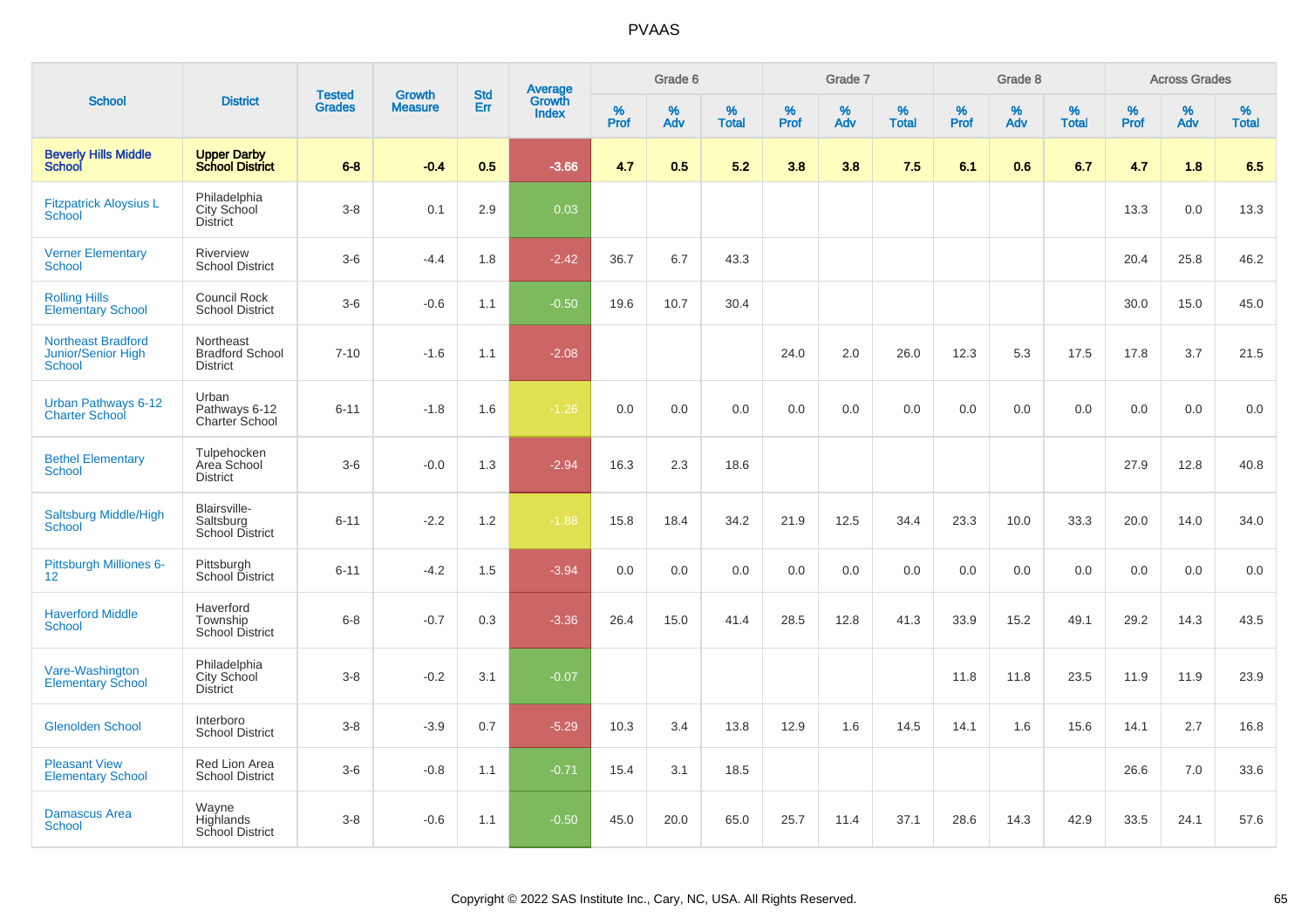# PVAAS

| School | District | Tested Grades | Growth Measure | Std Err | Average Growth Index | Grade 6 | | | Grade 7 | | | Grade 8 | | | Across Grades | | |
|---|---|---|---|---|---|---|---|---|---|---|---|---|---|---|---|---|---|
| | | | | | | % Prof | % Adv | % Total | % Prof | % Adv | % Total | % Prof | % Adv | % Total | % Prof | % Adv | % Total |
| **Beverly Hills Middle School** | **Upper Darby School District** | **6-8** | **-0.4** | **0.5** | **-3.66** | **4.7** | **0.5** | **5.2** | **3.8** | **3.8** | **7.5** | **6.1** | **0.6** | **6.7** | **4.7** | **1.8** | **6.5** |
| Fitzpatrick Aloysius L School | Philadelphia City School District | 3-8 | 0.1 | 2.9 | 0.03 | | | | | | | | | | 13.3 | 0.0 | 13.3 |
| Verner Elementary School | Riverview School District | 3-6 | -4.4 | 1.8 | -2.42 | 36.7 | 6.7 | 43.3 | | | | | | | 20.4 | 25.8 | 46.2 |
| Rolling Hills Elementary School | Council Rock School District | 3-6 | -0.6 | 1.1 | -0.50 | 19.6 | 10.7 | 30.4 | | | | | | | 30.0 | 15.0 | 45.0 |
| Northeast Bradford Junior/Senior High School | Northeast Bradford School District | 7-10 | -1.6 | 1.1 | -2.08 | | | | 24.0 | 2.0 | 26.0 | 12.3 | 5.3 | 17.5 | 17.8 | 3.7 | 21.5 |
| Urban Pathways 6-12 Charter School | Urban Pathways 6-12 Charter School | 6-11 | -1.8 | 1.6 | -1.26 | 0.0 | 0.0 | 0.0 | 0.0 | 0.0 | 0.0 | 0.0 | 0.0 | 0.0 | 0.0 | 0.0 | 0.0 |
| Bethel Elementary School | Tulpehocken Area School District | 3-6 | -0.0 | 1.3 | -2.94 | 16.3 | 2.3 | 18.6 | | | | | | | 27.9 | 12.8 | 40.8 |
| Saltsburg Middle/High School | Blairsville-Saltsburg School District | 6-11 | -2.2 | 1.2 | -1.88 | 15.8 | 18.4 | 34.2 | 21.9 | 12.5 | 34.4 | 23.3 | 10.0 | 33.3 | 20.0 | 14.0 | 34.0 |
| Pittsburgh Milliones 6-12 | Pittsburgh School District | 6-11 | -4.2 | 1.5 | -3.94 | 0.0 | 0.0 | 0.0 | 0.0 | 0.0 | 0.0 | 0.0 | 0.0 | 0.0 | 0.0 | 0.0 | 0.0 |
| Haverford Middle School | Haverford Township School District | 6-8 | -0.7 | 0.3 | -3.36 | 26.4 | 15.0 | 41.4 | 28.5 | 12.8 | 41.3 | 33.9 | 15.2 | 49.1 | 29.2 | 14.3 | 43.5 |
| Vare-Washington Elementary School | Philadelphia City School District | 3-8 | -0.2 | 3.1 | -0.07 | | | | | | | 11.8 | 11.8 | 23.5 | 11.9 | 11.9 | 23.9 |
| Glenolden School | Interboro School District | 3-8 | -3.9 | 0.7 | -5.29 | 10.3 | 3.4 | 13.8 | 12.9 | 1.6 | 14.5 | 14.1 | 1.6 | 15.6 | 14.1 | 2.7 | 16.8 |
| Pleasant View Elementary School | Red Lion Area School District | 3-6 | -0.8 | 1.1 | -0.71 | 15.4 | 3.1 | 18.5 | | | | | | | 26.6 | 7.0 | 33.6 |
| Damascus Area School | Wayne Highlands School District | 3-8 | -0.6 | 1.1 | -0.50 | 45.0 | 20.0 | 65.0 | 25.7 | 11.4 | 37.1 | 28.6 | 14.3 | 42.9 | 33.5 | 24.1 | 57.6 |

Copyright © 2022 SAS Institute Inc., Cary, NC, USA. All Rights Reserved.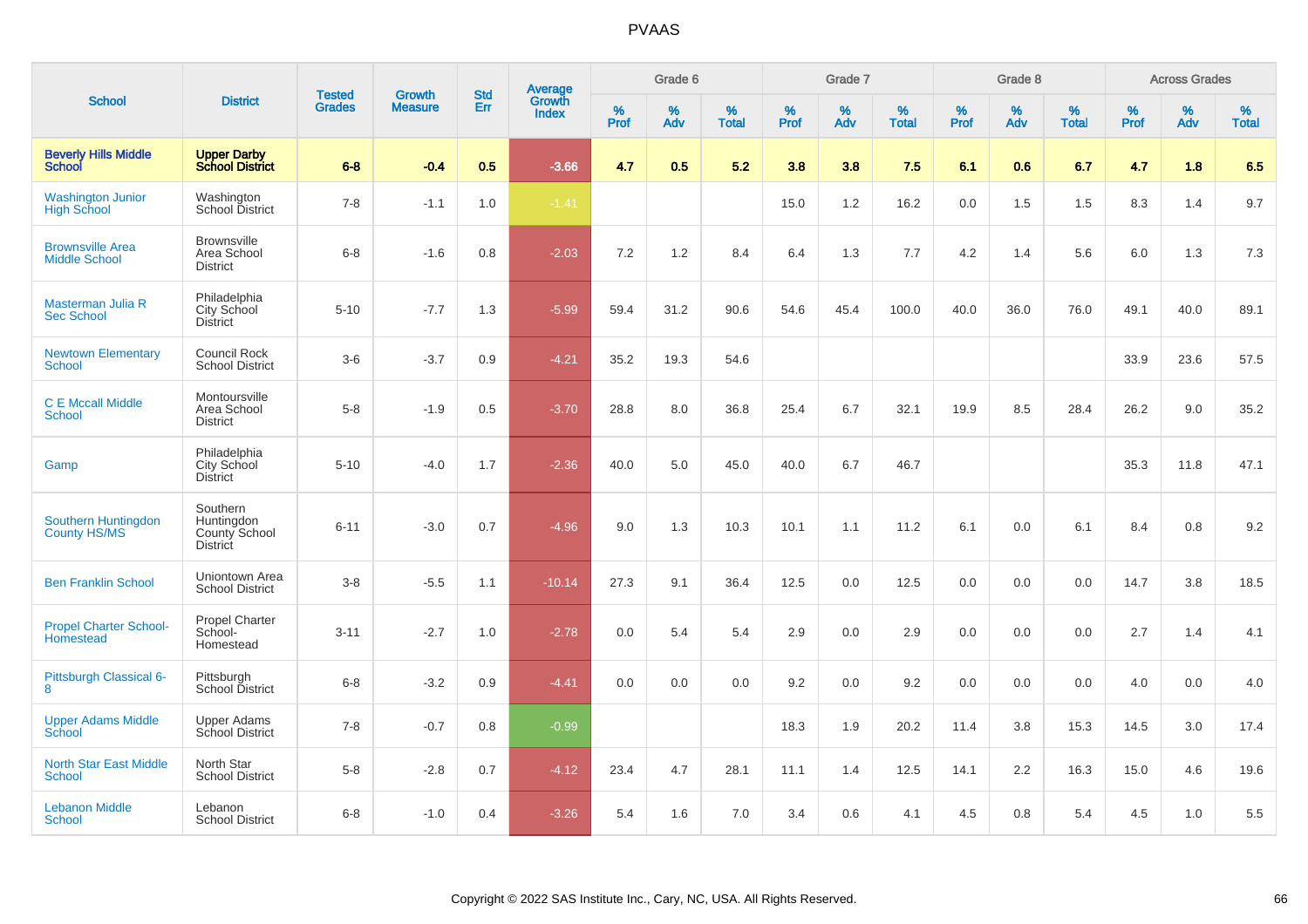# PVAAS

| School | District | Tested Grades | Growth Measure | Std Err | Average Growth Index | Grade 6 | | | Grade 7 | | | Grade 8 | | | Across Grades | | |
|---|---|---|---|---|---|---|---|---|---|---|---|---|---|---|---|---|---|
| | | | | | | % Prof | % Adv | % Total | % Prof | % Adv | % Total | % Prof | % Adv | % Total | % Prof | % Adv | % Total |
| **Beverly Hills Middle School** | **Upper Darby School District** | **6-8** | **-0.4** | **0.5** | **-3.66** | **4.7** | **0.5** | **5.2** | **3.8** | **3.8** | **7.5** | **6.1** | **0.6** | **6.7** | **4.7** | **1.8** | **6.5** |
| Washington Junior High School | Washington School District | 7-8 | -1.1 | 1.0 | -1.41 | | | | 15.0 | 1.2 | 16.2 | 0.0 | 1.5 | 1.5 | 8.3 | 1.4 | 9.7 |
| Brownsville Area Middle School | Brownsville Area School District | 6-8 | -1.6 | 0.8 | -2.03 | 7.2 | 1.2 | 8.4 | 6.4 | 1.3 | 7.7 | 4.2 | 1.4 | 5.6 | 6.0 | 1.3 | 7.3 |
| Masterman Julia R Sec School | Philadelphia City School District | 5-10 | -7.7 | 1.3 | -5.99 | 59.4 | 31.2 | 90.6 | 54.6 | 45.4 | 100.0 | 40.0 | 36.0 | 76.0 | 49.1 | 40.0 | 89.1 |
| Newtown Elementary School | Council Rock School District | 3-6 | -3.7 | 0.9 | -4.21 | 35.2 | 19.3 | 54.6 | | | | | | | 33.9 | 23.6 | 57.5 |
| C E Mccall Middle School | Montoursville Area School District | 5-8 | -1.9 | 0.5 | -3.70 | 28.8 | 8.0 | 36.8 | 25.4 | 6.7 | 32.1 | 19.9 | 8.5 | 28.4 | 26.2 | 9.0 | 35.2 |
| Gamp | Philadelphia City School District | 5-10 | -4.0 | 1.7 | -2.36 | 40.0 | 5.0 | 45.0 | 40.0 | 6.7 | 46.7 | | | | 35.3 | 11.8 | 47.1 |
| Southern Huntingdon County HS/MS | Southern Huntingdon County School District | 6-11 | -3.0 | 0.7 | -4.96 | 9.0 | 1.3 | 10.3 | 10.1 | 1.1 | 11.2 | 6.1 | 0.0 | 6.1 | 8.4 | 0.8 | 9.2 |
| Ben Franklin School | Uniontown Area School District | 3-8 | -5.5 | 1.1 | -10.14 | 27.3 | 9.1 | 36.4 | 12.5 | 0.0 | 12.5 | 0.0 | 0.0 | 0.0 | 14.7 | 3.8 | 18.5 |
| Propel Charter School-Homestead | Propel Charter School-Homestead | 3-11 | -2.7 | 1.0 | -2.78 | 0.0 | 5.4 | 5.4 | 2.9 | 0.0 | 2.9 | 0.0 | 0.0 | 0.0 | 2.7 | 1.4 | 4.1 |
| Pittsburgh Classical 6-8 | Pittsburgh School District | 6-8 | -3.2 | 0.9 | -4.41 | 0.0 | 0.0 | 0.0 | 9.2 | 0.0 | 9.2 | 0.0 | 0.0 | 0.0 | 4.0 | 0.0 | 4.0 |
| Upper Adams Middle School | Upper Adams School District | 7-8 | -0.7 | 0.8 | -0.99 | | | | 18.3 | 1.9 | 20.2 | 11.4 | 3.8 | 15.3 | 14.5 | 3.0 | 17.4 |
| North Star East Middle School | North Star School District | 5-8 | -2.8 | 0.7 | -4.12 | 23.4 | 4.7 | 28.1 | 11.1 | 1.4 | 12.5 | 14.1 | 2.2 | 16.3 | 15.0 | 4.6 | 19.6 |
| Lebanon Middle School | Lebanon School District | 6-8 | -1.0 | 0.4 | -3.26 | 5.4 | 1.6 | 7.0 | 3.4 | 0.6 | 4.1 | 4.5 | 0.8 | 5.4 | 4.5 | 1.0 | 5.5 |

Copyright © 2022 SAS Institute Inc., Cary, NC, USA. All Rights Reserved.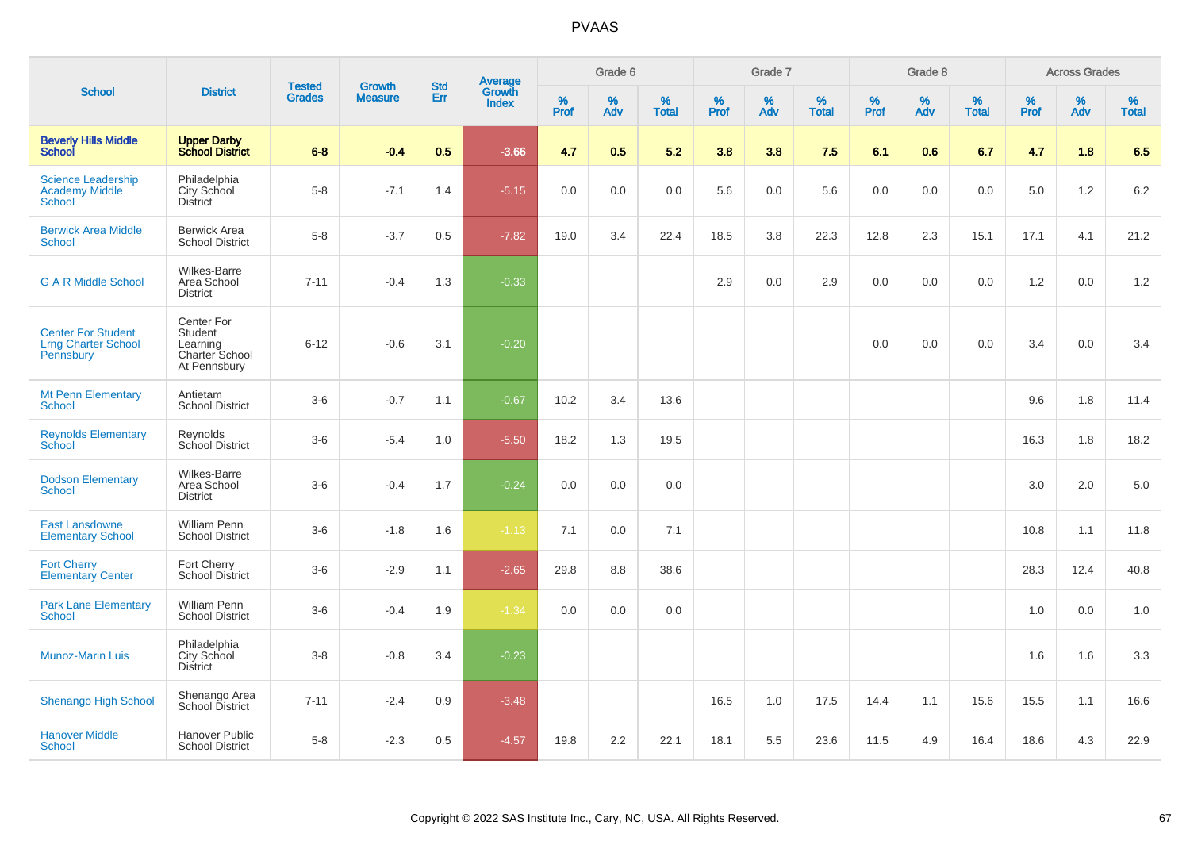# PVAAS

| School | District | Tested Grades | Growth Measure | Std Err | Average Growth Index | Grade 6 | | | Grade 7 | | | Grade 8 | | | Across Grades | | |
|---|---|---|---|---|---|---|---|---|---|---|---|---|---|---|---|---|---|
| | | | | | | % Prof | % Adv | % Total | % Prof | % Adv | % Total | % Prof | % Adv | % Total | % Prof | % Adv | % Total |
| **Beverly Hills Middle School** | **Upper Darby School District** | **6-8** | **-0.4** | **0.5** | **-3.66** | **4.7** | **0.5** | **5.2** | **3.8** | **3.8** | **7.5** | **6.1** | **0.6** | **6.7** | **4.7** | **1.8** | **6.5** |
| Science Leadership Academy Middle School | Philadelphia City School District | 5-8 | -7.1 | 1.4 | -5.15 | 0.0 | 0.0 | 0.0 | 5.6 | 0.0 | 5.6 | 0.0 | 0.0 | 0.0 | 5.0 | 1.2 | 6.2 |
| Berwick Area Middle School | Berwick Area School District | 5-8 | -3.7 | 0.5 | -7.82 | 19.0 | 3.4 | 22.4 | 18.5 | 3.8 | 22.3 | 12.8 | 2.3 | 15.1 | 17.1 | 4.1 | 21.2 |
| G A R Middle School | Wilkes-Barre Area School District | 7-11 | -0.4 | 1.3 | -0.33 | | | | 2.9 | 0.0 | 2.9 | 0.0 | 0.0 | 0.0 | 1.2 | 0.0 | 1.2 |
| Center For Student Lrng Charter School Pennsbury | Center For Student Learning Charter School At Pennsbury | 6-12 | -0.6 | 3.1 | -0.20 | | | | | | | 0.0 | 0.0 | 0.0 | 3.4 | 0.0 | 3.4 |
| Mt Penn Elementary School | Antietam School District | 3-6 | -0.7 | 1.1 | -0.67 | 10.2 | 3.4 | 13.6 | | | | | | | 9.6 | 1.8 | 11.4 |
| Reynolds Elementary School | Reynolds School District | 3-6 | -5.4 | 1.0 | -5.50 | 18.2 | 1.3 | 19.5 | | | | | | | 16.3 | 1.8 | 18.2 |
| Dodson Elementary School | Wilkes-Barre Area School District | 3-6 | -0.4 | 1.7 | -0.24 | 0.0 | 0.0 | 0.0 | | | | | | | 3.0 | 2.0 | 5.0 |
| East Lansdowne Elementary School | William Penn School District | 3-6 | -1.8 | 1.6 | -1.13 | 7.1 | 0.0 | 7.1 | | | | | | | 10.8 | 1.1 | 11.8 |
| Fort Cherry Elementary Center | Fort Cherry School District | 3-6 | -2.9 | 1.1 | -2.65 | 29.8 | 8.8 | 38.6 | | | | | | | 28.3 | 12.4 | 40.8 |
| Park Lane Elementary School | William Penn School District | 3-6 | -0.4 | 1.9 | -1.34 | 0.0 | 0.0 | 0.0 | | | | | | | 1.0 | 0.0 | 1.0 |
| Munoz-Marin Luis | Philadelphia City School District | 3-8 | -0.8 | 3.4 | -0.23 | | | | | | | | | | 1.6 | 1.6 | 3.3 |
| Shenango High School | Shenango Area School District | 7-11 | -2.4 | 0.9 | -3.48 | | | | 16.5 | 1.0 | 17.5 | 14.4 | 1.1 | 15.6 | 15.5 | 1.1 | 16.6 |
| Hanover Middle School | Hanover Public School District | 5-8 | -2.3 | 0.5 | -4.57 | 19.8 | 2.2 | 22.1 | 18.1 | 5.5 | 23.6 | 11.5 | 4.9 | 16.4 | 18.6 | 4.3 | 22.9 |

Copyright © 2022 SAS Institute Inc., Cary, NC, USA. All Rights Reserved.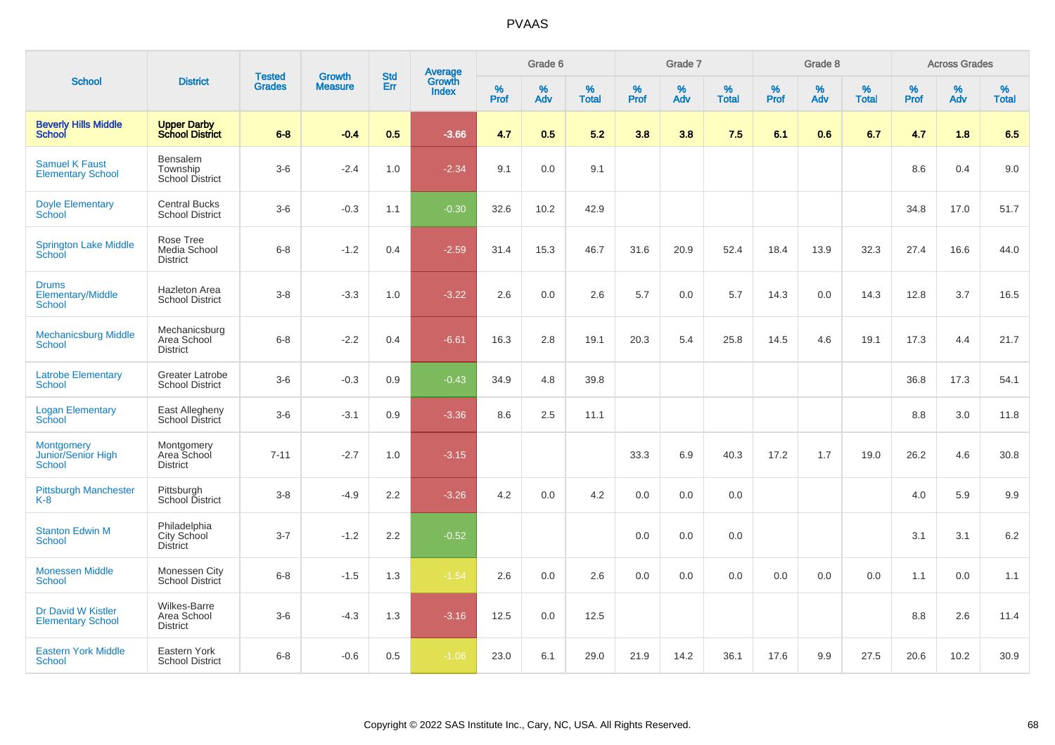# PVAAS

| School | District | Tested Grades | Growth Measure | Std Err | Average Growth Index | Grade 6 | | | Grade 7 | | | Grade 8 | | | Across Grades | | |
|---|---|---|---|---|---|---|---|---|---|---|---|---|---|---|---|---|---|
| | | | | | | % Prof | % Adv | % Total | % Prof | % Adv | % Total | % Prof | % Adv | % Total | % Prof | % Adv | % Total |
| **Beverly Hills Middle School** | **Upper Darby School District** | **6-8** | **-0.4** | **0.5** | **-3.66** | **4.7** | **0.5** | **5.2** | **3.8** | **3.8** | **7.5** | **6.1** | **0.6** | **6.7** | **4.7** | **1.8** | **6.5** |
| Samuel K Faust Elementary School | Bensalem Township School District | 3-6 | -2.4 | 1.0 | -2.34 | 9.1 | 0.0 | 9.1 | | | | | | | 8.6 | 0.4 | 9.0 |
| Doyle Elementary School | Central Bucks School District | 3-6 | -0.3 | 1.1 | -0.30 | 32.6 | 10.2 | 42.9 | | | | | | | 34.8 | 17.0 | 51.7 |
| Springton Lake Middle School | Rose Tree Media School District | 6-8 | -1.2 | 0.4 | -2.59 | 31.4 | 15.3 | 46.7 | 31.6 | 20.9 | 52.4 | 18.4 | 13.9 | 32.3 | 27.4 | 16.6 | 44.0 |
| Drums Elementary/Middle School | Hazleton Area School District | 3-8 | -3.3 | 1.0 | -3.22 | 2.6 | 0.0 | 2.6 | 5.7 | 0.0 | 5.7 | 14.3 | 0.0 | 14.3 | 12.8 | 3.7 | 16.5 |
| Mechanicsburg Middle School | Mechanicsburg Area School District | 6-8 | -2.2 | 0.4 | -6.61 | 16.3 | 2.8 | 19.1 | 20.3 | 5.4 | 25.8 | 14.5 | 4.6 | 19.1 | 17.3 | 4.4 | 21.7 |
| Latrobe Elementary School | Greater Latrobe School District | 3-6 | -0.3 | 0.9 | -0.43 | 34.9 | 4.8 | 39.8 | | | | | | | 36.8 | 17.3 | 54.1 |
| Logan Elementary School | East Allegheny School District | 3-6 | -3.1 | 0.9 | -3.36 | 8.6 | 2.5 | 11.1 | | | | | | | 8.8 | 3.0 | 11.8 |
| Montgomery Junior/Senior High School | Montgomery Area School District | 7-11 | -2.7 | 1.0 | -3.15 | | | | 33.3 | 6.9 | 40.3 | 17.2 | 1.7 | 19.0 | 26.2 | 4.6 | 30.8 |
| Pittsburgh Manchester K-8 | Pittsburgh School District | 3-8 | -4.9 | 2.2 | -3.26 | 4.2 | 0.0 | 4.2 | 0.0 | 0.0 | 0.0 | | | | 4.0 | 5.9 | 9.9 |
| Stanton Edwin M School | Philadelphia City School District | 3-7 | -1.2 | 2.2 | -0.52 | | | | 0.0 | 0.0 | 0.0 | | | | 3.1 | 3.1 | 6.2 |
| Monessen Middle School | Monessen City School District | 6-8 | -1.5 | 1.3 | -1.54 | 2.6 | 0.0 | 2.6 | 0.0 | 0.0 | 0.0 | 0.0 | 0.0 | 0.0 | 1.1 | 0.0 | 1.1 |
| Dr David W Kistler Elementary School | Wilkes-Barre Area School District | 3-6 | -4.3 | 1.3 | -3.16 | 12.5 | 0.0 | 12.5 | | | | | | | 8.8 | 2.6 | 11.4 |
| Eastern York Middle School | Eastern York School District | 6-8 | -0.6 | 0.5 | -1.06 | 23.0 | 6.1 | 29.0 | 21.9 | 14.2 | 36.1 | 17.6 | 9.9 | 27.5 | 20.6 | 10.2 | 30.9 |

Copyright © 2022 SAS Institute Inc., Cary, NC, USA. All Rights Reserved.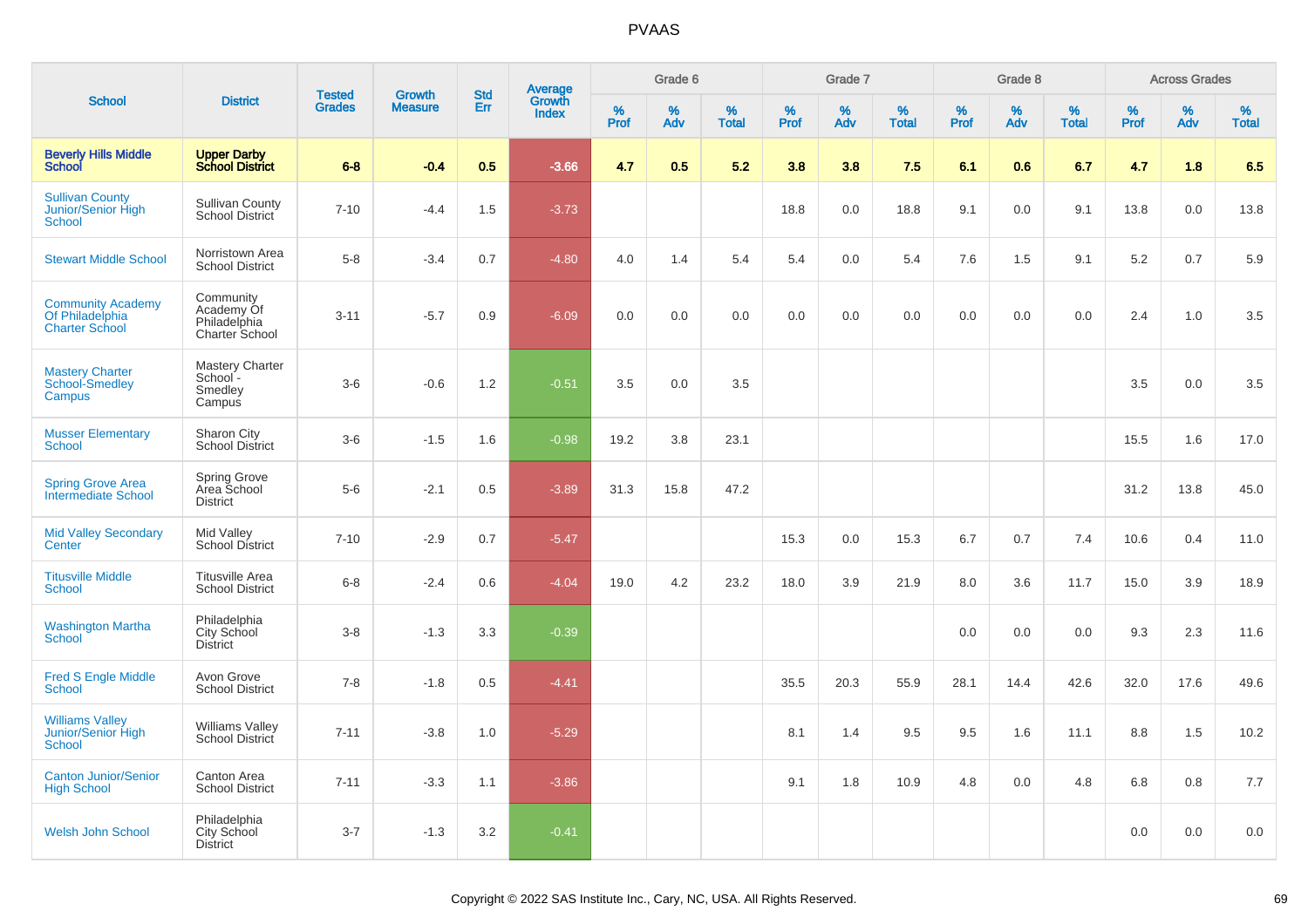# PVAAS

| School | District | Tested Grades | Growth Measure | Std Err | Average Growth Index | Grade 6 | | | Grade 7 | | | Grade 8 | | | Across Grades | | |
|---|---|---|---|---|---|---|---|---|---|---|---|---|---|---|---|---|---|
| | | | | | | % Prof | % Adv | % Total | % Prof | % Adv | % Total | % Prof | % Adv | % Total | % Prof | % Adv | % Total |
| **Beverly Hills Middle School** | **Upper Darby School District** | **6-8** | **-0.4** | **0.5** | **-3.66** | **4.7** | **0.5** | **5.2** | **3.8** | **3.8** | **7.5** | **6.1** | **0.6** | **6.7** | **4.7** | **1.8** | **6.5** |
| Sullivan County Junior/Senior High School | Sullivan County School District | 7-10 | -4.4 | 1.5 | -3.73 | | | | 18.8 | 0.0 | 18.8 | 9.1 | 0.0 | 9.1 | 13.8 | 0.0 | 13.8 |
| Stewart Middle School | Norristown Area School District | 5-8 | -3.4 | 0.7 | -4.80 | 4.0 | 1.4 | 5.4 | 5.4 | 0.0 | 5.4 | 7.6 | 1.5 | 9.1 | 5.2 | 0.7 | 5.9 |
| Community Academy Of Philadelphia Charter School | Community Academy Of Philadelphia Charter School | 3-11 | -5.7 | 0.9 | -6.09 | 0.0 | 0.0 | 0.0 | 0.0 | 0.0 | 0.0 | 0.0 | 0.0 | 0.0 | 2.4 | 1.0 | 3.5 |
| Mastery Charter School-Smedley Campus | Mastery Charter School - Smedley Campus | 3-6 | -0.6 | 1.2 | -0.51 | 3.5 | 0.0 | 3.5 | | | | | | | 3.5 | 0.0 | 3.5 |
| Musser Elementary School | Sharon City School District | 3-6 | -1.5 | 1.6 | -0.98 | 19.2 | 3.8 | 23.1 | | | | | | | 15.5 | 1.6 | 17.0 |
| Spring Grove Area Intermediate School | Spring Grove Area School District | 5-6 | -2.1 | 0.5 | -3.89 | 31.3 | 15.8 | 47.2 | | | | | | | 31.2 | 13.8 | 45.0 |
| Mid Valley Secondary Center | Mid Valley School District | 7-10 | -2.9 | 0.7 | -5.47 | | | | 15.3 | 0.0 | 15.3 | 6.7 | 0.7 | 7.4 | 10.6 | 0.4 | 11.0 |
| Titusville Middle School | Titusville Area School District | 6-8 | -2.4 | 0.6 | -4.04 | 19.0 | 4.2 | 23.2 | 18.0 | 3.9 | 21.9 | 8.0 | 3.6 | 11.7 | 15.0 | 3.9 | 18.9 |
| Washington Martha School | Philadelphia City School District | 3-8 | -1.3 | 3.3 | -0.39 | | | | | | | 0.0 | 0.0 | 0.0 | 9.3 | 2.3 | 11.6 |
| Fred S Engle Middle School | Avon Grove School District | 7-8 | -1.8 | 0.5 | -4.41 | | | | 35.5 | 20.3 | 55.9 | 28.1 | 14.4 | 42.6 | 32.0 | 17.6 | 49.6 |
| Williams Valley Junior/Senior High School | Williams Valley School District | 7-11 | -3.8 | 1.0 | -5.29 | | | | 8.1 | 1.4 | 9.5 | 9.5 | 1.6 | 11.1 | 8.8 | 1.5 | 10.2 |
| Canton Junior/Senior High School | Canton Area School District | 7-11 | -3.3 | 1.1 | -3.86 | | | | 9.1 | 1.8 | 10.9 | 4.8 | 0.0 | 4.8 | 6.8 | 0.8 | 7.7 |
| Welsh John School | Philadelphia City School District | 3-7 | -1.3 | 3.2 | -0.41 | | | | | | | | | | 0.0 | 0.0 | 0.0 |

Copyright © 2022 SAS Institute Inc., Cary, NC, USA. All Rights Reserved.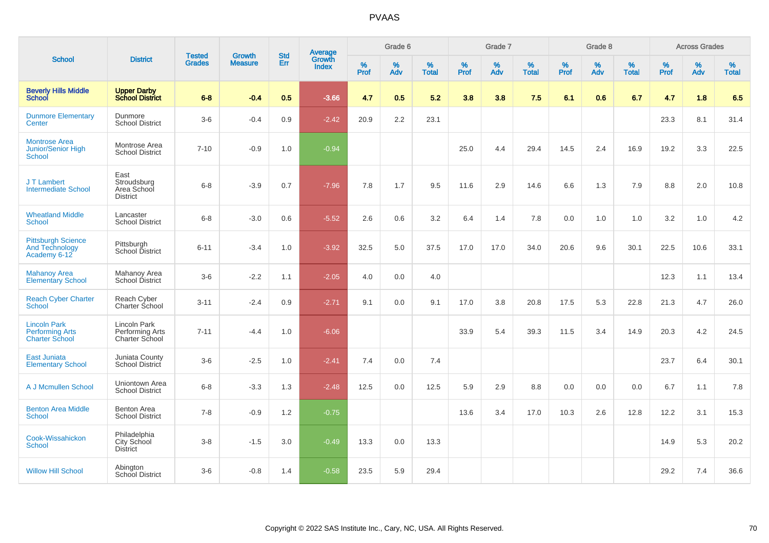# PVAAS

| School | District | Tested Grades | Growth Measure | Std Err | Average Growth Index | Grade 6 | | | Grade 7 | | | Grade 8 | | | Across Grades | | |
|---|---|---|---|---|---|---|---|---|---|---|---|---|---|---|---|---|---|
| | | | | | | % Prof | % Adv | % Total | % Prof | % Adv | % Total | % Prof | % Adv | % Total | % Prof | % Adv | % Total |
| **Beverly Hills Middle School** | **Upper Darby School District** | **6-8** | **-0.4** | **0.5** | **-3.66** | **4.7** | **0.5** | **5.2** | **3.8** | **3.8** | **7.5** | **6.1** | **0.6** | **6.7** | **4.7** | **1.8** | **6.5** |
| Dunmore Elementary Center | Dunmore School District | 3-6 | -0.4 | 0.9 | -2.42 | 20.9 | 2.2 | 23.1 | | | | | | | 23.3 | 8.1 | 31.4 |
| Montrose Area Junior/Senior High School | Montrose Area School District | 7-10 | -0.9 | 1.0 | -0.94 | | | | 25.0 | 4.4 | 29.4 | 14.5 | 2.4 | 16.9 | 19.2 | 3.3 | 22.5 |
| J T Lambert Intermediate School | East Stroudsburg Area School District | 6-8 | -3.9 | 0.7 | -7.96 | 7.8 | 1.7 | 9.5 | 11.6 | 2.9 | 14.6 | 6.6 | 1.3 | 7.9 | 8.8 | 2.0 | 10.8 |
| Wheatland Middle School | Lancaster School District | 6-8 | -3.0 | 0.6 | -5.52 | 2.6 | 0.6 | 3.2 | 6.4 | 1.4 | 7.8 | 0.0 | 1.0 | 1.0 | 3.2 | 1.0 | 4.2 |
| Pittsburgh Science And Technology Academy 6-12 | Pittsburgh School District | 6-11 | -3.4 | 1.0 | -3.92 | 32.5 | 5.0 | 37.5 | 17.0 | 17.0 | 34.0 | 20.6 | 9.6 | 30.1 | 22.5 | 10.6 | 33.1 |
| Mahanoy Area Elementary School | Mahanoy Area School District | 3-6 | -2.2 | 1.1 | -2.05 | 4.0 | 0.0 | 4.0 | | | | | | | 12.3 | 1.1 | 13.4 |
| Reach Cyber Charter School | Reach Cyber Charter School | 3-11 | -2.4 | 0.9 | -2.71 | 9.1 | 0.0 | 9.1 | 17.0 | 3.8 | 20.8 | 17.5 | 5.3 | 22.8 | 21.3 | 4.7 | 26.0 |
| Lincoln Park Performing Arts Charter School | Lincoln Park Performing Arts Charter School | 7-11 | -4.4 | 1.0 | -6.06 | | | | 33.9 | 5.4 | 39.3 | 11.5 | 3.4 | 14.9 | 20.3 | 4.2 | 24.5 |
| East Juniata Elementary School | Juniata County School District | 3-6 | -2.5 | 1.0 | -2.41 | 7.4 | 0.0 | 7.4 | | | | | | | 23.7 | 6.4 | 30.1 |
| A J Mcmullen School | Uniontown Area School District | 6-8 | -3.3 | 1.3 | -2.48 | 12.5 | 0.0 | 12.5 | 5.9 | 2.9 | 8.8 | 0.0 | 0.0 | 0.0 | 6.7 | 1.1 | 7.8 |
| Benton Area Middle School | Benton Area School District | 7-8 | -0.9 | 1.2 | -0.75 | | | | 13.6 | 3.4 | 17.0 | 10.3 | 2.6 | 12.8 | 12.2 | 3.1 | 15.3 |
| Cook-Wissahickon School | Philadelphia City School District | 3-8 | -1.5 | 3.0 | -0.49 | 13.3 | 0.0 | 13.3 | | | | | | | 14.9 | 5.3 | 20.2 |
| Willow Hill School | Abington School District | 3-6 | -0.8 | 1.4 | -0.58 | 23.5 | 5.9 | 29.4 | | | | | | | 29.2 | 7.4 | 36.6 |

Copyright © 2022 SAS Institute Inc., Cary, NC, USA. All Rights Reserved.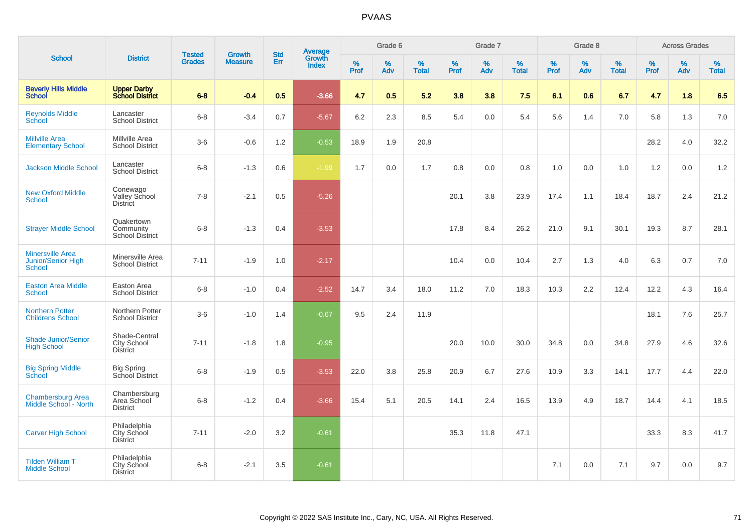# PVAAS

| School | District | Tested Grades | Growth Measure | Std Err | Average Growth Index | Grade 6 | | | Grade 7 | | | Grade 8 | | | Across Grades | | |
|---|---|---|---|---|---|---|---|---|---|---|---|---|---|---|---|---|---|
| | | | | | | % Prof | % Adv | % Total | % Prof | % Adv | % Total | % Prof | % Adv | % Total | % Prof | % Adv | % Total |
| **Beverly Hills Middle School** | **Upper Darby School District** | **6-8** | **-0.4** | **0.5** | **-3.66** | **4.7** | **0.5** | **5.2** | **3.8** | **3.8** | **7.5** | **6.1** | **0.6** | **6.7** | **4.7** | **1.8** | **6.5** |
| Reynolds Middle School | Lancaster School District | 6-8 | -3.4 | 0.7 | -5.67 | 6.2 | 2.3 | 8.5 | 5.4 | 0.0 | 5.4 | 5.6 | 1.4 | 7.0 | 5.8 | 1.3 | 7.0 |
| Millville Area Elementary School | Millville Area School District | 3-6 | -0.6 | 1.2 | -0.53 | 18.9 | 1.9 | 20.8 | | | | | | | 28.2 | 4.0 | 32.2 |
| Jackson Middle School | Lancaster School District | 6-8 | -1.3 | 0.6 | -1.99 | 1.7 | 0.0 | 1.7 | 0.8 | 0.0 | 0.8 | 1.0 | 0.0 | 1.0 | 1.2 | 0.0 | 1.2 |
| New Oxford Middle School | Conewago Valley School District | 7-8 | -2.1 | 0.5 | -5.26 | | | | 20.1 | 3.8 | 23.9 | 17.4 | 1.1 | 18.4 | 18.7 | 2.4 | 21.2 |
| Strayer Middle School | Quakertown Community School District | 6-8 | -1.3 | 0.4 | -3.53 | | | | 17.8 | 8.4 | 26.2 | 21.0 | 9.1 | 30.1 | 19.3 | 8.7 | 28.1 |
| Minersville Area Junior/Senior High School | Minersville Area School District | 7-11 | -1.9 | 1.0 | -2.17 | | | | 10.4 | 0.0 | 10.4 | 2.7 | 1.3 | 4.0 | 6.3 | 0.7 | 7.0 |
| Easton Area Middle School | Easton Area School District | 6-8 | -1.0 | 0.4 | -2.52 | 14.7 | 3.4 | 18.0 | 11.2 | 7.0 | 18.3 | 10.3 | 2.2 | 12.4 | 12.2 | 4.3 | 16.4 |
| Northern Potter Childrens School | Northern Potter School District | 3-6 | -1.0 | 1.4 | -0.67 | 9.5 | 2.4 | 11.9 | | | | | | | 18.1 | 7.6 | 25.7 |
| Shade Junior/Senior High School | Shade-Central City School District | 7-11 | -1.8 | 1.8 | -0.95 | | | | 20.0 | 10.0 | 30.0 | 34.8 | 0.0 | 34.8 | 27.9 | 4.6 | 32.6 |
| Big Spring Middle School | Big Spring School District | 6-8 | -1.9 | 0.5 | -3.53 | 22.0 | 3.8 | 25.8 | 20.9 | 6.7 | 27.6 | 10.9 | 3.3 | 14.1 | 17.7 | 4.4 | 22.0 |
| Chambersburg Area Middle School - North | Chambersburg Area School District | 6-8 | -1.2 | 0.4 | -3.66 | 15.4 | 5.1 | 20.5 | 14.1 | 2.4 | 16.5 | 13.9 | 4.9 | 18.7 | 14.4 | 4.1 | 18.5 |
| Carver High School | Philadelphia City School District | 7-11 | -2.0 | 3.2 | -0.61 | | | | 35.3 | 11.8 | 47.1 | | | | 33.3 | 8.3 | 41.7 |
| Tilden William T Middle School | Philadelphia City School District | 6-8 | -2.1 | 3.5 | -0.61 | | | | | | | 7.1 | 0.0 | 7.1 | 9.7 | 0.0 | 9.7 |

Copyright © 2022 SAS Institute Inc., Cary, NC, USA. All Rights Reserved.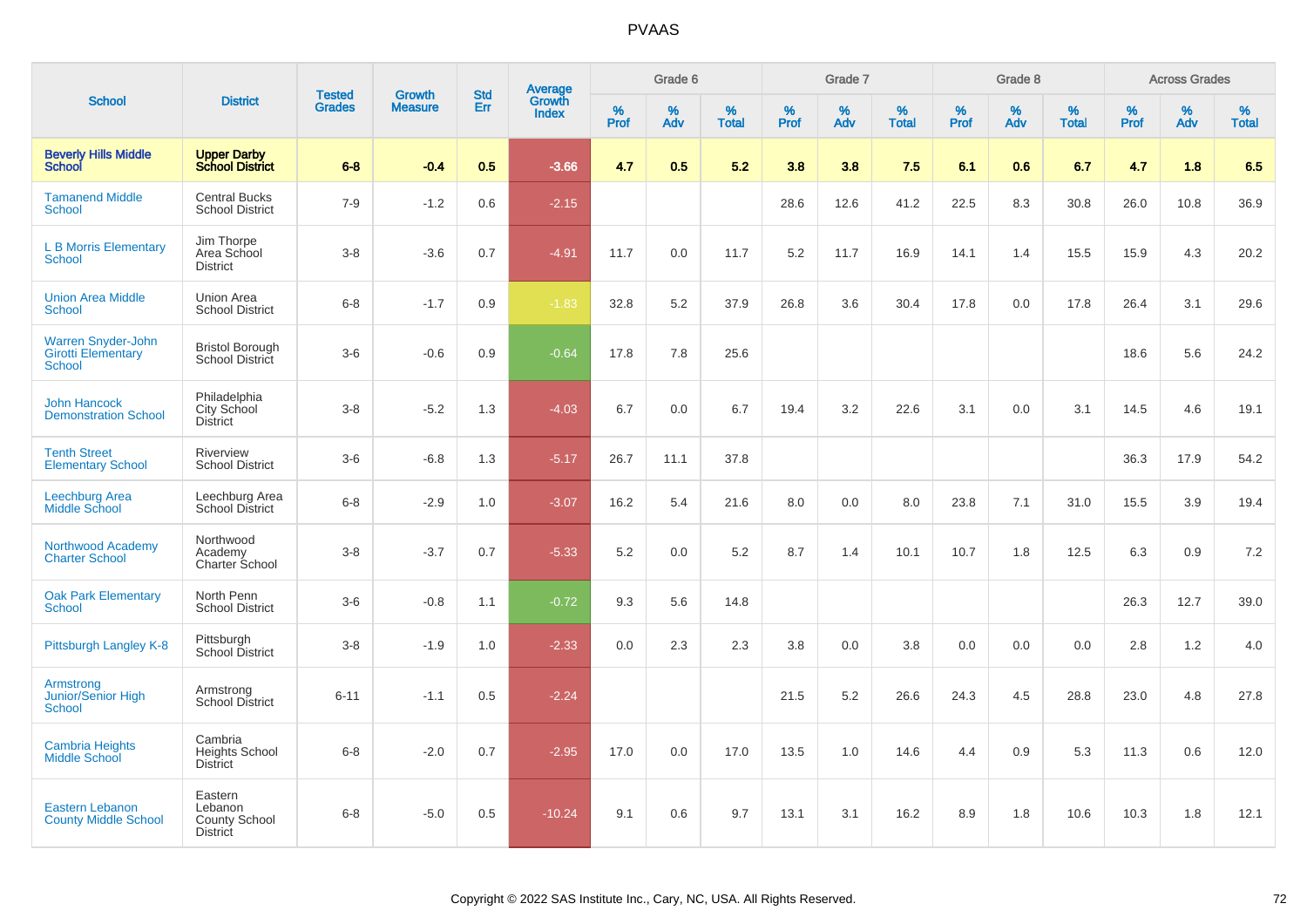# PVAAS

| School | District | Tested Grades | Growth Measure | Std Err | Average Growth Index | Grade 6 | | | Grade 7 | | | Grade 8 | | | Across Grades | | |
|---|---|---|---|---|---|---|---|---|---|---|---|---|---|---|---|---|---|
| | | | | | | % Prof | % Adv | % Total | % Prof | % Adv | % Total | % Prof | % Adv | % Total | % Prof | % Adv | % Total |
| **Beverly Hills Middle School** | **Upper Darby School District** | **6-8** | **-0.4** | **0.5** | **-3.66** | **4.7** | **0.5** | **5.2** | **3.8** | **3.8** | **7.5** | **6.1** | **0.6** | **6.7** | **4.7** | **1.8** | **6.5** |
| Tamanend Middle School | Central Bucks School District | 7-9 | -1.2 | 0.6 | -2.15 | | | | 28.6 | 12.6 | 41.2 | 22.5 | 8.3 | 30.8 | 26.0 | 10.8 | 36.9 |
| L B Morris Elementary School | Jim Thorpe Area School District | 3-8 | -3.6 | 0.7 | -4.91 | 11.7 | 0.0 | 11.7 | 5.2 | 11.7 | 16.9 | 14.1 | 1.4 | 15.5 | 15.9 | 4.3 | 20.2 |
| Union Area Middle School | Union Area School District | 6-8 | -1.7 | 0.9 | -1.83 | 32.8 | 5.2 | 37.9 | 26.8 | 3.6 | 30.4 | 17.8 | 0.0 | 17.8 | 26.4 | 3.1 | 29.6 |
| Warren Snyder-John Girotti Elementary School | Bristol Borough School District | 3-6 | -0.6 | 0.9 | -0.64 | 17.8 | 7.8 | 25.6 | | | | | | | 18.6 | 5.6 | 24.2 |
| John Hancock Demonstration School | Philadelphia City School District | 3-8 | -5.2 | 1.3 | -4.03 | 6.7 | 0.0 | 6.7 | 19.4 | 3.2 | 22.6 | 3.1 | 0.0 | 3.1 | 14.5 | 4.6 | 19.1 |
| Tenth Street Elementary School | Riverview School District | 3-6 | -6.8 | 1.3 | -5.17 | 26.7 | 11.1 | 37.8 | | | | | | | 36.3 | 17.9 | 54.2 |
| Leechburg Area Middle School | Leechburg Area School District | 6-8 | -2.9 | 1.0 | -3.07 | 16.2 | 5.4 | 21.6 | 8.0 | 0.0 | 8.0 | 23.8 | 7.1 | 31.0 | 15.5 | 3.9 | 19.4 |
| Northwood Academy Charter School | Northwood Academy Charter School | 3-8 | -3.7 | 0.7 | -5.33 | 5.2 | 0.0 | 5.2 | 8.7 | 1.4 | 10.1 | 10.7 | 1.8 | 12.5 | 6.3 | 0.9 | 7.2 |
| Oak Park Elementary School | North Penn School District | 3-6 | -0.8 | 1.1 | -0.72 | 9.3 | 5.6 | 14.8 | | | | | | | 26.3 | 12.7 | 39.0 |
| Pittsburgh Langley K-8 | Pittsburgh School District | 3-8 | -1.9 | 1.0 | -2.33 | 0.0 | 2.3 | 2.3 | 3.8 | 0.0 | 3.8 | 0.0 | 0.0 | 0.0 | 2.8 | 1.2 | 4.0 |
| Armstrong Junior/Senior High School | Armstrong School District | 6-11 | -1.1 | 0.5 | -2.24 | | | | 21.5 | 5.2 | 26.6 | 24.3 | 4.5 | 28.8 | 23.0 | 4.8 | 27.8 |
| Cambria Heights Middle School | Cambria Heights School District | 6-8 | -2.0 | 0.7 | -2.95 | 17.0 | 0.0 | 17.0 | 13.5 | 1.0 | 14.6 | 4.4 | 0.9 | 5.3 | 11.3 | 0.6 | 12.0 |
| Eastern Lebanon County Middle School | Eastern Lebanon County School District | 6-8 | -5.0 | 0.5 | -10.24 | 9.1 | 0.6 | 9.7 | 13.1 | 3.1 | 16.2 | 8.9 | 1.8 | 10.6 | 10.3 | 1.8 | 12.1 |

Copyright © 2022 SAS Institute Inc., Cary, NC, USA. All Rights Reserved.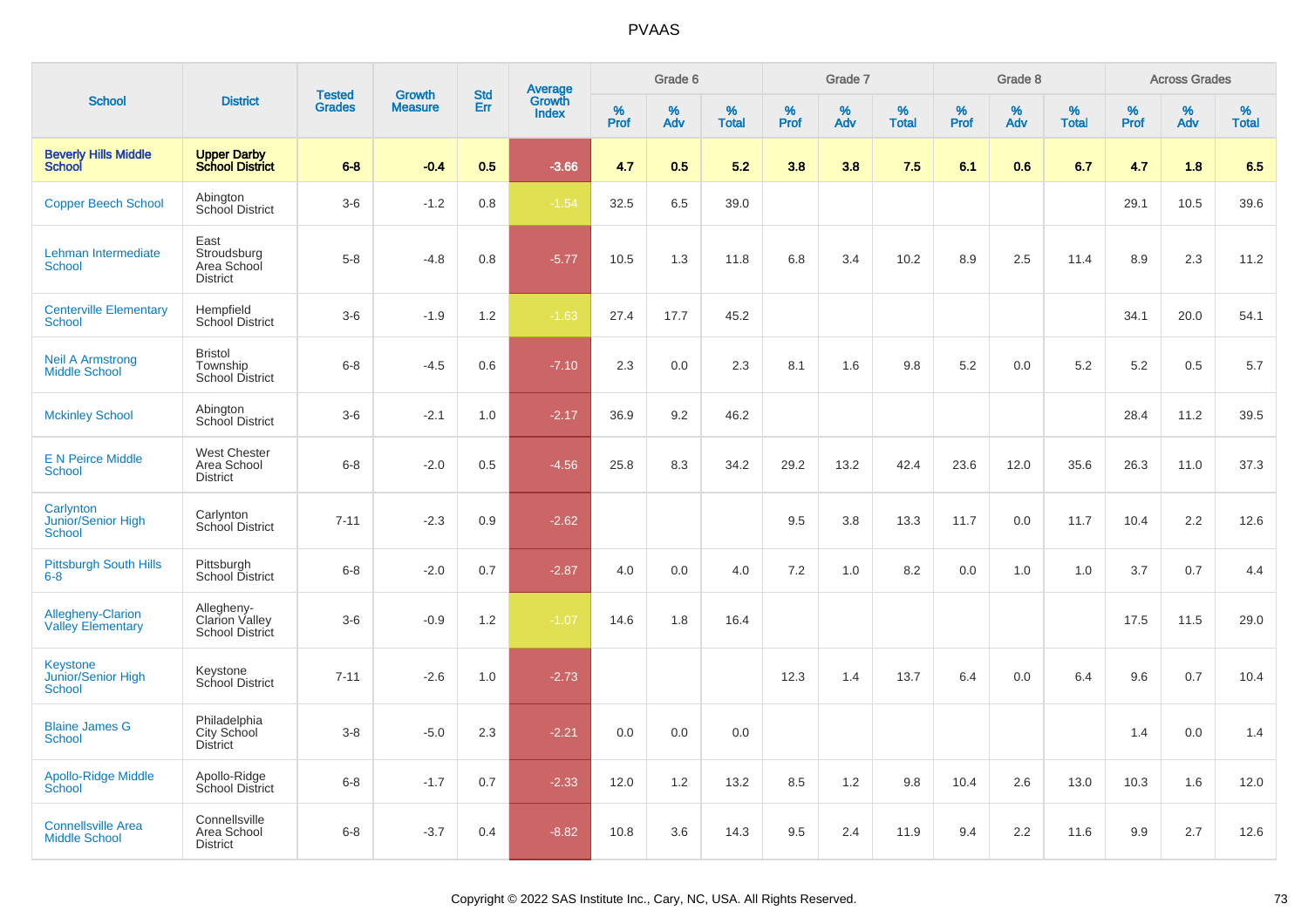# PVAAS

| School | District | Tested Grades | Growth Measure | Std Err | Average Growth Index | Grade 6 | | | Grade 7 | | | Grade 8 | | | Across Grades | | |
|---|---|---|---|---|---|---|---|---|---|---|---|---|---|---|---|---|---|
| | | | | | | % Prof | % Adv | % Total | % Prof | % Adv | % Total | % Prof | % Adv | % Total | % Prof | % Adv | % Total |
| **Beverly Hills Middle School** | **Upper Darby School District** | **6-8** | **-0.4** | **0.5** | **-3.66** | **4.7** | **0.5** | **5.2** | **3.8** | **3.8** | **7.5** | **6.1** | **0.6** | **6.7** | **4.7** | **1.8** | **6.5** |
| Copper Beech School | Abington School District | 3-6 | -1.2 | 0.8 | -1.54 | 32.5 | 6.5 | 39.0 | | | | | | | 29.1 | 10.5 | 39.6 |
| Lehman Intermediate School | East Stroudsburg Area School District | 5-8 | -4.8 | 0.8 | -5.77 | 10.5 | 1.3 | 11.8 | 6.8 | 3.4 | 10.2 | 8.9 | 2.5 | 11.4 | 8.9 | 2.3 | 11.2 |
| Centerville Elementary School | Hempfield School District | 3-6 | -1.9 | 1.2 | -1.63 | 27.4 | 17.7 | 45.2 | | | | | | | 34.1 | 20.0 | 54.1 |
| Neil A Armstrong Middle School | Bristol Township School District | 6-8 | -4.5 | 0.6 | -7.10 | 2.3 | 0.0 | 2.3 | 8.1 | 1.6 | 9.8 | 5.2 | 0.0 | 5.2 | 5.2 | 0.5 | 5.7 |
| Mckinley School | Abington School District | 3-6 | -2.1 | 1.0 | -2.17 | 36.9 | 9.2 | 46.2 | | | | | | | 28.4 | 11.2 | 39.5 |
| E N Peirce Middle School | West Chester Area School District | 6-8 | -2.0 | 0.5 | -4.56 | 25.8 | 8.3 | 34.2 | 29.2 | 13.2 | 42.4 | 23.6 | 12.0 | 35.6 | 26.3 | 11.0 | 37.3 |
| Carlynton Junior/Senior High School | Carlynton School District | 7-11 | -2.3 | 0.9 | -2.62 | | | | 9.5 | 3.8 | 13.3 | 11.7 | 0.0 | 11.7 | 10.4 | 2.2 | 12.6 |
| Pittsburgh South Hills 6-8 | Pittsburgh School District | 6-8 | -2.0 | 0.7 | -2.87 | 4.0 | 0.0 | 4.0 | 7.2 | 1.0 | 8.2 | 0.0 | 1.0 | 1.0 | 3.7 | 0.7 | 4.4 |
| Allegheny-Clarion Valley Elementary | Allegheny-Clarion Valley School District | 3-6 | -0.9 | 1.2 | -1.07 | 14.6 | 1.8 | 16.4 | | | | | | | 17.5 | 11.5 | 29.0 |
| Keystone Junior/Senior High School | Keystone School District | 7-11 | -2.6 | 1.0 | -2.73 | | | | 12.3 | 1.4 | 13.7 | 6.4 | 0.0 | 6.4 | 9.6 | 0.7 | 10.4 |
| Blaine James G School | Philadelphia City School District | 3-8 | -5.0 | 2.3 | -2.21 | 0.0 | 0.0 | 0.0 | | | | | | | 1.4 | 0.0 | 1.4 |
| Apollo-Ridge Middle School | Apollo-Ridge School District | 6-8 | -1.7 | 0.7 | -2.33 | 12.0 | 1.2 | 13.2 | 8.5 | 1.2 | 9.8 | 10.4 | 2.6 | 13.0 | 10.3 | 1.6 | 12.0 |
| Connellsville Area Middle School | Connellsville Area School District | 6-8 | -3.7 | 0.4 | -8.82 | 10.8 | 3.6 | 14.3 | 9.5 | 2.4 | 11.9 | 9.4 | 2.2 | 11.6 | 9.9 | 2.7 | 12.6 |

Copyright © 2022 SAS Institute Inc., Cary, NC, USA. All Rights Reserved.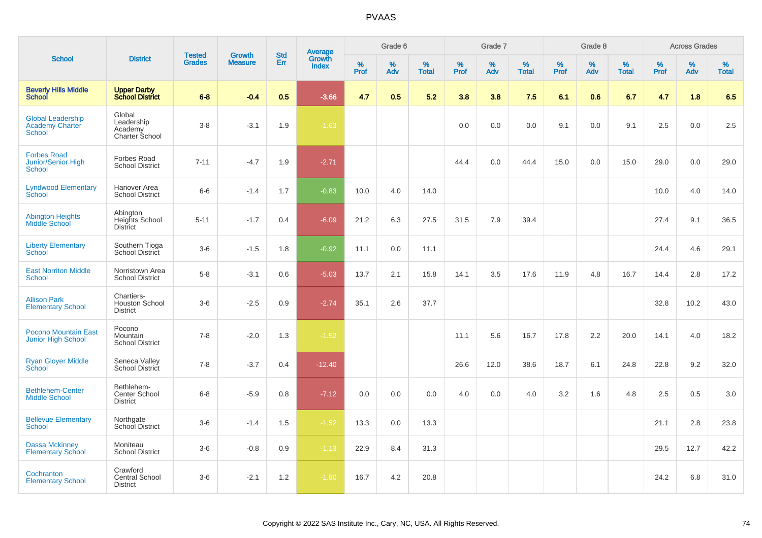# PVAAS

| School | District | Tested Grades | Growth Measure | Std Err | Average Growth Index | Grade 6 | | | Grade 7 | | | Grade 8 | | | Across Grades | | |
|---|---|---|---|---|---|---|---|---|---|---|---|---|---|---|---|---|---|
| | | | | | | % Prof | % Adv | % Total | % Prof | % Adv | % Total | % Prof | % Adv | % Total | % Prof | % Adv | % Total |
| **Beverly Hills Middle School** | **Upper Darby School District** | **6-8** | **-0.4** | **0.5** | **-3.66** | **4.7** | **0.5** | **5.2** | **3.8** | **3.8** | **7.5** | **6.1** | **0.6** | **6.7** | **4.7** | **1.8** | **6.5** |
| Global Leadership Academy Charter School | Global Leadership Academy Charter School | 3-8 | -3.1 | 1.9 | -1.63 | | | | 0.0 | 0.0 | 0.0 | 9.1 | 0.0 | 9.1 | 2.5 | 0.0 | 2.5 |
| Forbes Road Junior/Senior High School | Forbes Road School District | 7-11 | -4.7 | 1.9 | -2.71 | | | | 44.4 | 0.0 | 44.4 | 15.0 | 0.0 | 15.0 | 29.0 | 0.0 | 29.0 |
| Lyndwood Elementary School | Hanover Area School District | 6-6 | -1.4 | 1.7 | -0.83 | 10.0 | 4.0 | 14.0 | | | | | | | 10.0 | 4.0 | 14.0 |
| Abington Heights Middle School | Abington Heights School District | 5-11 | -1.7 | 0.4 | -6.09 | 21.2 | 6.3 | 27.5 | 31.5 | 7.9 | 39.4 | | | | 27.4 | 9.1 | 36.5 |
| Liberty Elementary School | Southern Tioga School District | 3-6 | -1.5 | 1.8 | -0.92 | 11.1 | 0.0 | 11.1 | | | | | | | 24.4 | 4.6 | 29.1 |
| East Norriton Middle School | Norristown Area School District | 5-8 | -3.1 | 0.6 | -5.03 | 13.7 | 2.1 | 15.8 | 14.1 | 3.5 | 17.6 | 11.9 | 4.8 | 16.7 | 14.4 | 2.8 | 17.2 |
| Allison Park Elementary School | Chartiers-Houston School District | 3-6 | -2.5 | 0.9 | -2.74 | 35.1 | 2.6 | 37.7 | | | | | | | 32.8 | 10.2 | 43.0 |
| Pocono Mountain East Junior High School | Pocono Mountain School District | 7-8 | -2.0 | 1.3 | -1.52 | | | | 11.1 | 5.6 | 16.7 | 17.8 | 2.2 | 20.0 | 14.1 | 4.0 | 18.2 |
| Ryan Gloyer Middle School | Seneca Valley School District | 7-8 | -3.7 | 0.4 | -12.40 | | | | 26.6 | 12.0 | 38.6 | 18.7 | 6.1 | 24.8 | 22.8 | 9.2 | 32.0 |
| Bethlehem-Center Middle School | Bethlehem-Center School District | 6-8 | -5.9 | 0.8 | -7.12 | 0.0 | 0.0 | 0.0 | 4.0 | 0.0 | 4.0 | 3.2 | 1.6 | 4.8 | 2.5 | 0.5 | 3.0 |
| Bellevue Elementary School | Northgate School District | 3-6 | -1.4 | 1.5 | -1.52 | 13.3 | 0.0 | 13.3 | | | | | | | 21.1 | 2.8 | 23.8 |
| Dassa Mckinney Elementary School | Moniteau School District | 3-6 | -0.8 | 0.9 | -1.13 | 22.9 | 8.4 | 31.3 | | | | | | | 29.5 | 12.7 | 42.2 |
| Cochranton Elementary School | Crawford Central School District | 3-6 | -2.1 | 1.2 | -1.80 | 16.7 | 4.2 | 20.8 | | | | | | | 24.2 | 6.8 | 31.0 |

Copyright © 2022 SAS Institute Inc., Cary, NC, USA. All Rights Reserved.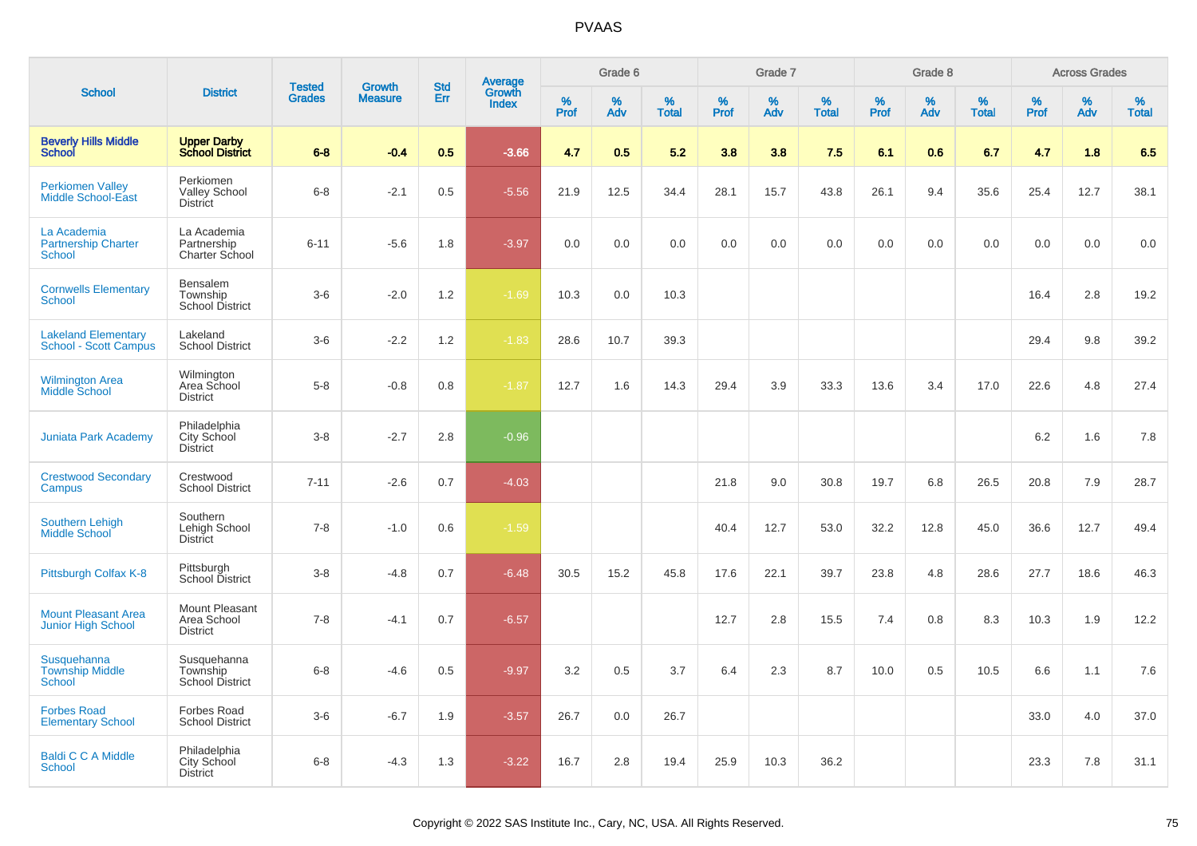# PVAAS

| School | District | Tested Grades | Growth Measure | Std Err | Average Growth Index | Grade 6 | | | Grade 7 | | | Grade 8 | | | Across Grades | | |
|---|---|---|---|---|---|---|---|---|---|---|---|---|---|---|---|---|---|
| | | | | | | % Prof | % Adv | % Total | % Prof | % Adv | % Total | % Prof | % Adv | % Total | % Prof | % Adv | % Total |
| **Beverly Hills Middle School** | **Upper Darby School District** | **6-8** | **-0.4** | **0.5** | **-3.66** | **4.7** | **0.5** | **5.2** | **3.8** | **3.8** | **7.5** | **6.1** | **0.6** | **6.7** | **4.7** | **1.8** | **6.5** |
| Perkiomen Valley Middle School-East | Perkiomen Valley School District | 6-8 | -2.1 | 0.5 | -5.56 | 21.9 | 12.5 | 34.4 | 28.1 | 15.7 | 43.8 | 26.1 | 9.4 | 35.6 | 25.4 | 12.7 | 38.1 |
| La Academia Partnership Charter School | La Academia Partnership Charter School | 6-11 | -5.6 | 1.8 | -3.97 | 0.0 | 0.0 | 0.0 | 0.0 | 0.0 | 0.0 | 0.0 | 0.0 | 0.0 | 0.0 | 0.0 | 0.0 |
| Cornwells Elementary School | Bensalem Township School District | 3-6 | -2.0 | 1.2 | -1.69 | 10.3 | 0.0 | 10.3 | | | | | | | 16.4 | 2.8 | 19.2 |
| Lakeland Elementary School - Scott Campus | Lakeland School District | 3-6 | -2.2 | 1.2 | -1.83 | 28.6 | 10.7 | 39.3 | | | | | | | 29.4 | 9.8 | 39.2 |
| Wilmington Area Middle School | Wilmington Area School District | 5-8 | -0.8 | 0.8 | -1.87 | 12.7 | 1.6 | 14.3 | 29.4 | 3.9 | 33.3 | 13.6 | 3.4 | 17.0 | 22.6 | 4.8 | 27.4 |
| Juniata Park Academy | Philadelphia City School District | 3-8 | -2.7 | 2.8 | -0.96 | | | | | | | | | | 6.2 | 1.6 | 7.8 |
| Crestwood Secondary Campus | Crestwood School District | 7-11 | -2.6 | 0.7 | -4.03 | | | | 21.8 | 9.0 | 30.8 | 19.7 | 6.8 | 26.5 | 20.8 | 7.9 | 28.7 |
| Southern Lehigh Middle School | Southern Lehigh School District | 7-8 | -1.0 | 0.6 | -1.59 | | | | 40.4 | 12.7 | 53.0 | 32.2 | 12.8 | 45.0 | 36.6 | 12.7 | 49.4 |
| Pittsburgh Colfax K-8 | Pittsburgh School District | 3-8 | -4.8 | 0.7 | -6.48 | 30.5 | 15.2 | 45.8 | 17.6 | 22.1 | 39.7 | 23.8 | 4.8 | 28.6 | 27.7 | 18.6 | 46.3 |
| Mount Pleasant Area Junior High School | Mount Pleasant Area School District | 7-8 | -4.1 | 0.7 | -6.57 | | | | 12.7 | 2.8 | 15.5 | 7.4 | 0.8 | 8.3 | 10.3 | 1.9 | 12.2 |
| Susquehanna Township Middle School | Susquehanna Township School District | 6-8 | -4.6 | 0.5 | -9.97 | 3.2 | 0.5 | 3.7 | 6.4 | 2.3 | 8.7 | 10.0 | 0.5 | 10.5 | 6.6 | 1.1 | 7.6 |
| Forbes Road Elementary School | Forbes Road School District | 3-6 | -6.7 | 1.9 | -3.57 | 26.7 | 0.0 | 26.7 | | | | | | | 33.0 | 4.0 | 37.0 |
| Baldi C C A Middle School | Philadelphia City School District | 6-8 | -4.3 | 1.3 | -3.22 | 16.7 | 2.8 | 19.4 | 25.9 | 10.3 | 36.2 | | | | 23.3 | 7.8 | 31.1 |

Copyright © 2022 SAS Institute Inc., Cary, NC, USA. All Rights Reserved.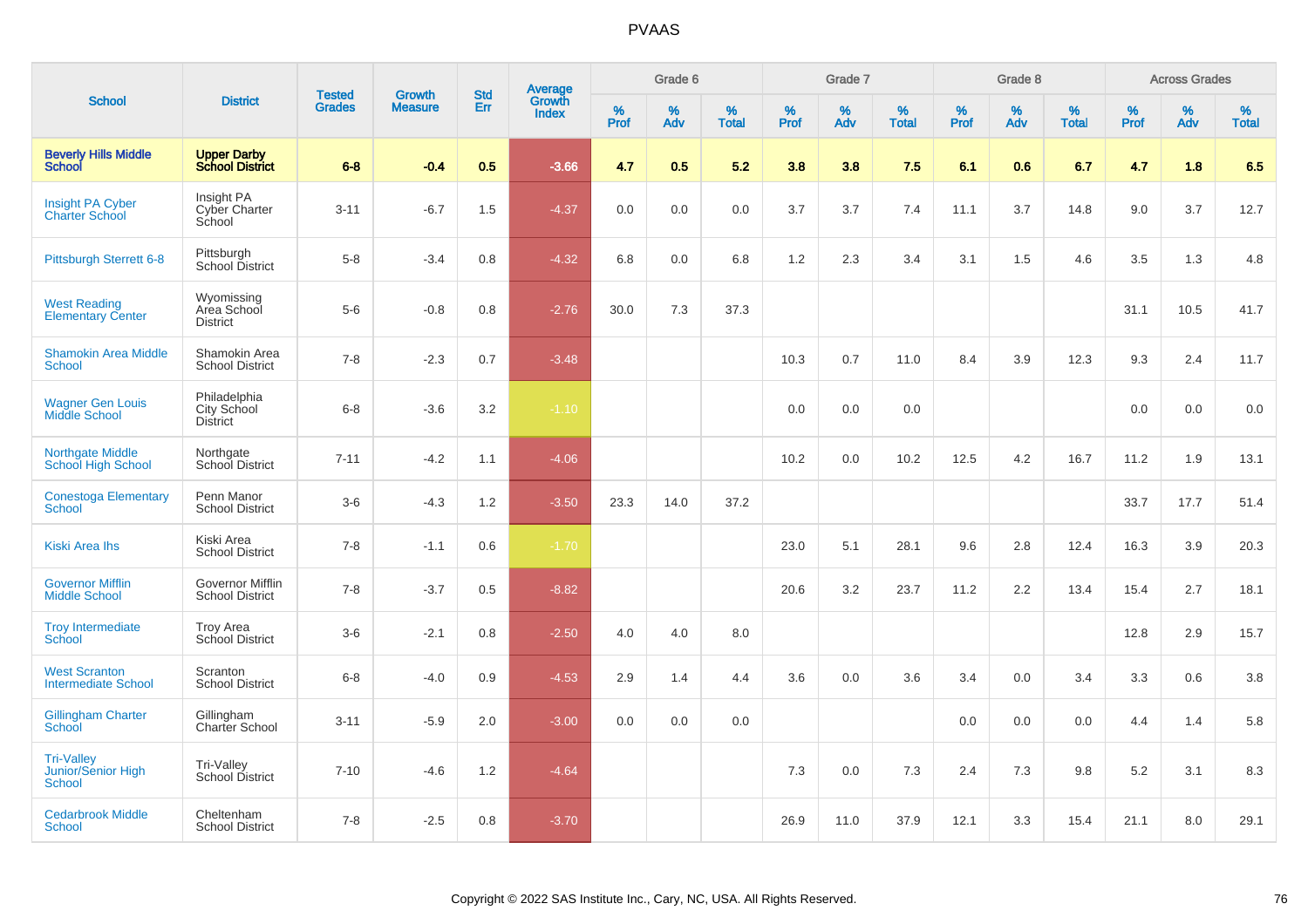# PVAAS

| School | District | Tested Grades | Growth Measure | Std Err | Average Growth Index | Grade 6 | | | Grade 7 | | | Grade 8 | | | Across Grades | | |
|---|---|---|---|---|---|---|---|---|---|---|---|---|---|---|---|---|---|
| | | | | | | % Prof | % Adv | % Total | % Prof | % Adv | % Total | % Prof | % Adv | % Total | % Prof | % Adv | % Total |
| **Beverly Hills Middle School** | **Upper Darby School District** | **6-8** | **-0.4** | **0.5** | **-3.66** | **4.7** | **0.5** | **5.2** | **3.8** | **3.8** | **7.5** | **6.1** | **0.6** | **6.7** | **4.7** | **1.8** | **6.5** |
| Insight PA Cyber Charter School | Insight PA Cyber Charter School | 3-11 | -6.7 | 1.5 | -4.37 | 0.0 | 0.0 | 0.0 | 3.7 | 3.7 | 7.4 | 11.1 | 3.7 | 14.8 | 9.0 | 3.7 | 12.7 |
| Pittsburgh Sterrett 6-8 | Pittsburgh School District | 5-8 | -3.4 | 0.8 | -4.32 | 6.8 | 0.0 | 6.8 | 1.2 | 2.3 | 3.4 | 3.1 | 1.5 | 4.6 | 3.5 | 1.3 | 4.8 |
| West Reading Elementary Center | Wyomissing Area School District | 5-6 | -0.8 | 0.8 | -2.76 | 30.0 | 7.3 | 37.3 | | | | | | | 31.1 | 10.5 | 41.7 |
| Shamokin Area Middle School | Shamokin Area School District | 7-8 | -2.3 | 0.7 | -3.48 | | | | 10.3 | 0.7 | 11.0 | 8.4 | 3.9 | 12.3 | 9.3 | 2.4 | 11.7 |
| Wagner Gen Louis Middle School | Philadelphia City School District | 6-8 | -3.6 | 3.2 | -1.10 | | | | 0.0 | 0.0 | 0.0 | | | | 0.0 | 0.0 | 0.0 |
| Northgate Middle School High School | Northgate School District | 7-11 | -4.2 | 1.1 | -4.06 | | | | 10.2 | 0.0 | 10.2 | 12.5 | 4.2 | 16.7 | 11.2 | 1.9 | 13.1 |
| Conestoga Elementary School | Penn Manor School District | 3-6 | -4.3 | 1.2 | -3.50 | 23.3 | 14.0 | 37.2 | | | | | | | 33.7 | 17.7 | 51.4 |
| Kiski Area Ihs | Kiski Area School District | 7-8 | -1.1 | 0.6 | -1.70 | | | | 23.0 | 5.1 | 28.1 | 9.6 | 2.8 | 12.4 | 16.3 | 3.9 | 20.3 |
| Governor Mifflin Middle School | Governor Mifflin School District | 7-8 | -3.7 | 0.5 | -8.82 | | | | 20.6 | 3.2 | 23.7 | 11.2 | 2.2 | 13.4 | 15.4 | 2.7 | 18.1 |
| Troy Intermediate School | Troy Area School District | 3-6 | -2.1 | 0.8 | -2.50 | 4.0 | 4.0 | 8.0 | | | | | | | 12.8 | 2.9 | 15.7 |
| West Scranton Intermediate School | Scranton School District | 6-8 | -4.0 | 0.9 | -4.53 | 2.9 | 1.4 | 4.4 | 3.6 | 0.0 | 3.6 | 3.4 | 0.0 | 3.4 | 3.3 | 0.6 | 3.8 |
| Gillingham Charter School | Gillingham Charter School | 3-11 | -5.9 | 2.0 | -3.00 | 0.0 | 0.0 | 0.0 | | | | 0.0 | 0.0 | 0.0 | 4.4 | 1.4 | 5.8 |
| Tri-Valley Junior/Senior High School | Tri-Valley School District | 7-10 | -4.6 | 1.2 | -4.64 | | | | 7.3 | 0.0 | 7.3 | 2.4 | 7.3 | 9.8 | 5.2 | 3.1 | 8.3 |
| Cedarbrook Middle School | Cheltenham School District | 7-8 | -2.5 | 0.8 | -3.70 | | | | 26.9 | 11.0 | 37.9 | 12.1 | 3.3 | 15.4 | 21.1 | 8.0 | 29.1 |

Copyright © 2022 SAS Institute Inc., Cary, NC, USA. All Rights Reserved.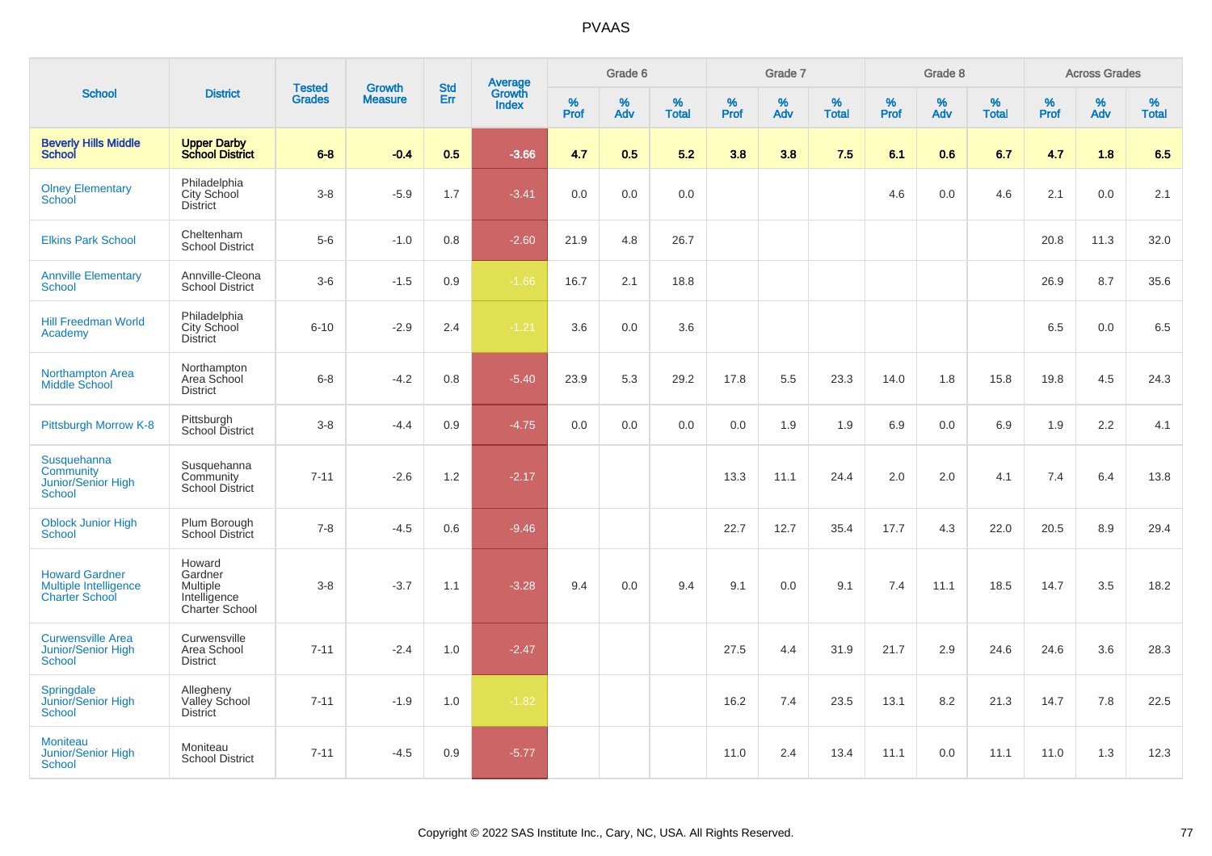# PVAAS

| School | District | Tested Grades | Growth Measure | Std Err | Average Growth Index | Grade 6 | | | Grade 7 | | | Grade 8 | | | Across Grades | | |
|---|---|---|---|---|---|---|---|---|---|---|---|---|---|---|---|---|---|
| | | | | | | % Prof | % Adv | % Total | % Prof | % Adv | % Total | % Prof | % Adv | % Total | % Prof | % Adv | % Total |
| **Beverly Hills Middle School** | **Upper Darby School District** | **6-8** | **-0.4** | **0.5** | **-3.66** | **4.7** | **0.5** | **5.2** | **3.8** | **3.8** | **7.5** | **6.1** | **0.6** | **6.7** | **4.7** | **1.8** | **6.5** |
| Olney Elementary School | Philadelphia City School District | 3-8 | -5.9 | 1.7 | -3.41 | 0.0 | 0.0 | 0.0 | | | | 4.6 | 0.0 | 4.6 | 2.1 | 0.0 | 2.1 |
| Elkins Park School | Cheltenham School District | 5-6 | -1.0 | 0.8 | -2.60 | 21.9 | 4.8 | 26.7 | | | | | | | 20.8 | 11.3 | 32.0 |
| Annville Elementary School | Annville-Cleona School District | 3-6 | -1.5 | 0.9 | -1.66 | 16.7 | 2.1 | 18.8 | | | | | | | 26.9 | 8.7 | 35.6 |
| Hill Freedman World Academy | Philadelphia City School District | 6-10 | -2.9 | 2.4 | -1.21 | 3.6 | 0.0 | 3.6 | | | | | | | 6.5 | 0.0 | 6.5 |
| Northampton Area Middle School | Northampton Area School District | 6-8 | -4.2 | 0.8 | -5.40 | 23.9 | 5.3 | 29.2 | 17.8 | 5.5 | 23.3 | 14.0 | 1.8 | 15.8 | 19.8 | 4.5 | 24.3 |
| Pittsburgh Morrow K-8 | Pittsburgh School District | 3-8 | -4.4 | 0.9 | -4.75 | 0.0 | 0.0 | 0.0 | 0.0 | 1.9 | 1.9 | 6.9 | 0.0 | 6.9 | 1.9 | 2.2 | 4.1 |
| Susquehanna Community Junior/Senior High School | Susquehanna Community School District | 7-11 | -2.6 | 1.2 | -2.17 | | | | 13.3 | 11.1 | 24.4 | 2.0 | 2.0 | 4.1 | 7.4 | 6.4 | 13.8 |
| Oblock Junior High School | Plum Borough School District | 7-8 | -4.5 | 0.6 | -9.46 | | | | 22.7 | 12.7 | 35.4 | 17.7 | 4.3 | 22.0 | 20.5 | 8.9 | 29.4 |
| Howard Gardner Multiple Intelligence Charter School | Howard Gardner Multiple Intelligence Charter School | 3-8 | -3.7 | 1.1 | -3.28 | 9.4 | 0.0 | 9.4 | 9.1 | 0.0 | 9.1 | 7.4 | 11.1 | 18.5 | 14.7 | 3.5 | 18.2 |
| Curwensville Area Junior/Senior High School | Curwensville Area School District | 7-11 | -2.4 | 1.0 | -2.47 | | | | 27.5 | 4.4 | 31.9 | 21.7 | 2.9 | 24.6 | 24.6 | 3.6 | 28.3 |
| Springdale Junior/Senior High School | Allegheny Valley School District | 7-11 | -1.9 | 1.0 | -1.82 | | | | 16.2 | 7.4 | 23.5 | 13.1 | 8.2 | 21.3 | 14.7 | 7.8 | 22.5 |
| Moniteau Junior/Senior High School | Moniteau School District | 7-11 | -4.5 | 0.9 | -5.77 | | | | 11.0 | 2.4 | 13.4 | 11.1 | 0.0 | 11.1 | 11.0 | 1.3 | 12.3 |

Copyright © 2022 SAS Institute Inc., Cary, NC, USA. All Rights Reserved.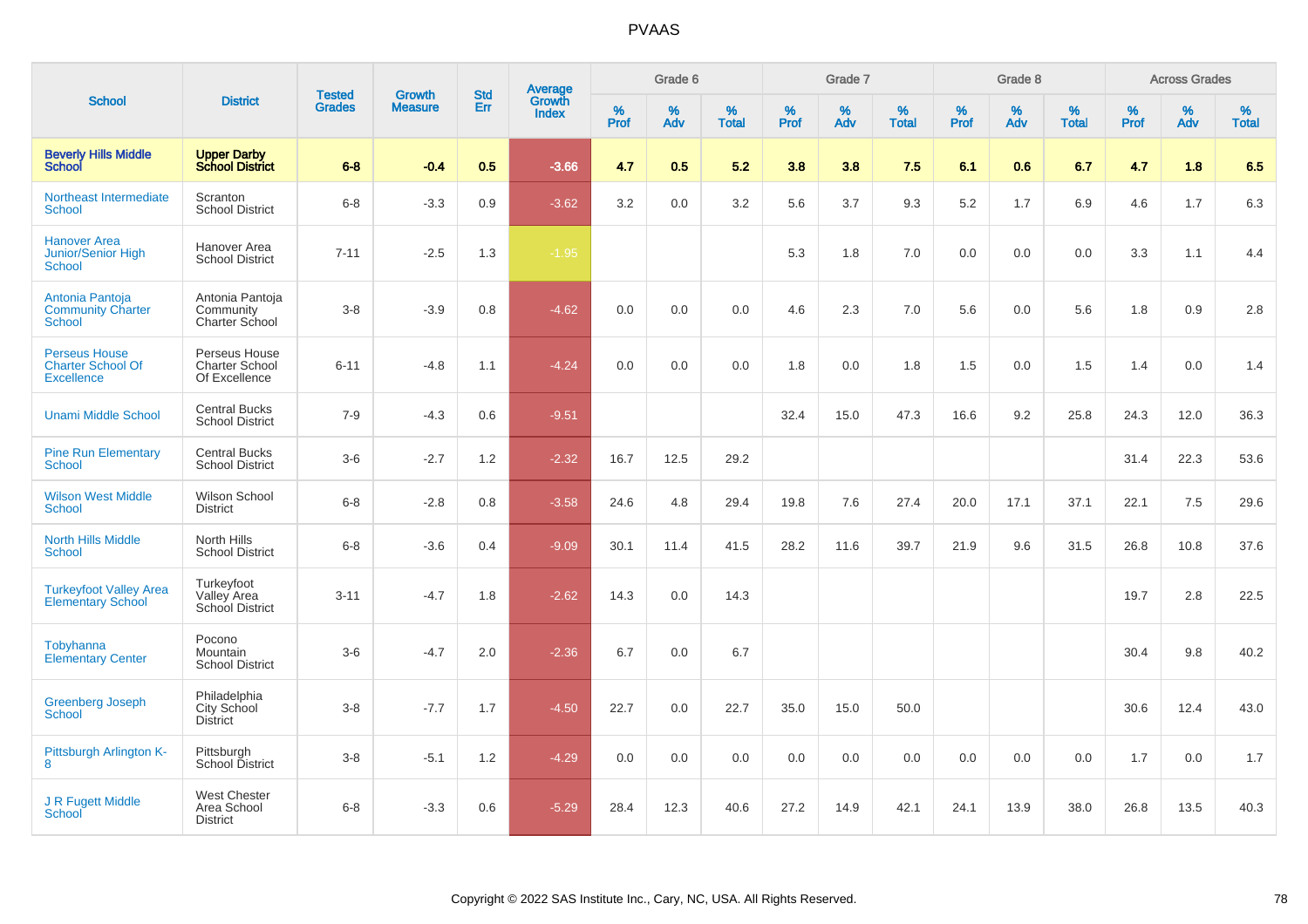# PVAAS

| School | District | Tested Grades | Growth Measure | Std Err | Average Growth Index | Grade 6 | | | Grade 7 | | | Grade 8 | | | Across Grades | | |
|---|---|---|---|---|---|---|---|---|---|---|---|---|---|---|---|---|---|
| | | | | | | % Prof | % Adv | % Total | % Prof | % Adv | % Total | % Prof | % Adv | % Total | % Prof | % Adv | % Total |
| **Beverly Hills Middle School** | **Upper Darby School District** | **6-8** | **-0.4** | **0.5** | **-3.66** | **4.7** | **0.5** | **5.2** | **3.8** | **3.8** | **7.5** | **6.1** | **0.6** | **6.7** | **4.7** | **1.8** | **6.5** |
| Northeast Intermediate School | Scranton School District | 6-8 | -3.3 | 0.9 | -3.62 | 3.2 | 0.0 | 3.2 | 5.6 | 3.7 | 9.3 | 5.2 | 1.7 | 6.9 | 4.6 | 1.7 | 6.3 |
| Hanover Area Junior/Senior High School | Hanover Area School District | 7-11 | -2.5 | 1.3 | -1.95 | | | | 5.3 | 1.8 | 7.0 | 0.0 | 0.0 | 0.0 | 3.3 | 1.1 | 4.4 |
| Antonia Pantoja Community Charter School | Antonia Pantoja Community Charter School | 3-8 | -3.9 | 0.8 | -4.62 | 0.0 | 0.0 | 0.0 | 4.6 | 2.3 | 7.0 | 5.6 | 0.0 | 5.6 | 1.8 | 0.9 | 2.8 |
| Perseus House Charter School Of Excellence | Perseus House Charter School Of Excellence | 6-11 | -4.8 | 1.1 | -4.24 | 0.0 | 0.0 | 0.0 | 1.8 | 0.0 | 1.8 | 1.5 | 0.0 | 1.5 | 1.4 | 0.0 | 1.4 |
| Unami Middle School | Central Bucks School District | 7-9 | -4.3 | 0.6 | -9.51 | | | | 32.4 | 15.0 | 47.3 | 16.6 | 9.2 | 25.8 | 24.3 | 12.0 | 36.3 |
| Pine Run Elementary School | Central Bucks School District | 3-6 | -2.7 | 1.2 | -2.32 | 16.7 | 12.5 | 29.2 | | | | | | | 31.4 | 22.3 | 53.6 |
| Wilson West Middle School | Wilson School District | 6-8 | -2.8 | 0.8 | -3.58 | 24.6 | 4.8 | 29.4 | 19.8 | 7.6 | 27.4 | 20.0 | 17.1 | 37.1 | 22.1 | 7.5 | 29.6 |
| North Hills Middle School | North Hills School District | 6-8 | -3.6 | 0.4 | -9.09 | 30.1 | 11.4 | 41.5 | 28.2 | 11.6 | 39.7 | 21.9 | 9.6 | 31.5 | 26.8 | 10.8 | 37.6 |
| Turkeyfoot Valley Area Elementary School | Turkeyfoot Valley Area School District | 3-11 | -4.7 | 1.8 | -2.62 | 14.3 | 0.0 | 14.3 | | | | | | | 19.7 | 2.8 | 22.5 |
| Tobyhanna Elementary Center | Pocono Mountain School District | 3-6 | -4.7 | 2.0 | -2.36 | 6.7 | 0.0 | 6.7 | | | | | | | 30.4 | 9.8 | 40.2 |
| Greenberg Joseph School | Philadelphia City School District | 3-8 | -7.7 | 1.7 | -4.50 | 22.7 | 0.0 | 22.7 | 35.0 | 15.0 | 50.0 | | | | 30.6 | 12.4 | 43.0 |
| Pittsburgh Arlington K-8 | Pittsburgh School District | 3-8 | -5.1 | 1.2 | -4.29 | 0.0 | 0.0 | 0.0 | 0.0 | 0.0 | 0.0 | 0.0 | 0.0 | 0.0 | 1.7 | 0.0 | 1.7 |
| J R Fugett Middle School | West Chester Area School District | 6-8 | -3.3 | 0.6 | -5.29 | 28.4 | 12.3 | 40.6 | 27.2 | 14.9 | 42.1 | 24.1 | 13.9 | 38.0 | 26.8 | 13.5 | 40.3 |

Copyright © 2022 SAS Institute Inc., Cary, NC, USA. All Rights Reserved.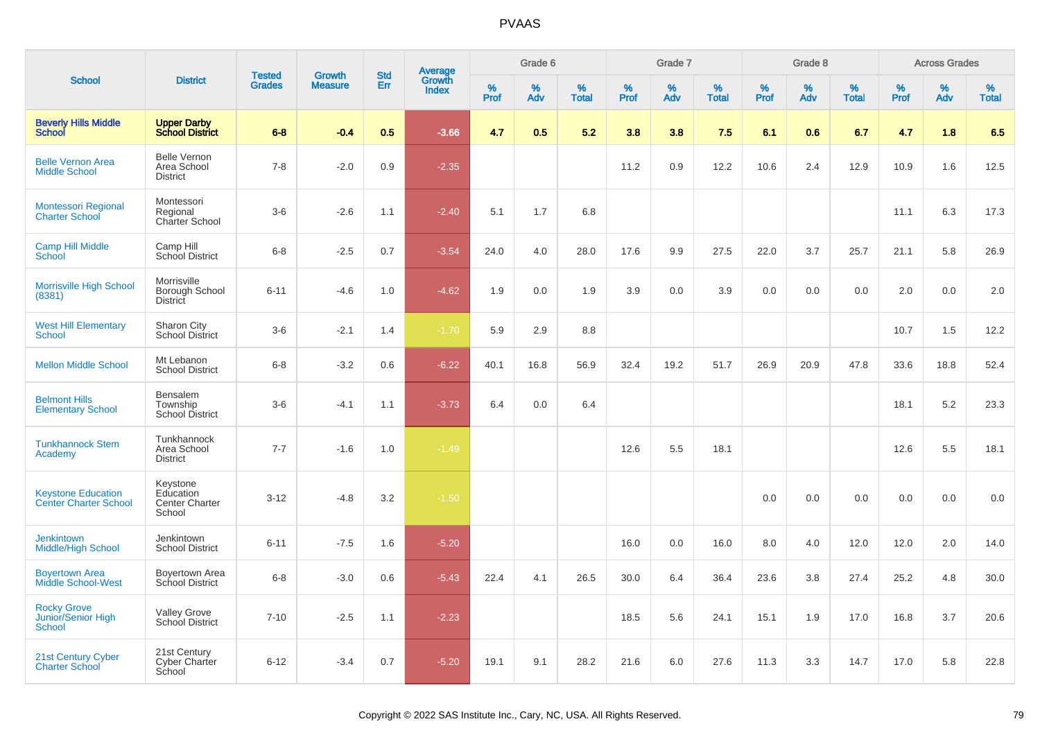# PVAAS

| School | District | Tested Grades | Growth Measure | Std Err | Average Growth Index | Grade 6 | | | Grade 7 | | | Grade 8 | | | Across Grades | | |
|---|---|---|---|---|---|---|---|---|---|---|---|---|---|---|---|---|---|
| | | | | | | % Prof | % Adv | % Total | % Prof | % Adv | % Total | % Prof | % Adv | % Total | % Prof | % Adv | % Total |
| **Beverly Hills Middle School** | **Upper Darby School District** | **6-8** | **-0.4** | **0.5** | **-3.66** | **4.7** | **0.5** | **5.2** | **3.8** | **3.8** | **7.5** | **6.1** | **0.6** | **6.7** | **4.7** | **1.8** | **6.5** |
| Belle Vernon Area Middle School | Belle Vernon Area School District | 7-8 | -2.0 | 0.9 | -2.35 | | | | 11.2 | 0.9 | 12.2 | 10.6 | 2.4 | 12.9 | 10.9 | 1.6 | 12.5 |
| Montessori Regional Charter School | Montessori Regional Charter School | 3-6 | -2.6 | 1.1 | -2.40 | 5.1 | 1.7 | 6.8 | | | | | | | 11.1 | 6.3 | 17.3 |
| Camp Hill Middle School | Camp Hill School District | 6-8 | -2.5 | 0.7 | -3.54 | 24.0 | 4.0 | 28.0 | 17.6 | 9.9 | 27.5 | 22.0 | 3.7 | 25.7 | 21.1 | 5.8 | 26.9 |
| Morrisville High School (8381) | Morrisville Borough School District | 6-11 | -4.6 | 1.0 | -4.62 | 1.9 | 0.0 | 1.9 | 3.9 | 0.0 | 3.9 | 0.0 | 0.0 | 0.0 | 2.0 | 0.0 | 2.0 |
| West Hill Elementary School | Sharon City School District | 3-6 | -2.1 | 1.4 | -1.70 | 5.9 | 2.9 | 8.8 | | | | | | | 10.7 | 1.5 | 12.2 |
| Mellon Middle School | Mt Lebanon School District | 6-8 | -3.2 | 0.6 | -6.22 | 40.1 | 16.8 | 56.9 | 32.4 | 19.2 | 51.7 | 26.9 | 20.9 | 47.8 | 33.6 | 18.8 | 52.4 |
| Belmont Hills Elementary School | Bensalem Township School District | 3-6 | -4.1 | 1.1 | -3.73 | 6.4 | 0.0 | 6.4 | | | | | | | 18.1 | 5.2 | 23.3 |
| Tunkhannock Stem Academy | Tunkhannock Area School District | 7-7 | -1.6 | 1.0 | -1.49 | | | | 12.6 | 5.5 | 18.1 | | | | 12.6 | 5.5 | 18.1 |
| Keystone Education Center Charter School | Keystone Education Center Charter School | 3-12 | -4.8 | 3.2 | -1.50 | | | | | | | 0.0 | 0.0 | 0.0 | 0.0 | 0.0 | 0.0 |
| Jenkintown Middle/High School | Jenkintown School District | 6-11 | -7.5 | 1.6 | -5.20 | | | | 16.0 | 0.0 | 16.0 | 8.0 | 4.0 | 12.0 | 12.0 | 2.0 | 14.0 |
| Boyertown Area Middle School-West | Boyertown Area School District | 6-8 | -3.0 | 0.6 | -5.43 | 22.4 | 4.1 | 26.5 | 30.0 | 6.4 | 36.4 | 23.6 | 3.8 | 27.4 | 25.2 | 4.8 | 30.0 |
| Rocky Grove Junior/Senior High School | Valley Grove School District | 7-10 | -2.5 | 1.1 | -2.23 | | | | 18.5 | 5.6 | 24.1 | 15.1 | 1.9 | 17.0 | 16.8 | 3.7 | 20.6 |
| 21st Century Cyber Charter School | 21st Century Cyber Charter School | 6-12 | -3.4 | 0.7 | -5.20 | 19.1 | 9.1 | 28.2 | 21.6 | 6.0 | 27.6 | 11.3 | 3.3 | 14.7 | 17.0 | 5.8 | 22.8 |

Copyright © 2022 SAS Institute Inc., Cary, NC, USA. All Rights Reserved.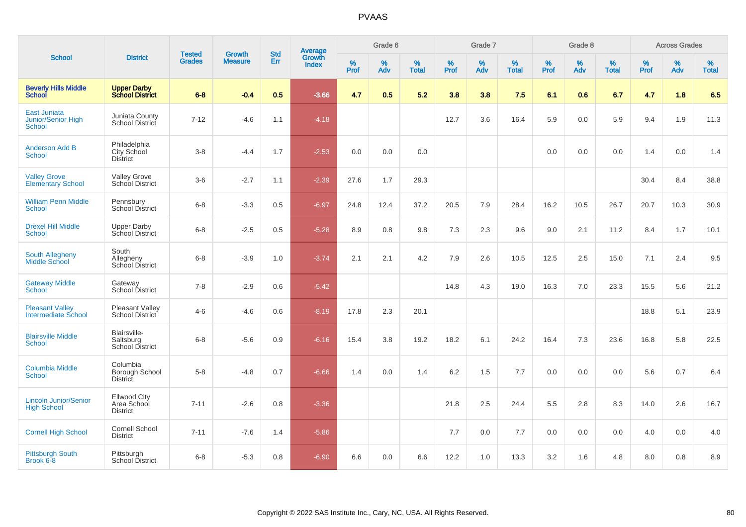# PVAAS

| School | District | Tested Grades | Growth Measure | Std Err | Average Growth Index | Grade 6 | | | Grade 7 | | | Grade 8 | | | Across Grades | | |
|---|---|---|---|---|---|---|---|---|---|---|---|---|---|---|---|---|---|
| | | | | | | % Prof | % Adv | % Total | % Prof | % Adv | % Total | % Prof | % Adv | % Total | % Prof | % Adv | % Total |
| **Beverly Hills Middle School** | **Upper Darby School District** | **6-8** | **-0.4** | **0.5** | **-3.66** | **4.7** | **0.5** | **5.2** | **3.8** | **3.8** | **7.5** | **6.1** | **0.6** | **6.7** | **4.7** | **1.8** | **6.5** |
| East Juniata Junior/Senior High School | Juniata County School District | 7-12 | -4.6 | 1.1 | -4.18 | | | | 12.7 | 3.6 | 16.4 | 5.9 | 0.0 | 5.9 | 9.4 | 1.9 | 11.3 |
| Anderson Add B School | Philadelphia City School District | 3-8 | -4.4 | 1.7 | -2.53 | 0.0 | 0.0 | 0.0 | | | | 0.0 | 0.0 | 0.0 | 1.4 | 0.0 | 1.4 |
| Valley Grove Elementary School | Valley Grove School District | 3-6 | -2.7 | 1.1 | -2.39 | 27.6 | 1.7 | 29.3 | | | | | | | 30.4 | 8.4 | 38.8 |
| William Penn Middle School | Pennsbury School District | 6-8 | -3.3 | 0.5 | -6.97 | 24.8 | 12.4 | 37.2 | 20.5 | 7.9 | 28.4 | 16.2 | 10.5 | 26.7 | 20.7 | 10.3 | 30.9 |
| Drexel Hill Middle School | Upper Darby School District | 6-8 | -2.5 | 0.5 | -5.28 | 8.9 | 0.8 | 9.8 | 7.3 | 2.3 | 9.6 | 9.0 | 2.1 | 11.2 | 8.4 | 1.7 | 10.1 |
| South Allegheny Middle School | South Allegheny School District | 6-8 | -3.9 | 1.0 | -3.74 | 2.1 | 2.1 | 4.2 | 7.9 | 2.6 | 10.5 | 12.5 | 2.5 | 15.0 | 7.1 | 2.4 | 9.5 |
| Gateway Middle School | Gateway School District | 7-8 | -2.9 | 0.6 | -5.42 | | | | 14.8 | 4.3 | 19.0 | 16.3 | 7.0 | 23.3 | 15.5 | 5.6 | 21.2 |
| Pleasant Valley Intermediate School | Pleasant Valley School District | 4-6 | -4.6 | 0.6 | -8.19 | 17.8 | 2.3 | 20.1 | | | | | | | 18.8 | 5.1 | 23.9 |
| Blairsville Middle School | Blairsville-Saltsburg School District | 6-8 | -5.6 | 0.9 | -6.16 | 15.4 | 3.8 | 19.2 | 18.2 | 6.1 | 24.2 | 16.4 | 7.3 | 23.6 | 16.8 | 5.8 | 22.5 |
| Columbia Middle School | Columbia Borough School District | 5-8 | -4.8 | 0.7 | -6.66 | 1.4 | 0.0 | 1.4 | 6.2 | 1.5 | 7.7 | 0.0 | 0.0 | 0.0 | 5.6 | 0.7 | 6.4 |
| Lincoln Junior/Senior High School | Ellwood City Area School District | 7-11 | -2.6 | 0.8 | -3.36 | | | | 21.8 | 2.5 | 24.4 | 5.5 | 2.8 | 8.3 | 14.0 | 2.6 | 16.7 |
| Cornell High School | Cornell School District | 7-11 | -7.6 | 1.4 | -5.86 | | | | 7.7 | 0.0 | 7.7 | 0.0 | 0.0 | 0.0 | 4.0 | 0.0 | 4.0 |
| Pittsburgh South Brook 6-8 | Pittsburgh School District | 6-8 | -5.3 | 0.8 | -6.90 | 6.6 | 0.0 | 6.6 | 12.2 | 1.0 | 13.3 | 3.2 | 1.6 | 4.8 | 8.0 | 0.8 | 8.9 |

Copyright © 2022 SAS Institute Inc., Cary, NC, USA. All Rights Reserved.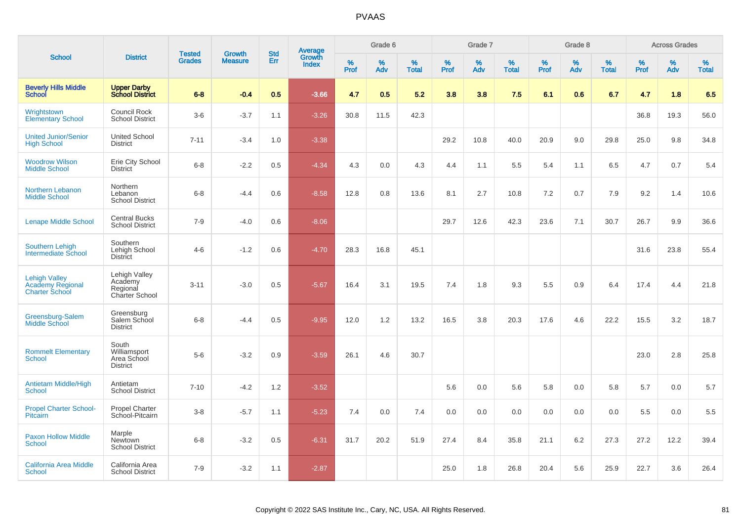PVAAS

| School | District | Tested Grades | Growth Measure | Std Err | Average Growth Index | Grade 6 | | | Grade 7 | | | Grade 8 | | | Across Grades | | |
|---|---|---|---|---|---|---|---|---|---|---|---|---|---|---|---|---|---|
| | | | | | | % Prof | % Adv | % Total | % Prof | % Adv | % Total | % Prof | % Adv | % Total | % Prof | % Adv | % Total |
| **Beverly Hills Middle School** | **Upper Darby School District** | **6-8** | **-0.4** | **0.5** | **-3.66** | **4.7** | **0.5** | **5.2** | **3.8** | **3.8** | **7.5** | **6.1** | **0.6** | **6.7** | **4.7** | **1.8** | **6.5** |
| Wrightstown Elementary School | Council Rock School District | 3-6 | -3.7 | 1.1 | -3.26 | 30.8 | 11.5 | 42.3 | | | | | | | 36.8 | 19.3 | 56.0 |
| United Junior/Senior High School | United School District | 7-11 | -3.4 | 1.0 | -3.38 | | | | 29.2 | 10.8 | 40.0 | 20.9 | 9.0 | 29.8 | 25.0 | 9.8 | 34.8 |
| Woodrow Wilson Middle School | Erie City School District | 6-8 | -2.2 | 0.5 | -4.34 | 4.3 | 0.0 | 4.3 | 4.4 | 1.1 | 5.5 | 5.4 | 1.1 | 6.5 | 4.7 | 0.7 | 5.4 |
| Northern Lebanon Middle School | Northern Lebanon School District | 6-8 | -4.4 | 0.6 | -8.58 | 12.8 | 0.8 | 13.6 | 8.1 | 2.7 | 10.8 | 7.2 | 0.7 | 7.9 | 9.2 | 1.4 | 10.6 |
| Lenape Middle School | Central Bucks School District | 7-9 | -4.0 | 0.6 | -8.06 | | | | 29.7 | 12.6 | 42.3 | 23.6 | 7.1 | 30.7 | 26.7 | 9.9 | 36.6 |
| Southern Lehigh Intermediate School | Southern Lehigh School District | 4-6 | -1.2 | 0.6 | -4.70 | 28.3 | 16.8 | 45.1 | | | | | | | 31.6 | 23.8 | 55.4 |
| Lehigh Valley Academy Regional Charter School | Lehigh Valley Academy Regional Charter School | 3-11 | -3.0 | 0.5 | -5.67 | 16.4 | 3.1 | 19.5 | 7.4 | 1.8 | 9.3 | 5.5 | 0.9 | 6.4 | 17.4 | 4.4 | 21.8 |
| Greensburg-Salem Middle School | Greensburg Salem School District | 6-8 | -4.4 | 0.5 | -9.95 | 12.0 | 1.2 | 13.2 | 16.5 | 3.8 | 20.3 | 17.6 | 4.6 | 22.2 | 15.5 | 3.2 | 18.7 |
| Rommelt Elementary School | South Williamsport Area School District | 5-6 | -3.2 | 0.9 | -3.59 | 26.1 | 4.6 | 30.7 | | | | | | | 23.0 | 2.8 | 25.8 |
| Antietam Middle/High School | Antietam School District | 7-10 | -4.2 | 1.2 | -3.52 | | | | 5.6 | 0.0 | 5.6 | 5.8 | 0.0 | 5.8 | 5.7 | 0.0 | 5.7 |
| Propel Charter School-Pitcairn | Propel Charter School-Pitcairn | 3-8 | -5.7 | 1.1 | -5.23 | 7.4 | 0.0 | 7.4 | 0.0 | 0.0 | 0.0 | 0.0 | 0.0 | 0.0 | 5.5 | 0.0 | 5.5 |
| Paxon Hollow Middle School | Marple Newtown School District | 6-8 | -3.2 | 0.5 | -6.31 | 31.7 | 20.2 | 51.9 | 27.4 | 8.4 | 35.8 | 21.1 | 6.2 | 27.3 | 27.2 | 12.2 | 39.4 |
| California Area Middle School | California Area School District | 7-9 | -3.2 | 1.1 | -2.87 | | | | 25.0 | 1.8 | 26.8 | 20.4 | 5.6 | 25.9 | 22.7 | 3.6 | 26.4 |

Copyright © 2022 SAS Institute Inc., Cary, NC, USA. All Rights Reserved.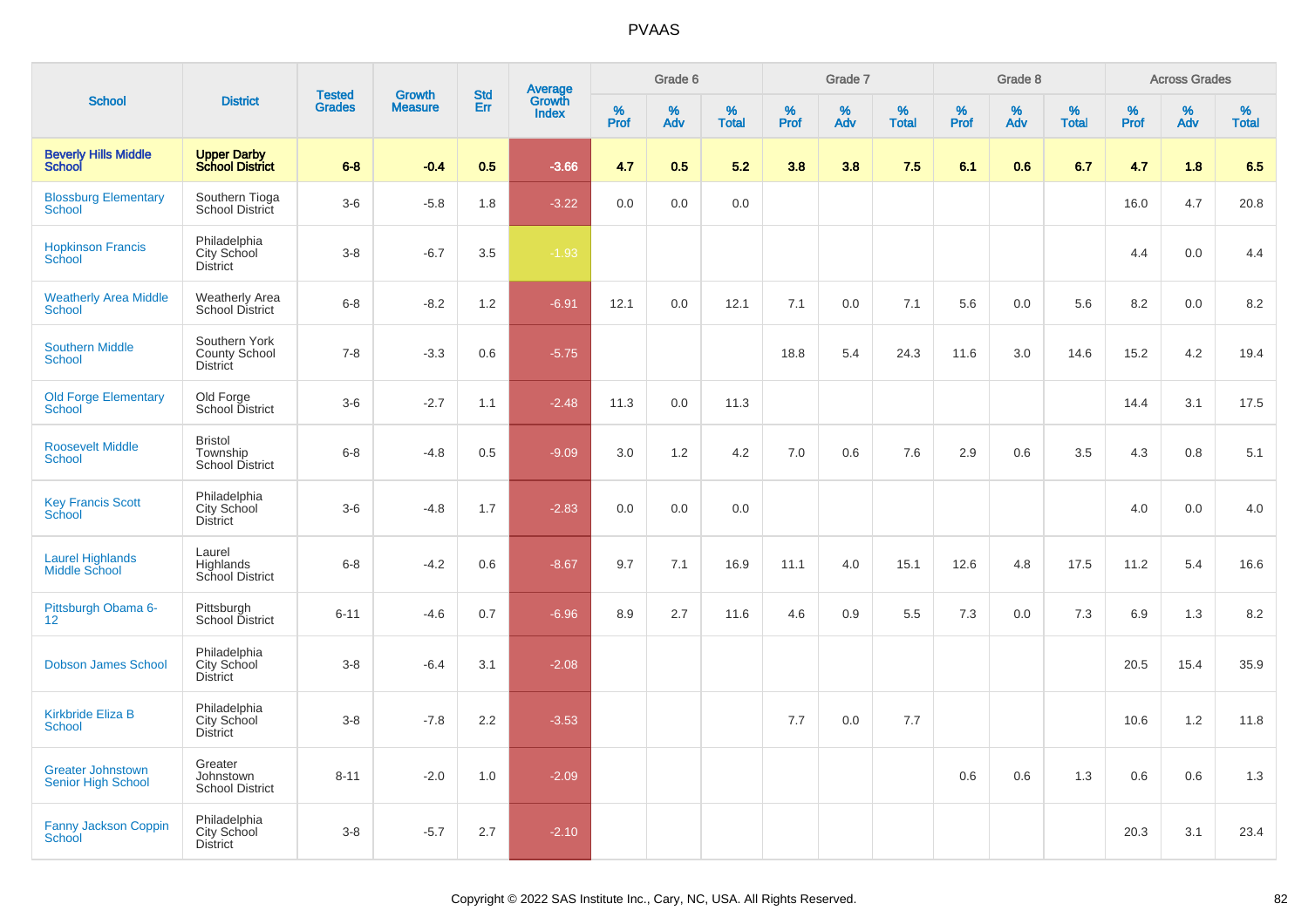# PVAAS

| School | District | Tested Grades | Growth Measure | Std Err | Average Growth Index | Grade 6 | | | Grade 7 | | | Grade 8 | | | Across Grades | | |
|---|---|---|---|---|---|---|---|---|---|---|---|---|---|---|---|---|---|
| | | | | | | % Prof | % Adv | % Total | % Prof | % Adv | % Total | % Prof | % Adv | % Total | % Prof | % Adv | % Total |
| **Beverly Hills Middle School** | **Upper Darby School District** | **6-8** | **-0.4** | **0.5** | **-3.66** | **4.7** | **0.5** | **5.2** | **3.8** | **3.8** | **7.5** | **6.1** | **0.6** | **6.7** | **4.7** | **1.8** | **6.5** |
| Blossburg Elementary School | Southern Tioga School District | 3-6 | -5.8 | 1.8 | -3.22 | 0.0 | 0.0 | 0.0 | | | | | | | 16.0 | 4.7 | 20.8 |
| Hopkinson Francis School | Philadelphia City School District | 3-8 | -6.7 | 3.5 | -1.93 | | | | | | | | | | 4.4 | 0.0 | 4.4 |
| Weatherly Area Middle School | Weatherly Area School District | 6-8 | -8.2 | 1.2 | -6.91 | 12.1 | 0.0 | 12.1 | 7.1 | 0.0 | 7.1 | 5.6 | 0.0 | 5.6 | 8.2 | 0.0 | 8.2 |
| Southern Middle School | Southern York County School District | 7-8 | -3.3 | 0.6 | -5.75 | | | | 18.8 | 5.4 | 24.3 | 11.6 | 3.0 | 14.6 | 15.2 | 4.2 | 19.4 |
| Old Forge Elementary School | Old Forge School District | 3-6 | -2.7 | 1.1 | -2.48 | 11.3 | 0.0 | 11.3 | | | | | | | 14.4 | 3.1 | 17.5 |
| Roosevelt Middle School | Bristol Township School District | 6-8 | -4.8 | 0.5 | -9.09 | 3.0 | 1.2 | 4.2 | 7.0 | 0.6 | 7.6 | 2.9 | 0.6 | 3.5 | 4.3 | 0.8 | 5.1 |
| Key Francis Scott School | Philadelphia City School District | 3-6 | -4.8 | 1.7 | -2.83 | 0.0 | 0.0 | 0.0 | | | | | | | 4.0 | 0.0 | 4.0 |
| Laurel Highlands Middle School | Laurel Highlands School District | 6-8 | -4.2 | 0.6 | -8.67 | 9.7 | 7.1 | 16.9 | 11.1 | 4.0 | 15.1 | 12.6 | 4.8 | 17.5 | 11.2 | 5.4 | 16.6 |
| Pittsburgh Obama 6-12 | Pittsburgh School District | 6-11 | -4.6 | 0.7 | -6.96 | 8.9 | 2.7 | 11.6 | 4.6 | 0.9 | 5.5 | 7.3 | 0.0 | 7.3 | 6.9 | 1.3 | 8.2 |
| Dobson James School | Philadelphia City School District | 3-8 | -6.4 | 3.1 | -2.08 | | | | | | | | | | 20.5 | 15.4 | 35.9 |
| Kirkbride Eliza B School | Philadelphia City School District | 3-8 | -7.8 | 2.2 | -3.53 | | | | 7.7 | 0.0 | 7.7 | | | | 10.6 | 1.2 | 11.8 |
| Greater Johnstown Senior High School | Greater Johnstown School District | 8-11 | -2.0 | 1.0 | -2.09 | | | | | | | 0.6 | 0.6 | 1.3 | 0.6 | 0.6 | 1.3 |
| Fanny Jackson Coppin School | Philadelphia City School District | 3-8 | -5.7 | 2.7 | -2.10 | | | | | | | | | | 20.3 | 3.1 | 23.4 |

Copyright © 2022 SAS Institute Inc., Cary, NC, USA. All Rights Reserved.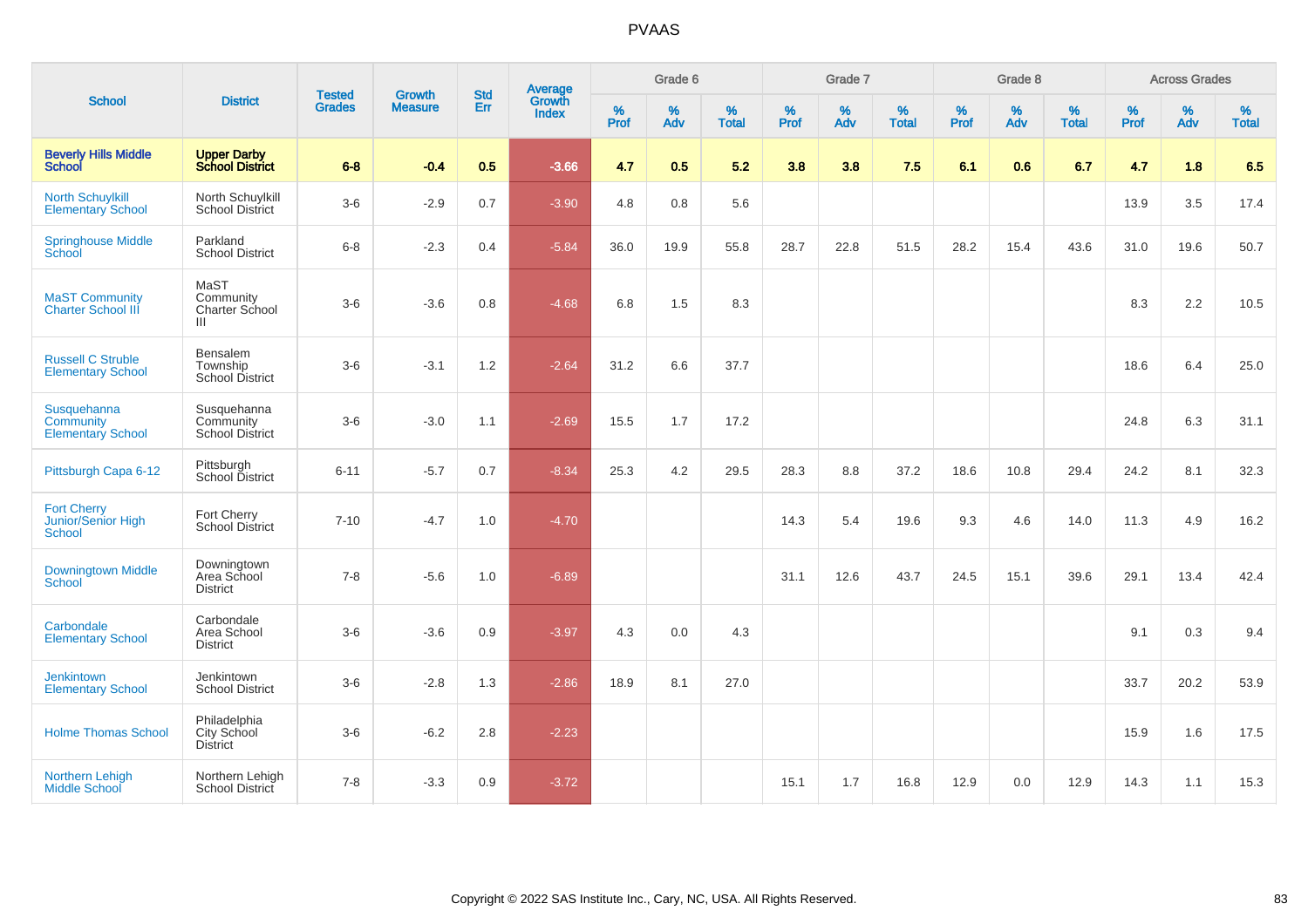# PVAAS

| School | District | Tested Grades | Growth Measure | Std Err | Average Growth Index | Grade 6 | | | Grade 7 | | | Grade 8 | | | Across Grades | | |
|---|---|---|---|---|---|---|---|---|---|---|---|---|---|---|---|---|---|
| | | | | | | % Prof | % Adv | % Total | % Prof | % Adv | % Total | % Prof | % Adv | % Total | % Prof | % Adv | % Total |
| **Beverly Hills Middle School** | **Upper Darby School District** | **6-8** | **-0.4** | **0.5** | **-3.66** | **4.7** | **0.5** | **5.2** | **3.8** | **3.8** | **7.5** | **6.1** | **0.6** | **6.7** | **4.7** | **1.8** | **6.5** |
| North Schuylkill Elementary School | North Schuylkill School District | 3-6 | -2.9 | 0.7 | -3.90 | 4.8 | 0.8 | 5.6 | | | | | | | 13.9 | 3.5 | 17.4 |
| Springhouse Middle School | Parkland School District | 6-8 | -2.3 | 0.4 | -5.84 | 36.0 | 19.9 | 55.8 | 28.7 | 22.8 | 51.5 | 28.2 | 15.4 | 43.6 | 31.0 | 19.6 | 50.7 |
| MaST Community Charter School III | MaST Community Charter School III | 3-6 | -3.6 | 0.8 | -4.68 | 6.8 | 1.5 | 8.3 | | | | | | | 8.3 | 2.2 | 10.5 |
| Russell C Struble Elementary School | Bensalem Township School District | 3-6 | -3.1 | 1.2 | -2.64 | 31.2 | 6.6 | 37.7 | | | | | | | 18.6 | 6.4 | 25.0 |
| Susquehanna Community Elementary School | Susquehanna Community School District | 3-6 | -3.0 | 1.1 | -2.69 | 15.5 | 1.7 | 17.2 | | | | | | | 24.8 | 6.3 | 31.1 |
| Pittsburgh Capa 6-12 | Pittsburgh School District | 6-11 | -5.7 | 0.7 | -8.34 | 25.3 | 4.2 | 29.5 | 28.3 | 8.8 | 37.2 | 18.6 | 10.8 | 29.4 | 24.2 | 8.1 | 32.3 |
| Fort Cherry Junior/Senior High School | Fort Cherry School District | 7-10 | -4.7 | 1.0 | -4.70 | | | | 14.3 | 5.4 | 19.6 | 9.3 | 4.6 | 14.0 | 11.3 | 4.9 | 16.2 |
| Downingtown Middle School | Downingtown Area School District | 7-8 | -5.6 | 1.0 | -6.89 | | | | 31.1 | 12.6 | 43.7 | 24.5 | 15.1 | 39.6 | 29.1 | 13.4 | 42.4 |
| Carbondale Elementary School | Carbondale Area School District | 3-6 | -3.6 | 0.9 | -3.97 | 4.3 | 0.0 | 4.3 | | | | | | | 9.1 | 0.3 | 9.4 |
| Jenkintown Elementary School | Jenkintown School District | 3-6 | -2.8 | 1.3 | -2.86 | 18.9 | 8.1 | 27.0 | | | | | | | 33.7 | 20.2 | 53.9 |
| Holme Thomas School | Philadelphia City School District | 3-6 | -6.2 | 2.8 | -2.23 | | | | | | | | | | 15.9 | 1.6 | 17.5 |
| Northern Lehigh Middle School | Northern Lehigh School District | 7-8 | -3.3 | 0.9 | -3.72 | | | | 15.1 | 1.7 | 16.8 | 12.9 | 0.0 | 12.9 | 14.3 | 1.1 | 15.3 |

Copyright © 2022 SAS Institute Inc., Cary, NC, USA. All Rights Reserved.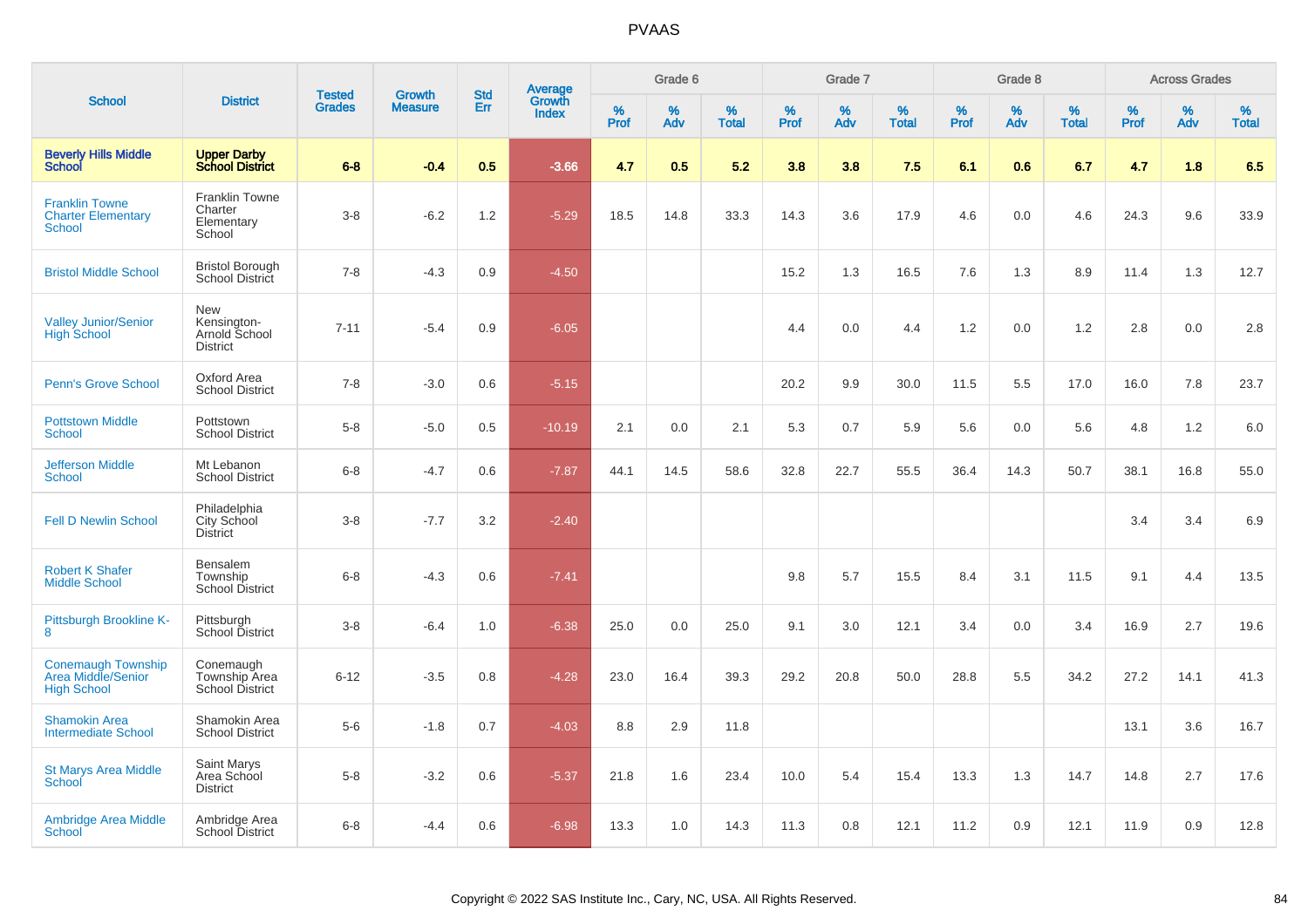# PVAAS

| School | District | Tested Grades | Growth Measure | Std Err | Average Growth Index | Grade 6 | | | Grade 7 | | | Grade 8 | | | Across Grades | | |
|---|---|---|---|---|---|---|---|---|---|---|---|---|---|---|---|---|---|
| | | | | | | % Prof | % Adv | % Total | % Prof | % Adv | % Total | % Prof | % Adv | % Total | % Prof | % Adv | % Total |
| **Beverly Hills Middle School** | **Upper Darby School District** | **6-8** | **-0.4** | **0.5** | **-3.66** | **4.7** | **0.5** | **5.2** | **3.8** | **3.8** | **7.5** | **6.1** | **0.6** | **6.7** | **4.7** | **1.8** | **6.5** |
| Franklin Towne Charter Elementary School | Franklin Towne Charter Elementary School | 3-8 | -6.2 | 1.2 | -5.29 | 18.5 | 14.8 | 33.3 | 14.3 | 3.6 | 17.9 | 4.6 | 0.0 | 4.6 | 24.3 | 9.6 | 33.9 |
| Bristol Middle School | Bristol Borough School District | 7-8 | -4.3 | 0.9 | -4.50 | | | | 15.2 | 1.3 | 16.5 | 7.6 | 1.3 | 8.9 | 11.4 | 1.3 | 12.7 |
| Valley Junior/Senior High School | New Kensington-Arnold School District | 7-11 | -5.4 | 0.9 | -6.05 | | | | 4.4 | 0.0 | 4.4 | 1.2 | 0.0 | 1.2 | 2.8 | 0.0 | 2.8 |
| Penn's Grove School | Oxford Area School District | 7-8 | -3.0 | 0.6 | -5.15 | | | | 20.2 | 9.9 | 30.0 | 11.5 | 5.5 | 17.0 | 16.0 | 7.8 | 23.7 |
| Pottstown Middle School | Pottstown School District | 5-8 | -5.0 | 0.5 | -10.19 | 2.1 | 0.0 | 2.1 | 5.3 | 0.7 | 5.9 | 5.6 | 0.0 | 5.6 | 4.8 | 1.2 | 6.0 |
| Jefferson Middle School | Mt Lebanon School District | 6-8 | -4.7 | 0.6 | -7.87 | 44.1 | 14.5 | 58.6 | 32.8 | 22.7 | 55.5 | 36.4 | 14.3 | 50.7 | 38.1 | 16.8 | 55.0 |
| Fell D Newlin School | Philadelphia City School District | 3-8 | -7.7 | 3.2 | -2.40 | | | | | | | | | | 3.4 | 3.4 | 6.9 |
| Robert K Shafer Middle School | Bensalem Township School District | 6-8 | -4.3 | 0.6 | -7.41 | | | | 9.8 | 5.7 | 15.5 | 8.4 | 3.1 | 11.5 | 9.1 | 4.4 | 13.5 |
| Pittsburgh Brookline K-8 | Pittsburgh School District | 3-8 | -6.4 | 1.0 | -6.38 | 25.0 | 0.0 | 25.0 | 9.1 | 3.0 | 12.1 | 3.4 | 0.0 | 3.4 | 16.9 | 2.7 | 19.6 |
| Conemaugh Township Area Middle/Senior High School | Conemaugh Township Area School District | 6-12 | -3.5 | 0.8 | -4.28 | 23.0 | 16.4 | 39.3 | 29.2 | 20.8 | 50.0 | 28.8 | 5.5 | 34.2 | 27.2 | 14.1 | 41.3 |
| Shamokin Area Intermediate School | Shamokin Area School District | 5-6 | -1.8 | 0.7 | -4.03 | 8.8 | 2.9 | 11.8 | | | | | | | 13.1 | 3.6 | 16.7 |
| St Marys Area Middle School | Saint Marys Area School District | 5-8 | -3.2 | 0.6 | -5.37 | 21.8 | 1.6 | 23.4 | 10.0 | 5.4 | 15.4 | 13.3 | 1.3 | 14.7 | 14.8 | 2.7 | 17.6 |
| Ambridge Area Middle School | Ambridge Area School District | 6-8 | -4.4 | 0.6 | -6.98 | 13.3 | 1.0 | 14.3 | 11.3 | 0.8 | 12.1 | 11.2 | 0.9 | 12.1 | 11.9 | 0.9 | 12.8 |

Copyright © 2022 SAS Institute Inc., Cary, NC, USA. All Rights Reserved.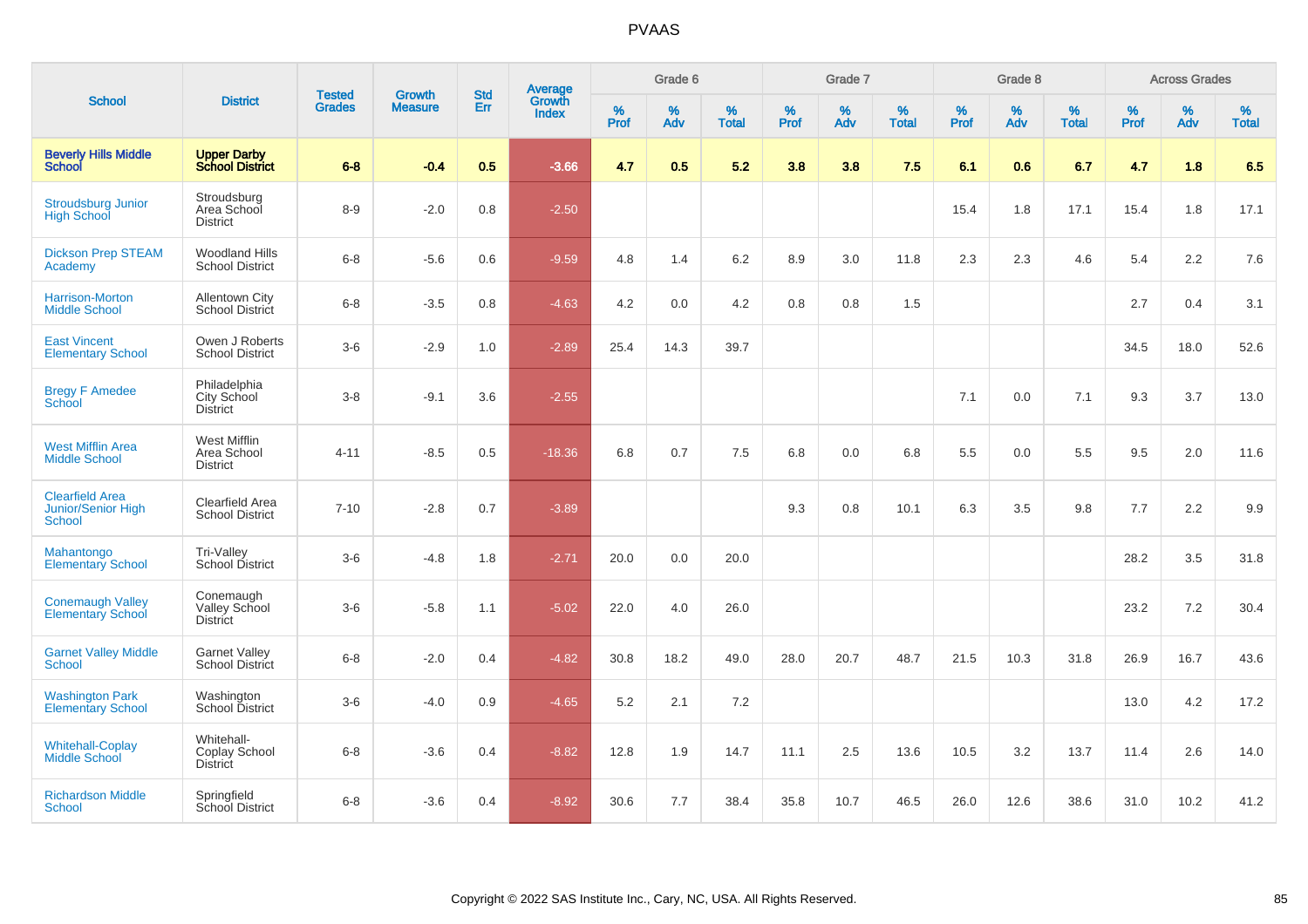# PVAAS

| School | District | Tested Grades | Growth Measure | Std Err | Average Growth Index | Grade 6 | | | Grade 7 | | | Grade 8 | | | Across Grades | | |
|---|---|---|---|---|---|---|---|---|---|---|---|---|---|---|---|---|---|
| | | | | | | % Prof | % Adv | % Total | % Prof | % Adv | % Total | % Prof | % Adv | % Total | % Prof | % Adv | % Total |
| **Beverly Hills Middle School** | **Upper Darby School District** | **6-8** | **-0.4** | **0.5** | **-3.66** | **4.7** | **0.5** | **5.2** | **3.8** | **3.8** | **7.5** | **6.1** | **0.6** | **6.7** | **4.7** | **1.8** | **6.5** |
| Stroudsburg Junior High School | Stroudsburg Area School District | 8-9 | -2.0 | 0.8 | -2.50 | | | | | | | 15.4 | 1.8 | 17.1 | 15.4 | 1.8 | 17.1 |
| Dickson Prep STEAM Academy | Woodland Hills School District | 6-8 | -5.6 | 0.6 | -9.59 | 4.8 | 1.4 | 6.2 | 8.9 | 3.0 | 11.8 | 2.3 | 2.3 | 4.6 | 5.4 | 2.2 | 7.6 |
| Harrison-Morton Middle School | Allentown City School District | 6-8 | -3.5 | 0.8 | -4.63 | 4.2 | 0.0 | 4.2 | 0.8 | 0.8 | 1.5 | | | | 2.7 | 0.4 | 3.1 |
| East Vincent Elementary School | Owen J Roberts School District | 3-6 | -2.9 | 1.0 | -2.89 | 25.4 | 14.3 | 39.7 | | | | | | | 34.5 | 18.0 | 52.6 |
| Bregy F Amedee School | Philadelphia City School District | 3-8 | -9.1 | 3.6 | -2.55 | | | | | | | 7.1 | 0.0 | 7.1 | 9.3 | 3.7 | 13.0 |
| West Mifflin Area Middle School | West Mifflin Area School District | 4-11 | -8.5 | 0.5 | -18.36 | 6.8 | 0.7 | 7.5 | 6.8 | 0.0 | 6.8 | 5.5 | 0.0 | 5.5 | 9.5 | 2.0 | 11.6 |
| Clearfield Area Junior/Senior High School | Clearfield Area School District | 7-10 | -2.8 | 0.7 | -3.89 | | | | 9.3 | 0.8 | 10.1 | 6.3 | 3.5 | 9.8 | 7.7 | 2.2 | 9.9 |
| Mahantongo Elementary School | Tri-Valley School District | 3-6 | -4.8 | 1.8 | -2.71 | 20.0 | 0.0 | 20.0 | | | | | | | 28.2 | 3.5 | 31.8 |
| Conemaugh Valley Elementary School | Conemaugh Valley School District | 3-6 | -5.8 | 1.1 | -5.02 | 22.0 | 4.0 | 26.0 | | | | | | | 23.2 | 7.2 | 30.4 |
| Garnet Valley Middle School | Garnet Valley School District | 6-8 | -2.0 | 0.4 | -4.82 | 30.8 | 18.2 | 49.0 | 28.0 | 20.7 | 48.7 | 21.5 | 10.3 | 31.8 | 26.9 | 16.7 | 43.6 |
| Washington Park Elementary School | Washington School District | 3-6 | -4.0 | 0.9 | -4.65 | 5.2 | 2.1 | 7.2 | | | | | | | 13.0 | 4.2 | 17.2 |
| Whitehall-Coplay Middle School | Whitehall-Coplay School District | 6-8 | -3.6 | 0.4 | -8.82 | 12.8 | 1.9 | 14.7 | 11.1 | 2.5 | 13.6 | 10.5 | 3.2 | 13.7 | 11.4 | 2.6 | 14.0 |
| Richardson Middle School | Springfield School District | 6-8 | -3.6 | 0.4 | -8.92 | 30.6 | 7.7 | 38.4 | 35.8 | 10.7 | 46.5 | 26.0 | 12.6 | 38.6 | 31.0 | 10.2 | 41.2 |

Copyright © 2022 SAS Institute Inc., Cary, NC, USA. All Rights Reserved.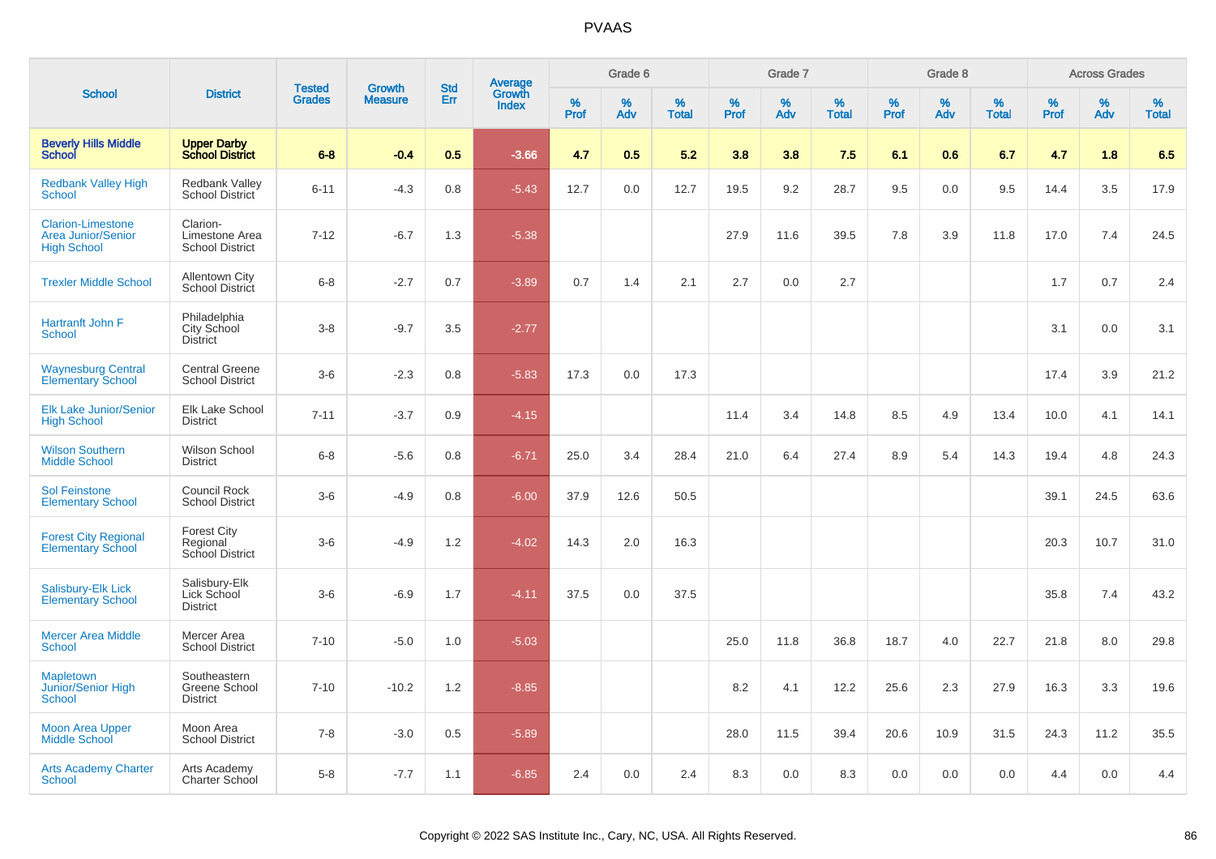# PVAAS

| School | District | Tested Grades | Growth Measure | Std Err | Average Growth Index | Grade 6 | | | Grade 7 | | | Grade 8 | | | Across Grades | | |
|---|---|---|---|---|---|---|---|---|---|---|---|---|---|---|---|---|---|
| | | | | | | % Prof | % Adv | % Total | % Prof | % Adv | % Total | % Prof | % Adv | % Total | % Prof | % Adv | % Total |
| **Beverly Hills Middle School** | **Upper Darby School District** | **6-8** | **-0.4** | **0.5** | **-3.66** | **4.7** | **0.5** | **5.2** | **3.8** | **3.8** | **7.5** | **6.1** | **0.6** | **6.7** | **4.7** | **1.8** | **6.5** |
| Redbank Valley High School | Redbank Valley School District | 6-11 | -4.3 | 0.8 | -5.43 | 12.7 | 0.0 | 12.7 | 19.5 | 9.2 | 28.7 | 9.5 | 0.0 | 9.5 | 14.4 | 3.5 | 17.9 |
| Clarion-Limestone Area Junior/Senior High School | Clarion-Limestone Area School District | 7-12 | -6.7 | 1.3 | -5.38 | | | | 27.9 | 11.6 | 39.5 | 7.8 | 3.9 | 11.8 | 17.0 | 7.4 | 24.5 |
| Trexler Middle School | Allentown City School District | 6-8 | -2.7 | 0.7 | -3.89 | 0.7 | 1.4 | 2.1 | 2.7 | 0.0 | 2.7 | | | | 1.7 | 0.7 | 2.4 |
| Hartranft John F School | Philadelphia City School District | 3-8 | -9.7 | 3.5 | -2.77 | | | | | | | | | | 3.1 | 0.0 | 3.1 |
| Waynesburg Central Elementary School | Central Greene School District | 3-6 | -2.3 | 0.8 | -5.83 | 17.3 | 0.0 | 17.3 | | | | | | | 17.4 | 3.9 | 21.2 |
| Elk Lake Junior/Senior High School | Elk Lake School District | 7-11 | -3.7 | 0.9 | -4.15 | | | | 11.4 | 3.4 | 14.8 | 8.5 | 4.9 | 13.4 | 10.0 | 4.1 | 14.1 |
| Wilson Southern Middle School | Wilson School District | 6-8 | -5.6 | 0.8 | -6.71 | 25.0 | 3.4 | 28.4 | 21.0 | 6.4 | 27.4 | 8.9 | 5.4 | 14.3 | 19.4 | 4.8 | 24.3 |
| Sol Feinstone Elementary School | Council Rock School District | 3-6 | -4.9 | 0.8 | -6.00 | 37.9 | 12.6 | 50.5 | | | | | | | 39.1 | 24.5 | 63.6 |
| Forest City Regional Elementary School | Forest City Regional School District | 3-6 | -4.9 | 1.2 | -4.02 | 14.3 | 2.0 | 16.3 | | | | | | | 20.3 | 10.7 | 31.0 |
| Salisbury-Elk Lick Elementary School | Salisbury-Elk Lick School District | 3-6 | -6.9 | 1.7 | -4.11 | 37.5 | 0.0 | 37.5 | | | | | | | 35.8 | 7.4 | 43.2 |
| Mercer Area Middle School | Mercer Area School District | 7-10 | -5.0 | 1.0 | -5.03 | | | | 25.0 | 11.8 | 36.8 | 18.7 | 4.0 | 22.7 | 21.8 | 8.0 | 29.8 |
| Mapletown Junior/Senior High School | Southeastern Greene School District | 7-10 | -10.2 | 1.2 | -8.85 | | | | 8.2 | 4.1 | 12.2 | 25.6 | 2.3 | 27.9 | 16.3 | 3.3 | 19.6 |
| Moon Area Upper Middle School | Moon Area School District | 7-8 | -3.0 | 0.5 | -5.89 | | | | 28.0 | 11.5 | 39.4 | 20.6 | 10.9 | 31.5 | 24.3 | 11.2 | 35.5 |
| Arts Academy Charter School | Arts Academy Charter School | 5-8 | -7.7 | 1.1 | -6.85 | 2.4 | 0.0 | 2.4 | 8.3 | 0.0 | 8.3 | 0.0 | 0.0 | 0.0 | 4.4 | 0.0 | 4.4 |

Copyright © 2022 SAS Institute Inc., Cary, NC, USA. All Rights Reserved.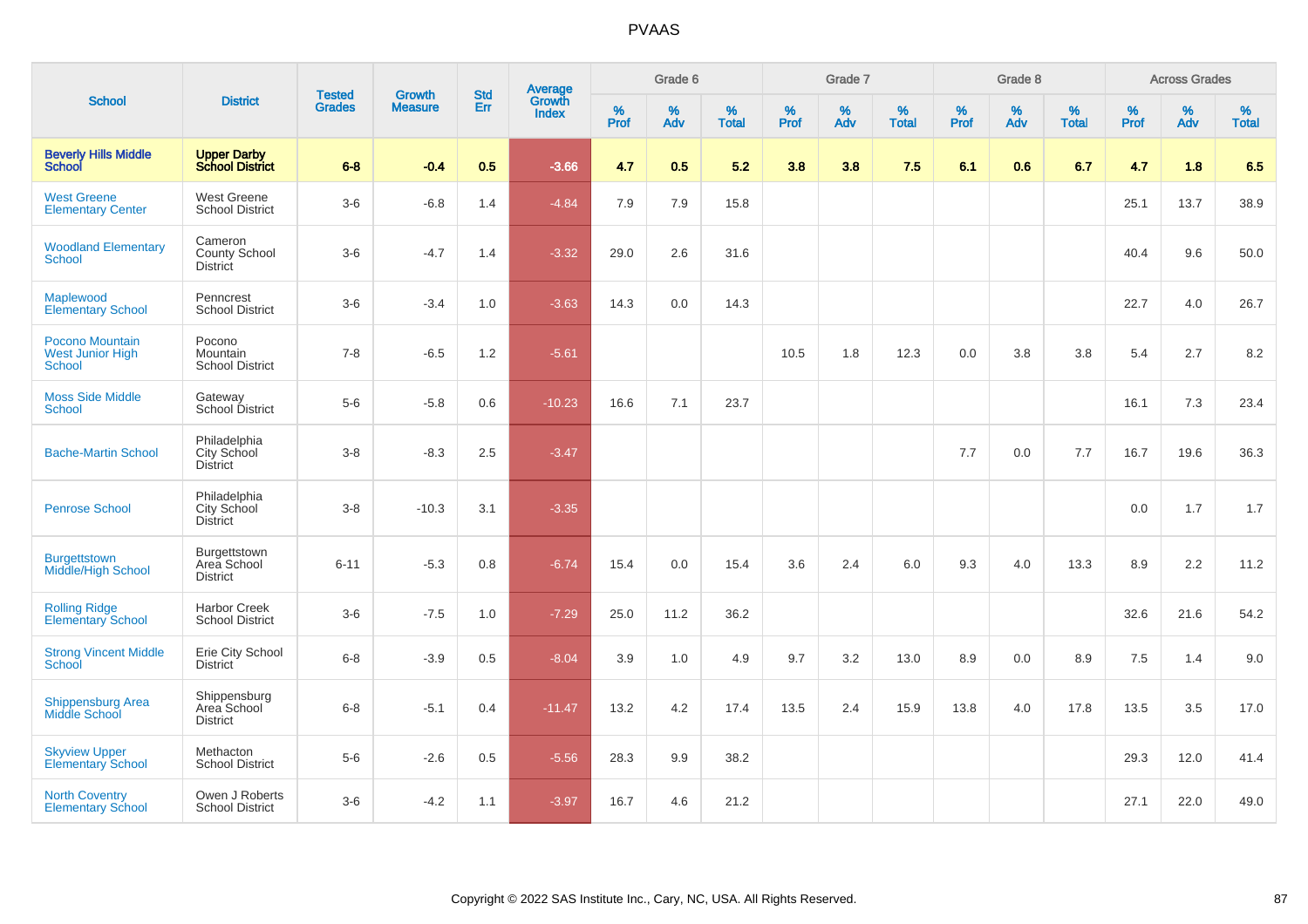# PVAAS

| School | District | Tested Grades | Growth Measure | Std Err | Average Growth Index | Grade 6 | | | Grade 7 | | | Grade 8 | | | Across Grades | | |
|---|---|---|---|---|---|---|---|---|---|---|---|---|---|---|---|---|---|
| | | | | | | % Prof | % Adv | % Total | % Prof | % Adv | % Total | % Prof | % Adv | % Total | % Prof | % Adv | % Total |
| **Beverly Hills Middle School** | **Upper Darby School District** | **6-8** | **-0.4** | **0.5** | **-3.66** | **4.7** | **0.5** | **5.2** | **3.8** | **3.8** | **7.5** | **6.1** | **0.6** | **6.7** | **4.7** | **1.8** | **6.5** |
| West Greene Elementary Center | West Greene School District | 3-6 | -6.8 | 1.4 | -4.84 | 7.9 | 7.9 | 15.8 | | | | | | | 25.1 | 13.7 | 38.9 |
| Woodland Elementary School | Cameron County School District | 3-6 | -4.7 | 1.4 | -3.32 | 29.0 | 2.6 | 31.6 | | | | | | | 40.4 | 9.6 | 50.0 |
| Maplewood Elementary School | Penncrest School District | 3-6 | -3.4 | 1.0 | -3.63 | 14.3 | 0.0 | 14.3 | | | | | | | 22.7 | 4.0 | 26.7 |
| Pocono Mountain West Junior High School | Pocono Mountain School District | 7-8 | -6.5 | 1.2 | -5.61 | | | | 10.5 | 1.8 | 12.3 | 0.0 | 3.8 | 3.8 | 5.4 | 2.7 | 8.2 |
| Moss Side Middle School | Gateway School District | 5-6 | -5.8 | 0.6 | -10.23 | 16.6 | 7.1 | 23.7 | | | | | | | 16.1 | 7.3 | 23.4 |
| Bache-Martin School | Philadelphia City School District | 3-8 | -8.3 | 2.5 | -3.47 | | | | | | | 7.7 | 0.0 | 7.7 | 16.7 | 19.6 | 36.3 |
| Penrose School | Philadelphia City School District | 3-8 | -10.3 | 3.1 | -3.35 | | | | | | | | | | 0.0 | 1.7 | 1.7 |
| Burgettstown Middle/High School | Burgettstown Area School District | 6-11 | -5.3 | 0.8 | -6.74 | 15.4 | 0.0 | 15.4 | 3.6 | 2.4 | 6.0 | 9.3 | 4.0 | 13.3 | 8.9 | 2.2 | 11.2 |
| Rolling Ridge Elementary School | Harbor Creek School District | 3-6 | -7.5 | 1.0 | -7.29 | 25.0 | 11.2 | 36.2 | | | | | | | 32.6 | 21.6 | 54.2 |
| Strong Vincent Middle School | Erie City School District | 6-8 | -3.9 | 0.5 | -8.04 | 3.9 | 1.0 | 4.9 | 9.7 | 3.2 | 13.0 | 8.9 | 0.0 | 8.9 | 7.5 | 1.4 | 9.0 |
| Shippensburg Area Middle School | Shippensburg Area School District | 6-8 | -5.1 | 0.4 | -11.47 | 13.2 | 4.2 | 17.4 | 13.5 | 2.4 | 15.9 | 13.8 | 4.0 | 17.8 | 13.5 | 3.5 | 17.0 |
| Skyview Upper Elementary School | Methacton School District | 5-6 | -2.6 | 0.5 | -5.56 | 28.3 | 9.9 | 38.2 | | | | | | | 29.3 | 12.0 | 41.4 |
| North Coventry Elementary School | Owen J Roberts School District | 3-6 | -4.2 | 1.1 | -3.97 | 16.7 | 4.6 | 21.2 | | | | | | | 27.1 | 22.0 | 49.0 |

Copyright © 2022 SAS Institute Inc., Cary, NC, USA. All Rights Reserved.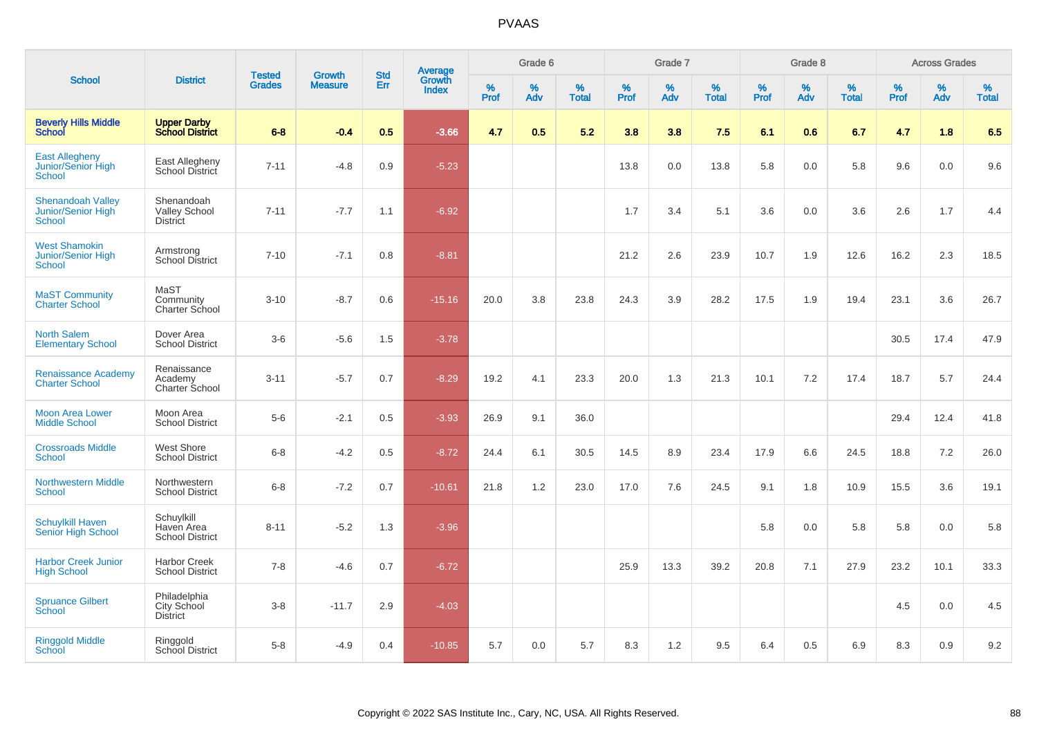# PVAAS

| School | District | Tested Grades | Growth Measure | Std Err | Average Growth Index | Grade 6 | | | Grade 7 | | | Grade 8 | | | Across Grades | | |
|---|---|---|---|---|---|---|---|---|---|---|---|---|---|---|---|---|---|
| | | | | | | % Prof | % Adv | % Total | % Prof | % Adv | % Total | % Prof | % Adv | % Total | % Prof | % Adv | % Total |
| **Beverly Hills Middle School** | **Upper Darby School District** | **6-8** | **-0.4** | **0.5** | **-3.66** | **4.7** | **0.5** | **5.2** | **3.8** | **3.8** | **7.5** | **6.1** | **0.6** | **6.7** | **4.7** | **1.8** | **6.5** |
| East Allegheny Junior/Senior High School | East Allegheny School District | 7-11 | -4.8 | 0.9 | -5.23 | | | | 13.8 | 0.0 | 13.8 | 5.8 | 0.0 | 5.8 | 9.6 | 0.0 | 9.6 |
| Shenandoah Valley Junior/Senior High School | Shenandoah Valley School District | 7-11 | -7.7 | 1.1 | -6.92 | | | | 1.7 | 3.4 | 5.1 | 3.6 | 0.0 | 3.6 | 2.6 | 1.7 | 4.4 |
| West Shamokin Junior/Senior High School | Armstrong School District | 7-10 | -7.1 | 0.8 | -8.81 | | | | 21.2 | 2.6 | 23.9 | 10.7 | 1.9 | 12.6 | 16.2 | 2.3 | 18.5 |
| MaST Community Charter School | MaST Community Charter School | 3-10 | -8.7 | 0.6 | -15.16 | 20.0 | 3.8 | 23.8 | 24.3 | 3.9 | 28.2 | 17.5 | 1.9 | 19.4 | 23.1 | 3.6 | 26.7 |
| North Salem Elementary School | Dover Area School District | 3-6 | -5.6 | 1.5 | -3.78 | | | | | | | | | | 30.5 | 17.4 | 47.9 |
| Renaissance Academy Charter School | Renaissance Academy Charter School | 3-11 | -5.7 | 0.7 | -8.29 | 19.2 | 4.1 | 23.3 | 20.0 | 1.3 | 21.3 | 10.1 | 7.2 | 17.4 | 18.7 | 5.7 | 24.4 |
| Moon Area Lower Middle School | Moon Area School District | 5-6 | -2.1 | 0.5 | -3.93 | 26.9 | 9.1 | 36.0 | | | | | | | 29.4 | 12.4 | 41.8 |
| Crossroads Middle School | West Shore School District | 6-8 | -4.2 | 0.5 | -8.72 | 24.4 | 6.1 | 30.5 | 14.5 | 8.9 | 23.4 | 17.9 | 6.6 | 24.5 | 18.8 | 7.2 | 26.0 |
| Northwestern Middle School | Northwestern School District | 6-8 | -7.2 | 0.7 | -10.61 | 21.8 | 1.2 | 23.0 | 17.0 | 7.6 | 24.5 | 9.1 | 1.8 | 10.9 | 15.5 | 3.6 | 19.1 |
| Schuylkill Haven Senior High School | Schuylkill Haven Area School District | 8-11 | -5.2 | 1.3 | -3.96 | | | | | | | 5.8 | 0.0 | 5.8 | 5.8 | 0.0 | 5.8 |
| Harbor Creek Junior High School | Harbor Creek School District | 7-8 | -4.6 | 0.7 | -6.72 | | | | 25.9 | 13.3 | 39.2 | 20.8 | 7.1 | 27.9 | 23.2 | 10.1 | 33.3 |
| Spruance Gilbert School | Philadelphia City School District | 3-8 | -11.7 | 2.9 | -4.03 | | | | | | | | | | 4.5 | 0.0 | 4.5 |
| Ringgold Middle School | Ringgold School District | 5-8 | -4.9 | 0.4 | -10.85 | 5.7 | 0.0 | 5.7 | 8.3 | 1.2 | 9.5 | 6.4 | 0.5 | 6.9 | 8.3 | 0.9 | 9.2 |

Copyright © 2022 SAS Institute Inc., Cary, NC, USA. All Rights Reserved.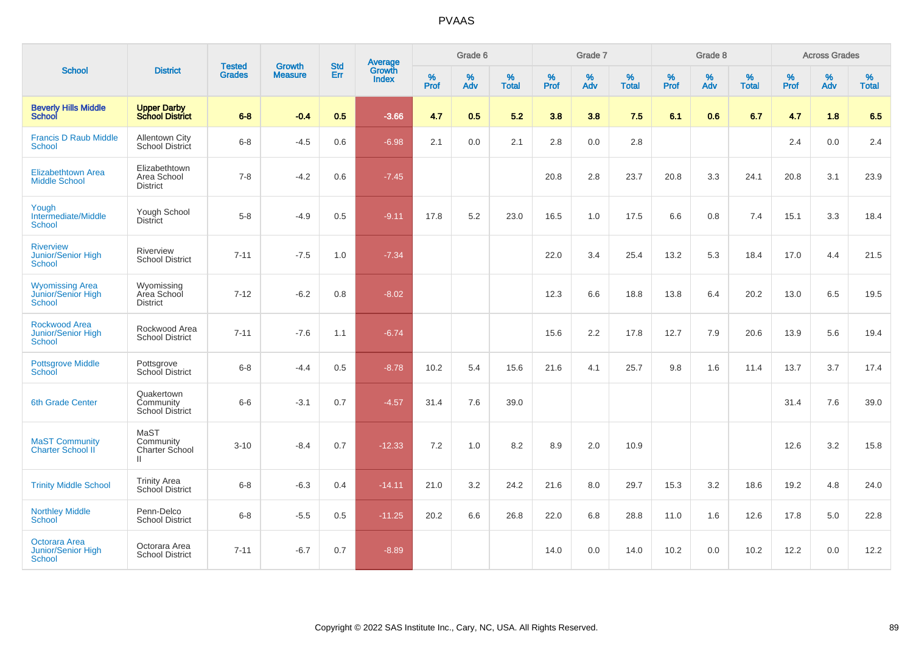# PVAAS

| School | District | Tested Grades | Growth Measure | Std Err | Average Growth Index | Grade 6 | | | Grade 7 | | | Grade 8 | | | Across Grades | | |
|---|---|---|---|---|---|---|---|---|---|---|---|---|---|---|---|---|---|
| | | | | | | % Prof | % Adv | % Total | % Prof | % Adv | % Total | % Prof | % Adv | % Total | % Prof | % Adv | % Total |
| **Beverly Hills Middle School** | **Upper Darby School District** | **6-8** | **-0.4** | **0.5** | **-3.66** | **4.7** | **0.5** | **5.2** | **3.8** | **3.8** | **7.5** | **6.1** | **0.6** | **6.7** | **4.7** | **1.8** | **6.5** |
| Francis D Raub Middle School | Allentown City School District | 6-8 | -4.5 | 0.6 | -6.98 | 2.1 | 0.0 | 2.1 | 2.8 | 0.0 | 2.8 | | | | 2.4 | 0.0 | 2.4 |
| Elizabethtown Area Middle School | Elizabethtown Area School District | 7-8 | -4.2 | 0.6 | -7.45 | | | | 20.8 | 2.8 | 23.7 | 20.8 | 3.3 | 24.1 | 20.8 | 3.1 | 23.9 |
| Yough Intermediate/Middle School | Yough School District | 5-8 | -4.9 | 0.5 | -9.11 | 17.8 | 5.2 | 23.0 | 16.5 | 1.0 | 17.5 | 6.6 | 0.8 | 7.4 | 15.1 | 3.3 | 18.4 |
| Riverview Junior/Senior High School | Riverview School District | 7-11 | -7.5 | 1.0 | -7.34 | | | | 22.0 | 3.4 | 25.4 | 13.2 | 5.3 | 18.4 | 17.0 | 4.4 | 21.5 |
| Wyomissing Area Junior/Senior High School | Wyomissing Area School District | 7-12 | -6.2 | 0.8 | -8.02 | | | | 12.3 | 6.6 | 18.8 | 13.8 | 6.4 | 20.2 | 13.0 | 6.5 | 19.5 |
| Rockwood Area Junior/Senior High School | Rockwood Area School District | 7-11 | -7.6 | 1.1 | -6.74 | | | | 15.6 | 2.2 | 17.8 | 12.7 | 7.9 | 20.6 | 13.9 | 5.6 | 19.4 |
| Pottsgrove Middle School | Pottsgrove School District | 6-8 | -4.4 | 0.5 | -8.78 | 10.2 | 5.4 | 15.6 | 21.6 | 4.1 | 25.7 | 9.8 | 1.6 | 11.4 | 13.7 | 3.7 | 17.4 |
| 6th Grade Center | Quakertown Community School District | 6-6 | -3.1 | 0.7 | -4.57 | 31.4 | 7.6 | 39.0 | | | | | | | 31.4 | 7.6 | 39.0 |
| MaST Community Charter School II | MaST Community Charter School II | 3-10 | -8.4 | 0.7 | -12.33 | 7.2 | 1.0 | 8.2 | 8.9 | 2.0 | 10.9 | | | | 12.6 | 3.2 | 15.8 |
| Trinity Middle School | Trinity Area School District | 6-8 | -6.3 | 0.4 | -14.11 | 21.0 | 3.2 | 24.2 | 21.6 | 8.0 | 29.7 | 15.3 | 3.2 | 18.6 | 19.2 | 4.8 | 24.0 |
| Northley Middle School | Penn-Delco School District | 6-8 | -5.5 | 0.5 | -11.25 | 20.2 | 6.6 | 26.8 | 22.0 | 6.8 | 28.8 | 11.0 | 1.6 | 12.6 | 17.8 | 5.0 | 22.8 |
| Octorara Area Junior/Senior High School | Octorara Area School District | 7-11 | -6.7 | 0.7 | -8.89 | | | | 14.0 | 0.0 | 14.0 | 10.2 | 0.0 | 10.2 | 12.2 | 0.0 | 12.2 |

Copyright © 2022 SAS Institute Inc., Cary, NC, USA. All Rights Reserved.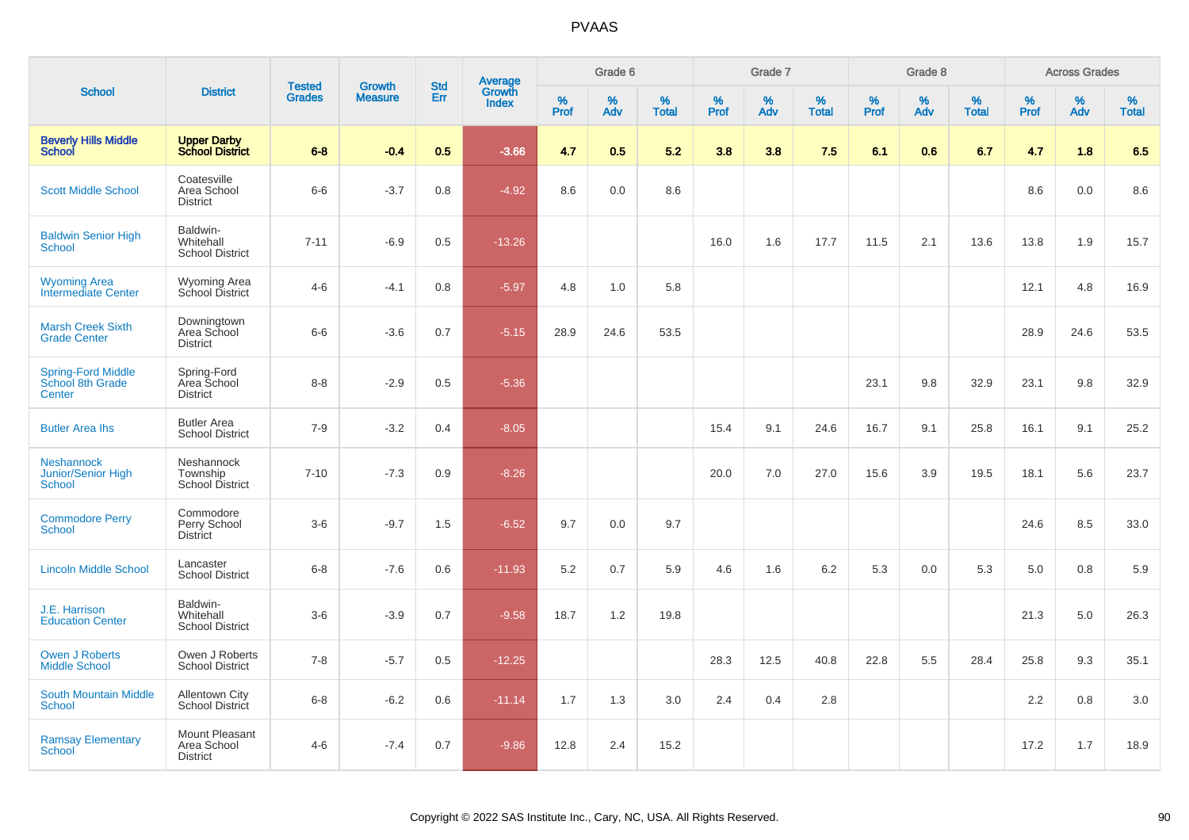# PVAAS

| School | District | Tested Grades | Growth Measure | Std Err | Average Growth Index | Grade 6 | | | Grade 7 | | | Grade 8 | | | Across Grades | | |
|---|---|---|---|---|---|---|---|---|---|---|---|---|---|---|---|---|---|
| | | | | | | % Prof | % Adv | % Total | % Prof | % Adv | % Total | % Prof | % Adv | % Total | % Prof | % Adv | % Total |
| **Beverly Hills Middle School** | **Upper Darby School District** | **6-8** | **-0.4** | **0.5** | **-3.66** | **4.7** | **0.5** | **5.2** | **3.8** | **3.8** | **7.5** | **6.1** | **0.6** | **6.7** | **4.7** | **1.8** | **6.5** |
| Scott Middle School | Coatesville Area School District | 6-6 | -3.7 | 0.8 | -4.92 | 8.6 | 0.0 | 8.6 | | | | | | | 8.6 | 0.0 | 8.6 |
| Baldwin Senior High School | Baldwin-Whitehall School District | 7-11 | -6.9 | 0.5 | -13.26 | | | | 16.0 | 1.6 | 17.7 | 11.5 | 2.1 | 13.6 | 13.8 | 1.9 | 15.7 |
| Wyoming Area Intermediate Center | Wyoming Area School District | 4-6 | -4.1 | 0.8 | -5.97 | 4.8 | 1.0 | 5.8 | | | | | | | 12.1 | 4.8 | 16.9 |
| Marsh Creek Sixth Grade Center | Downingtown Area School District | 6-6 | -3.6 | 0.7 | -5.15 | 28.9 | 24.6 | 53.5 | | | | | | | 28.9 | 24.6 | 53.5 |
| Spring-Ford Middle School 8th Grade Center | Spring-Ford Area School District | 8-8 | -2.9 | 0.5 | -5.36 | | | | | | | 23.1 | 9.8 | 32.9 | 23.1 | 9.8 | 32.9 |
| Butler Area Ihs | Butler Area School District | 7-9 | -3.2 | 0.4 | -8.05 | | | | 15.4 | 9.1 | 24.6 | 16.7 | 9.1 | 25.8 | 16.1 | 9.1 | 25.2 |
| Neshannock Junior/Senior High School | Neshannock Township School District | 7-10 | -7.3 | 0.9 | -8.26 | | | | 20.0 | 7.0 | 27.0 | 15.6 | 3.9 | 19.5 | 18.1 | 5.6 | 23.7 |
| Commodore Perry School | Commodore Perry School District | 3-6 | -9.7 | 1.5 | -6.52 | 9.7 | 0.0 | 9.7 | | | | | | | 24.6 | 8.5 | 33.0 |
| Lincoln Middle School | Lancaster School District | 6-8 | -7.6 | 0.6 | -11.93 | 5.2 | 0.7 | 5.9 | 4.6 | 1.6 | 6.2 | 5.3 | 0.0 | 5.3 | 5.0 | 0.8 | 5.9 |
| J.E. Harrison Education Center | Baldwin-Whitehall School District | 3-6 | -3.9 | 0.7 | -9.58 | 18.7 | 1.2 | 19.8 | | | | | | | 21.3 | 5.0 | 26.3 |
| Owen J Roberts Middle School | Owen J Roberts School District | 7-8 | -5.7 | 0.5 | -12.25 | | | | 28.3 | 12.5 | 40.8 | 22.8 | 5.5 | 28.4 | 25.8 | 9.3 | 35.1 |
| South Mountain Middle School | Allentown City School District | 6-8 | -6.2 | 0.6 | -11.14 | 1.7 | 1.3 | 3.0 | 2.4 | 0.4 | 2.8 | | | | 2.2 | 0.8 | 3.0 |
| Ramsay Elementary School | Mount Pleasant Area School District | 4-6 | -7.4 | 0.7 | -9.86 | 12.8 | 2.4 | 15.2 | | | | | | | 17.2 | 1.7 | 18.9 |

Copyright © 2022 SAS Institute Inc., Cary, NC, USA. All Rights Reserved.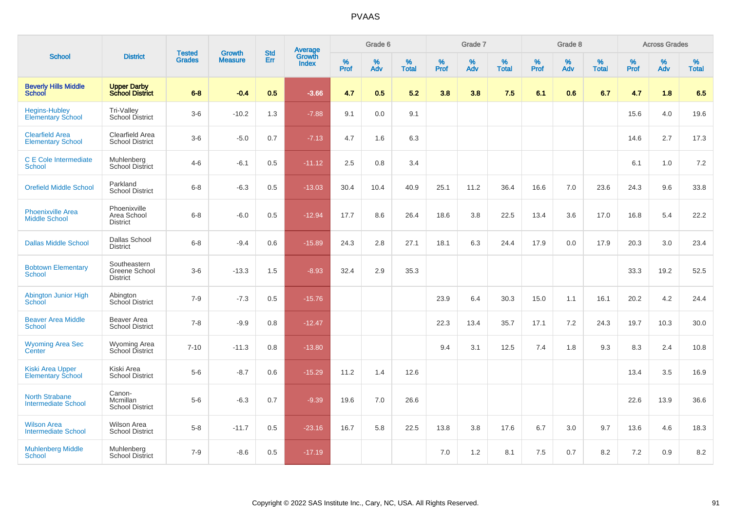# PVAAS

| School | District | Tested Grades | Growth Measure | Std Err | Average Growth Index | Grade 6 | | | Grade 7 | | | Grade 8 | | | Across Grades | | |
|---|---|---|---|---|---|---|---|---|---|---|---|---|---|---|---|---|---|
| | | | | | | % Prof | % Adv | % Total | % Prof | % Adv | % Total | % Prof | % Adv | % Total | % Prof | % Adv | % Total |
| **Beverly Hills Middle School** | **Upper Darby School District** | **6-8** | **-0.4** | **0.5** | **-3.66** | **4.7** | **0.5** | **5.2** | **3.8** | **3.8** | **7.5** | **6.1** | **0.6** | **6.7** | **4.7** | **1.8** | **6.5** |
| Hegins-Hubley Elementary School | Tri-Valley School District | 3-6 | -10.2 | 1.3 | -7.88 | 9.1 | 0.0 | 9.1 | | | | | | | 15.6 | 4.0 | 19.6 |
| Clearfield Area Elementary School | Clearfield Area School District | 3-6 | -5.0 | 0.7 | -7.13 | 4.7 | 1.6 | 6.3 | | | | | | | 14.6 | 2.7 | 17.3 |
| C E Cole Intermediate School | Muhlenberg School District | 4-6 | -6.1 | 0.5 | -11.12 | 2.5 | 0.8 | 3.4 | | | | | | | 6.1 | 1.0 | 7.2 |
| Orefield Middle School | Parkland School District | 6-8 | -6.3 | 0.5 | -13.03 | 30.4 | 10.4 | 40.9 | 25.1 | 11.2 | 36.4 | 16.6 | 7.0 | 23.6 | 24.3 | 9.6 | 33.8 |
| Phoenixville Area Middle School | Phoenixville Area School District | 6-8 | -6.0 | 0.5 | -12.94 | 17.7 | 8.6 | 26.4 | 18.6 | 3.8 | 22.5 | 13.4 | 3.6 | 17.0 | 16.8 | 5.4 | 22.2 |
| Dallas Middle School | Dallas School District | 6-8 | -9.4 | 0.6 | -15.89 | 24.3 | 2.8 | 27.1 | 18.1 | 6.3 | 24.4 | 17.9 | 0.0 | 17.9 | 20.3 | 3.0 | 23.4 |
| Bobtown Elementary School | Southeastern Greene School District | 3-6 | -13.3 | 1.5 | -8.93 | 32.4 | 2.9 | 35.3 | | | | | | | 33.3 | 19.2 | 52.5 |
| Abington Junior High School | Abington School District | 7-9 | -7.3 | 0.5 | -15.76 | | | | 23.9 | 6.4 | 30.3 | 15.0 | 1.1 | 16.1 | 20.2 | 4.2 | 24.4 |
| Beaver Area Middle School | Beaver Area School District | 7-8 | -9.9 | 0.8 | -12.47 | | | | 22.3 | 13.4 | 35.7 | 17.1 | 7.2 | 24.3 | 19.7 | 10.3 | 30.0 |
| Wyoming Area Sec Center | Wyoming Area School District | 7-10 | -11.3 | 0.8 | -13.80 | | | | 9.4 | 3.1 | 12.5 | 7.4 | 1.8 | 9.3 | 8.3 | 2.4 | 10.8 |
| Kiski Area Upper Elementary School | Kiski Area School District | 5-6 | -8.7 | 0.6 | -15.29 | 11.2 | 1.4 | 12.6 | | | | | | | 13.4 | 3.5 | 16.9 |
| North Strabane Intermediate School | Canon-Mcmillan School District | 5-6 | -6.3 | 0.7 | -9.39 | 19.6 | 7.0 | 26.6 | | | | | | | 22.6 | 13.9 | 36.6 |
| Wilson Area Intermediate School | Wilson Area School District | 5-8 | -11.7 | 0.5 | -23.16 | 16.7 | 5.8 | 22.5 | 13.8 | 3.8 | 17.6 | 6.7 | 3.0 | 9.7 | 13.6 | 4.6 | 18.3 |
| Muhlenberg Middle School | Muhlenberg School District | 7-9 | -8.6 | 0.5 | -17.19 | | | | 7.0 | 1.2 | 8.1 | 7.5 | 0.7 | 8.2 | 7.2 | 0.9 | 8.2 |

Copyright © 2022 SAS Institute Inc., Cary, NC, USA. All Rights Reserved.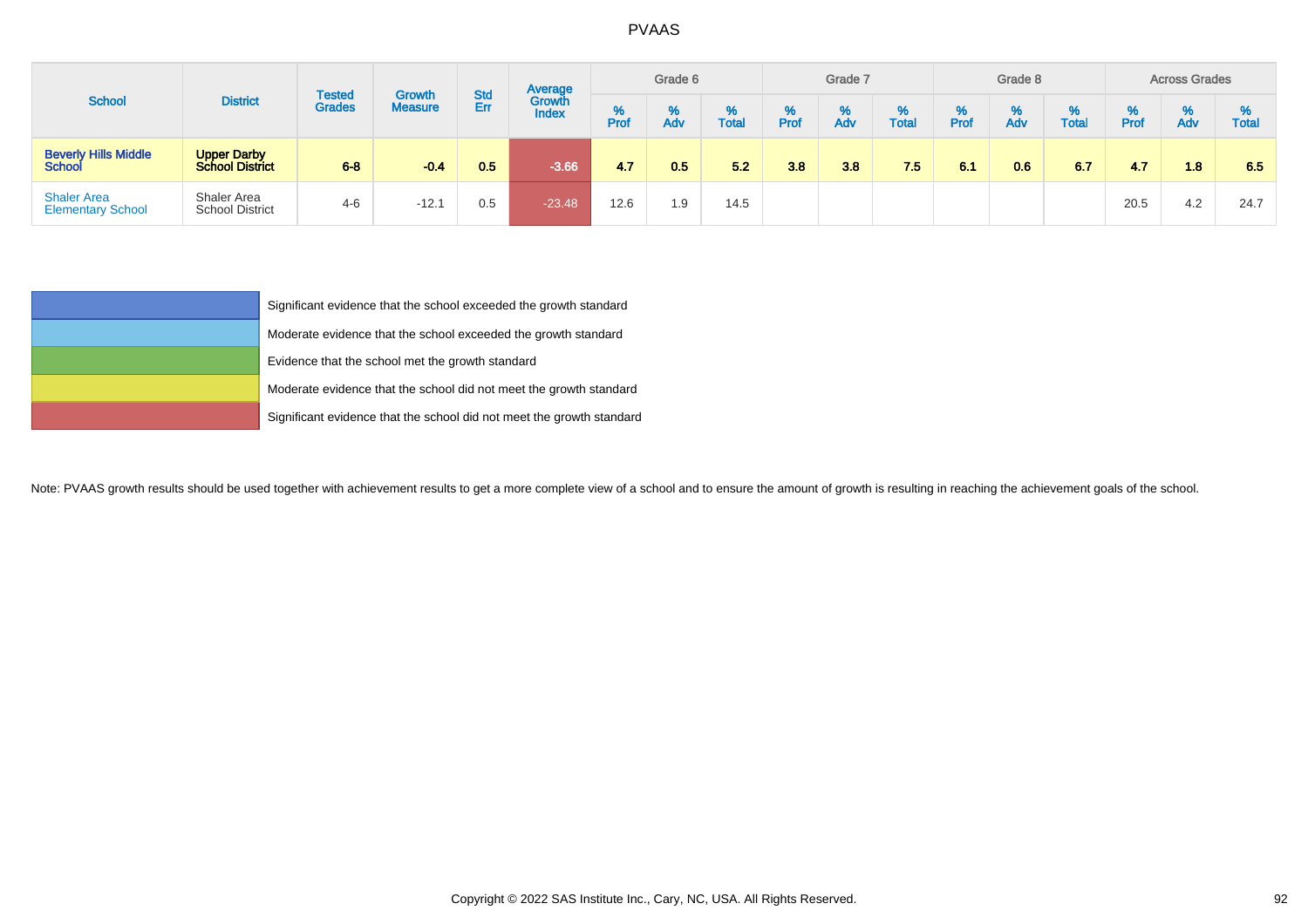PVAAS

| School | District | Tested Grades | Growth Measure | Std Err | Average Growth Index | Grade 6 | | | Grade 7 | | | Grade 8 | | | Across Grades | | |
|---|---|---|---|---|---|---|---|---|---|---|---|---|---|---|---|---|---|
| | | | | | | % Prof | % Adv | % Total | % Prof | % Adv | % Total | % Prof | % Adv | % Total | % Prof | % Adv | % Total |
| **Beverly Hills Middle School** | **Upper Darby School District** | **6-8** | **-0.4** | **0.5** | **-3.66** | **4.7** | **0.5** | **5.2** | **3.8** | **3.8** | **7.5** | **6.1** | **0.6** | **6.7** | **4.7** | **1.8** | **6.5** |
| Shaler Area Elementary School | Shaler Area School District | 4-6 | -12.1 | 0.5 | -23.48 | 12.6 | 1.9 | 14.5 | | | | | | | 20.5 | 4.2 | 24.7 |

Significant evidence that the school exceeded the growth standard

Moderate evidence that the school exceeded the growth standard

Evidence that the school met the growth standard

Moderate evidence that the school did not meet the growth standard

Significant evidence that the school did not meet the growth standard

Note: PVAAS growth results should be used together with achievement results to get a more complete view of a school and to ensure the amount of growth is resulting in reaching the achievement goals of the school.

Copyright © 2022 SAS Institute Inc., Cary, NC, USA. All Rights Reserved.